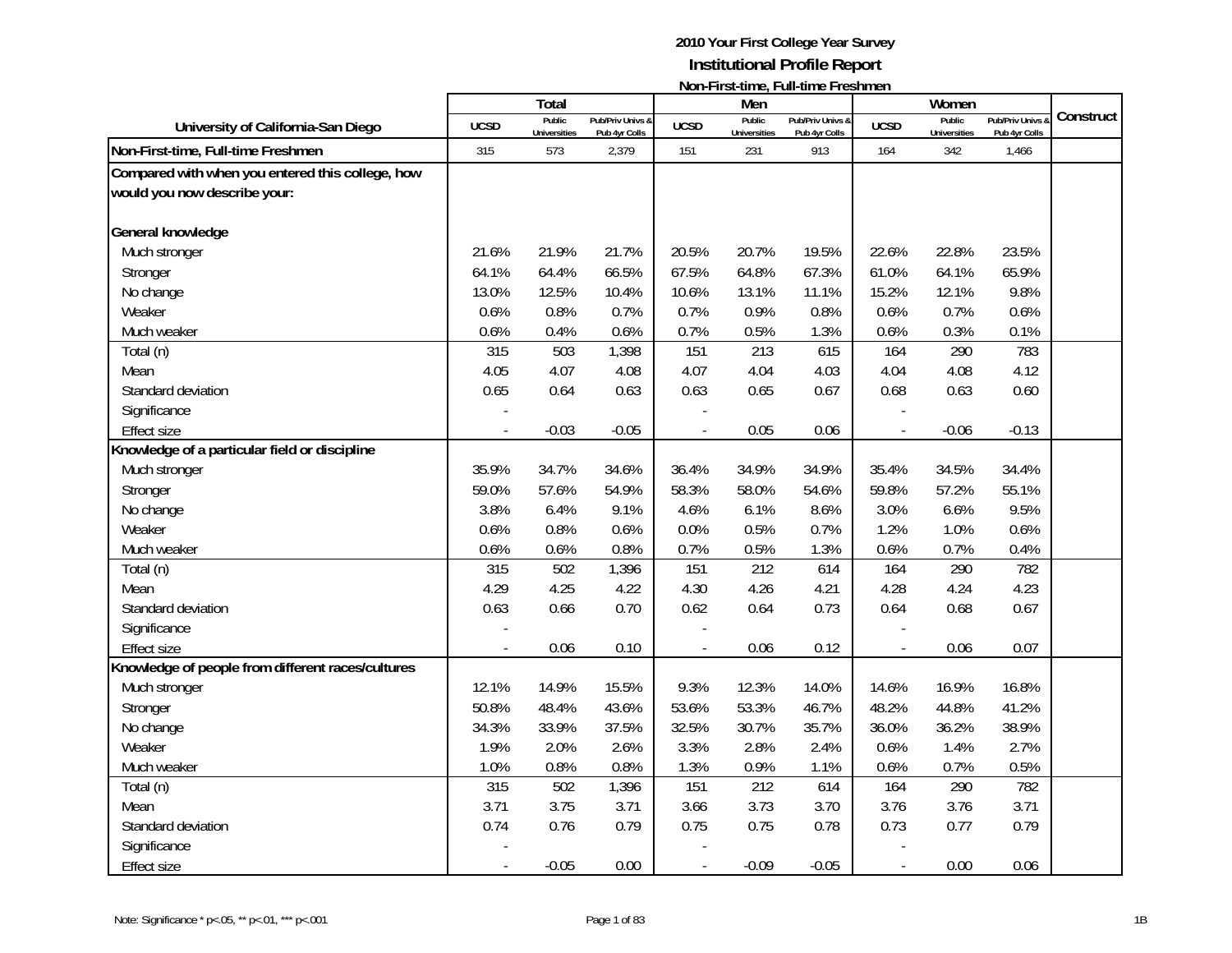# 2010 Your First College Year Survey

## Institutional Profile Report

### Non-First-time, Full-time Freshmen

| University of California-San Diego | Total | | | Men | | | Women | | | Construct |
|---|---|---|---|---|---|---|---|---|---|---|
| | UCSD | Public Universities | Pub/Priv Univs & Pub 4yr Colls | UCSD | Public Universities | Pub/Priv Univs & Pub 4yr Colls | UCSD | Public Universities | Pub/Priv Univs & Pub 4yr Colls | |
| **Non-First-time, Full-time Freshmen** | 315 | 573 | 2,379 | 151 | 231 | 913 | 164 | 342 | 1,466 | |
| **Compared with when you entered this college, how would you now describe your:** | | | | | | | | | | |
| **General knowledge** | | | | | | | | | | |
| Much stronger | 21.6% | 21.9% | 21.7% | 20.5% | 20.7% | 19.5% | 22.6% | 22.8% | 23.5% | |
| Stronger | 64.1% | 64.4% | 66.5% | 67.5% | 64.8% | 67.3% | 61.0% | 64.1% | 65.9% | |
| No change | 13.0% | 12.5% | 10.4% | 10.6% | 13.1% | 11.1% | 15.2% | 12.1% | 9.8% | |
| Weaker | 0.6% | 0.8% | 0.7% | 0.7% | 0.9% | 0.8% | 0.6% | 0.7% | 0.6% | |
| Much weaker | 0.6% | 0.4% | 0.6% | 0.7% | 0.5% | 1.3% | 0.6% | 0.3% | 0.1% | |
| Total (n) | 315 | 503 | 1,398 | 151 | 213 | 615 | 164 | 290 | 783 | |
| Mean | 4.05 | 4.07 | 4.08 | 4.07 | 4.04 | 4.03 | 4.04 | 4.08 | 4.12 | |
| Standard deviation | 0.65 | 0.64 | 0.63 | 0.63 | 0.65 | 0.67 | 0.68 | 0.63 | 0.60 | |
| Significance | - | | | - | | | - | | | |
| Effect size | - | -0.03 | -0.05 | - | 0.05 | 0.06 | - | -0.06 | -0.13 | |
| **Knowledge of a particular field or discipline** | | | | | | | | | | |
| Much stronger | 35.9% | 34.7% | 34.6% | 36.4% | 34.9% | 34.9% | 35.4% | 34.5% | 34.4% | |
| Stronger | 59.0% | 57.6% | 54.9% | 58.3% | 58.0% | 54.6% | 59.8% | 57.2% | 55.1% | |
| No change | 3.8% | 6.4% | 9.1% | 4.6% | 6.1% | 8.6% | 3.0% | 6.6% | 9.5% | |
| Weaker | 0.6% | 0.8% | 0.6% | 0.0% | 0.5% | 0.7% | 1.2% | 1.0% | 0.6% | |
| Much weaker | 0.6% | 0.6% | 0.8% | 0.7% | 0.5% | 1.3% | 0.6% | 0.7% | 0.4% | |
| Total (n) | 315 | 502 | 1,396 | 151 | 212 | 614 | 164 | 290 | 782 | |
| Mean | 4.29 | 4.25 | 4.22 | 4.30 | 4.26 | 4.21 | 4.28 | 4.24 | 4.23 | |
| Standard deviation | 0.63 | 0.66 | 0.70 | 0.62 | 0.64 | 0.73 | 0.64 | 0.68 | 0.67 | |
| Significance | - | | | - | | | - | | | |
| Effect size | - | 0.06 | 0.10 | - | 0.06 | 0.12 | - | 0.06 | 0.07 | |
| **Knowledge of people from different races/cultures** | | | | | | | | | | |
| Much stronger | 12.1% | 14.9% | 15.5% | 9.3% | 12.3% | 14.0% | 14.6% | 16.9% | 16.8% | |
| Stronger | 50.8% | 48.4% | 43.6% | 53.6% | 53.3% | 46.7% | 48.2% | 44.8% | 41.2% | |
| No change | 34.3% | 33.9% | 37.5% | 32.5% | 30.7% | 35.7% | 36.0% | 36.2% | 38.9% | |
| Weaker | 1.9% | 2.0% | 2.6% | 3.3% | 2.8% | 2.4% | 0.6% | 1.4% | 2.7% | |
| Much weaker | 1.0% | 0.8% | 0.8% | 1.3% | 0.9% | 1.1% | 0.6% | 0.7% | 0.5% | |
| Total (n) | 315 | 502 | 1,396 | 151 | 212 | 614 | 164 | 290 | 782 | |
| Mean | 3.71 | 3.75 | 3.71 | 3.66 | 3.73 | 3.70 | 3.76 | 3.76 | 3.71 | |
| Standard deviation | 0.74 | 0.76 | 0.79 | 0.75 | 0.75 | 0.78 | 0.73 | 0.77 | 0.79 | |
| Significance | - | | | - | | | - | | | |
| Effect size | - | -0.05 | 0.00 | - | -0.09 | -0.05 | - | 0.00 | 0.06 | |

Note: Significance * p<.05, ** p<.01, *** p<.001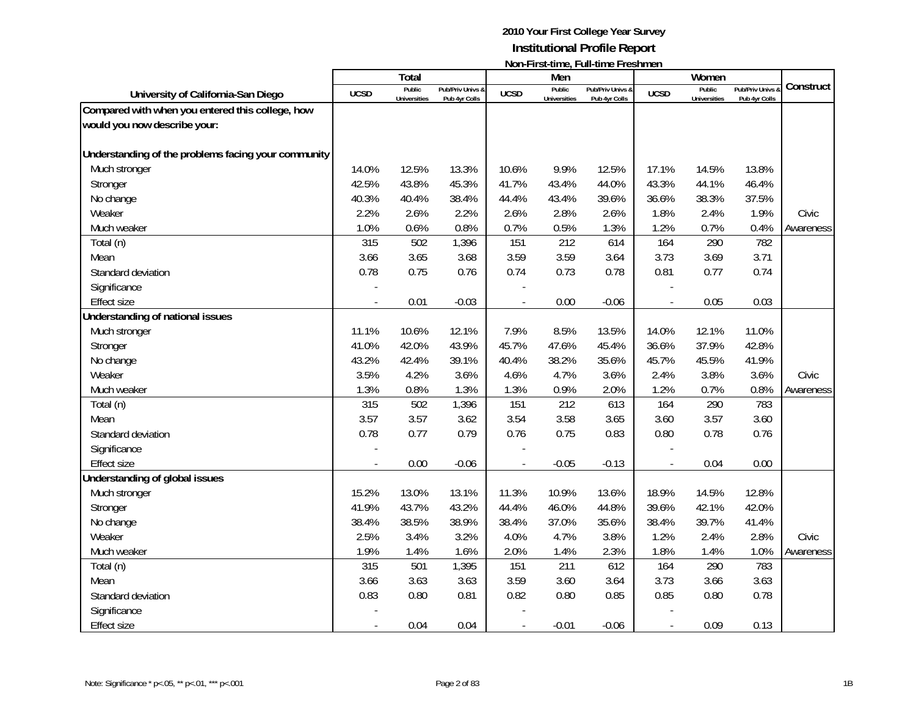# 2010 Your First College Year Survey
## Institutional Profile Report
### Non-First-time, Full-time Freshmen

| University of California-San Diego | Total | | | Men | | | Women | | | Construct |
|---|---|---|---|---|---|---|---|---|---|---|
| | UCSD | Public Universities | Pub/Priv Univs & Pub 4yr Colls | UCSD | Public Universities | Pub/Priv Univs & Pub 4yr Colls | UCSD | Public Universities | Pub/Priv Univs & Pub 4yr Colls | |
| **Compared with when you entered this college, how would you now describe your:** | | | | | | | | | | |
| **Understanding of the problems facing your community** | | | | | | | | | | |
| Much stronger | 14.0% | 12.5% | 13.3% | 10.6% | 9.9% | 12.5% | 17.1% | 14.5% | 13.8% | |
| Stronger | 42.5% | 43.8% | 45.3% | 41.7% | 43.4% | 44.0% | 43.3% | 44.1% | 46.4% | |
| No change | 40.3% | 40.4% | 38.4% | 44.4% | 43.4% | 39.6% | 36.6% | 38.3% | 37.5% | |
| Weaker | 2.2% | 2.6% | 2.2% | 2.6% | 2.8% | 2.6% | 1.8% | 2.4% | 1.9% | Civic |
| Much weaker | 1.0% | 0.6% | 0.8% | 0.7% | 0.5% | 1.3% | 1.2% | 0.7% | 0.4% | Awareness |
| Total (n) | 315 | 502 | 1,396 | 151 | 212 | 614 | 164 | 290 | 782 | |
| Mean | 3.66 | 3.65 | 3.68 | 3.59 | 3.59 | 3.64 | 3.73 | 3.69 | 3.71 | |
| Standard deviation | 0.78 | 0.75 | 0.76 | 0.74 | 0.73 | 0.78 | 0.81 | 0.77 | 0.74 | |
| Significance | - | | | - | | | - | | | |
| Effect size | - | 0.01 | -0.03 | - | 0.00 | -0.06 | - | 0.05 | 0.03 | |
| **Understanding of national issues** | | | | | | | | | | |
| Much stronger | 11.1% | 10.6% | 12.1% | 7.9% | 8.5% | 13.5% | 14.0% | 12.1% | 11.0% | |
| Stronger | 41.0% | 42.0% | 43.9% | 45.7% | 47.6% | 45.4% | 36.6% | 37.9% | 42.8% | |
| No change | 43.2% | 42.4% | 39.1% | 40.4% | 38.2% | 35.6% | 45.7% | 45.5% | 41.9% | |
| Weaker | 3.5% | 4.2% | 3.6% | 4.6% | 4.7% | 3.6% | 2.4% | 3.8% | 3.6% | Civic |
| Much weaker | 1.3% | 0.8% | 1.3% | 1.3% | 0.9% | 2.0% | 1.2% | 0.7% | 0.8% | Awareness |
| Total (n) | 315 | 502 | 1,396 | 151 | 212 | 613 | 164 | 290 | 783 | |
| Mean | 3.57 | 3.57 | 3.62 | 3.54 | 3.58 | 3.65 | 3.60 | 3.57 | 3.60 | |
| Standard deviation | 0.78 | 0.77 | 0.79 | 0.76 | 0.75 | 0.83 | 0.80 | 0.78 | 0.76 | |
| Significance | - | | | - | | | - | | | |
| Effect size | - | 0.00 | -0.06 | - | -0.05 | -0.13 | - | 0.04 | 0.00 | |
| **Understanding of global issues** | | | | | | | | | | |
| Much stronger | 15.2% | 13.0% | 13.1% | 11.3% | 10.9% | 13.6% | 18.9% | 14.5% | 12.8% | |
| Stronger | 41.9% | 43.7% | 43.2% | 44.4% | 46.0% | 44.8% | 39.6% | 42.1% | 42.0% | |
| No change | 38.4% | 38.5% | 38.9% | 38.4% | 37.0% | 35.6% | 38.4% | 39.7% | 41.4% | |
| Weaker | 2.5% | 3.4% | 3.2% | 4.0% | 4.7% | 3.8% | 1.2% | 2.4% | 2.8% | Civic |
| Much weaker | 1.9% | 1.4% | 1.6% | 2.0% | 1.4% | 2.3% | 1.8% | 1.4% | 1.0% | Awareness |
| Total (n) | 315 | 501 | 1,395 | 151 | 211 | 612 | 164 | 290 | 783 | |
| Mean | 3.66 | 3.63 | 3.63 | 3.59 | 3.60 | 3.64 | 3.73 | 3.66 | 3.63 | |
| Standard deviation | 0.83 | 0.80 | 0.81 | 0.82 | 0.80 | 0.85 | 0.85 | 0.80 | 0.78 | |
| Significance | - | | | - | | | - | | | |
| Effect size | - | 0.04 | 0.04 | - | -0.01 | -0.06 | - | 0.09 | 0.13 | |

Note: Significance * p<.05, ** p<.01, *** p<.001

1B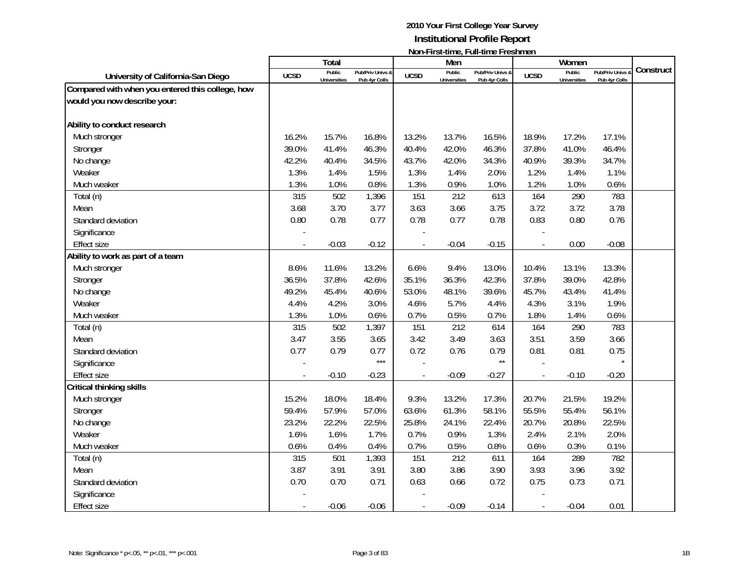# 2010 Your First College Year Survey

## Institutional Profile Report

### Non-First-time, Full-time Freshmen

| University of California-San Diego | Total | | | Men | | | Women | | | Construct |
|---|---|---|---|---|---|---|---|---|---|---|
| | UCSD | Public Universities | Pub/Priv Univs & Pub 4yr Colls | UCSD | Public Universities | Pub/Priv Univs & Pub 4yr Colls | UCSD | Public Universities | Pub/Priv Univs & Pub 4yr Colls | |
| **Compared with when you entered this college, how would you now describe your:** | | | | | | | | | | |
| **Ability to conduct research** | | | | | | | | | | |
| Much stronger | 16.2% | 15.7% | 16.8% | 13.2% | 13.7% | 16.5% | 18.9% | 17.2% | 17.1% | |
| Stronger | 39.0% | 41.4% | 46.3% | 40.4% | 42.0% | 46.3% | 37.8% | 41.0% | 46.4% | |
| No change | 42.2% | 40.4% | 34.5% | 43.7% | 42.0% | 34.3% | 40.9% | 39.3% | 34.7% | |
| Weaker | 1.3% | 1.4% | 1.5% | 1.3% | 1.4% | 2.0% | 1.2% | 1.4% | 1.1% | |
| Much weaker | 1.3% | 1.0% | 0.8% | 1.3% | 0.9% | 1.0% | 1.2% | 1.0% | 0.6% | |
| Total (n) | 315 | 502 | 1,396 | 151 | 212 | 613 | 164 | 290 | 783 | |
| Mean | 3.68 | 3.70 | 3.77 | 3.63 | 3.66 | 3.75 | 3.72 | 3.72 | 3.78 | |
| Standard deviation | 0.80 | 0.78 | 0.77 | 0.78 | 0.77 | 0.78 | 0.83 | 0.80 | 0.76 | |
| Significance | - | | | - | | | - | | | |
| Effect size | - | -0.03 | -0.12 | - | -0.04 | -0.15 | - | 0.00 | -0.08 | |
| **Ability to work as part of a team** | | | | | | | | | | |
| Much stronger | 8.6% | 11.6% | 13.2% | 6.6% | 9.4% | 13.0% | 10.4% | 13.1% | 13.3% | |
| Stronger | 36.5% | 37.8% | 42.6% | 35.1% | 36.3% | 42.3% | 37.8% | 39.0% | 42.8% | |
| No change | 49.2% | 45.4% | 40.6% | 53.0% | 48.1% | 39.6% | 45.7% | 43.4% | 41.4% | |
| Weaker | 4.4% | 4.2% | 3.0% | 4.6% | 5.7% | 4.4% | 4.3% | 3.1% | 1.9% | |
| Much weaker | 1.3% | 1.0% | 0.6% | 0.7% | 0.5% | 0.7% | 1.8% | 1.4% | 0.6% | |
| Total (n) | 315 | 502 | 1,397 | 151 | 212 | 614 | 164 | 290 | 783 | |
| Mean | 3.47 | 3.55 | 3.65 | 3.42 | 3.49 | 3.63 | 3.51 | 3.59 | 3.66 | |
| Standard deviation | 0.77 | 0.79 | 0.77 | 0.72 | 0.76 | 0.79 | 0.81 | 0.81 | 0.75 | |
| Significance | - | | *** | - | | ** | - | | * | |
| Effect size | - | -0.10 | -0.23 | - | -0.09 | -0.27 | - | -0.10 | -0.20 | |
| **Critical thinking skills** | | | | | | | | | | |
| Much stronger | 15.2% | 18.0% | 18.4% | 9.3% | 13.2% | 17.3% | 20.7% | 21.5% | 19.2% | |
| Stronger | 59.4% | 57.9% | 57.0% | 63.6% | 61.3% | 58.1% | 55.5% | 55.4% | 56.1% | |
| No change | 23.2% | 22.2% | 22.5% | 25.8% | 24.1% | 22.4% | 20.7% | 20.8% | 22.5% | |
| Weaker | 1.6% | 1.6% | 1.7% | 0.7% | 0.9% | 1.3% | 2.4% | 2.1% | 2.0% | |
| Much weaker | 0.6% | 0.4% | 0.4% | 0.7% | 0.5% | 0.8% | 0.6% | 0.3% | 0.1% | |
| Total (n) | 315 | 501 | 1,393 | 151 | 212 | 611 | 164 | 289 | 782 | |
| Mean | 3.87 | 3.91 | 3.91 | 3.80 | 3.86 | 3.90 | 3.93 | 3.96 | 3.92 | |
| Standard deviation | 0.70 | 0.70 | 0.71 | 0.63 | 0.66 | 0.72 | 0.75 | 0.73 | 0.71 | |
| Significance | - | | | - | | | - | | | |
| Effect size | - | -0.06 | -0.06 | - | -0.09 | -0.14 | - | -0.04 | 0.01 | |

Note: Significance * p<.05, ** p<.01, *** p<.001

1B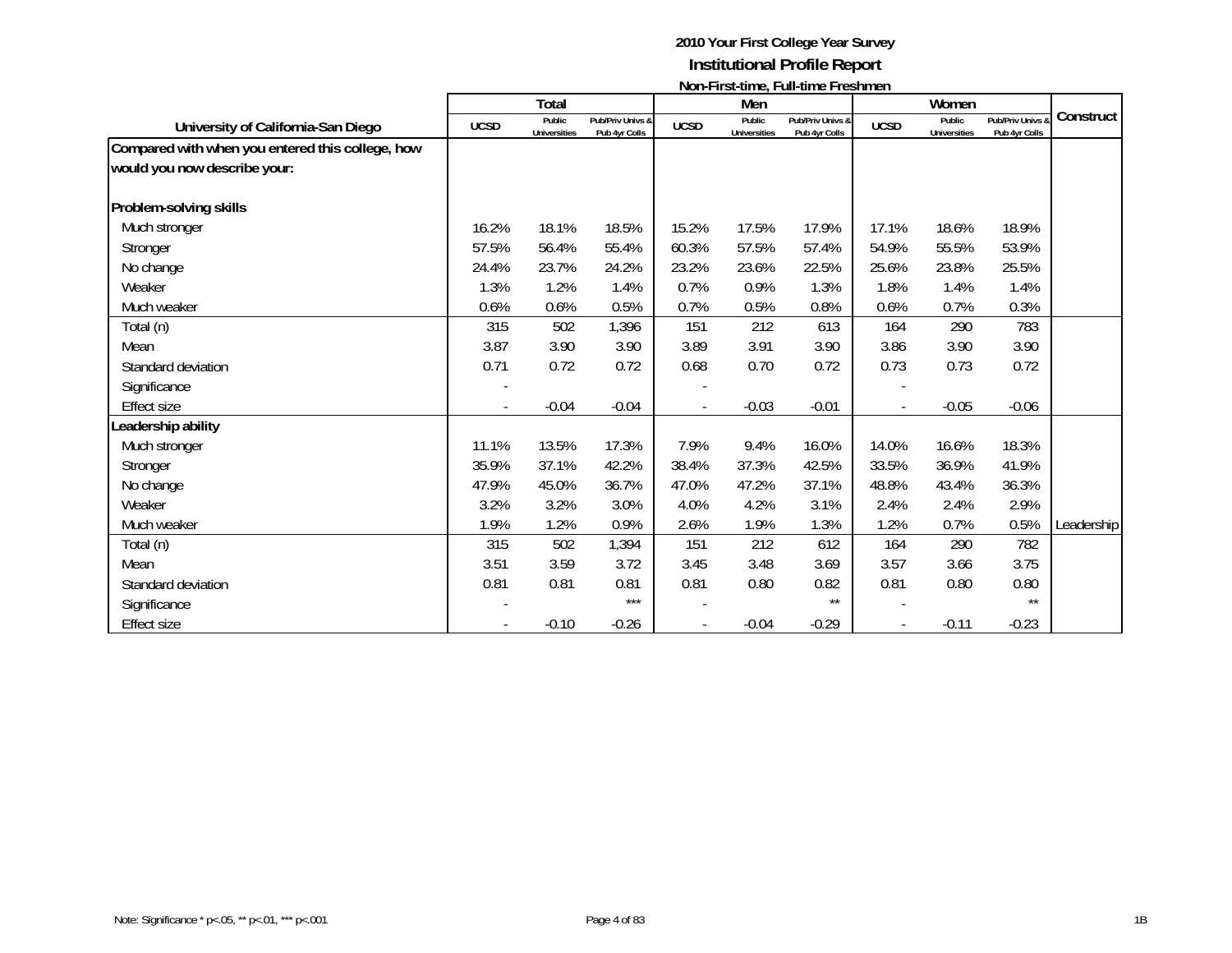**2010 Your First College Year Survey**

**Institutional Profile Report**

**Non-First-time, Full-time Freshmen**

| University of California-San Diego | Total | | | Men | | | Women | | | Construct |
|---|---|---|---|---|---|---|---|---|---|---|
| | UCSD | Public Universities | Pub/Priv Univs & Pub 4yr Colls | UCSD | Public Universities | Pub/Priv Univs & Pub 4yr Colls | UCSD | Public Universities | Pub/Priv Univs & Pub 4yr Colls | |
| **Compared with when you entered this college, how would you now describe your:** | | | | | | | | | | |
| **Problem-solving skills** | | | | | | | | | | |
| Much stronger | 16.2% | 18.1% | 18.5% | 15.2% | 17.5% | 17.9% | 17.1% | 18.6% | 18.9% | |
| Stronger | 57.5% | 56.4% | 55.4% | 60.3% | 57.5% | 57.4% | 54.9% | 55.5% | 53.9% | |
| No change | 24.4% | 23.7% | 24.2% | 23.2% | 23.6% | 22.5% | 25.6% | 23.8% | 25.5% | |
| Weaker | 1.3% | 1.2% | 1.4% | 0.7% | 0.9% | 1.3% | 1.8% | 1.4% | 1.4% | |
| Much weaker | 0.6% | 0.6% | 0.5% | 0.7% | 0.5% | 0.8% | 0.6% | 0.7% | 0.3% | |
| Total (n) | 315 | 502 | 1,396 | 151 | 212 | 613 | 164 | 290 | 783 | |
| Mean | 3.87 | 3.90 | 3.90 | 3.89 | 3.91 | 3.90 | 3.86 | 3.90 | 3.90 | |
| Standard deviation | 0.71 | 0.72 | 0.72 | 0.68 | 0.70 | 0.72 | 0.73 | 0.73 | 0.72 | |
| Significance | - | | | - | | | - | | | |
| Effect size | - | -0.04 | -0.04 | - | -0.03 | -0.01 | - | -0.05 | -0.06 | |
| **Leadership ability** | | | | | | | | | | |
| Much stronger | 11.1% | 13.5% | 17.3% | 7.9% | 9.4% | 16.0% | 14.0% | 16.6% | 18.3% | |
| Stronger | 35.9% | 37.1% | 42.2% | 38.4% | 37.3% | 42.5% | 33.5% | 36.9% | 41.9% | |
| No change | 47.9% | 45.0% | 36.7% | 47.0% | 47.2% | 37.1% | 48.8% | 43.4% | 36.3% | |
| Weaker | 3.2% | 3.2% | 3.0% | 4.0% | 4.2% | 3.1% | 2.4% | 2.4% | 2.9% | |
| Much weaker | 1.9% | 1.2% | 0.9% | 2.6% | 1.9% | 1.3% | 1.2% | 0.7% | 0.5% | Leadership |
| Total (n) | 315 | 502 | 1,394 | 151 | 212 | 612 | 164 | 290 | 782 | |
| Mean | 3.51 | 3.59 | 3.72 | 3.45 | 3.48 | 3.69 | 3.57 | 3.66 | 3.75 | |
| Standard deviation | 0.81 | 0.81 | 0.81 | 0.81 | 0.80 | 0.82 | 0.81 | 0.80 | 0.80 | |
| Significance | - | | *** | - | | ** | - | | ** | |
| Effect size | - | -0.10 | -0.26 | - | -0.04 | -0.29 | - | -0.11 | -0.23 | |

Note: Significance * p<.05, ** p<.01, *** p<.001

1B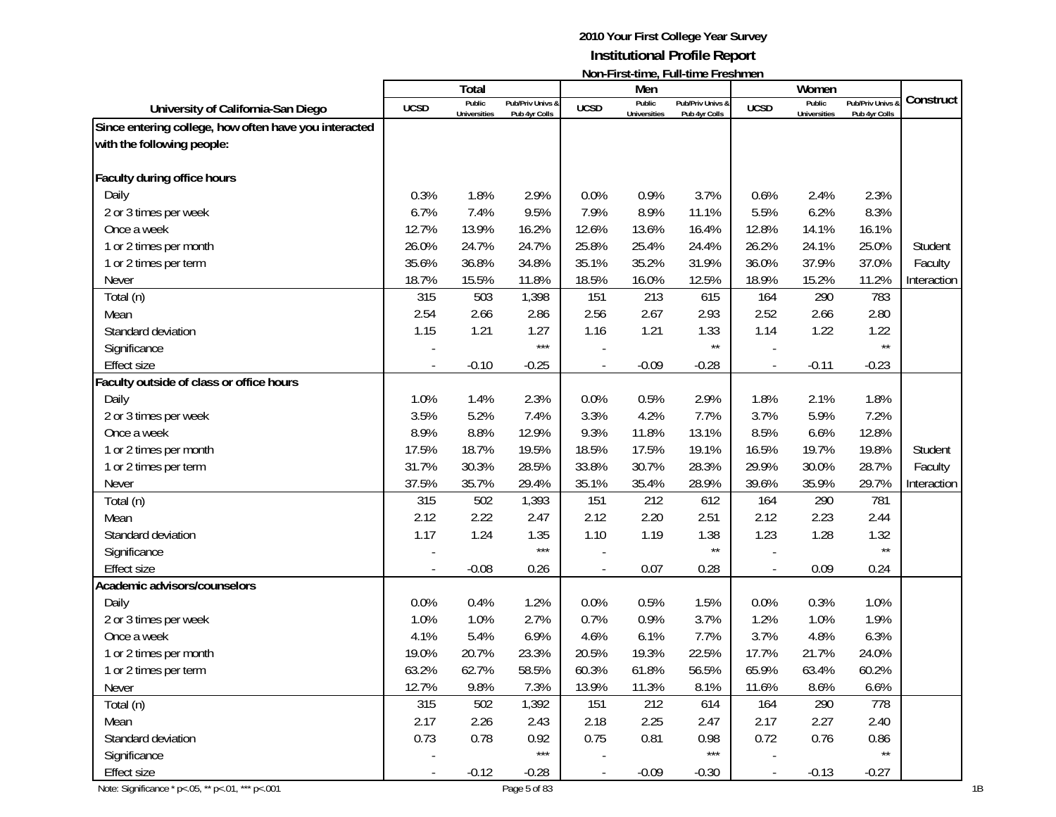# 2010 Your First College Year Survey

## Institutional Profile Report

### Non-First-time, Full-time Freshmen

| University of California-San Diego | Total | | | Men | | | Women | | | Construct |
|---|---|---|---|---|---|---|---|---|---|---|
| | UCSD | Public Universities | Pub/Priv Univs & Pub 4yr Colls | UCSD | Public Universities | Pub/Priv Univs & Pub 4yr Colls | UCSD | Public Universities | Pub/Priv Univs & Pub 4yr Colls | |
| **Since entering college, how often have you interacted with the following people:** | | | | | | | | | | |
| **Faculty during office hours** | | | | | | | | | | |
| Daily | 0.3% | 1.8% | 2.9% | 0.0% | 0.9% | 3.7% | 0.6% | 2.4% | 2.3% | |
| 2 or 3 times per week | 6.7% | 7.4% | 9.5% | 7.9% | 8.9% | 11.1% | 5.5% | 6.2% | 8.3% | |
| Once a week | 12.7% | 13.9% | 16.2% | 12.6% | 13.6% | 16.4% | 12.8% | 14.1% | 16.1% | |
| 1 or 2 times per month | 26.0% | 24.7% | 24.7% | 25.8% | 25.4% | 24.4% | 26.2% | 24.1% | 25.0% | Student |
| 1 or 2 times per term | 35.6% | 36.8% | 34.8% | 35.1% | 35.2% | 31.9% | 36.0% | 37.9% | 37.0% | Faculty |
| Never | 18.7% | 15.5% | 11.8% | 18.5% | 16.0% | 12.5% | 18.9% | 15.2% | 11.2% | Interaction |
| Total (n) | 315 | 503 | 1,398 | 151 | 213 | 615 | 164 | 290 | 783 | |
| Mean | 2.54 | 2.66 | 2.86 | 2.56 | 2.67 | 2.93 | 2.52 | 2.66 | 2.80 | |
| Standard deviation | 1.15 | 1.21 | 1.27 | 1.16 | 1.21 | 1.33 | 1.14 | 1.22 | 1.22 | |
| Significance | - | | *** | - | | ** | - | | ** | |
| Effect size | - | -0.10 | -0.25 | - | -0.09 | -0.28 | - | -0.11 | -0.23 | |
| **Faculty outside of class or office hours** | | | | | | | | | | |
| Daily | 1.0% | 1.4% | 2.3% | 0.0% | 0.5% | 2.9% | 1.8% | 2.1% | 1.8% | |
| 2 or 3 times per week | 3.5% | 5.2% | 7.4% | 3.3% | 4.2% | 7.7% | 3.7% | 5.9% | 7.2% | |
| Once a week | 8.9% | 8.8% | 12.9% | 9.3% | 11.8% | 13.1% | 8.5% | 6.6% | 12.8% | |
| 1 or 2 times per month | 17.5% | 18.7% | 19.5% | 18.5% | 17.5% | 19.1% | 16.5% | 19.7% | 19.8% | Student |
| 1 or 2 times per term | 31.7% | 30.3% | 28.5% | 33.8% | 30.7% | 28.3% | 29.9% | 30.0% | 28.7% | Faculty |
| Never | 37.5% | 35.7% | 29.4% | 35.1% | 35.4% | 28.9% | 39.6% | 35.9% | 29.7% | Interaction |
| Total (n) | 315 | 502 | 1,393 | 151 | 212 | 612 | 164 | 290 | 781 | |
| Mean | 2.12 | 2.22 | 2.47 | 2.12 | 2.20 | 2.51 | 2.12 | 2.23 | 2.44 | |
| Standard deviation | 1.17 | 1.24 | 1.35 | 1.10 | 1.19 | 1.38 | 1.23 | 1.28 | 1.32 | |
| Significance | - | | *** | - | | ** | - | | ** | |
| Effect size | - | -0.08 | 0.26 | - | 0.07 | 0.28 | - | 0.09 | 0.24 | |
| **Academic advisors/counselors** | | | | | | | | | | |
| Daily | 0.0% | 0.4% | 1.2% | 0.0% | 0.5% | 1.5% | 0.0% | 0.3% | 1.0% | |
| 2 or 3 times per week | 1.0% | 1.0% | 2.7% | 0.7% | 0.9% | 3.7% | 1.2% | 1.0% | 1.9% | |
| Once a week | 4.1% | 5.4% | 6.9% | 4.6% | 6.1% | 7.7% | 3.7% | 4.8% | 6.3% | |
| 1 or 2 times per month | 19.0% | 20.7% | 23.3% | 20.5% | 19.3% | 22.5% | 17.7% | 21.7% | 24.0% | |
| 1 or 2 times per term | 63.2% | 62.7% | 58.5% | 60.3% | 61.8% | 56.5% | 65.9% | 63.4% | 60.2% | |
| Never | 12.7% | 9.8% | 7.3% | 13.9% | 11.3% | 8.1% | 11.6% | 8.6% | 6.6% | |
| Total (n) | 315 | 502 | 1,392 | 151 | 212 | 614 | 164 | 290 | 778 | |
| Mean | 2.17 | 2.26 | 2.43 | 2.18 | 2.25 | 2.47 | 2.17 | 2.27 | 2.40 | |
| Standard deviation | 0.73 | 0.78 | 0.92 | 0.75 | 0.81 | 0.98 | 0.72 | 0.76 | 0.86 | |
| Significance | - | | *** | - | | *** | - | | ** | |
| Effect size | - | -0.12 | -0.28 | - | -0.09 | -0.30 | - | -0.13 | -0.27 | |

Note: Significance * p<.05, ** p<.01, *** p<.001

1B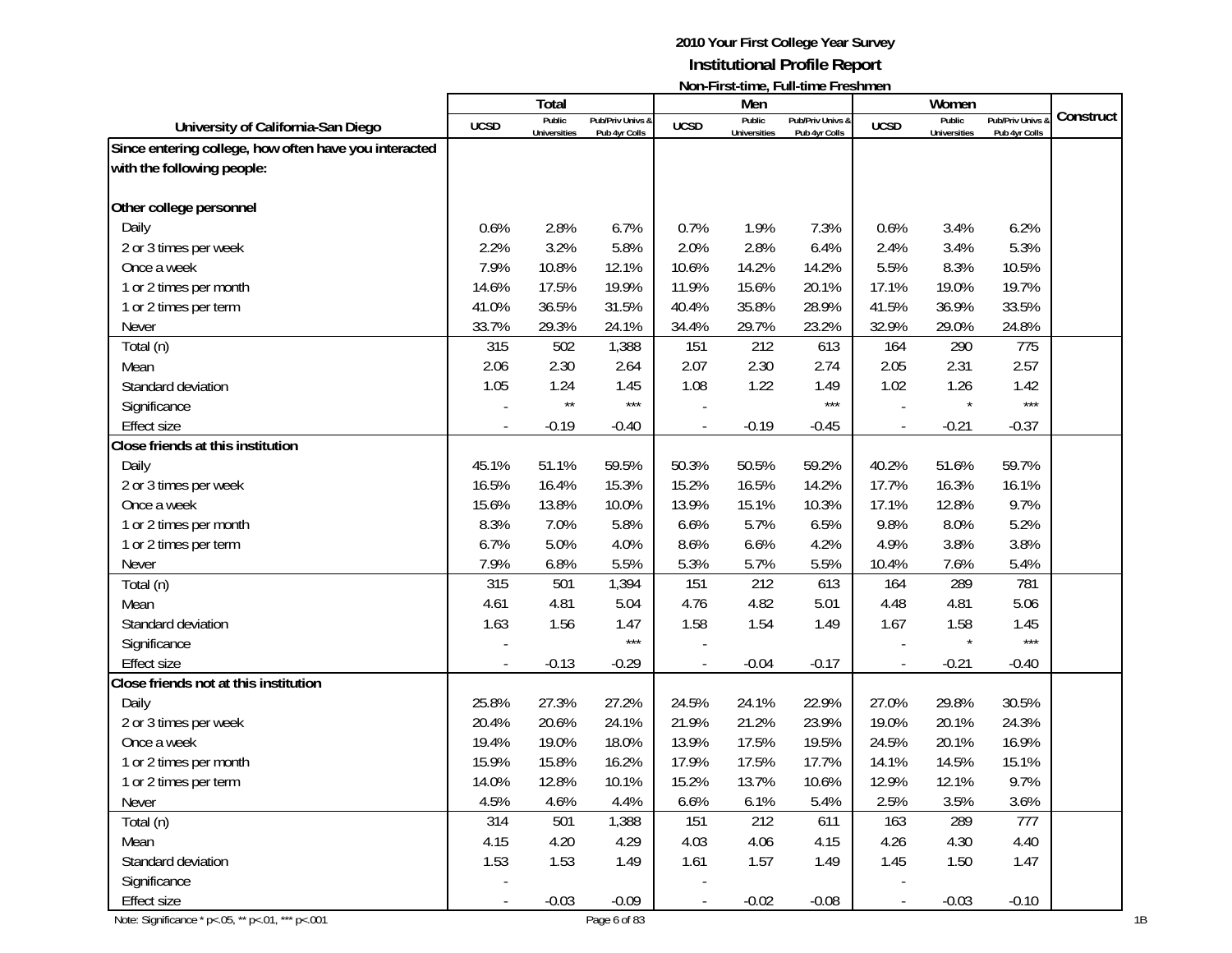# 2010 Your First College Year Survey

## Institutional Profile Report

### Non-First-time, Full-time Freshmen

| University of California-San Diego | Total | | | Men | | | Women | | | Construct |
|---|---|---|---|---|---|---|---|---|---|---|
| | UCSD | Public Universities | Pub/Priv Univs & Pub 4yr Colls | UCSD | Public Universities | Pub/Priv Univs & Pub 4yr Colls | UCSD | Public Universities | Pub/Priv Univs & Pub 4yr Colls | |
| **Since entering college, how often have you interacted with the following people:** | | | | | | | | | | |
| **Other college personnel** | | | | | | | | | | |
| Daily | 0.6% | 2.8% | 6.7% | 0.7% | 1.9% | 7.3% | 0.6% | 3.4% | 6.2% | |
| 2 or 3 times per week | 2.2% | 3.2% | 5.8% | 2.0% | 2.8% | 6.4% | 2.4% | 3.4% | 5.3% | |
| Once a week | 7.9% | 10.8% | 12.1% | 10.6% | 14.2% | 14.2% | 5.5% | 8.3% | 10.5% | |
| 1 or 2 times per month | 14.6% | 17.5% | 19.9% | 11.9% | 15.6% | 20.1% | 17.1% | 19.0% | 19.7% | |
| 1 or 2 times per term | 41.0% | 36.5% | 31.5% | 40.4% | 35.8% | 28.9% | 41.5% | 36.9% | 33.5% | |
| Never | 33.7% | 29.3% | 24.1% | 34.4% | 29.7% | 23.2% | 32.9% | 29.0% | 24.8% | |
| Total (n) | 315 | 502 | 1,388 | 151 | 212 | 613 | 164 | 290 | 775 | |
| Mean | 2.06 | 2.30 | 2.64 | 2.07 | 2.30 | 2.74 | 2.05 | 2.31 | 2.57 | |
| Standard deviation | 1.05 | 1.24 | 1.45 | 1.08 | 1.22 | 1.49 | 1.02 | 1.26 | 1.42 | |
| Significance | - | ** | *** | - | | *** | - | * | *** | |
| Effect size | - | -0.19 | -0.40 | - | -0.19 | -0.45 | - | -0.21 | -0.37 | |
| **Close friends at this institution** | | | | | | | | | | |
| Daily | 45.1% | 51.1% | 59.5% | 50.3% | 50.5% | 59.2% | 40.2% | 51.6% | 59.7% | |
| 2 or 3 times per week | 16.5% | 16.4% | 15.3% | 15.2% | 16.5% | 14.2% | 17.7% | 16.3% | 16.1% | |
| Once a week | 15.6% | 13.8% | 10.0% | 13.9% | 15.1% | 10.3% | 17.1% | 12.8% | 9.7% | |
| 1 or 2 times per month | 8.3% | 7.0% | 5.8% | 6.6% | 5.7% | 6.5% | 9.8% | 8.0% | 5.2% | |
| 1 or 2 times per term | 6.7% | 5.0% | 4.0% | 8.6% | 6.6% | 4.2% | 4.9% | 3.8% | 3.8% | |
| Never | 7.9% | 6.8% | 5.5% | 5.3% | 5.7% | 5.5% | 10.4% | 7.6% | 5.4% | |
| Total (n) | 315 | 501 | 1,394 | 151 | 212 | 613 | 164 | 289 | 781 | |
| Mean | 4.61 | 4.81 | 5.04 | 4.76 | 4.82 | 5.01 | 4.48 | 4.81 | 5.06 | |
| Standard deviation | 1.63 | 1.56 | 1.47 | 1.58 | 1.54 | 1.49 | 1.67 | 1.58 | 1.45 | |
| Significance | - | | *** | - | | | - | * | *** | |
| Effect size | - | -0.13 | -0.29 | - | -0.04 | -0.17 | - | -0.21 | -0.40 | |
| **Close friends not at this institution** | | | | | | | | | | |
| Daily | 25.8% | 27.3% | 27.2% | 24.5% | 24.1% | 22.9% | 27.0% | 29.8% | 30.5% | |
| 2 or 3 times per week | 20.4% | 20.6% | 24.1% | 21.9% | 21.2% | 23.9% | 19.0% | 20.1% | 24.3% | |
| Once a week | 19.4% | 19.0% | 18.0% | 13.9% | 17.5% | 19.5% | 24.5% | 20.1% | 16.9% | |
| 1 or 2 times per month | 15.9% | 15.8% | 16.2% | 17.9% | 17.5% | 17.7% | 14.1% | 14.5% | 15.1% | |
| 1 or 2 times per term | 14.0% | 12.8% | 10.1% | 15.2% | 13.7% | 10.6% | 12.9% | 12.1% | 9.7% | |
| Never | 4.5% | 4.6% | 4.4% | 6.6% | 6.1% | 5.4% | 2.5% | 3.5% | 3.6% | |
| Total (n) | 314 | 501 | 1,388 | 151 | 212 | 611 | 163 | 289 | 777 | |
| Mean | 4.15 | 4.20 | 4.29 | 4.03 | 4.06 | 4.15 | 4.26 | 4.30 | 4.40 | |
| Standard deviation | 1.53 | 1.53 | 1.49 | 1.61 | 1.57 | 1.49 | 1.45 | 1.50 | 1.47 | |
| Significance | - | | | - | | | - | | | |
| Effect size | - | -0.03 | -0.09 | - | -0.02 | -0.08 | - | -0.03 | -0.10 | |

Note: Significance * p<.05, ** p<.01, *** p<.001

1B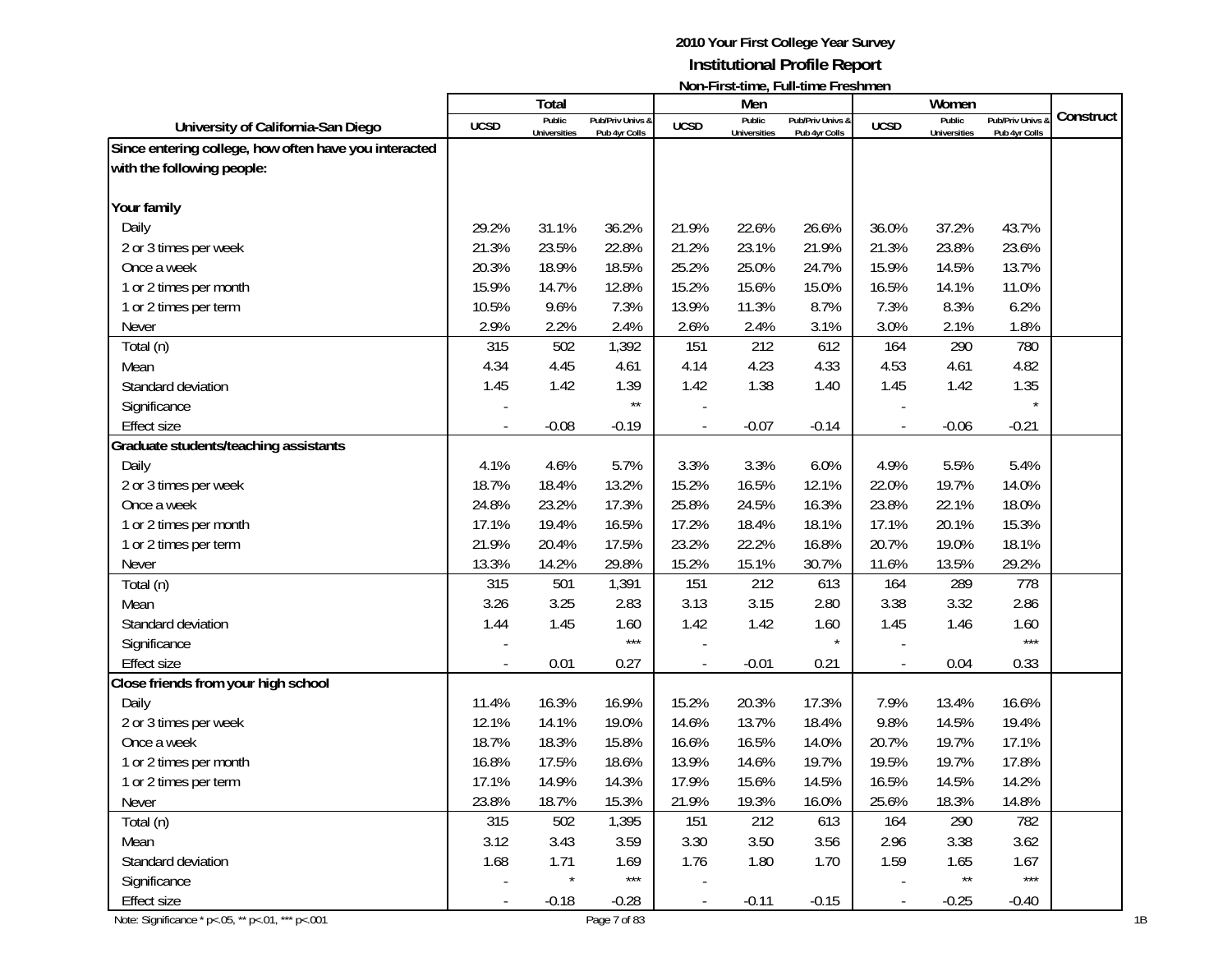# 2010 Your First College Year Survey
## Institutional Profile Report
### Non-First-time, Full-time Freshmen

| University of California-San Diego | Total | | | Men | | | Women | | | Construct |
|---|---|---|---|---|---|---|---|---|---|---|
| | UCSD | Public Universities | Pub/Priv Univs & Pub 4yr Colls | UCSD | Public Universities | Pub/Priv Univs & Pub 4yr Colls | UCSD | Public Universities | Pub/Priv Univs & Pub 4yr Colls | |
| **Since entering college, how often have you interacted with the following people:** | | | | | | | | | | |
| **Your family** | | | | | | | | | | |
| Daily | 29.2% | 31.1% | 36.2% | 21.9% | 22.6% | 26.6% | 36.0% | 37.2% | 43.7% | |
| 2 or 3 times per week | 21.3% | 23.5% | 22.8% | 21.2% | 23.1% | 21.9% | 21.3% | 23.8% | 23.6% | |
| Once a week | 20.3% | 18.9% | 18.5% | 25.2% | 25.0% | 24.7% | 15.9% | 14.5% | 13.7% | |
| 1 or 2 times per month | 15.9% | 14.7% | 12.8% | 15.2% | 15.6% | 15.0% | 16.5% | 14.1% | 11.0% | |
| 1 or 2 times per term | 10.5% | 9.6% | 7.3% | 13.9% | 11.3% | 8.7% | 7.3% | 8.3% | 6.2% | |
| Never | 2.9% | 2.2% | 2.4% | 2.6% | 2.4% | 3.1% | 3.0% | 2.1% | 1.8% | |
| Total (n) | 315 | 502 | 1,392 | 151 | 212 | 612 | 164 | 290 | 780 | |
| Mean | 4.34 | 4.45 | 4.61 | 4.14 | 4.23 | 4.33 | 4.53 | 4.61 | 4.82 | |
| Standard deviation | 1.45 | 1.42 | 1.39 | 1.42 | 1.38 | 1.40 | 1.45 | 1.42 | 1.35 | |
| Significance | - | | ** | - | | | - | | * | |
| Effect size | - | -0.08 | -0.19 | - | -0.07 | -0.14 | - | -0.06 | -0.21 | |
| **Graduate students/teaching assistants** | | | | | | | | | | |
| Daily | 4.1% | 4.6% | 5.7% | 3.3% | 3.3% | 6.0% | 4.9% | 5.5% | 5.4% | |
| 2 or 3 times per week | 18.7% | 18.4% | 13.2% | 15.2% | 16.5% | 12.1% | 22.0% | 19.7% | 14.0% | |
| Once a week | 24.8% | 23.2% | 17.3% | 25.8% | 24.5% | 16.3% | 23.8% | 22.1% | 18.0% | |
| 1 or 2 times per month | 17.1% | 19.4% | 16.5% | 17.2% | 18.4% | 18.1% | 17.1% | 20.1% | 15.3% | |
| 1 or 2 times per term | 21.9% | 20.4% | 17.5% | 23.2% | 22.2% | 16.8% | 20.7% | 19.0% | 18.1% | |
| Never | 13.3% | 14.2% | 29.8% | 15.2% | 15.1% | 30.7% | 11.6% | 13.5% | 29.2% | |
| Total (n) | 315 | 501 | 1,391 | 151 | 212 | 613 | 164 | 289 | 778 | |
| Mean | 3.26 | 3.25 | 2.83 | 3.13 | 3.15 | 2.80 | 3.38 | 3.32 | 2.86 | |
| Standard deviation | 1.44 | 1.45 | 1.60 | 1.42 | 1.42 | 1.60 | 1.45 | 1.46 | 1.60 | |
| Significance | - | | *** | - | | * | - | | *** | |
| Effect size | - | 0.01 | 0.27 | - | -0.01 | 0.21 | - | 0.04 | 0.33 | |
| **Close friends from your high school** | | | | | | | | | | |
| Daily | 11.4% | 16.3% | 16.9% | 15.2% | 20.3% | 17.3% | 7.9% | 13.4% | 16.6% | |
| 2 or 3 times per week | 12.1% | 14.1% | 19.0% | 14.6% | 13.7% | 18.4% | 9.8% | 14.5% | 19.4% | |
| Once a week | 18.7% | 18.3% | 15.8% | 16.6% | 16.5% | 14.0% | 20.7% | 19.7% | 17.1% | |
| 1 or 2 times per month | 16.8% | 17.5% | 18.6% | 13.9% | 14.6% | 19.7% | 19.5% | 19.7% | 17.8% | |
| 1 or 2 times per term | 17.1% | 14.9% | 14.3% | 17.9% | 15.6% | 14.5% | 16.5% | 14.5% | 14.2% | |
| Never | 23.8% | 18.7% | 15.3% | 21.9% | 19.3% | 16.0% | 25.6% | 18.3% | 14.8% | |
| Total (n) | 315 | 502 | 1,395 | 151 | 212 | 613 | 164 | 290 | 782 | |
| Mean | 3.12 | 3.43 | 3.59 | 3.30 | 3.50 | 3.56 | 2.96 | 3.38 | 3.62 | |
| Standard deviation | 1.68 | 1.71 | 1.69 | 1.76 | 1.80 | 1.70 | 1.59 | 1.65 | 1.67 | |
| Significance | - | * | *** | - | | | - | ** | *** | |
| Effect size | - | -0.18 | -0.28 | - | -0.11 | -0.15 | - | -0.25 | -0.40 | |

Note: Significance * p<.05, ** p<.01, *** p<.001

1B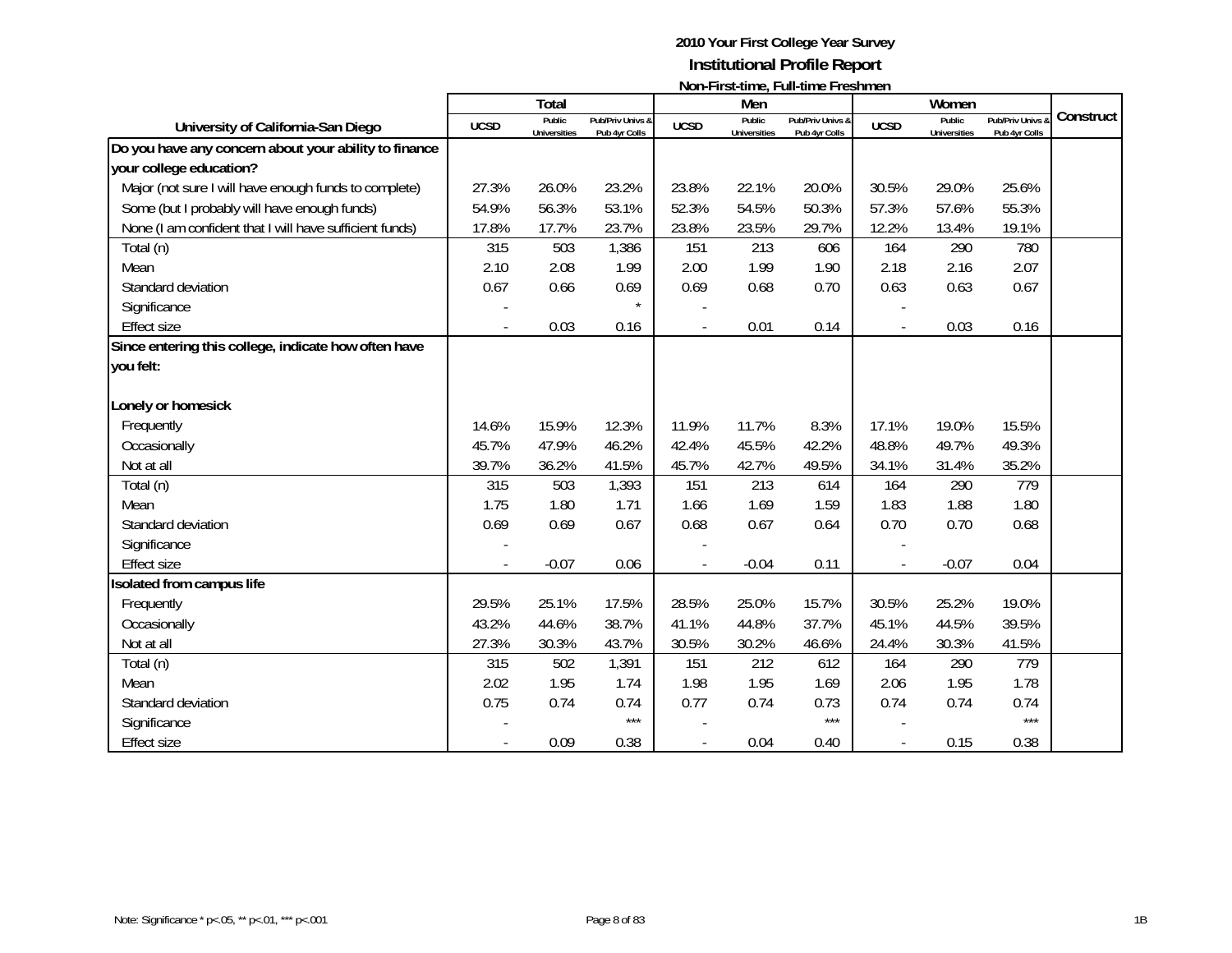# 2010 Your First College Year Survey

## Institutional Profile Report

### Non-First-time, Full-time Freshmen

| University of California-San Diego | Total | | | Men | | | Women | | | Construct |
|---|---|---|---|---|---|---|---|---|---|---|
| | UCSD | Public Universities | Pub/Priv Univs & Pub 4yr Colls | UCSD | Public Universities | Pub/Priv Univs & Pub 4yr Colls | UCSD | Public Universities | Pub/Priv Univs & Pub 4yr Colls | |
| **Do you have any concern about your ability to finance your college education?** | | | | | | | | | | |
| Major (not sure I will have enough funds to complete) | 27.3% | 26.0% | 23.2% | 23.8% | 22.1% | 20.0% | 30.5% | 29.0% | 25.6% | |
| Some (but I probably will have enough funds) | 54.9% | 56.3% | 53.1% | 52.3% | 54.5% | 50.3% | 57.3% | 57.6% | 55.3% | |
| None (I am confident that I will have sufficient funds) | 17.8% | 17.7% | 23.7% | 23.8% | 23.5% | 29.7% | 12.2% | 13.4% | 19.1% | |
| Total (n) | 315 | 503 | 1,386 | 151 | 213 | 606 | 164 | 290 | 780 | |
| Mean | 2.10 | 2.08 | 1.99 | 2.00 | 1.99 | 1.90 | 2.18 | 2.16 | 2.07 | |
| Standard deviation | 0.67 | 0.66 | 0.69 | 0.69 | 0.68 | 0.70 | 0.63 | 0.63 | 0.67 | |
| Significance | - | | * | - | | | - | | | |
| Effect size | - | 0.03 | 0.16 | - | 0.01 | 0.14 | - | 0.03 | 0.16 | |
| **Since entering this college, indicate how often have you felt:** | | | | | | | | | | |
| **Lonely or homesick** | | | | | | | | | | |
| Frequently | 14.6% | 15.9% | 12.3% | 11.9% | 11.7% | 8.3% | 17.1% | 19.0% | 15.5% | |
| Occasionally | 45.7% | 47.9% | 46.2% | 42.4% | 45.5% | 42.2% | 48.8% | 49.7% | 49.3% | |
| Not at all | 39.7% | 36.2% | 41.5% | 45.7% | 42.7% | 49.5% | 34.1% | 31.4% | 35.2% | |
| Total (n) | 315 | 503 | 1,393 | 151 | 213 | 614 | 164 | 290 | 779 | |
| Mean | 1.75 | 1.80 | 1.71 | 1.66 | 1.69 | 1.59 | 1.83 | 1.88 | 1.80 | |
| Standard deviation | 0.69 | 0.69 | 0.67 | 0.68 | 0.67 | 0.64 | 0.70 | 0.70 | 0.68 | |
| Significance | - | | | - | | | - | | | |
| Effect size | - | -0.07 | 0.06 | - | -0.04 | 0.11 | - | -0.07 | 0.04 | |
| **Isolated from campus life** | | | | | | | | | | |
| Frequently | 29.5% | 25.1% | 17.5% | 28.5% | 25.0% | 15.7% | 30.5% | 25.2% | 19.0% | |
| Occasionally | 43.2% | 44.6% | 38.7% | 41.1% | 44.8% | 37.7% | 45.1% | 44.5% | 39.5% | |
| Not at all | 27.3% | 30.3% | 43.7% | 30.5% | 30.2% | 46.6% | 24.4% | 30.3% | 41.5% | |
| Total (n) | 315 | 502 | 1,391 | 151 | 212 | 612 | 164 | 290 | 779 | |
| Mean | 2.02 | 1.95 | 1.74 | 1.98 | 1.95 | 1.69 | 2.06 | 1.95 | 1.78 | |
| Standard deviation | 0.75 | 0.74 | 0.74 | 0.77 | 0.74 | 0.73 | 0.74 | 0.74 | 0.74 | |
| Significance | - | | *** | - | | *** | - | | *** | |
| Effect size | - | 0.09 | 0.38 | - | 0.04 | 0.40 | - | 0.15 | 0.38 | |

Note: Significance * p<.05, ** p<.01, *** p<.001

1B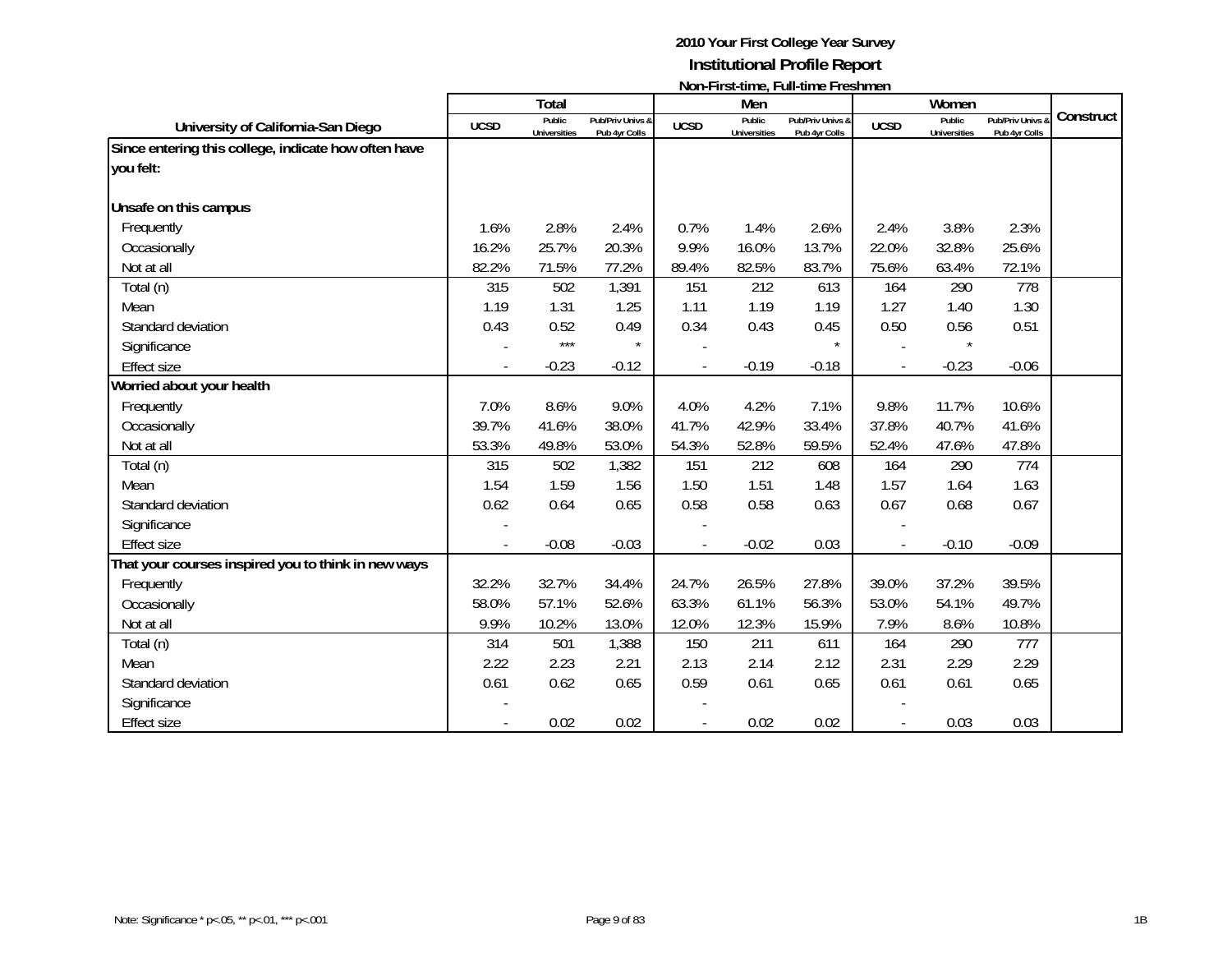# 2010 Your First College Year Survey

## Institutional Profile Report

### Non-First-time, Full-time Freshmen

| University of California-San Diego | Total | | | Men | | | Women | | | Construct |
|---|---|---|---|---|---|---|---|---|---|---|
| | UCSD | Public Universities | Pub/Priv Univs & Pub 4yr Colls | UCSD | Public Universities | Pub/Priv Univs & Pub 4yr Colls | UCSD | Public Universities | Pub/Priv Univs & Pub 4yr Colls | |
| **Since entering this college, indicate how often have you felt:** | | | | | | | | | | |
| **Unsafe on this campus** | | | | | | | | | | |
| Frequently | 1.6% | 2.8% | 2.4% | 0.7% | 1.4% | 2.6% | 2.4% | 3.8% | 2.3% | |
| Occasionally | 16.2% | 25.7% | 20.3% | 9.9% | 16.0% | 13.7% | 22.0% | 32.8% | 25.6% | |
| Not at all | 82.2% | 71.5% | 77.2% | 89.4% | 82.5% | 83.7% | 75.6% | 63.4% | 72.1% | |
| Total (n) | 315 | 502 | 1,391 | 151 | 212 | 613 | 164 | 290 | 778 | |
| Mean | 1.19 | 1.31 | 1.25 | 1.11 | 1.19 | 1.19 | 1.27 | 1.40 | 1.30 | |
| Standard deviation | 0.43 | 0.52 | 0.49 | 0.34 | 0.43 | 0.45 | 0.50 | 0.56 | 0.51 | |
| Significance | - | *** | * | - | | * | - | * | | |
| Effect size | - | -0.23 | -0.12 | - | -0.19 | -0.18 | - | -0.23 | -0.06 | |
| **Worried about your health** | | | | | | | | | | |
| Frequently | 7.0% | 8.6% | 9.0% | 4.0% | 4.2% | 7.1% | 9.8% | 11.7% | 10.6% | |
| Occasionally | 39.7% | 41.6% | 38.0% | 41.7% | 42.9% | 33.4% | 37.8% | 40.7% | 41.6% | |
| Not at all | 53.3% | 49.8% | 53.0% | 54.3% | 52.8% | 59.5% | 52.4% | 47.6% | 47.8% | |
| Total (n) | 315 | 502 | 1,382 | 151 | 212 | 608 | 164 | 290 | 774 | |
| Mean | 1.54 | 1.59 | 1.56 | 1.50 | 1.51 | 1.48 | 1.57 | 1.64 | 1.63 | |
| Standard deviation | 0.62 | 0.64 | 0.65 | 0.58 | 0.58 | 0.63 | 0.67 | 0.68 | 0.67 | |
| Significance | - | | | - | | | - | | | |
| Effect size | - | -0.08 | -0.03 | - | -0.02 | 0.03 | - | -0.10 | -0.09 | |
| **That your courses inspired you to think in new ways** | | | | | | | | | | |
| Frequently | 32.2% | 32.7% | 34.4% | 24.7% | 26.5% | 27.8% | 39.0% | 37.2% | 39.5% | |
| Occasionally | 58.0% | 57.1% | 52.6% | 63.3% | 61.1% | 56.3% | 53.0% | 54.1% | 49.7% | |
| Not at all | 9.9% | 10.2% | 13.0% | 12.0% | 12.3% | 15.9% | 7.9% | 8.6% | 10.8% | |
| Total (n) | 314 | 501 | 1,388 | 150 | 211 | 611 | 164 | 290 | 777 | |
| Mean | 2.22 | 2.23 | 2.21 | 2.13 | 2.14 | 2.12 | 2.31 | 2.29 | 2.29 | |
| Standard deviation | 0.61 | 0.62 | 0.65 | 0.59 | 0.61 | 0.65 | 0.61 | 0.61 | 0.65 | |
| Significance | - | | | - | | | - | | | |
| Effect size | - | 0.02 | 0.02 | - | 0.02 | 0.02 | - | 0.03 | 0.03 | |

Note: Significance * p<.05, ** p<.01, *** p<.001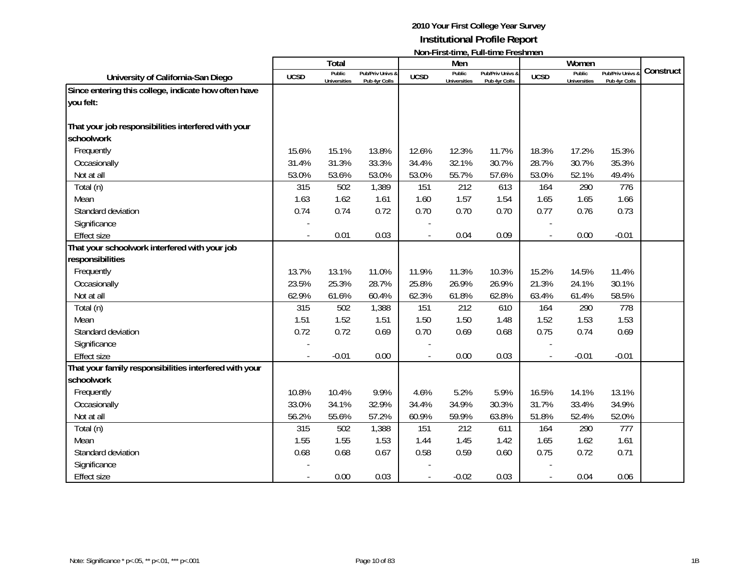## 2010 Your First College Year Survey
## Institutional Profile Report
### Non-First-time, Full-time Freshmen

| University of California-San Diego | Total | | | Men | | | Women | | | Construct |
|---|---|---|---|---|---|---|---|---|---|---|
| | UCSD | Public Universities | Pub/Priv Univs & Pub 4yr Colls | UCSD | Public Universities | Pub/Priv Univs & Pub 4yr Colls | UCSD | Public Universities | Pub/Priv Univs & Pub 4yr Colls | |
| **Since entering this college, indicate how often have you felt:** | | | | | | | | | | |
| **That your job responsibilities interfered with your schoolwork** | | | | | | | | | | |
| Frequently | 15.6% | 15.1% | 13.8% | 12.6% | 12.3% | 11.7% | 18.3% | 17.2% | 15.3% | |
| Occasionally | 31.4% | 31.3% | 33.3% | 34.4% | 32.1% | 30.7% | 28.7% | 30.7% | 35.3% | |
| Not at all | 53.0% | 53.6% | 53.0% | 53.0% | 55.7% | 57.6% | 53.0% | 52.1% | 49.4% | |
| Total (n) | 315 | 502 | 1,389 | 151 | 212 | 613 | 164 | 290 | 776 | |
| Mean | 1.63 | 1.62 | 1.61 | 1.60 | 1.57 | 1.54 | 1.65 | 1.65 | 1.66 | |
| Standard deviation | 0.74 | 0.74 | 0.72 | 0.70 | 0.70 | 0.70 | 0.77 | 0.76 | 0.73 | |
| Significance | - | | | - | | | - | | | |
| Effect size | - | 0.01 | 0.03 | - | 0.04 | 0.09 | - | 0.00 | -0.01 | |
| **That your schoolwork interfered with your job responsibilities** | | | | | | | | | | |
| Frequently | 13.7% | 13.1% | 11.0% | 11.9% | 11.3% | 10.3% | 15.2% | 14.5% | 11.4% | |
| Occasionally | 23.5% | 25.3% | 28.7% | 25.8% | 26.9% | 26.9% | 21.3% | 24.1% | 30.1% | |
| Not at all | 62.9% | 61.6% | 60.4% | 62.3% | 61.8% | 62.8% | 63.4% | 61.4% | 58.5% | |
| Total (n) | 315 | 502 | 1,388 | 151 | 212 | 610 | 164 | 290 | 778 | |
| Mean | 1.51 | 1.52 | 1.51 | 1.50 | 1.50 | 1.48 | 1.52 | 1.53 | 1.53 | |
| Standard deviation | 0.72 | 0.72 | 0.69 | 0.70 | 0.69 | 0.68 | 0.75 | 0.74 | 0.69 | |
| Significance | - | | | - | | | - | | | |
| Effect size | - | -0.01 | 0.00 | - | 0.00 | 0.03 | - | -0.01 | -0.01 | |
| **That your family responsibilities interfered with your schoolwork** | | | | | | | | | | |
| Frequently | 10.8% | 10.4% | 9.9% | 4.6% | 5.2% | 5.9% | 16.5% | 14.1% | 13.1% | |
| Occasionally | 33.0% | 34.1% | 32.9% | 34.4% | 34.9% | 30.3% | 31.7% | 33.4% | 34.9% | |
| Not at all | 56.2% | 55.6% | 57.2% | 60.9% | 59.9% | 63.8% | 51.8% | 52.4% | 52.0% | |
| Total (n) | 315 | 502 | 1,388 | 151 | 212 | 611 | 164 | 290 | 777 | |
| Mean | 1.55 | 1.55 | 1.53 | 1.44 | 1.45 | 1.42 | 1.65 | 1.62 | 1.61 | |
| Standard deviation | 0.68 | 0.68 | 0.67 | 0.58 | 0.59 | 0.60 | 0.75 | 0.72 | 0.71 | |
| Significance | - | | | - | | | - | | | |
| Effect size | - | 0.00 | 0.03 | - | -0.02 | 0.03 | - | 0.04 | 0.06 | |

Note: Significance * p<.05, ** p<.01, *** p<.001

1B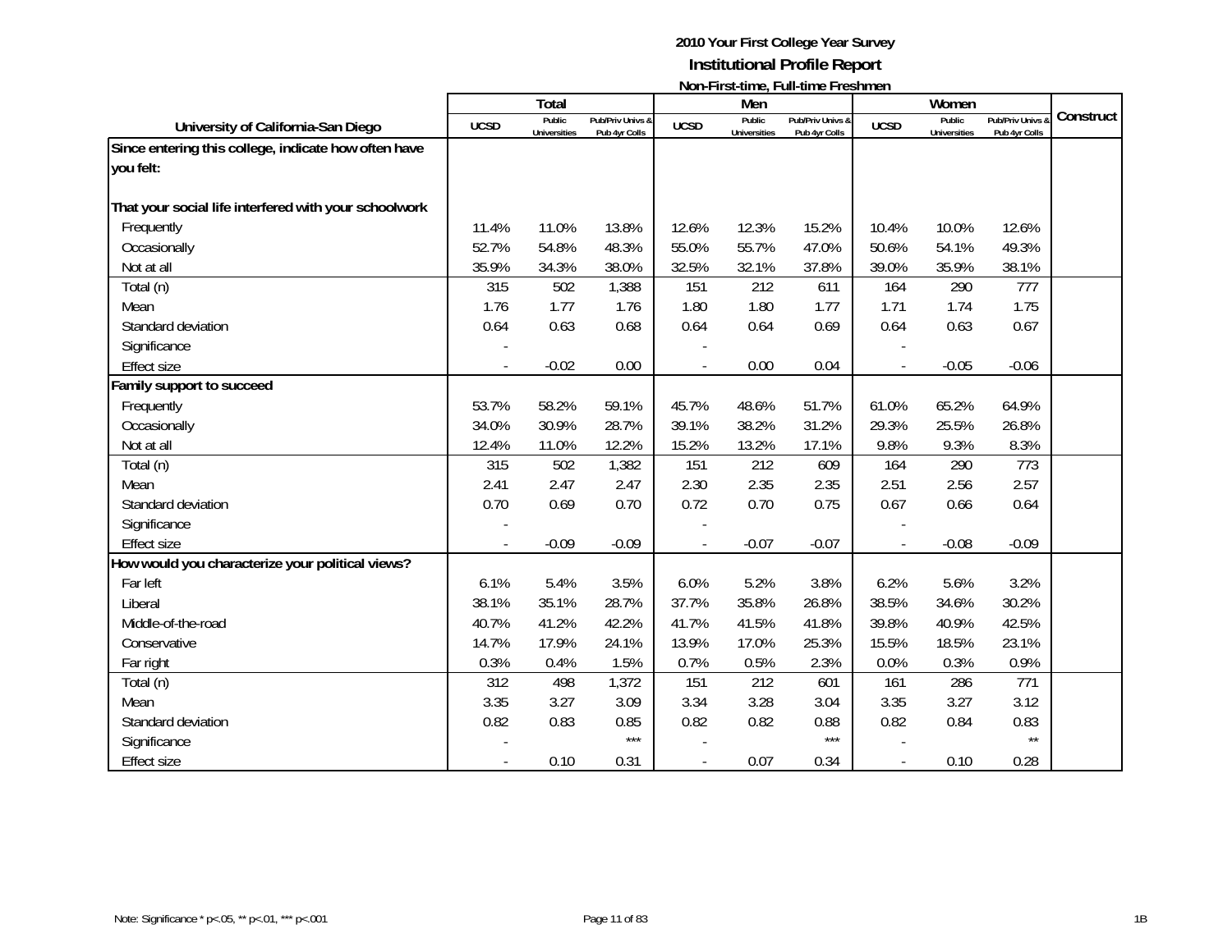# 2010 Your First College Year Survey

## Institutional Profile Report

### Non-First-time, Full-time Freshmen

| University of California-San Diego | Total | | | Men | | | Women | | | Construct |
|---|---|---|---|---|---|---|---|---|---|---|
| | UCSD | Public Universities | Pub/Priv Univs & Pub 4yr Colls | UCSD | Public Universities | Pub/Priv Univs & Pub 4yr Colls | UCSD | Public Universities | Pub/Priv Univs & Pub 4yr Colls | |
| **Since entering this college, indicate how often have you felt:** | | | | | | | | | | |
| **That your social life interfered with your schoolwork** | | | | | | | | | | |
| Frequently | 11.4% | 11.0% | 13.8% | 12.6% | 12.3% | 15.2% | 10.4% | 10.0% | 12.6% | |
| Occasionally | 52.7% | 54.8% | 48.3% | 55.0% | 55.7% | 47.0% | 50.6% | 54.1% | 49.3% | |
| Not at all | 35.9% | 34.3% | 38.0% | 32.5% | 32.1% | 37.8% | 39.0% | 35.9% | 38.1% | |
| Total (n) | 315 | 502 | 1,388 | 151 | 212 | 611 | 164 | 290 | 777 | |
| Mean | 1.76 | 1.77 | 1.76 | 1.80 | 1.80 | 1.77 | 1.71 | 1.74 | 1.75 | |
| Standard deviation | 0.64 | 0.63 | 0.68 | 0.64 | 0.64 | 0.69 | 0.64 | 0.63 | 0.67 | |
| Significance | - | | | - | | | - | | | |
| Effect size | - | -0.02 | 0.00 | - | 0.00 | 0.04 | - | -0.05 | -0.06 | |
| **Family support to succeed** | | | | | | | | | | |
| Frequently | 53.7% | 58.2% | 59.1% | 45.7% | 48.6% | 51.7% | 61.0% | 65.2% | 64.9% | |
| Occasionally | 34.0% | 30.9% | 28.7% | 39.1% | 38.2% | 31.2% | 29.3% | 25.5% | 26.8% | |
| Not at all | 12.4% | 11.0% | 12.2% | 15.2% | 13.2% | 17.1% | 9.8% | 9.3% | 8.3% | |
| Total (n) | 315 | 502 | 1,382 | 151 | 212 | 609 | 164 | 290 | 773 | |
| Mean | 2.41 | 2.47 | 2.47 | 2.30 | 2.35 | 2.35 | 2.51 | 2.56 | 2.57 | |
| Standard deviation | 0.70 | 0.69 | 0.70 | 0.72 | 0.70 | 0.75 | 0.67 | 0.66 | 0.64 | |
| Significance | - | | | - | | | - | | | |
| Effect size | - | -0.09 | -0.09 | - | -0.07 | -0.07 | - | -0.08 | -0.09 | |
| **How would you characterize your political views?** | | | | | | | | | | |
| Far left | 6.1% | 5.4% | 3.5% | 6.0% | 5.2% | 3.8% | 6.2% | 5.6% | 3.2% | |
| Liberal | 38.1% | 35.1% | 28.7% | 37.7% | 35.8% | 26.8% | 38.5% | 34.6% | 30.2% | |
| Middle-of-the-road | 40.7% | 41.2% | 42.2% | 41.7% | 41.5% | 41.8% | 39.8% | 40.9% | 42.5% | |
| Conservative | 14.7% | 17.9% | 24.1% | 13.9% | 17.0% | 25.3% | 15.5% | 18.5% | 23.1% | |
| Far right | 0.3% | 0.4% | 1.5% | 0.7% | 0.5% | 2.3% | 0.0% | 0.3% | 0.9% | |
| Total (n) | 312 | 498 | 1,372 | 151 | 212 | 601 | 161 | 286 | 771 | |
| Mean | 3.35 | 3.27 | 3.09 | 3.34 | 3.28 | 3.04 | 3.35 | 3.27 | 3.12 | |
| Standard deviation | 0.82 | 0.83 | 0.85 | 0.82 | 0.82 | 0.88 | 0.82 | 0.84 | 0.83 | |
| Significance | - | | *** | - | | *** | - | | ** | |
| Effect size | - | 0.10 | 0.31 | - | 0.07 | 0.34 | - | 0.10 | 0.28 | |

Note: Significance * p<.05, ** p<.01, *** p<.001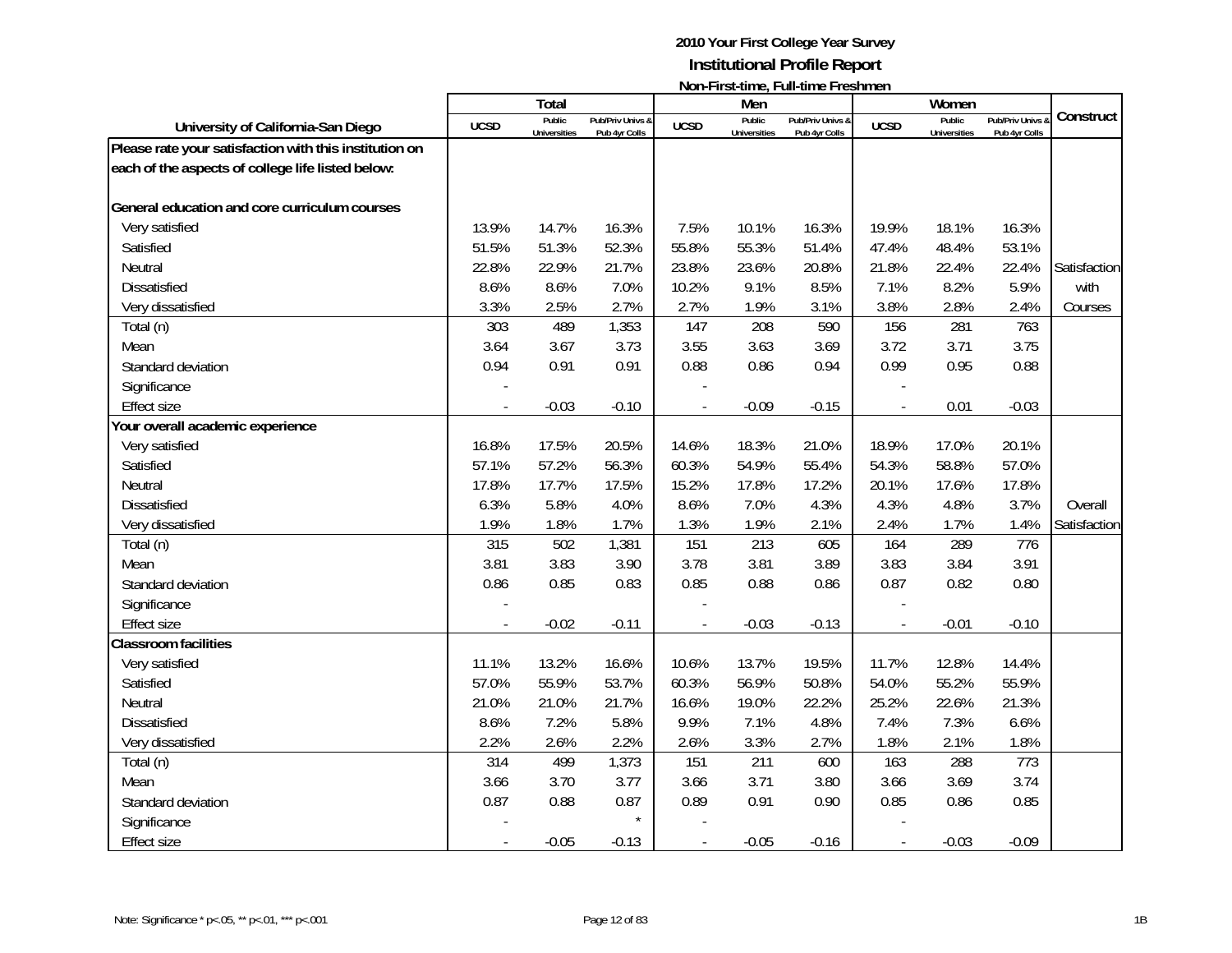## 2010 Your First College Year Survey
## Institutional Profile Report
### Non-First-time, Full-time Freshmen

| University of California-San Diego | Total | | | Men | | | Women | | | Construct |
|---|---|---|---|---|---|---|---|---|---|---|
| | UCSD | Public Universities | Pub/Priv Univs & Pub 4yr Colls | UCSD | Public Universities | Pub/Priv Univs & Pub 4yr Colls | UCSD | Public Universities | Pub/Priv Univs & Pub 4yr Colls | |
| **Please rate your satisfaction with this institution on each of the aspects of college life listed below:** | | | | | | | | | | |
| **General education and core curriculum courses** | | | | | | | | | | |
| Very satisfied | 13.9% | 14.7% | 16.3% | 7.5% | 10.1% | 16.3% | 19.9% | 18.1% | 16.3% | |
| Satisfied | 51.5% | 51.3% | 52.3% | 55.8% | 55.3% | 51.4% | 47.4% | 48.4% | 53.1% | |
| Neutral | 22.8% | 22.9% | 21.7% | 23.8% | 23.6% | 20.8% | 21.8% | 22.4% | 22.4% | Satisfaction with Courses |
| Dissatisfied | 8.6% | 8.6% | 7.0% | 10.2% | 9.1% | 8.5% | 7.1% | 8.2% | 5.9% | |
| Very dissatisfied | 3.3% | 2.5% | 2.7% | 2.7% | 1.9% | 3.1% | 3.8% | 2.8% | 2.4% | |
| Total (n) | 303 | 489 | 1,353 | 147 | 208 | 590 | 156 | 281 | 763 | |
| Mean | 3.64 | 3.67 | 3.73 | 3.55 | 3.63 | 3.69 | 3.72 | 3.71 | 3.75 | |
| Standard deviation | 0.94 | 0.91 | 0.91 | 0.88 | 0.86 | 0.94 | 0.99 | 0.95 | 0.88 | |
| Significance | - | | | - | | | - | | | |
| Effect size | - | -0.03 | -0.10 | - | -0.09 | -0.15 | - | 0.01 | -0.03 | |
| **Your overall academic experience** | | | | | | | | | | |
| Very satisfied | 16.8% | 17.5% | 20.5% | 14.6% | 18.3% | 21.0% | 18.9% | 17.0% | 20.1% | |
| Satisfied | 57.1% | 57.2% | 56.3% | 60.3% | 54.9% | 55.4% | 54.3% | 58.8% | 57.0% | |
| Neutral | 17.8% | 17.7% | 17.5% | 15.2% | 17.8% | 17.2% | 20.1% | 17.6% | 17.8% | |
| Dissatisfied | 6.3% | 5.8% | 4.0% | 8.6% | 7.0% | 4.3% | 4.3% | 4.8% | 3.7% | Overall Satisfaction |
| Very dissatisfied | 1.9% | 1.8% | 1.7% | 1.3% | 1.9% | 2.1% | 2.4% | 1.7% | 1.4% | |
| Total (n) | 315 | 502 | 1,381 | 151 | 213 | 605 | 164 | 289 | 776 | |
| Mean | 3.81 | 3.83 | 3.90 | 3.78 | 3.81 | 3.89 | 3.83 | 3.84 | 3.91 | |
| Standard deviation | 0.86 | 0.85 | 0.83 | 0.85 | 0.88 | 0.86 | 0.87 | 0.82 | 0.80 | |
| Significance | - | | | - | | | - | | | |
| Effect size | - | -0.02 | -0.11 | - | -0.03 | -0.13 | - | -0.01 | -0.10 | |
| **Classroom facilities** | | | | | | | | | | |
| Very satisfied | 11.1% | 13.2% | 16.6% | 10.6% | 13.7% | 19.5% | 11.7% | 12.8% | 14.4% | |
| Satisfied | 57.0% | 55.9% | 53.7% | 60.3% | 56.9% | 50.8% | 54.0% | 55.2% | 55.9% | |
| Neutral | 21.0% | 21.0% | 21.7% | 16.6% | 19.0% | 22.2% | 25.2% | 22.6% | 21.3% | |
| Dissatisfied | 8.6% | 7.2% | 5.8% | 9.9% | 7.1% | 4.8% | 7.4% | 7.3% | 6.6% | |
| Very dissatisfied | 2.2% | 2.6% | 2.2% | 2.6% | 3.3% | 2.7% | 1.8% | 2.1% | 1.8% | |
| Total (n) | 314 | 499 | 1,373 | 151 | 211 | 600 | 163 | 288 | 773 | |
| Mean | 3.66 | 3.70 | 3.77 | 3.66 | 3.71 | 3.80 | 3.66 | 3.69 | 3.74 | |
| Standard deviation | 0.87 | 0.88 | 0.87 | 0.89 | 0.91 | 0.90 | 0.85 | 0.86 | 0.85 | |
| Significance | - | | * | - | | | - | | | |
| Effect size | - | -0.05 | -0.13 | - | -0.05 | -0.16 | - | -0.03 | -0.09 | |

Note: Significance * p<.05, ** p<.01, *** p<.001

1B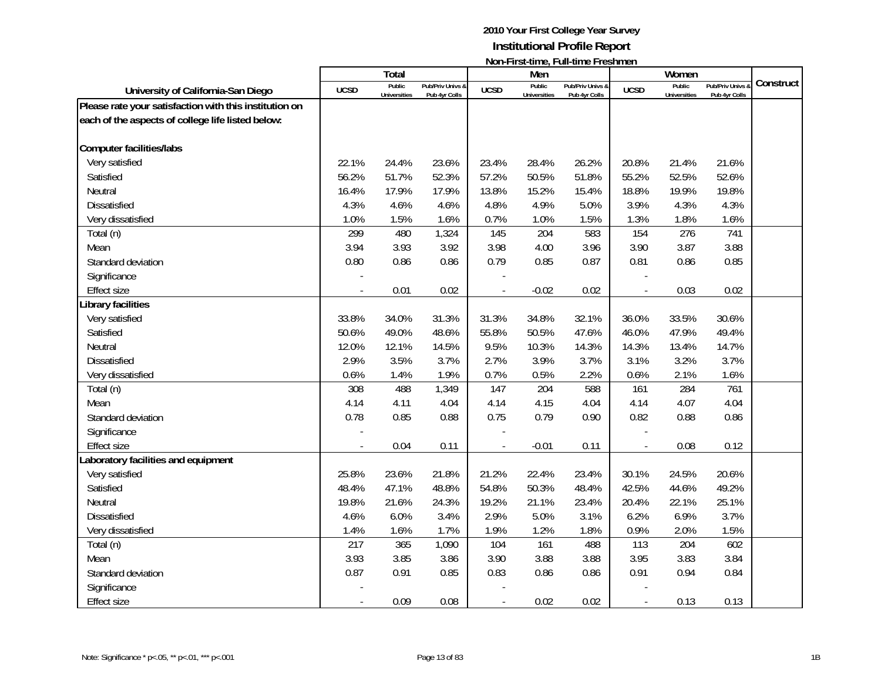# 2010 Your First College Year Survey
## Institutional Profile Report
### Non-First-time, Full-time Freshmen

| University of California-San Diego | Total | | | Men | | | Women | | | Construct |
|---|---|---|---|---|---|---|---|---|---|---|
| | UCSD | Public Universities | Pub/Priv Univs & Pub 4yr Colls | UCSD | Public Universities | Pub/Priv Univs & Pub 4yr Colls | UCSD | Public Universities | Pub/Priv Univs & Pub 4yr Colls | |
| **Please rate your satisfaction with this institution on each of the aspects of college life listed below:** | | | | | | | | | | |
| **Computer facilities/labs** | | | | | | | | | | |
| Very satisfied | 22.1% | 24.4% | 23.6% | 23.4% | 28.4% | 26.2% | 20.8% | 21.4% | 21.6% | |
| Satisfied | 56.2% | 51.7% | 52.3% | 57.2% | 50.5% | 51.8% | 55.2% | 52.5% | 52.6% | |
| Neutral | 16.4% | 17.9% | 17.9% | 13.8% | 15.2% | 15.4% | 18.8% | 19.9% | 19.8% | |
| Dissatisfied | 4.3% | 4.6% | 4.6% | 4.8% | 4.9% | 5.0% | 3.9% | 4.3% | 4.3% | |
| Very dissatisfied | 1.0% | 1.5% | 1.6% | 0.7% | 1.0% | 1.5% | 1.3% | 1.8% | 1.6% | |
| Total (n) | 299 | 480 | 1,324 | 145 | 204 | 583 | 154 | 276 | 741 | |
| Mean | 3.94 | 3.93 | 3.92 | 3.98 | 4.00 | 3.96 | 3.90 | 3.87 | 3.88 | |
| Standard deviation | 0.80 | 0.86 | 0.86 | 0.79 | 0.85 | 0.87 | 0.81 | 0.86 | 0.85 | |
| Significance | - | | | - | | | - | | | |
| Effect size | - | 0.01 | 0.02 | - | -0.02 | 0.02 | - | 0.03 | 0.02 | |
| **Library facilities** | | | | | | | | | | |
| Very satisfied | 33.8% | 34.0% | 31.3% | 31.3% | 34.8% | 32.1% | 36.0% | 33.5% | 30.6% | |
| Satisfied | 50.6% | 49.0% | 48.6% | 55.8% | 50.5% | 47.6% | 46.0% | 47.9% | 49.4% | |
| Neutral | 12.0% | 12.1% | 14.5% | 9.5% | 10.3% | 14.3% | 14.3% | 13.4% | 14.7% | |
| Dissatisfied | 2.9% | 3.5% | 3.7% | 2.7% | 3.9% | 3.7% | 3.1% | 3.2% | 3.7% | |
| Very dissatisfied | 0.6% | 1.4% | 1.9% | 0.7% | 0.5% | 2.2% | 0.6% | 2.1% | 1.6% | |
| Total (n) | 308 | 488 | 1,349 | 147 | 204 | 588 | 161 | 284 | 761 | |
| Mean | 4.14 | 4.11 | 4.04 | 4.14 | 4.15 | 4.04 | 4.14 | 4.07 | 4.04 | |
| Standard deviation | 0.78 | 0.85 | 0.88 | 0.75 | 0.79 | 0.90 | 0.82 | 0.88 | 0.86 | |
| Significance | - | | | - | | | - | | | |
| Effect size | - | 0.04 | 0.11 | - | -0.01 | 0.11 | - | 0.08 | 0.12 | |
| **Laboratory facilities and equipment** | | | | | | | | | | |
| Very satisfied | 25.8% | 23.6% | 21.8% | 21.2% | 22.4% | 23.4% | 30.1% | 24.5% | 20.6% | |
| Satisfied | 48.4% | 47.1% | 48.8% | 54.8% | 50.3% | 48.4% | 42.5% | 44.6% | 49.2% | |
| Neutral | 19.8% | 21.6% | 24.3% | 19.2% | 21.1% | 23.4% | 20.4% | 22.1% | 25.1% | |
| Dissatisfied | 4.6% | 6.0% | 3.4% | 2.9% | 5.0% | 3.1% | 6.2% | 6.9% | 3.7% | |
| Very dissatisfied | 1.4% | 1.6% | 1.7% | 1.9% | 1.2% | 1.8% | 0.9% | 2.0% | 1.5% | |
| Total (n) | 217 | 365 | 1,090 | 104 | 161 | 488 | 113 | 204 | 602 | |
| Mean | 3.93 | 3.85 | 3.86 | 3.90 | 3.88 | 3.88 | 3.95 | 3.83 | 3.84 | |
| Standard deviation | 0.87 | 0.91 | 0.85 | 0.83 | 0.86 | 0.86 | 0.91 | 0.94 | 0.84 | |
| Significance | - | | | - | | | - | | | |
| Effect size | - | 0.09 | 0.08 | - | 0.02 | 0.02 | - | 0.13 | 0.13 | |

Note: Significance * p<.05, ** p<.01, *** p<.001

1B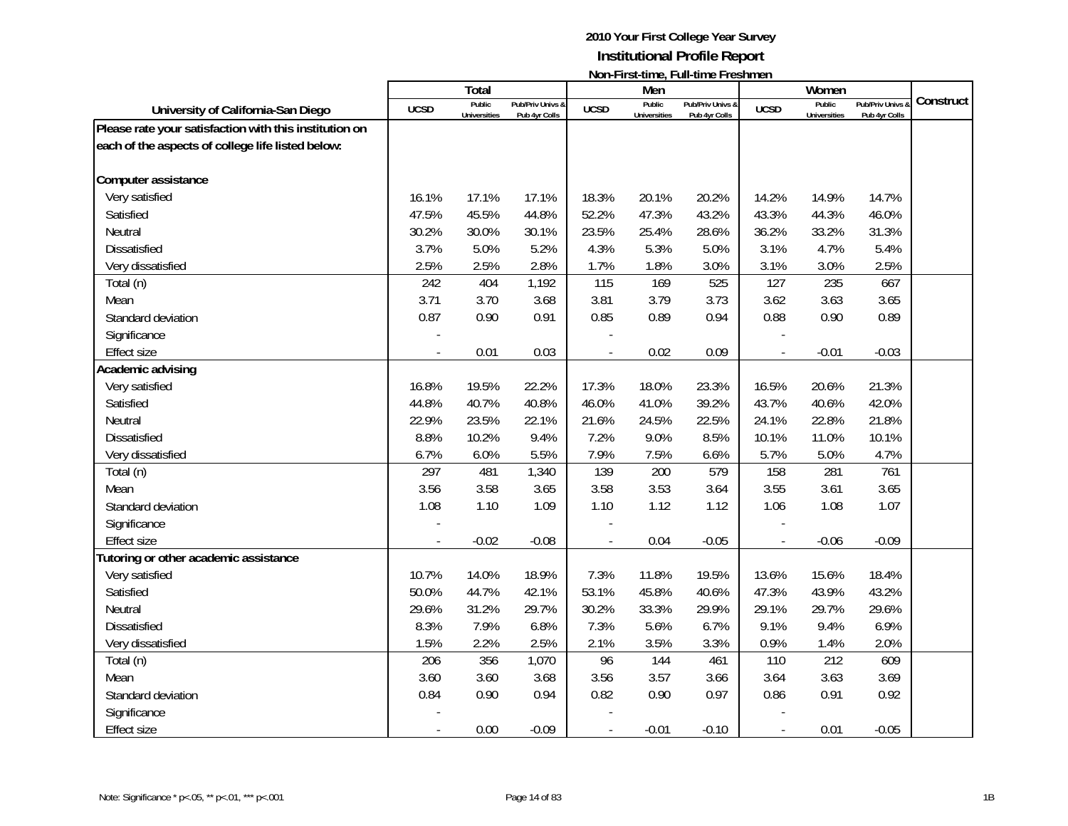**2010 Your First College Year Survey**
**Institutional Profile Report**
**Non-First-time, Full-time Freshmen**

| University of California-San Diego | Total | | | Men | | | Women | | | Construct |
|---|---|---|---|---|---|---|---|---|---|---|
| | UCSD | Public Universities | Pub/Priv Univs & Pub 4yr Colls | UCSD | Public Universities | Pub/Priv Univs & Pub 4yr Colls | UCSD | Public Universities | Pub/Priv Univs & Pub 4yr Colls | |
| **Please rate your satisfaction with this institution on each of the aspects of college life listed below:** | | | | | | | | | | |
| **Computer assistance** | | | | | | | | | | |
| Very satisfied | 16.1% | 17.1% | 17.1% | 18.3% | 20.1% | 20.2% | 14.2% | 14.9% | 14.7% | |
| Satisfied | 47.5% | 45.5% | 44.8% | 52.2% | 47.3% | 43.2% | 43.3% | 44.3% | 46.0% | |
| Neutral | 30.2% | 30.0% | 30.1% | 23.5% | 25.4% | 28.6% | 36.2% | 33.2% | 31.3% | |
| Dissatisfied | 3.7% | 5.0% | 5.2% | 4.3% | 5.3% | 5.0% | 3.1% | 4.7% | 5.4% | |
| Very dissatisfied | 2.5% | 2.5% | 2.8% | 1.7% | 1.8% | 3.0% | 3.1% | 3.0% | 2.5% | |
| Total (n) | 242 | 404 | 1,192 | 115 | 169 | 525 | 127 | 235 | 667 | |
| Mean | 3.71 | 3.70 | 3.68 | 3.81 | 3.79 | 3.73 | 3.62 | 3.63 | 3.65 | |
| Standard deviation | 0.87 | 0.90 | 0.91 | 0.85 | 0.89 | 0.94 | 0.88 | 0.90 | 0.89 | |
| Significance | - | | | - | | | - | | | |
| Effect size | - | 0.01 | 0.03 | - | 0.02 | 0.09 | - | -0.01 | -0.03 | |
| **Academic advising** | | | | | | | | | | |
| Very satisfied | 16.8% | 19.5% | 22.2% | 17.3% | 18.0% | 23.3% | 16.5% | 20.6% | 21.3% | |
| Satisfied | 44.8% | 40.7% | 40.8% | 46.0% | 41.0% | 39.2% | 43.7% | 40.6% | 42.0% | |
| Neutral | 22.9% | 23.5% | 22.1% | 21.6% | 24.5% | 22.5% | 24.1% | 22.8% | 21.8% | |
| Dissatisfied | 8.8% | 10.2% | 9.4% | 7.2% | 9.0% | 8.5% | 10.1% | 11.0% | 10.1% | |
| Very dissatisfied | 6.7% | 6.0% | 5.5% | 7.9% | 7.5% | 6.6% | 5.7% | 5.0% | 4.7% | |
| Total (n) | 297 | 481 | 1,340 | 139 | 200 | 579 | 158 | 281 | 761 | |
| Mean | 3.56 | 3.58 | 3.65 | 3.58 | 3.53 | 3.64 | 3.55 | 3.61 | 3.65 | |
| Standard deviation | 1.08 | 1.10 | 1.09 | 1.10 | 1.12 | 1.12 | 1.06 | 1.08 | 1.07 | |
| Significance | - | | | - | | | - | | | |
| Effect size | - | -0.02 | -0.08 | - | 0.04 | -0.05 | - | -0.06 | -0.09 | |
| **Tutoring or other academic assistance** | | | | | | | | | | |
| Very satisfied | 10.7% | 14.0% | 18.9% | 7.3% | 11.8% | 19.5% | 13.6% | 15.6% | 18.4% | |
| Satisfied | 50.0% | 44.7% | 42.1% | 53.1% | 45.8% | 40.6% | 47.3% | 43.9% | 43.2% | |
| Neutral | 29.6% | 31.2% | 29.7% | 30.2% | 33.3% | 29.9% | 29.1% | 29.7% | 29.6% | |
| Dissatisfied | 8.3% | 7.9% | 6.8% | 7.3% | 5.6% | 6.7% | 9.1% | 9.4% | 6.9% | |
| Very dissatisfied | 1.5% | 2.2% | 2.5% | 2.1% | 3.5% | 3.3% | 0.9% | 1.4% | 2.0% | |
| Total (n) | 206 | 356 | 1,070 | 96 | 144 | 461 | 110 | 212 | 609 | |
| Mean | 3.60 | 3.60 | 3.68 | 3.56 | 3.57 | 3.66 | 3.64 | 3.63 | 3.69 | |
| Standard deviation | 0.84 | 0.90 | 0.94 | 0.82 | 0.90 | 0.97 | 0.86 | 0.91 | 0.92 | |
| Significance | - | | | - | | | - | | | |
| Effect size | - | 0.00 | -0.09 | - | -0.01 | -0.10 | - | 0.01 | -0.05 | |

Note: Significance * p<.05, ** p<.01, *** p<.001

1B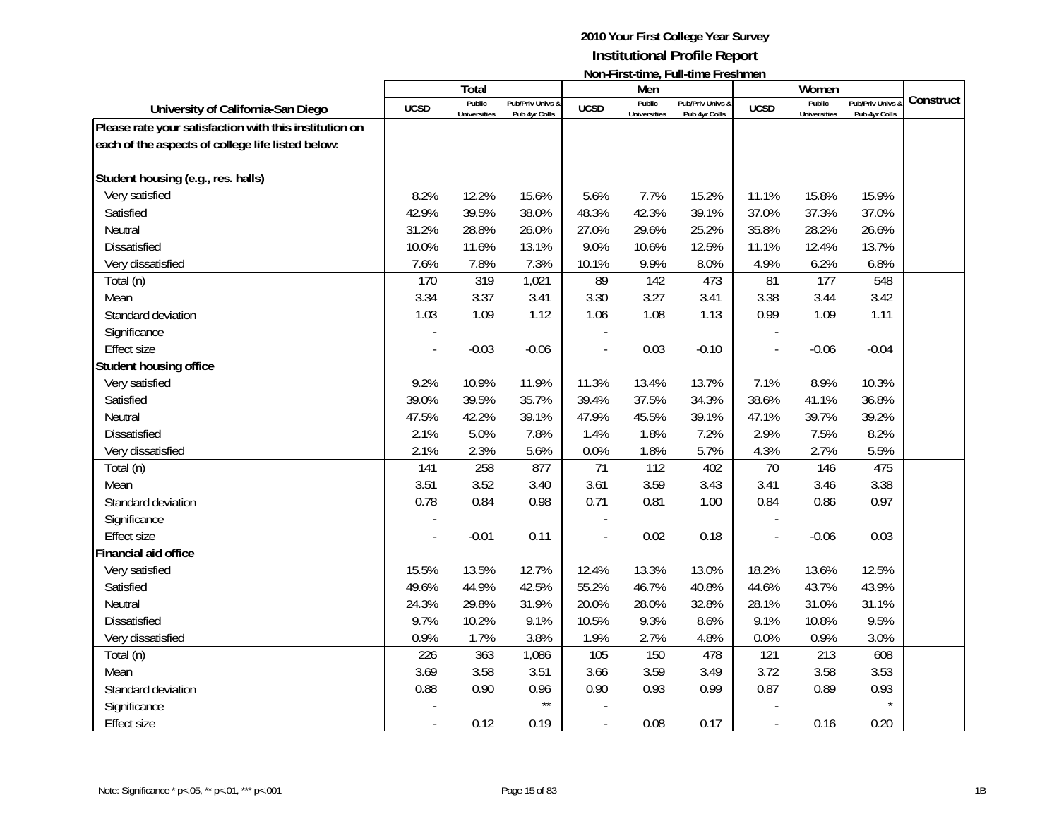**2010 Your First College Year Survey**
**Institutional Profile Report**
**Non-First-time, Full-time Freshmen**

| University of California-San Diego | Total | | | Men | | | Women | | | Construct |
|---|---|---|---|---|---|---|---|---|---|---|
| | UCSD | Public Universities | Pub/Priv Univs & Pub 4yr Colls | UCSD | Public Universities | Pub/Priv Univs & Pub 4yr Colls | UCSD | Public Universities | Pub/Priv Univs & Pub 4yr Colls | |
| **Please rate your satisfaction with this institution on each of the aspects of college life listed below:** | | | | | | | | | | |
| **Student housing (e.g., res. halls)** | | | | | | | | | | |
| Very satisfied | 8.2% | 12.2% | 15.6% | 5.6% | 7.7% | 15.2% | 11.1% | 15.8% | 15.9% | |
| Satisfied | 42.9% | 39.5% | 38.0% | 48.3% | 42.3% | 39.1% | 37.0% | 37.3% | 37.0% | |
| Neutral | 31.2% | 28.8% | 26.0% | 27.0% | 29.6% | 25.2% | 35.8% | 28.2% | 26.6% | |
| Dissatisfied | 10.0% | 11.6% | 13.1% | 9.0% | 10.6% | 12.5% | 11.1% | 12.4% | 13.7% | |
| Very dissatisfied | 7.6% | 7.8% | 7.3% | 10.1% | 9.9% | 8.0% | 4.9% | 6.2% | 6.8% | |
| Total (n) | 170 | 319 | 1,021 | 89 | 142 | 473 | 81 | 177 | 548 | |
| Mean | 3.34 | 3.37 | 3.41 | 3.30 | 3.27 | 3.41 | 3.38 | 3.44 | 3.42 | |
| Standard deviation | 1.03 | 1.09 | 1.12 | 1.06 | 1.08 | 1.13 | 0.99 | 1.09 | 1.11 | |
| Significance | - | | | - | | | - | | | |
| Effect size | - | -0.03 | -0.06 | - | 0.03 | -0.10 | - | -0.06 | -0.04 | |
| **Student housing office** | | | | | | | | | | |
| Very satisfied | 9.2% | 10.9% | 11.9% | 11.3% | 13.4% | 13.7% | 7.1% | 8.9% | 10.3% | |
| Satisfied | 39.0% | 39.5% | 35.7% | 39.4% | 37.5% | 34.3% | 38.6% | 41.1% | 36.8% | |
| Neutral | 47.5% | 42.2% | 39.1% | 47.9% | 45.5% | 39.1% | 47.1% | 39.7% | 39.2% | |
| Dissatisfied | 2.1% | 5.0% | 7.8% | 1.4% | 1.8% | 7.2% | 2.9% | 7.5% | 8.2% | |
| Very dissatisfied | 2.1% | 2.3% | 5.6% | 0.0% | 1.8% | 5.7% | 4.3% | 2.7% | 5.5% | |
| Total (n) | 141 | 258 | 877 | 71 | 112 | 402 | 70 | 146 | 475 | |
| Mean | 3.51 | 3.52 | 3.40 | 3.61 | 3.59 | 3.43 | 3.41 | 3.46 | 3.38 | |
| Standard deviation | 0.78 | 0.84 | 0.98 | 0.71 | 0.81 | 1.00 | 0.84 | 0.86 | 0.97 | |
| Significance | - | | | - | | | - | | | |
| Effect size | - | -0.01 | 0.11 | - | 0.02 | 0.18 | - | -0.06 | 0.03 | |
| **Financial aid office** | | | | | | | | | | |
| Very satisfied | 15.5% | 13.5% | 12.7% | 12.4% | 13.3% | 13.0% | 18.2% | 13.6% | 12.5% | |
| Satisfied | 49.6% | 44.9% | 42.5% | 55.2% | 46.7% | 40.8% | 44.6% | 43.7% | 43.9% | |
| Neutral | 24.3% | 29.8% | 31.9% | 20.0% | 28.0% | 32.8% | 28.1% | 31.0% | 31.1% | |
| Dissatisfied | 9.7% | 10.2% | 9.1% | 10.5% | 9.3% | 8.6% | 9.1% | 10.8% | 9.5% | |
| Very dissatisfied | 0.9% | 1.7% | 3.8% | 1.9% | 2.7% | 4.8% | 0.0% | 0.9% | 3.0% | |
| Total (n) | 226 | 363 | 1,086 | 105 | 150 | 478 | 121 | 213 | 608 | |
| Mean | 3.69 | 3.58 | 3.51 | 3.66 | 3.59 | 3.49 | 3.72 | 3.58 | 3.53 | |
| Standard deviation | 0.88 | 0.90 | 0.96 | 0.90 | 0.93 | 0.99 | 0.87 | 0.89 | 0.93 | |
| Significance | - | | ** | - | | | - | | * | |
| Effect size | - | 0.12 | 0.19 | - | 0.08 | 0.17 | - | 0.16 | 0.20 | |

Note: Significance * p<.05, ** p<.01, *** p<.001

1B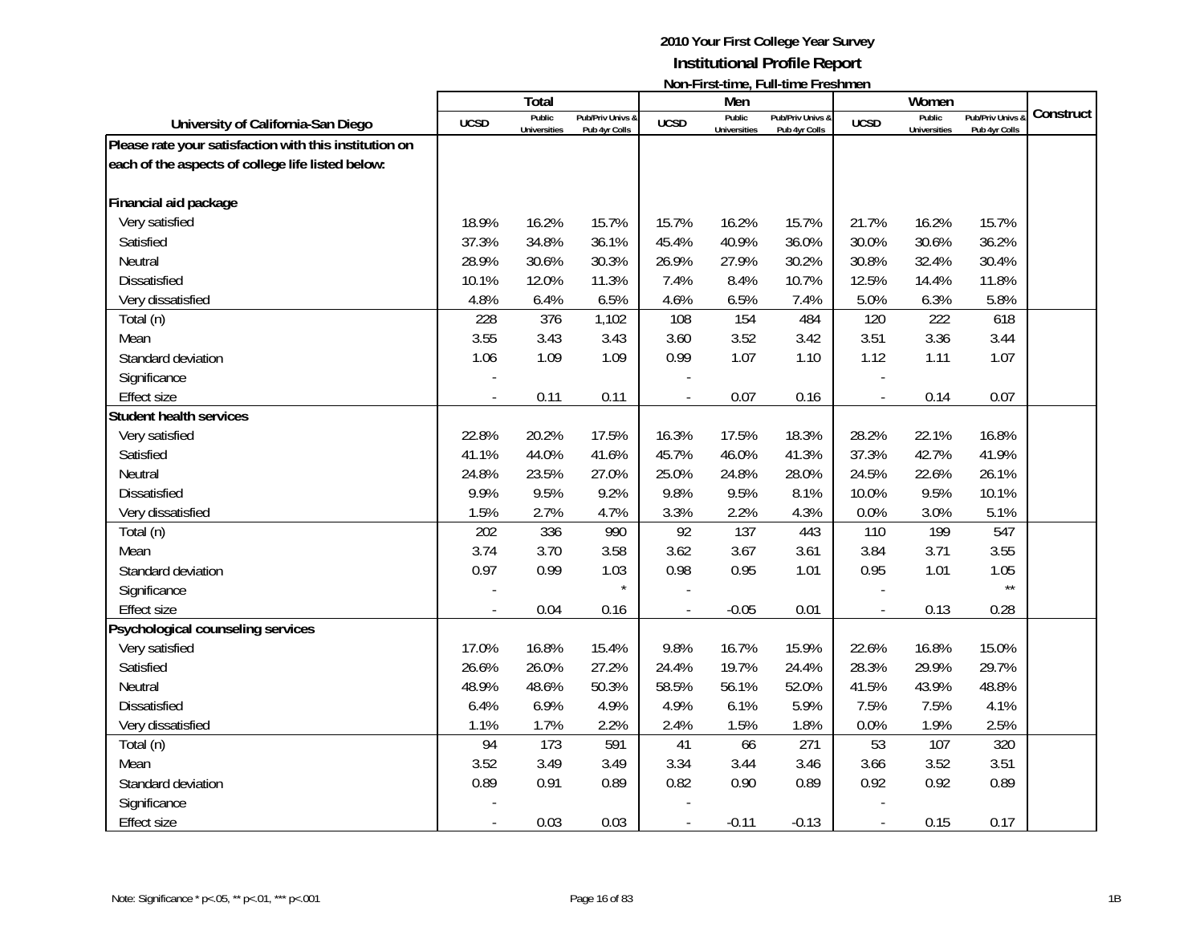# 2010 Your First College Year Survey
## Institutional Profile Report
### Non-First-time, Full-time Freshmen

| University of California-San Diego | Total | | | Men | | | Women | | | Construct |
|---|---|---|---|---|---|---|---|---|---|---|
| | UCSD | Public Universities | Pub/Priv Univs & Pub 4yr Colls | UCSD | Public Universities | Pub/Priv Univs & Pub 4yr Colls | UCSD | Public Universities | Pub/Priv Univs & Pub 4yr Colls | |
| **Please rate your satisfaction with this institution on each of the aspects of college life listed below:** | | | | | | | | | | |
| **Financial aid package** | | | | | | | | | | |
| Very satisfied | 18.9% | 16.2% | 15.7% | 15.7% | 16.2% | 15.7% | 21.7% | 16.2% | 15.7% | |
| Satisfied | 37.3% | 34.8% | 36.1% | 45.4% | 40.9% | 36.0% | 30.0% | 30.6% | 36.2% | |
| Neutral | 28.9% | 30.6% | 30.3% | 26.9% | 27.9% | 30.2% | 30.8% | 32.4% | 30.4% | |
| Dissatisfied | 10.1% | 12.0% | 11.3% | 7.4% | 8.4% | 10.7% | 12.5% | 14.4% | 11.8% | |
| Very dissatisfied | 4.8% | 6.4% | 6.5% | 4.6% | 6.5% | 7.4% | 5.0% | 6.3% | 5.8% | |
| Total (n) | 228 | 376 | 1,102 | 108 | 154 | 484 | 120 | 222 | 618 | |
| Mean | 3.55 | 3.43 | 3.43 | 3.60 | 3.52 | 3.42 | 3.51 | 3.36 | 3.44 | |
| Standard deviation | 1.06 | 1.09 | 1.09 | 0.99 | 1.07 | 1.10 | 1.12 | 1.11 | 1.07 | |
| Significance | - | | | - | | | - | | | |
| Effect size | - | 0.11 | 0.11 | - | 0.07 | 0.16 | - | 0.14 | 0.07 | |
| **Student health services** | | | | | | | | | | |
| Very satisfied | 22.8% | 20.2% | 17.5% | 16.3% | 17.5% | 18.3% | 28.2% | 22.1% | 16.8% | |
| Satisfied | 41.1% | 44.0% | 41.6% | 45.7% | 46.0% | 41.3% | 37.3% | 42.7% | 41.9% | |
| Neutral | 24.8% | 23.5% | 27.0% | 25.0% | 24.8% | 28.0% | 24.5% | 22.6% | 26.1% | |
| Dissatisfied | 9.9% | 9.5% | 9.2% | 9.8% | 9.5% | 8.1% | 10.0% | 9.5% | 10.1% | |
| Very dissatisfied | 1.5% | 2.7% | 4.7% | 3.3% | 2.2% | 4.3% | 0.0% | 3.0% | 5.1% | |
| Total (n) | 202 | 336 | 990 | 92 | 137 | 443 | 110 | 199 | 547 | |
| Mean | 3.74 | 3.70 | 3.58 | 3.62 | 3.67 | 3.61 | 3.84 | 3.71 | 3.55 | |
| Standard deviation | 0.97 | 0.99 | 1.03 | 0.98 | 0.95 | 1.01 | 0.95 | 1.01 | 1.05 | |
| Significance | - | | * | - | | | - | | ** | |
| Effect size | - | 0.04 | 0.16 | - | -0.05 | 0.01 | - | 0.13 | 0.28 | |
| **Psychological counseling services** | | | | | | | | | | |
| Very satisfied | 17.0% | 16.8% | 15.4% | 9.8% | 16.7% | 15.9% | 22.6% | 16.8% | 15.0% | |
| Satisfied | 26.6% | 26.0% | 27.2% | 24.4% | 19.7% | 24.4% | 28.3% | 29.9% | 29.7% | |
| Neutral | 48.9% | 48.6% | 50.3% | 58.5% | 56.1% | 52.0% | 41.5% | 43.9% | 48.8% | |
| Dissatisfied | 6.4% | 6.9% | 4.9% | 4.9% | 6.1% | 5.9% | 7.5% | 7.5% | 4.1% | |
| Very dissatisfied | 1.1% | 1.7% | 2.2% | 2.4% | 1.5% | 1.8% | 0.0% | 1.9% | 2.5% | |
| Total (n) | 94 | 173 | 591 | 41 | 66 | 271 | 53 | 107 | 320 | |
| Mean | 3.52 | 3.49 | 3.49 | 3.34 | 3.44 | 3.46 | 3.66 | 3.52 | 3.51 | |
| Standard deviation | 0.89 | 0.91 | 0.89 | 0.82 | 0.90 | 0.89 | 0.92 | 0.92 | 0.89 | |
| Significance | - | | | - | | | - | | | |
| Effect size | - | 0.03 | 0.03 | - | -0.11 | -0.13 | - | 0.15 | 0.17 | |

Note: Significance * p<.05, ** p<.01, *** p<.001

1B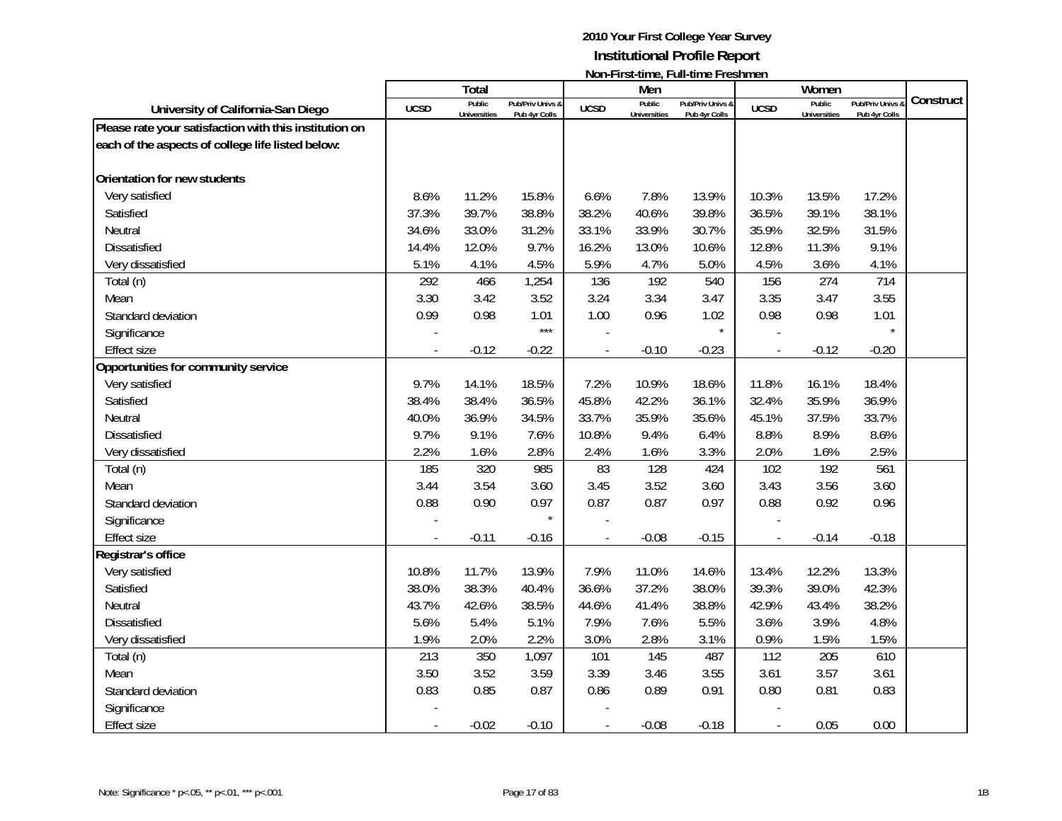# 2010 Your First College Year Survey
## Institutional Profile Report
### Non-First-time, Full-time Freshmen

| University of California-San Diego | Total | | | Men | | | Women | | | Construct |
|---|---|---|---|---|---|---|---|---|---|---|
| | UCSD | Public Universities | Pub/Priv Univs & Pub 4yr Colls | UCSD | Public Universities | Pub/Priv Univs & Pub 4yr Colls | UCSD | Public Universities | Pub/Priv Univs & Pub 4yr Colls | |
| **Please rate your satisfaction with this institution on each of the aspects of college life listed below:** | | | | | | | | | | |
| **Orientation for new students** | | | | | | | | | | |
| Very satisfied | 8.6% | 11.2% | 15.8% | 6.6% | 7.8% | 13.9% | 10.3% | 13.5% | 17.2% | |
| Satisfied | 37.3% | 39.7% | 38.8% | 38.2% | 40.6% | 39.8% | 36.5% | 39.1% | 38.1% | |
| Neutral | 34.6% | 33.0% | 31.2% | 33.1% | 33.9% | 30.7% | 35.9% | 32.5% | 31.5% | |
| Dissatisfied | 14.4% | 12.0% | 9.7% | 16.2% | 13.0% | 10.6% | 12.8% | 11.3% | 9.1% | |
| Very dissatisfied | 5.1% | 4.1% | 4.5% | 5.9% | 4.7% | 5.0% | 4.5% | 3.6% | 4.1% | |
| Total (n) | 292 | 466 | 1,254 | 136 | 192 | 540 | 156 | 274 | 714 | |
| Mean | 3.30 | 3.42 | 3.52 | 3.24 | 3.34 | 3.47 | 3.35 | 3.47 | 3.55 | |
| Standard deviation | 0.99 | 0.98 | 1.01 | 1.00 | 0.96 | 1.02 | 0.98 | 0.98 | 1.01 | |
| Significance | - | | *** | - | | * | - | | * | |
| Effect size | - | -0.12 | -0.22 | - | -0.10 | -0.23 | - | -0.12 | -0.20 | |
| **Opportunities for community service** | | | | | | | | | | |
| Very satisfied | 9.7% | 14.1% | 18.5% | 7.2% | 10.9% | 18.6% | 11.8% | 16.1% | 18.4% | |
| Satisfied | 38.4% | 38.4% | 36.5% | 45.8% | 42.2% | 36.1% | 32.4% | 35.9% | 36.9% | |
| Neutral | 40.0% | 36.9% | 34.5% | 33.7% | 35.9% | 35.6% | 45.1% | 37.5% | 33.7% | |
| Dissatisfied | 9.7% | 9.1% | 7.6% | 10.8% | 9.4% | 6.4% | 8.8% | 8.9% | 8.6% | |
| Very dissatisfied | 2.2% | 1.6% | 2.8% | 2.4% | 1.6% | 3.3% | 2.0% | 1.6% | 2.5% | |
| Total (n) | 185 | 320 | 985 | 83 | 128 | 424 | 102 | 192 | 561 | |
| Mean | 3.44 | 3.54 | 3.60 | 3.45 | 3.52 | 3.60 | 3.43 | 3.56 | 3.60 | |
| Standard deviation | 0.88 | 0.90 | 0.97 | 0.87 | 0.87 | 0.97 | 0.88 | 0.92 | 0.96 | |
| Significance | - | | * | - | | | - | | | |
| Effect size | - | -0.11 | -0.16 | - | -0.08 | -0.15 | - | -0.14 | -0.18 | |
| **Registrar's office** | | | | | | | | | | |
| Very satisfied | 10.8% | 11.7% | 13.9% | 7.9% | 11.0% | 14.6% | 13.4% | 12.2% | 13.3% | |
| Satisfied | 38.0% | 38.3% | 40.4% | 36.6% | 37.2% | 38.0% | 39.3% | 39.0% | 42.3% | |
| Neutral | 43.7% | 42.6% | 38.5% | 44.6% | 41.4% | 38.8% | 42.9% | 43.4% | 38.2% | |
| Dissatisfied | 5.6% | 5.4% | 5.1% | 7.9% | 7.6% | 5.5% | 3.6% | 3.9% | 4.8% | |
| Very dissatisfied | 1.9% | 2.0% | 2.2% | 3.0% | 2.8% | 3.1% | 0.9% | 1.5% | 1.5% | |
| Total (n) | 213 | 350 | 1,097 | 101 | 145 | 487 | 112 | 205 | 610 | |
| Mean | 3.50 | 3.52 | 3.59 | 3.39 | 3.46 | 3.55 | 3.61 | 3.57 | 3.61 | |
| Standard deviation | 0.83 | 0.85 | 0.87 | 0.86 | 0.89 | 0.91 | 0.80 | 0.81 | 0.83 | |
| Significance | - | | | - | | | - | | | |
| Effect size | - | -0.02 | -0.10 | - | -0.08 | -0.18 | - | 0.05 | 0.00 | |

Note: Significance * p<.05, ** p<.01, *** p<.001

1B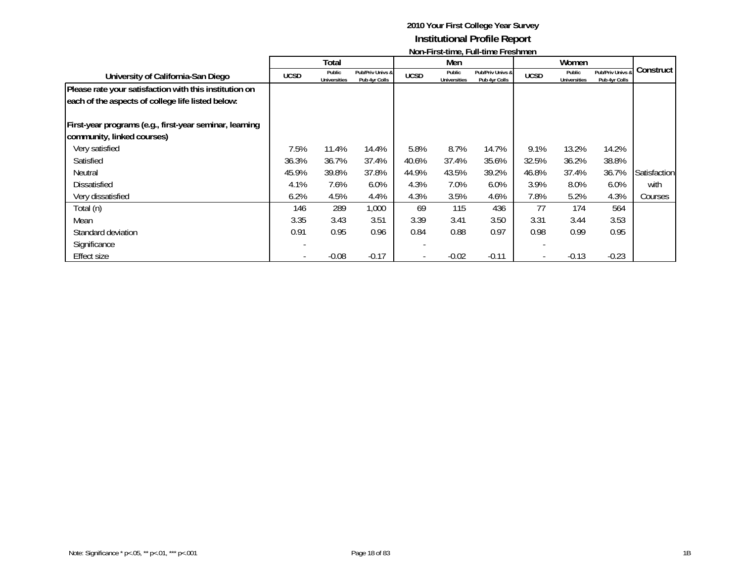**2010 Your First College Year Survey**

**Institutional Profile Report**

**Non-First-time, Full-time Freshmen**

| University of California-San Diego | Total | | | Men | | | Women | | | Construct |
|---|---|---|---|---|---|---|---|---|---|---|
| | UCSD | Public Universities | Pub/Priv Univs & Pub 4yr Colls | UCSD | Public Universities | Pub/Priv Univs & Pub 4yr Colls | UCSD | Public Universities | Pub/Priv Univs & Pub 4yr Colls | |
| **Please rate your satisfaction with this institution on each of the aspects of college life listed below:** | | | | | | | | | | |
| **First-year programs (e.g., first-year seminar, learning community, linked courses)** | | | | | | | | | | |
| Very satisfied | 7.5% | 11.4% | 14.4% | 5.8% | 8.7% | 14.7% | 9.1% | 13.2% | 14.2% | |
| Satisfied | 36.3% | 36.7% | 37.4% | 40.6% | 37.4% | 35.6% | 32.5% | 36.2% | 38.8% | |
| Neutral | 45.9% | 39.8% | 37.8% | 44.9% | 43.5% | 39.2% | 46.8% | 37.4% | 36.7% | Satisfaction |
| Dissatisfied | 4.1% | 7.6% | 6.0% | 4.3% | 7.0% | 6.0% | 3.9% | 8.0% | 6.0% | with |
| Very dissatisfied | 6.2% | 4.5% | 4.4% | 4.3% | 3.5% | 4.6% | 7.8% | 5.2% | 4.3% | Courses |
| Total (n) | 146 | 289 | 1,000 | 69 | 115 | 436 | 77 | 174 | 564 | |
| Mean | 3.35 | 3.43 | 3.51 | 3.39 | 3.41 | 3.50 | 3.31 | 3.44 | 3.53 | |
| Standard deviation | 0.91 | 0.95 | 0.96 | 0.84 | 0.88 | 0.97 | 0.98 | 0.99 | 0.95 | |
| Significance | - | | | - | | | - | | | |
| Effect size | - | -0.08 | -0.17 | - | -0.02 | -0.11 | - | -0.13 | -0.23 | |

Note: Significance * p<.05, ** p<.01, *** p<.001

1B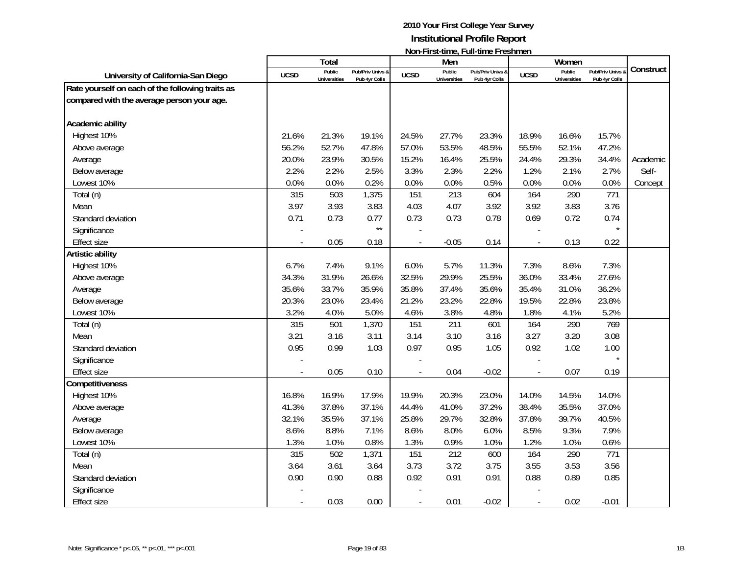# 2010 Your First College Year Survey
## Institutional Profile Report
### Non-First-time, Full-time Freshmen

| University of California-San Diego | Total | | | Men | | | Women | | | Construct |
|---|---|---|---|---|---|---|---|---|---|---|
| | UCSD | Public Universities | Pub/Priv Univs & Pub 4yr Colls | UCSD | Public Universities | Pub/Priv Univs & Pub 4yr Colls | UCSD | Public Universities | Pub/Priv Univs & Pub 4yr Colls | |
| **Rate yourself on each of the following traits as compared with the average person your age.** | | | | | | | | | | |
| **Academic ability** | | | | | | | | | | |
| Highest 10% | 21.6% | 21.3% | 19.1% | 24.5% | 27.7% | 23.3% | 18.9% | 16.6% | 15.7% | |
| Above average | 56.2% | 52.7% | 47.8% | 57.0% | 53.5% | 48.5% | 55.5% | 52.1% | 47.2% | |
| Average | 20.0% | 23.9% | 30.5% | 15.2% | 16.4% | 25.5% | 24.4% | 29.3% | 34.4% | Academic |
| Below average | 2.2% | 2.2% | 2.5% | 3.3% | 2.3% | 2.2% | 1.2% | 2.1% | 2.7% | Self- |
| Lowest 10% | 0.0% | 0.0% | 0.2% | 0.0% | 0.0% | 0.5% | 0.0% | 0.0% | 0.0% | Concept |
| Total (n) | 315 | 503 | 1,375 | 151 | 213 | 604 | 164 | 290 | 771 | |
| Mean | 3.97 | 3.93 | 3.83 | 4.03 | 4.07 | 3.92 | 3.92 | 3.83 | 3.76 | |
| Standard deviation | 0.71 | 0.73 | 0.77 | 0.73 | 0.73 | 0.78 | 0.69 | 0.72 | 0.74 | |
| Significance | - | | ** | - | | | - | | * | |
| Effect size | - | 0.05 | 0.18 | - | -0.05 | 0.14 | - | 0.13 | 0.22 | |
| **Artistic ability** | | | | | | | | | | |
| Highest 10% | 6.7% | 7.4% | 9.1% | 6.0% | 5.7% | 11.3% | 7.3% | 8.6% | 7.3% | |
| Above average | 34.3% | 31.9% | 26.6% | 32.5% | 29.9% | 25.5% | 36.0% | 33.4% | 27.6% | |
| Average | 35.6% | 33.7% | 35.9% | 35.8% | 37.4% | 35.6% | 35.4% | 31.0% | 36.2% | |
| Below average | 20.3% | 23.0% | 23.4% | 21.2% | 23.2% | 22.8% | 19.5% | 22.8% | 23.8% | |
| Lowest 10% | 3.2% | 4.0% | 5.0% | 4.6% | 3.8% | 4.8% | 1.8% | 4.1% | 5.2% | |
| Total (n) | 315 | 501 | 1,370 | 151 | 211 | 601 | 164 | 290 | 769 | |
| Mean | 3.21 | 3.16 | 3.11 | 3.14 | 3.10 | 3.16 | 3.27 | 3.20 | 3.08 | |
| Standard deviation | 0.95 | 0.99 | 1.03 | 0.97 | 0.95 | 1.05 | 0.92 | 1.02 | 1.00 | |
| Significance | - | | | - | | | - | | * | |
| Effect size | - | 0.05 | 0.10 | - | 0.04 | -0.02 | - | 0.07 | 0.19 | |
| **Competitiveness** | | | | | | | | | | |
| Highest 10% | 16.8% | 16.9% | 17.9% | 19.9% | 20.3% | 23.0% | 14.0% | 14.5% | 14.0% | |
| Above average | 41.3% | 37.8% | 37.1% | 44.4% | 41.0% | 37.2% | 38.4% | 35.5% | 37.0% | |
| Average | 32.1% | 35.5% | 37.1% | 25.8% | 29.7% | 32.8% | 37.8% | 39.7% | 40.5% | |
| Below average | 8.6% | 8.8% | 7.1% | 8.6% | 8.0% | 6.0% | 8.5% | 9.3% | 7.9% | |
| Lowest 10% | 1.3% | 1.0% | 0.8% | 1.3% | 0.9% | 1.0% | 1.2% | 1.0% | 0.6% | |
| Total (n) | 315 | 502 | 1,371 | 151 | 212 | 600 | 164 | 290 | 771 | |
| Mean | 3.64 | 3.61 | 3.64 | 3.73 | 3.72 | 3.75 | 3.55 | 3.53 | 3.56 | |
| Standard deviation | 0.90 | 0.90 | 0.88 | 0.92 | 0.91 | 0.91 | 0.88 | 0.89 | 0.85 | |
| Significance | - | | | - | | | - | | | |
| Effect size | - | 0.03 | 0.00 | - | 0.01 | -0.02 | - | 0.02 | -0.01 | |

Note: Significance * p<.05, ** p<.01, *** p<.001

1B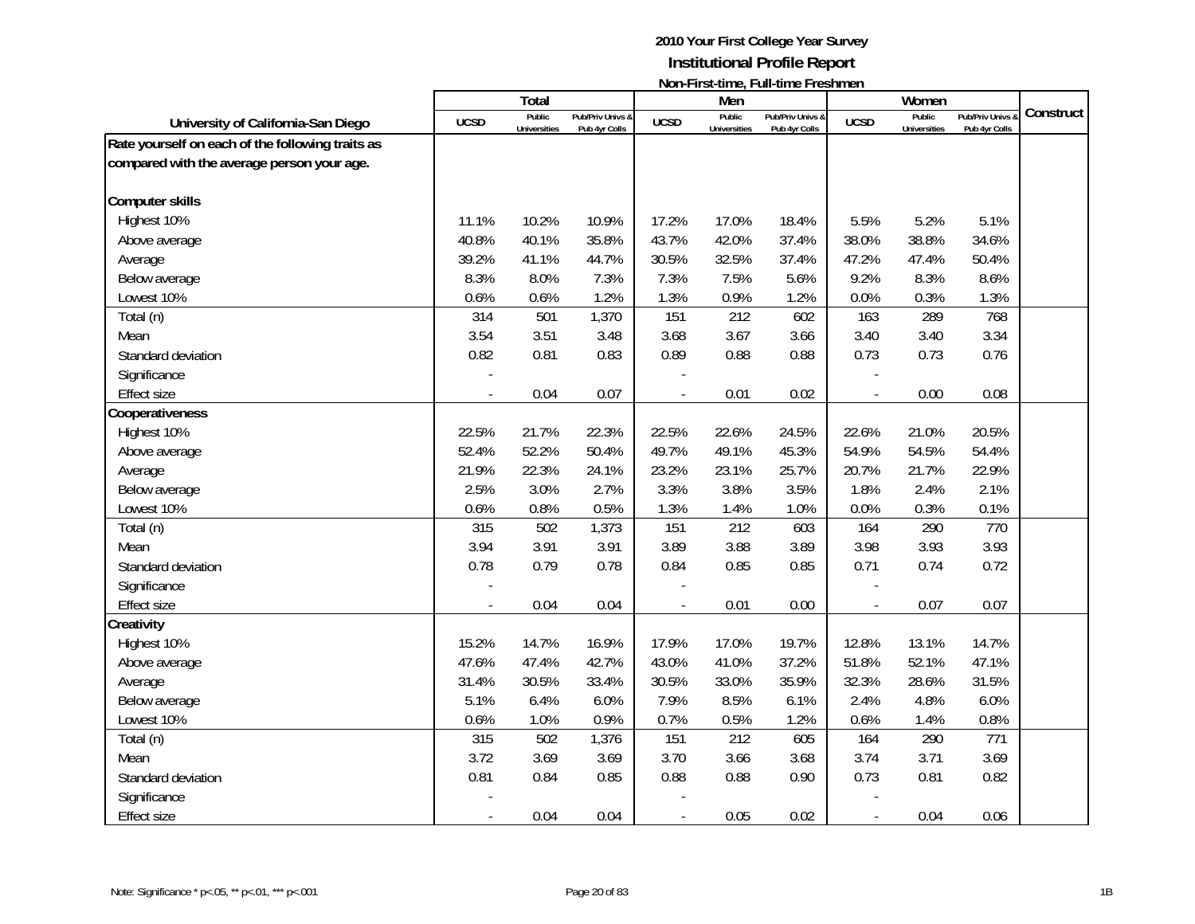# 2010 Your First College Year Survey
## Institutional Profile Report
### Non-First-time, Full-time Freshmen

| University of California-San Diego | Total | | | Men | | | Women | | | Construct |
|---|---|---|---|---|---|---|---|---|---|---|
| | UCSD | Public Universities | Pub/Priv Univs & Pub 4yr Colls | UCSD | Public Universities | Pub/Priv Univs & Pub 4yr Colls | UCSD | Public Universities | Pub/Priv Univs & Pub 4yr Colls | |
| **Rate yourself on each of the following traits as compared with the average person your age.** | | | | | | | | | | |
| **Computer skills** | | | | | | | | | | |
| Highest 10% | 11.1% | 10.2% | 10.9% | 17.2% | 17.0% | 18.4% | 5.5% | 5.2% | 5.1% | |
| Above average | 40.8% | 40.1% | 35.8% | 43.7% | 42.0% | 37.4% | 38.0% | 38.8% | 34.6% | |
| Average | 39.2% | 41.1% | 44.7% | 30.5% | 32.5% | 37.4% | 47.2% | 47.4% | 50.4% | |
| Below average | 8.3% | 8.0% | 7.3% | 7.3% | 7.5% | 5.6% | 9.2% | 8.3% | 8.6% | |
| Lowest 10% | 0.6% | 0.6% | 1.2% | 1.3% | 0.9% | 1.2% | 0.0% | 0.3% | 1.3% | |
| Total (n) | 314 | 501 | 1,370 | 151 | 212 | 602 | 163 | 289 | 768 | |
| Mean | 3.54 | 3.51 | 3.48 | 3.68 | 3.67 | 3.66 | 3.40 | 3.40 | 3.34 | |
| Standard deviation | 0.82 | 0.81 | 0.83 | 0.89 | 0.88 | 0.88 | 0.73 | 0.73 | 0.76 | |
| Significance | - | | | - | | | - | | | |
| Effect size | - | 0.04 | 0.07 | - | 0.01 | 0.02 | - | 0.00 | 0.08 | |
| **Cooperativeness** | | | | | | | | | | |
| Highest 10% | 22.5% | 21.7% | 22.3% | 22.5% | 22.6% | 24.5% | 22.6% | 21.0% | 20.5% | |
| Above average | 52.4% | 52.2% | 50.4% | 49.7% | 49.1% | 45.3% | 54.9% | 54.5% | 54.4% | |
| Average | 21.9% | 22.3% | 24.1% | 23.2% | 23.1% | 25.7% | 20.7% | 21.7% | 22.9% | |
| Below average | 2.5% | 3.0% | 2.7% | 3.3% | 3.8% | 3.5% | 1.8% | 2.4% | 2.1% | |
| Lowest 10% | 0.6% | 0.8% | 0.5% | 1.3% | 1.4% | 1.0% | 0.0% | 0.3% | 0.1% | |
| Total (n) | 315 | 502 | 1,373 | 151 | 212 | 603 | 164 | 290 | 770 | |
| Mean | 3.94 | 3.91 | 3.91 | 3.89 | 3.88 | 3.89 | 3.98 | 3.93 | 3.93 | |
| Standard deviation | 0.78 | 0.79 | 0.78 | 0.84 | 0.85 | 0.85 | 0.71 | 0.74 | 0.72 | |
| Significance | - | | | - | | | - | | | |
| Effect size | - | 0.04 | 0.04 | - | 0.01 | 0.00 | - | 0.07 | 0.07 | |
| **Creativity** | | | | | | | | | | |
| Highest 10% | 15.2% | 14.7% | 16.9% | 17.9% | 17.0% | 19.7% | 12.8% | 13.1% | 14.7% | |
| Above average | 47.6% | 47.4% | 42.7% | 43.0% | 41.0% | 37.2% | 51.8% | 52.1% | 47.1% | |
| Average | 31.4% | 30.5% | 33.4% | 30.5% | 33.0% | 35.9% | 32.3% | 28.6% | 31.5% | |
| Below average | 5.1% | 6.4% | 6.0% | 7.9% | 8.5% | 6.1% | 2.4% | 4.8% | 6.0% | |
| Lowest 10% | 0.6% | 1.0% | 0.9% | 0.7% | 0.5% | 1.2% | 0.6% | 1.4% | 0.8% | |
| Total (n) | 315 | 502 | 1,376 | 151 | 212 | 605 | 164 | 290 | 771 | |
| Mean | 3.72 | 3.69 | 3.69 | 3.70 | 3.66 | 3.68 | 3.74 | 3.71 | 3.69 | |
| Standard deviation | 0.81 | 0.84 | 0.85 | 0.88 | 0.88 | 0.90 | 0.73 | 0.81 | 0.82 | |
| Significance | - | | | - | | | - | | | |
| Effect size | - | 0.04 | 0.04 | - | 0.05 | 0.02 | - | 0.04 | 0.06 | |

Note: Significance * p<.05, ** p<.01, *** p<.001

1B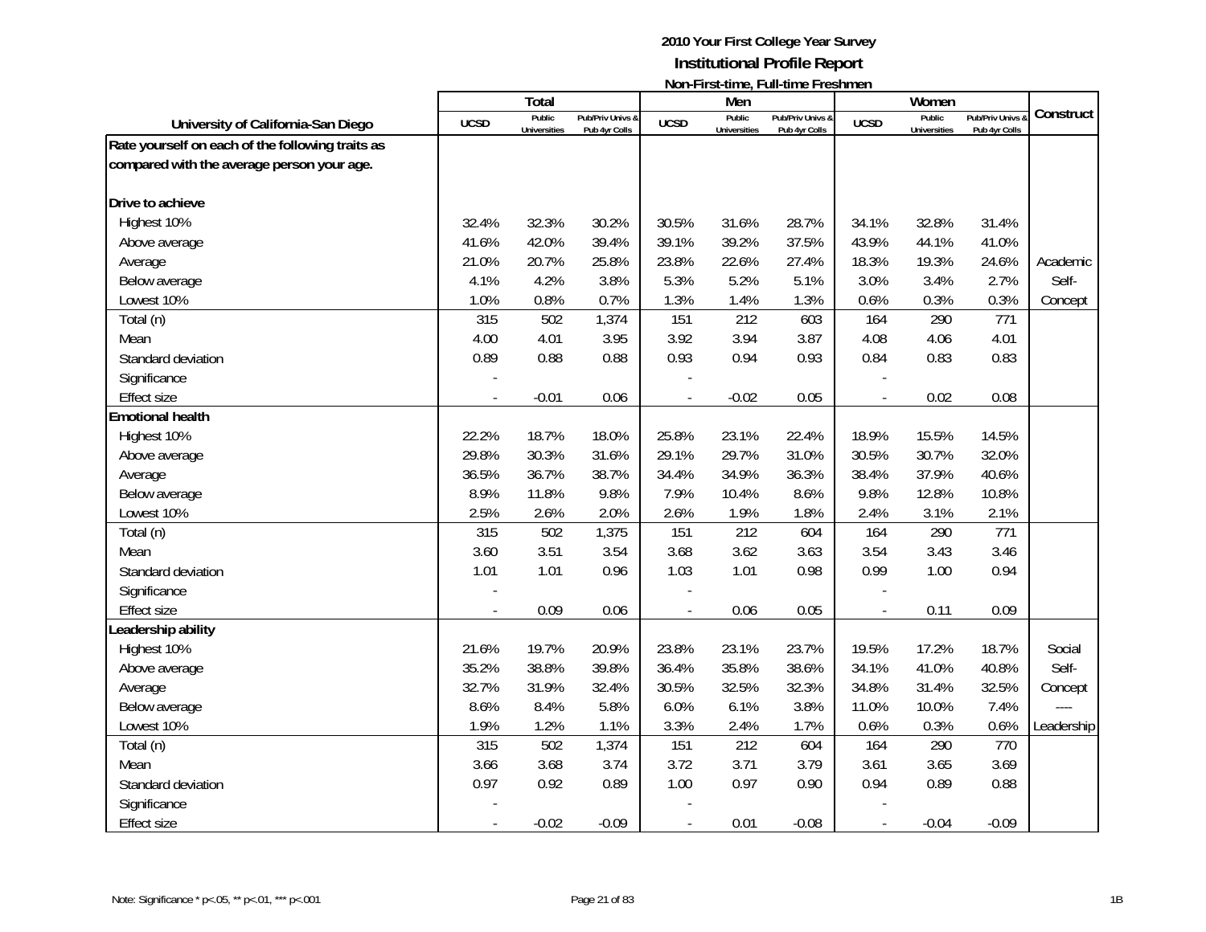# 2010 Your First College Year Survey

## Institutional Profile Report

### Non-First-time, Full-time Freshmen

| University of California-San Diego | Total | | | Men | | | Women | | | Construct |
|---|---|---|---|---|---|---|---|---|---|---|
| | UCSD | Public Universities | Pub/Priv Univs & Pub 4yr Colls | UCSD | Public Universities | Pub/Priv Univs & Pub 4yr Colls | UCSD | Public Universities | Pub/Priv Univs & Pub 4yr Colls | |
| **Rate yourself on each of the following traits as compared with the average person your age.** | | | | | | | | | | |
| **Drive to achieve** | | | | | | | | | | |
| Highest 10% | 32.4% | 32.3% | 30.2% | 30.5% | 31.6% | 28.7% | 34.1% | 32.8% | 31.4% | |
| Above average | 41.6% | 42.0% | 39.4% | 39.1% | 39.2% | 37.5% | 43.9% | 44.1% | 41.0% | |
| Average | 21.0% | 20.7% | 25.8% | 23.8% | 22.6% | 27.4% | 18.3% | 19.3% | 24.6% | Academic |
| Below average | 4.1% | 4.2% | 3.8% | 5.3% | 5.2% | 5.1% | 3.0% | 3.4% | 2.7% | Self- |
| Lowest 10% | 1.0% | 0.8% | 0.7% | 1.3% | 1.4% | 1.3% | 0.6% | 0.3% | 0.3% | Concept |
| Total (n) | 315 | 502 | 1,374 | 151 | 212 | 603 | 164 | 290 | 771 | |
| Mean | 4.00 | 4.01 | 3.95 | 3.92 | 3.94 | 3.87 | 4.08 | 4.06 | 4.01 | |
| Standard deviation | 0.89 | 0.88 | 0.88 | 0.93 | 0.94 | 0.93 | 0.84 | 0.83 | 0.83 | |
| Significance | - | | | - | | | - | | | |
| Effect size | - | -0.01 | 0.06 | - | -0.02 | 0.05 | - | 0.02 | 0.08 | |
| **Emotional health** | | | | | | | | | | |
| Highest 10% | 22.2% | 18.7% | 18.0% | 25.8% | 23.1% | 22.4% | 18.9% | 15.5% | 14.5% | |
| Above average | 29.8% | 30.3% | 31.6% | 29.1% | 29.7% | 31.0% | 30.5% | 30.7% | 32.0% | |
| Average | 36.5% | 36.7% | 38.7% | 34.4% | 34.9% | 36.3% | 38.4% | 37.9% | 40.6% | |
| Below average | 8.9% | 11.8% | 9.8% | 7.9% | 10.4% | 8.6% | 9.8% | 12.8% | 10.8% | |
| Lowest 10% | 2.5% | 2.6% | 2.0% | 2.6% | 1.9% | 1.8% | 2.4% | 3.1% | 2.1% | |
| Total (n) | 315 | 502 | 1,375 | 151 | 212 | 604 | 164 | 290 | 771 | |
| Mean | 3.60 | 3.51 | 3.54 | 3.68 | 3.62 | 3.63 | 3.54 | 3.43 | 3.46 | |
| Standard deviation | 1.01 | 1.01 | 0.96 | 1.03 | 1.01 | 0.98 | 0.99 | 1.00 | 0.94 | |
| Significance | - | | | - | | | - | | | |
| Effect size | - | 0.09 | 0.06 | - | 0.06 | 0.05 | - | 0.11 | 0.09 | |
| **Leadership ability** | | | | | | | | | | |
| Highest 10% | 21.6% | 19.7% | 20.9% | 23.8% | 23.1% | 23.7% | 19.5% | 17.2% | 18.7% | Social |
| Above average | 35.2% | 38.8% | 39.8% | 36.4% | 35.8% | 38.6% | 34.1% | 41.0% | 40.8% | Self- |
| Average | 32.7% | 31.9% | 32.4% | 30.5% | 32.5% | 32.3% | 34.8% | 31.4% | 32.5% | Concept |
| Below average | 8.6% | 8.4% | 5.8% | 6.0% | 6.1% | 3.8% | 11.0% | 10.0% | 7.4% | ---- |
| Lowest 10% | 1.9% | 1.2% | 1.1% | 3.3% | 2.4% | 1.7% | 0.6% | 0.3% | 0.6% | Leadership |
| Total (n) | 315 | 502 | 1,374 | 151 | 212 | 604 | 164 | 290 | 770 | |
| Mean | 3.66 | 3.68 | 3.74 | 3.72 | 3.71 | 3.79 | 3.61 | 3.65 | 3.69 | |
| Standard deviation | 0.97 | 0.92 | 0.89 | 1.00 | 0.97 | 0.90 | 0.94 | 0.89 | 0.88 | |
| Significance | - | | | - | | | - | | | |
| Effect size | - | -0.02 | -0.09 | - | 0.01 | -0.08 | - | -0.04 | -0.09 | |

Note: Significance * p<.05, ** p<.01, *** p<.001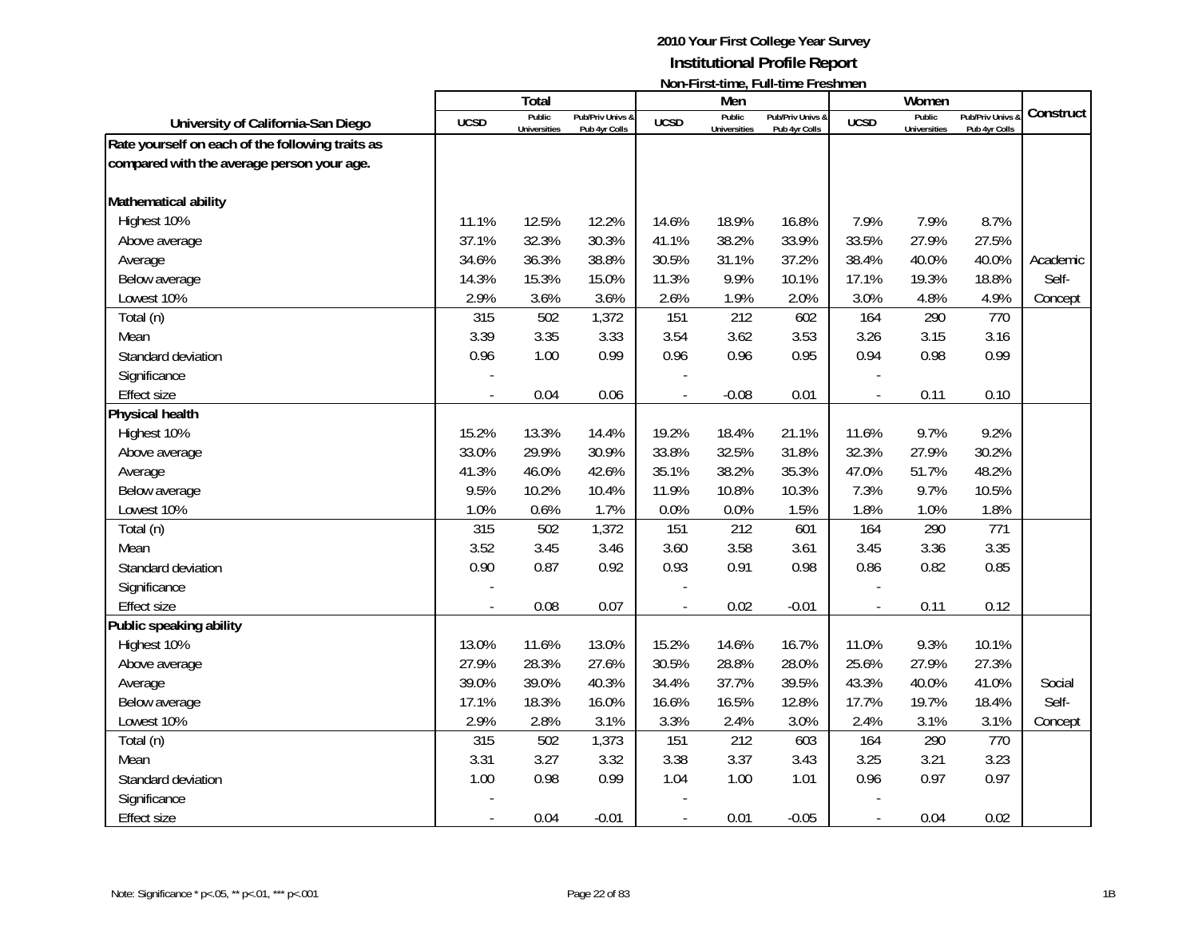# 2010 Your First College Year Survey
## Institutional Profile Report
### Non-First-time, Full-time Freshmen

| University of California-San Diego | Total | | | Men | | | Women | | | Construct |
|---|---|---|---|---|---|---|---|---|---|---|
| | UCSD | Public Universities | Pub/Priv Univs & Pub 4yr Colls | UCSD | Public Universities | Pub/Priv Univs & Pub 4yr Colls | UCSD | Public Universities | Pub/Priv Univs & Pub 4yr Colls | |
| **Rate yourself on each of the following traits as compared with the average person your age.** | | | | | | | | | | |
| **Mathematical ability** | | | | | | | | | | |
| Highest 10% | 11.1% | 12.5% | 12.2% | 14.6% | 18.9% | 16.8% | 7.9% | 7.9% | 8.7% | |
| Above average | 37.1% | 32.3% | 30.3% | 41.1% | 38.2% | 33.9% | 33.5% | 27.9% | 27.5% | |
| Average | 34.6% | 36.3% | 38.8% | 30.5% | 31.1% | 37.2% | 38.4% | 40.0% | 40.0% | Academic |
| Below average | 14.3% | 15.3% | 15.0% | 11.3% | 9.9% | 10.1% | 17.1% | 19.3% | 18.8% | Self- |
| Lowest 10% | 2.9% | 3.6% | 3.6% | 2.6% | 1.9% | 2.0% | 3.0% | 4.8% | 4.9% | Concept |
| Total (n) | 315 | 502 | 1,372 | 151 | 212 | 602 | 164 | 290 | 770 | |
| Mean | 3.39 | 3.35 | 3.33 | 3.54 | 3.62 | 3.53 | 3.26 | 3.15 | 3.16 | |
| Standard deviation | 0.96 | 1.00 | 0.99 | 0.96 | 0.96 | 0.95 | 0.94 | 0.98 | 0.99 | |
| Significance | - | | | - | | | - | | | |
| Effect size | - | 0.04 | 0.06 | - | -0.08 | 0.01 | - | 0.11 | 0.10 | |
| **Physical health** | | | | | | | | | | |
| Highest 10% | 15.2% | 13.3% | 14.4% | 19.2% | 18.4% | 21.1% | 11.6% | 9.7% | 9.2% | |
| Above average | 33.0% | 29.9% | 30.9% | 33.8% | 32.5% | 31.8% | 32.3% | 27.9% | 30.2% | |
| Average | 41.3% | 46.0% | 42.6% | 35.1% | 38.2% | 35.3% | 47.0% | 51.7% | 48.2% | |
| Below average | 9.5% | 10.2% | 10.4% | 11.9% | 10.8% | 10.3% | 7.3% | 9.7% | 10.5% | |
| Lowest 10% | 1.0% | 0.6% | 1.7% | 0.0% | 0.0% | 1.5% | 1.8% | 1.0% | 1.8% | |
| Total (n) | 315 | 502 | 1,372 | 151 | 212 | 601 | 164 | 290 | 771 | |
| Mean | 3.52 | 3.45 | 3.46 | 3.60 | 3.58 | 3.61 | 3.45 | 3.36 | 3.35 | |
| Standard deviation | 0.90 | 0.87 | 0.92 | 0.93 | 0.91 | 0.98 | 0.86 | 0.82 | 0.85 | |
| Significance | - | | | - | | | - | | | |
| Effect size | - | 0.08 | 0.07 | - | 0.02 | -0.01 | - | 0.11 | 0.12 | |
| **Public speaking ability** | | | | | | | | | | |
| Highest 10% | 13.0% | 11.6% | 13.0% | 15.2% | 14.6% | 16.7% | 11.0% | 9.3% | 10.1% | |
| Above average | 27.9% | 28.3% | 27.6% | 30.5% | 28.8% | 28.0% | 25.6% | 27.9% | 27.3% | |
| Average | 39.0% | 39.0% | 40.3% | 34.4% | 37.7% | 39.5% | 43.3% | 40.0% | 41.0% | Social |
| Below average | 17.1% | 18.3% | 16.0% | 16.6% | 16.5% | 12.8% | 17.7% | 19.7% | 18.4% | Self- |
| Lowest 10% | 2.9% | 2.8% | 3.1% | 3.3% | 2.4% | 3.0% | 2.4% | 3.1% | 3.1% | Concept |
| Total (n) | 315 | 502 | 1,373 | 151 | 212 | 603 | 164 | 290 | 770 | |
| Mean | 3.31 | 3.27 | 3.32 | 3.38 | 3.37 | 3.43 | 3.25 | 3.21 | 3.23 | |
| Standard deviation | 1.00 | 0.98 | 0.99 | 1.04 | 1.00 | 1.01 | 0.96 | 0.97 | 0.97 | |
| Significance | - | | | - | | | - | | | |
| Effect size | - | 0.04 | -0.01 | - | 0.01 | -0.05 | - | 0.04 | 0.02 | |

Note: Significance * p<.05, ** p<.01, *** p<.001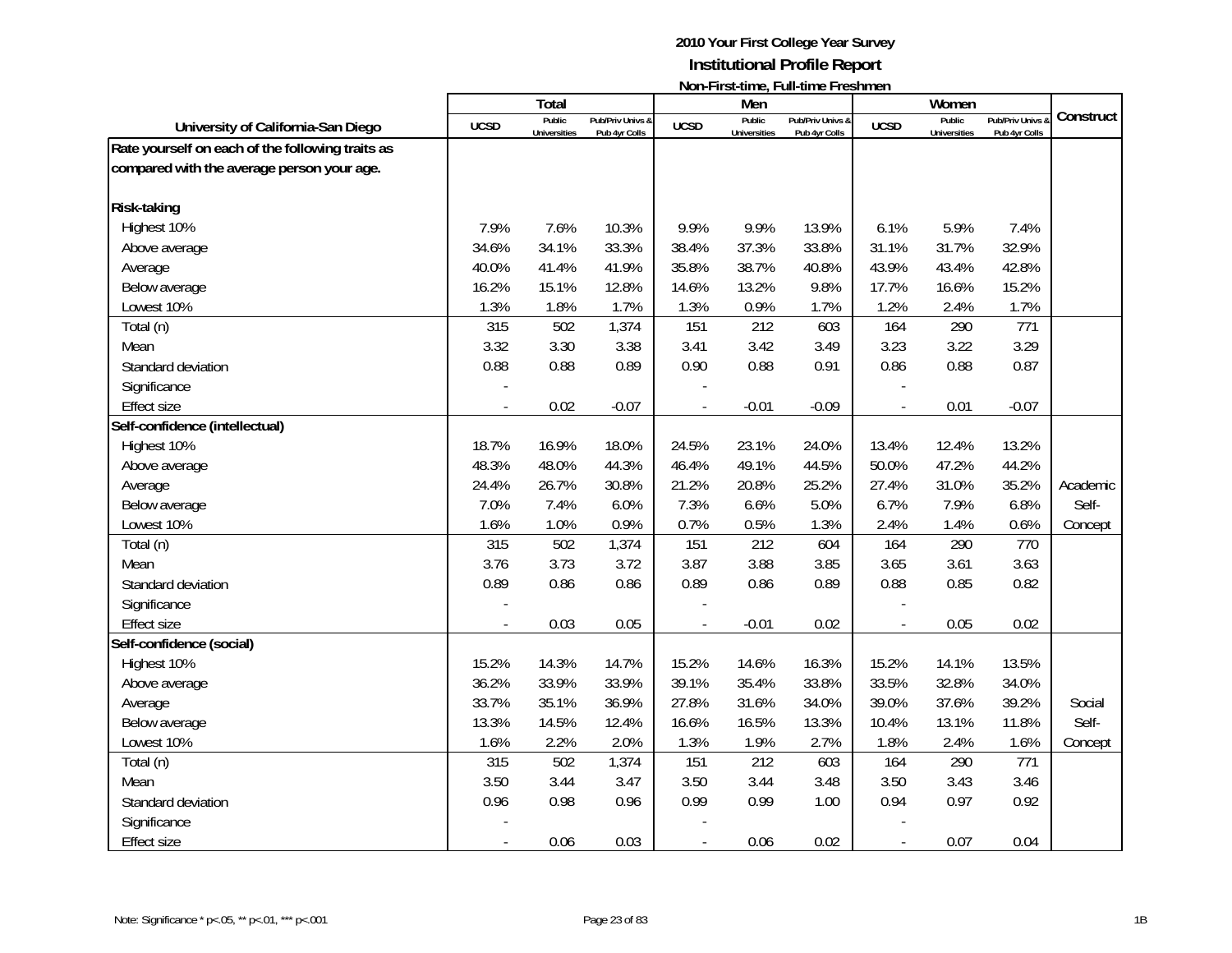# 2010 Your First College Year Survey

## Institutional Profile Report

### Non-First-time, Full-time Freshmen

| University of California-San Diego | Total | | | Men | | | Women | | | Construct |
|---|---|---|---|---|---|---|---|---|---|---|
| | UCSD | Public Universities | Pub/Priv Univs & Pub 4yr Colls | UCSD | Public Universities | Pub/Priv Univs & Pub 4yr Colls | UCSD | Public Universities | Pub/Priv Univs & Pub 4yr Colls | |
| **Rate yourself on each of the following traits as compared with the average person your age.** | | | | | | | | | | |
| **Risk-taking** | | | | | | | | | | |
| Highest 10% | 7.9% | 7.6% | 10.3% | 9.9% | 9.9% | 13.9% | 6.1% | 5.9% | 7.4% | |
| Above average | 34.6% | 34.1% | 33.3% | 38.4% | 37.3% | 33.8% | 31.1% | 31.7% | 32.9% | |
| Average | 40.0% | 41.4% | 41.9% | 35.8% | 38.7% | 40.8% | 43.9% | 43.4% | 42.8% | |
| Below average | 16.2% | 15.1% | 12.8% | 14.6% | 13.2% | 9.8% | 17.7% | 16.6% | 15.2% | |
| Lowest 10% | 1.3% | 1.8% | 1.7% | 1.3% | 0.9% | 1.7% | 1.2% | 2.4% | 1.7% | |
| Total (n) | 315 | 502 | 1,374 | 151 | 212 | 603 | 164 | 290 | 771 | |
| Mean | 3.32 | 3.30 | 3.38 | 3.41 | 3.42 | 3.49 | 3.23 | 3.22 | 3.29 | |
| Standard deviation | 0.88 | 0.88 | 0.89 | 0.90 | 0.88 | 0.91 | 0.86 | 0.88 | 0.87 | |
| Significance | - | | | - | | | - | | | |
| Effect size | - | 0.02 | -0.07 | - | -0.01 | -0.09 | - | 0.01 | -0.07 | |
| **Self-confidence (intellectual)** | | | | | | | | | | |
| Highest 10% | 18.7% | 16.9% | 18.0% | 24.5% | 23.1% | 24.0% | 13.4% | 12.4% | 13.2% | |
| Above average | 48.3% | 48.0% | 44.3% | 46.4% | 49.1% | 44.5% | 50.0% | 47.2% | 44.2% | |
| Average | 24.4% | 26.7% | 30.8% | 21.2% | 20.8% | 25.2% | 27.4% | 31.0% | 35.2% | Academic |
| Below average | 7.0% | 7.4% | 6.0% | 7.3% | 6.6% | 5.0% | 6.7% | 7.9% | 6.8% | Self- |
| Lowest 10% | 1.6% | 1.0% | 0.9% | 0.7% | 0.5% | 1.3% | 2.4% | 1.4% | 0.6% | Concept |
| Total (n) | 315 | 502 | 1,374 | 151 | 212 | 604 | 164 | 290 | 770 | |
| Mean | 3.76 | 3.73 | 3.72 | 3.87 | 3.88 | 3.85 | 3.65 | 3.61 | 3.63 | |
| Standard deviation | 0.89 | 0.86 | 0.86 | 0.89 | 0.86 | 0.89 | 0.88 | 0.85 | 0.82 | |
| Significance | - | | | - | | | - | | | |
| Effect size | - | 0.03 | 0.05 | - | -0.01 | 0.02 | - | 0.05 | 0.02 | |
| **Self-confidence (social)** | | | | | | | | | | |
| Highest 10% | 15.2% | 14.3% | 14.7% | 15.2% | 14.6% | 16.3% | 15.2% | 14.1% | 13.5% | |
| Above average | 36.2% | 33.9% | 33.9% | 39.1% | 35.4% | 33.8% | 33.5% | 32.8% | 34.0% | |
| Average | 33.7% | 35.1% | 36.9% | 27.8% | 31.6% | 34.0% | 39.0% | 37.6% | 39.2% | Social |
| Below average | 13.3% | 14.5% | 12.4% | 16.6% | 16.5% | 13.3% | 10.4% | 13.1% | 11.8% | Self- |
| Lowest 10% | 1.6% | 2.2% | 2.0% | 1.3% | 1.9% | 2.7% | 1.8% | 2.4% | 1.6% | Concept |
| Total (n) | 315 | 502 | 1,374 | 151 | 212 | 603 | 164 | 290 | 771 | |
| Mean | 3.50 | 3.44 | 3.47 | 3.50 | 3.44 | 3.48 | 3.50 | 3.43 | 3.46 | |
| Standard deviation | 0.96 | 0.98 | 0.96 | 0.99 | 0.99 | 1.00 | 0.94 | 0.97 | 0.92 | |
| Significance | - | | | - | | | - | | | |
| Effect size | - | 0.06 | 0.03 | - | 0.06 | 0.02 | - | 0.07 | 0.04 | |

Note: Significance * p<.05, ** p<.01, *** p<.001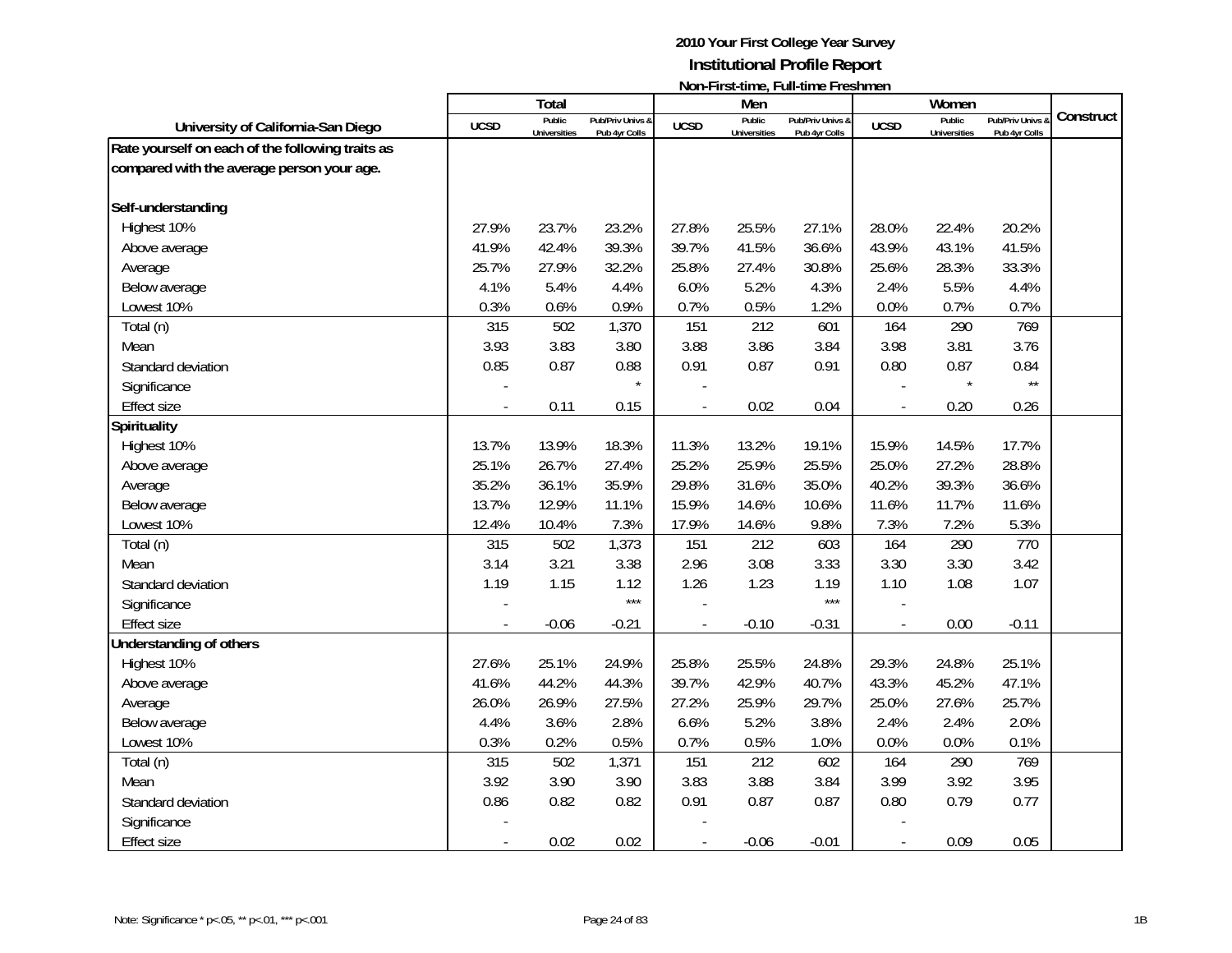**2010 Your First College Year Survey**
**Institutional Profile Report**
**Non-First-time, Full-time Freshmen**

| University of California-San Diego | Total | | | Men | | | Women | | | Construct |
|---|---|---|---|---|---|---|---|---|---|---|
| | UCSD | Public Universities | Pub/Priv Univs & Pub 4yr Colls | UCSD | Public Universities | Pub/Priv Univs & Pub 4yr Colls | UCSD | Public Universities | Pub/Priv Univs & Pub 4yr Colls | |
| **Rate yourself on each of the following traits as compared with the average person your age.** | | | | | | | | | | |
| **Self-understanding** | | | | | | | | | | |
| Highest 10% | 27.9% | 23.7% | 23.2% | 27.8% | 25.5% | 27.1% | 28.0% | 22.4% | 20.2% | |
| Above average | 41.9% | 42.4% | 39.3% | 39.7% | 41.5% | 36.6% | 43.9% | 43.1% | 41.5% | |
| Average | 25.7% | 27.9% | 32.2% | 25.8% | 27.4% | 30.8% | 25.6% | 28.3% | 33.3% | |
| Below average | 4.1% | 5.4% | 4.4% | 6.0% | 5.2% | 4.3% | 2.4% | 5.5% | 4.4% | |
| Lowest 10% | 0.3% | 0.6% | 0.9% | 0.7% | 0.5% | 1.2% | 0.0% | 0.7% | 0.7% | |
| Total (n) | 315 | 502 | 1,370 | 151 | 212 | 601 | 164 | 290 | 769 | |
| Mean | 3.93 | 3.83 | 3.80 | 3.88 | 3.86 | 3.84 | 3.98 | 3.81 | 3.76 | |
| Standard deviation | 0.85 | 0.87 | 0.88 | 0.91 | 0.87 | 0.91 | 0.80 | 0.87 | 0.84 | |
| Significance | - | | * | - | | | - | * | ** | |
| Effect size | - | 0.11 | 0.15 | - | 0.02 | 0.04 | - | 0.20 | 0.26 | |
| **Spirituality** | | | | | | | | | | |
| Highest 10% | 13.7% | 13.9% | 18.3% | 11.3% | 13.2% | 19.1% | 15.9% | 14.5% | 17.7% | |
| Above average | 25.1% | 26.7% | 27.4% | 25.2% | 25.9% | 25.5% | 25.0% | 27.2% | 28.8% | |
| Average | 35.2% | 36.1% | 35.9% | 29.8% | 31.6% | 35.0% | 40.2% | 39.3% | 36.6% | |
| Below average | 13.7% | 12.9% | 11.1% | 15.9% | 14.6% | 10.6% | 11.6% | 11.7% | 11.6% | |
| Lowest 10% | 12.4% | 10.4% | 7.3% | 17.9% | 14.6% | 9.8% | 7.3% | 7.2% | 5.3% | |
| Total (n) | 315 | 502 | 1,373 | 151 | 212 | 603 | 164 | 290 | 770 | |
| Mean | 3.14 | 3.21 | 3.38 | 2.96 | 3.08 | 3.33 | 3.30 | 3.30 | 3.42 | |
| Standard deviation | 1.19 | 1.15 | 1.12 | 1.26 | 1.23 | 1.19 | 1.10 | 1.08 | 1.07 | |
| Significance | - | | *** | - | | *** | - | | | |
| Effect size | - | -0.06 | -0.21 | - | -0.10 | -0.31 | - | 0.00 | -0.11 | |
| **Understanding of others** | | | | | | | | | | |
| Highest 10% | 27.6% | 25.1% | 24.9% | 25.8% | 25.5% | 24.8% | 29.3% | 24.8% | 25.1% | |
| Above average | 41.6% | 44.2% | 44.3% | 39.7% | 42.9% | 40.7% | 43.3% | 45.2% | 47.1% | |
| Average | 26.0% | 26.9% | 27.5% | 27.2% | 25.9% | 29.7% | 25.0% | 27.6% | 25.7% | |
| Below average | 4.4% | 3.6% | 2.8% | 6.6% | 5.2% | 3.8% | 2.4% | 2.4% | 2.0% | |
| Lowest 10% | 0.3% | 0.2% | 0.5% | 0.7% | 0.5% | 1.0% | 0.0% | 0.0% | 0.1% | |
| Total (n) | 315 | 502 | 1,371 | 151 | 212 | 602 | 164 | 290 | 769 | |
| Mean | 3.92 | 3.90 | 3.90 | 3.83 | 3.88 | 3.84 | 3.99 | 3.92 | 3.95 | |
| Standard deviation | 0.86 | 0.82 | 0.82 | 0.91 | 0.87 | 0.87 | 0.80 | 0.79 | 0.77 | |
| Significance | - | | | - | | | - | | | |
| Effect size | - | 0.02 | 0.02 | - | -0.06 | -0.01 | - | 0.09 | 0.05 | |

Note: Significance * p<.05, ** p<.01, *** p<.001

1B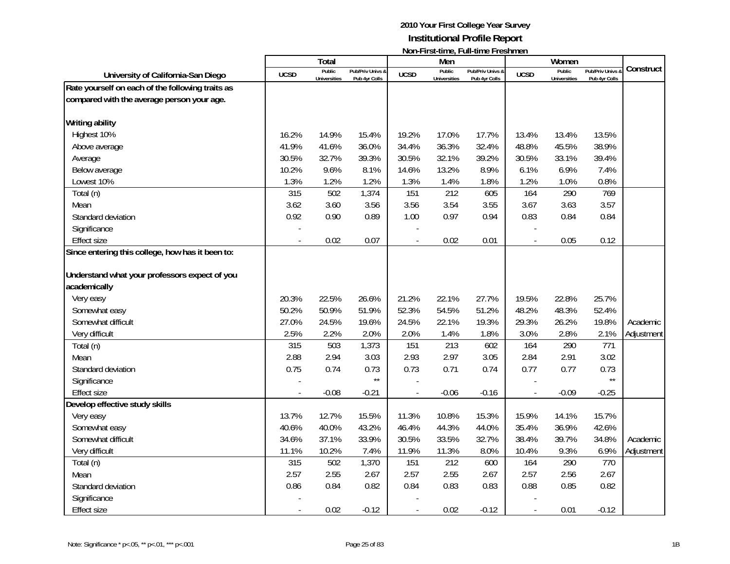**2010 Your First College Year Survey**
**Institutional Profile Report**
**Non-First-time, Full-time Freshmen**

| University of California-San Diego | Total | | | Men | | | Women | | | Construct |
|---|---|---|---|---|---|---|---|---|---|---|
| | UCSD | Public Universities | Pub/Priv Univs & Pub 4yr Colls | UCSD | Public Universities | Pub/Priv Univs & Pub 4yr Colls | UCSD | Public Universities | Pub/Priv Univs & Pub 4yr Colls | |
| **Rate yourself on each of the following traits as compared with the average person your age.** | | | | | | | | | | |
| **Writing ability** | | | | | | | | | | |
| Highest 10% | 16.2% | 14.9% | 15.4% | 19.2% | 17.0% | 17.7% | 13.4% | 13.4% | 13.5% | |
| Above average | 41.9% | 41.6% | 36.0% | 34.4% | 36.3% | 32.4% | 48.8% | 45.5% | 38.9% | |
| Average | 30.5% | 32.7% | 39.3% | 30.5% | 32.1% | 39.2% | 30.5% | 33.1% | 39.4% | |
| Below average | 10.2% | 9.6% | 8.1% | 14.6% | 13.2% | 8.9% | 6.1% | 6.9% | 7.4% | |
| Lowest 10% | 1.3% | 1.2% | 1.2% | 1.3% | 1.4% | 1.8% | 1.2% | 1.0% | 0.8% | |
| Total (n) | 315 | 502 | 1,374 | 151 | 212 | 605 | 164 | 290 | 769 | |
| Mean | 3.62 | 3.60 | 3.56 | 3.56 | 3.54 | 3.55 | 3.67 | 3.63 | 3.57 | |
| Standard deviation | 0.92 | 0.90 | 0.89 | 1.00 | 0.97 | 0.94 | 0.83 | 0.84 | 0.84 | |
| Significance | - | | | - | | | - | | | |
| Effect size | - | 0.02 | 0.07 | - | 0.02 | 0.01 | - | 0.05 | 0.12 | |
| **Since entering this college, how has it been to:** | | | | | | | | | | |
| **Understand what your professors expect of you academically** | | | | | | | | | | |
| Very easy | 20.3% | 22.5% | 26.6% | 21.2% | 22.1% | 27.7% | 19.5% | 22.8% | 25.7% | |
| Somewhat easy | 50.2% | 50.9% | 51.9% | 52.3% | 54.5% | 51.2% | 48.2% | 48.3% | 52.4% | |
| Somewhat difficult | 27.0% | 24.5% | 19.6% | 24.5% | 22.1% | 19.3% | 29.3% | 26.2% | 19.8% | Academic |
| Very difficult | 2.5% | 2.2% | 2.0% | 2.0% | 1.4% | 1.8% | 3.0% | 2.8% | 2.1% | Adjustment |
| Total (n) | 315 | 503 | 1,373 | 151 | 213 | 602 | 164 | 290 | 771 | |
| Mean | 2.88 | 2.94 | 3.03 | 2.93 | 2.97 | 3.05 | 2.84 | 2.91 | 3.02 | |
| Standard deviation | 0.75 | 0.74 | 0.73 | 0.73 | 0.71 | 0.74 | 0.77 | 0.77 | 0.73 | |
| Significance | - | | ** | - | | | - | | ** | |
| Effect size | - | -0.08 | -0.21 | - | -0.06 | -0.16 | - | -0.09 | -0.25 | |
| **Develop effective study skills** | | | | | | | | | | |
| Very easy | 13.7% | 12.7% | 15.5% | 11.3% | 10.8% | 15.3% | 15.9% | 14.1% | 15.7% | |
| Somewhat easy | 40.6% | 40.0% | 43.2% | 46.4% | 44.3% | 44.0% | 35.4% | 36.9% | 42.6% | |
| Somewhat difficult | 34.6% | 37.1% | 33.9% | 30.5% | 33.5% | 32.7% | 38.4% | 39.7% | 34.8% | Academic |
| Very difficult | 11.1% | 10.2% | 7.4% | 11.9% | 11.3% | 8.0% | 10.4% | 9.3% | 6.9% | Adjustment |
| Total (n) | 315 | 502 | 1,370 | 151 | 212 | 600 | 164 | 290 | 770 | |
| Mean | 2.57 | 2.55 | 2.67 | 2.57 | 2.55 | 2.67 | 2.57 | 2.56 | 2.67 | |
| Standard deviation | 0.86 | 0.84 | 0.82 | 0.84 | 0.83 | 0.83 | 0.88 | 0.85 | 0.82 | |
| Significance | - | | | - | | | - | | | |
| Effect size | - | 0.02 | -0.12 | - | 0.02 | -0.12 | - | 0.01 | -0.12 | |

Note: Significance * p<.05, ** p<.01, *** p<.001

1B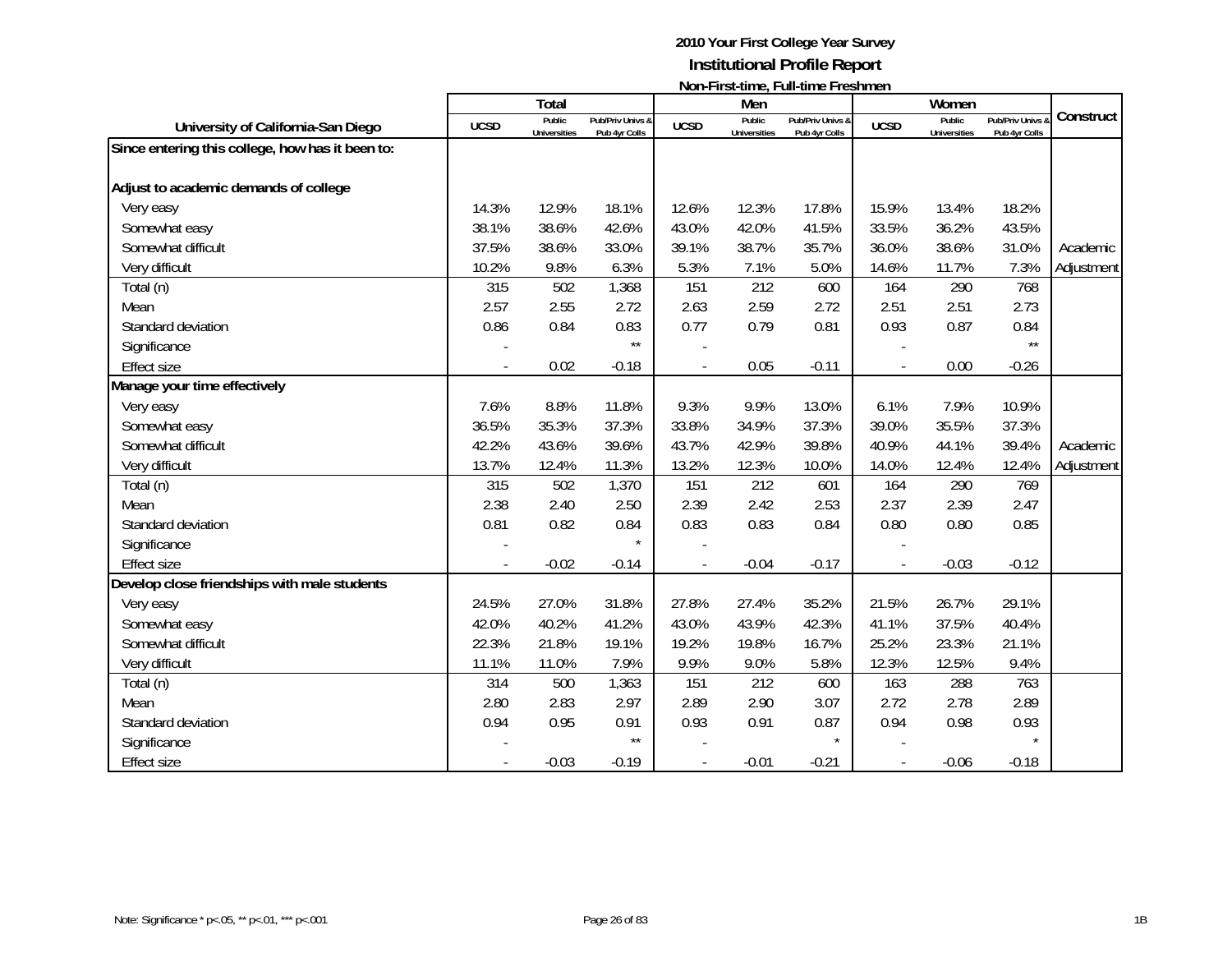**2010 Your First College Year Survey**

**Institutional Profile Report**

**Non-First-time, Full-time Freshmen**

| University of California-San Diego | Total | | | Men | | | Women | | | Construct |
|---|---|---|---|---|---|---|---|---|---|---|
| | UCSD | Public Universities | Pub/Priv Univs & Pub 4yr Colls | UCSD | Public Universities | Pub/Priv Univs & Pub 4yr Colls | UCSD | Public Universities | Pub/Priv Univs & Pub 4yr Colls | |
| **Since entering this college, how has it been to:** | | | | | | | | | | |
| **Adjust to academic demands of college** | | | | | | | | | | |
| Very easy | 14.3% | 12.9% | 18.1% | 12.6% | 12.3% | 17.8% | 15.9% | 13.4% | 18.2% | |
| Somewhat easy | 38.1% | 38.6% | 42.6% | 43.0% | 42.0% | 41.5% | 33.5% | 36.2% | 43.5% | |
| Somewhat difficult | 37.5% | 38.6% | 33.0% | 39.1% | 38.7% | 35.7% | 36.0% | 38.6% | 31.0% | Academic |
| Very difficult | 10.2% | 9.8% | 6.3% | 5.3% | 7.1% | 5.0% | 14.6% | 11.7% | 7.3% | Adjustment |
| Total (n) | 315 | 502 | 1,368 | 151 | 212 | 600 | 164 | 290 | 768 | |
| Mean | 2.57 | 2.55 | 2.72 | 2.63 | 2.59 | 2.72 | 2.51 | 2.51 | 2.73 | |
| Standard deviation | 0.86 | 0.84 | 0.83 | 0.77 | 0.79 | 0.81 | 0.93 | 0.87 | 0.84 | |
| Significance | - | | ** | - | | | - | | ** | |
| Effect size | - | 0.02 | -0.18 | - | 0.05 | -0.11 | - | 0.00 | -0.26 | |
| **Manage your time effectively** | | | | | | | | | | |
| Very easy | 7.6% | 8.8% | 11.8% | 9.3% | 9.9% | 13.0% | 6.1% | 7.9% | 10.9% | |
| Somewhat easy | 36.5% | 35.3% | 37.3% | 33.8% | 34.9% | 37.3% | 39.0% | 35.5% | 37.3% | |
| Somewhat difficult | 42.2% | 43.6% | 39.6% | 43.7% | 42.9% | 39.8% | 40.9% | 44.1% | 39.4% | Academic |
| Very difficult | 13.7% | 12.4% | 11.3% | 13.2% | 12.3% | 10.0% | 14.0% | 12.4% | 12.4% | Adjustment |
| Total (n) | 315 | 502 | 1,370 | 151 | 212 | 601 | 164 | 290 | 769 | |
| Mean | 2.38 | 2.40 | 2.50 | 2.39 | 2.42 | 2.53 | 2.37 | 2.39 | 2.47 | |
| Standard deviation | 0.81 | 0.82 | 0.84 | 0.83 | 0.83 | 0.84 | 0.80 | 0.80 | 0.85 | |
| Significance | - | | * | - | | | - | | | |
| Effect size | - | -0.02 | -0.14 | - | -0.04 | -0.17 | - | -0.03 | -0.12 | |
| **Develop close friendships with male students** | | | | | | | | | | |
| Very easy | 24.5% | 27.0% | 31.8% | 27.8% | 27.4% | 35.2% | 21.5% | 26.7% | 29.1% | |
| Somewhat easy | 42.0% | 40.2% | 41.2% | 43.0% | 43.9% | 42.3% | 41.1% | 37.5% | 40.4% | |
| Somewhat difficult | 22.3% | 21.8% | 19.1% | 19.2% | 19.8% | 16.7% | 25.2% | 23.3% | 21.1% | |
| Very difficult | 11.1% | 11.0% | 7.9% | 9.9% | 9.0% | 5.8% | 12.3% | 12.5% | 9.4% | |
| Total (n) | 314 | 500 | 1,363 | 151 | 212 | 600 | 163 | 288 | 763 | |
| Mean | 2.80 | 2.83 | 2.97 | 2.89 | 2.90 | 3.07 | 2.72 | 2.78 | 2.89 | |
| Standard deviation | 0.94 | 0.95 | 0.91 | 0.93 | 0.91 | 0.87 | 0.94 | 0.98 | 0.93 | |
| Significance | - | | ** | - | | * | - | | * | |
| Effect size | - | -0.03 | -0.19 | - | -0.01 | -0.21 | - | -0.06 | -0.18 | |

Note: Significance * p<.05, ** p<.01, *** p<.001

1B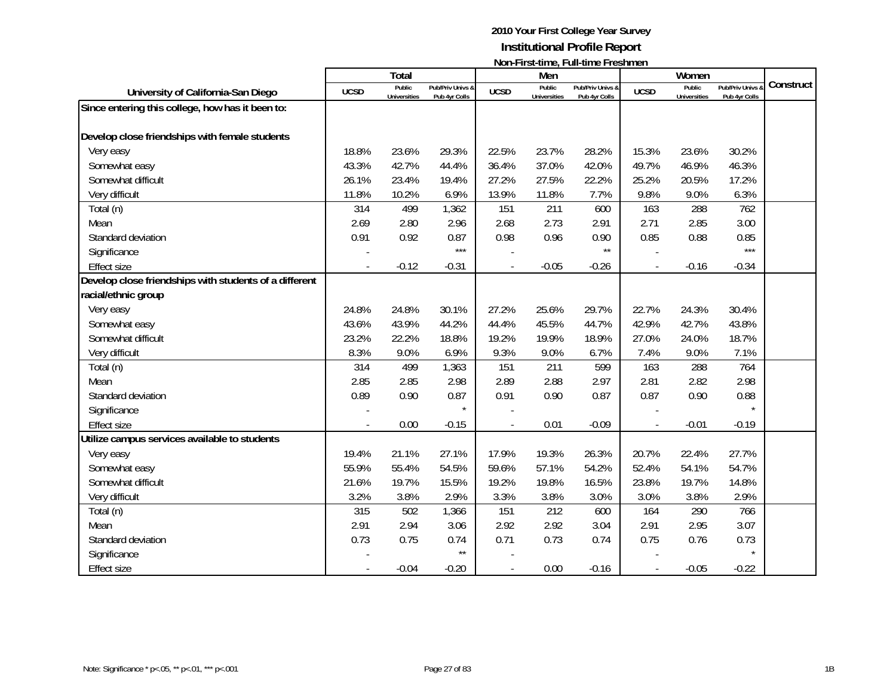**2010 Your First College Year Survey**
**Institutional Profile Report**
**Non-First-time, Full-time Freshmen**

| University of California-San Diego | Total | | | Men | | | Women | | | Construct |
|---|---|---|---|---|---|---|---|---|---|---|
| | UCSD | Public Universities | Pub/Priv Univs & Pub 4yr Colls | UCSD | Public Universities | Pub/Priv Univs & Pub 4yr Colls | UCSD | Public Universities | Pub/Priv Univs & Pub 4yr Colls | |
| **Since entering this college, how has it been to:** | | | | | | | | | | |
| **Develop close friendships with female students** | | | | | | | | | | |
| Very easy | 18.8% | 23.6% | 29.3% | 22.5% | 23.7% | 28.2% | 15.3% | 23.6% | 30.2% | |
| Somewhat easy | 43.3% | 42.7% | 44.4% | 36.4% | 37.0% | 42.0% | 49.7% | 46.9% | 46.3% | |
| Somewhat difficult | 26.1% | 23.4% | 19.4% | 27.2% | 27.5% | 22.2% | 25.2% | 20.5% | 17.2% | |
| Very difficult | 11.8% | 10.2% | 6.9% | 13.9% | 11.8% | 7.7% | 9.8% | 9.0% | 6.3% | |
| Total (n) | 314 | 499 | 1,362 | 151 | 211 | 600 | 163 | 288 | 762 | |
| Mean | 2.69 | 2.80 | 2.96 | 2.68 | 2.73 | 2.91 | 2.71 | 2.85 | 3.00 | |
| Standard deviation | 0.91 | 0.92 | 0.87 | 0.98 | 0.96 | 0.90 | 0.85 | 0.88 | 0.85 | |
| Significance | - | | *** | - | | ** | - | | *** | |
| Effect size | - | -0.12 | -0.31 | - | -0.05 | -0.26 | - | -0.16 | -0.34 | |
| **Develop close friendships with students of a different racial/ethnic group** | | | | | | | | | | |
| Very easy | 24.8% | 24.8% | 30.1% | 27.2% | 25.6% | 29.7% | 22.7% | 24.3% | 30.4% | |
| Somewhat easy | 43.6% | 43.9% | 44.2% | 44.4% | 45.5% | 44.7% | 42.9% | 42.7% | 43.8% | |
| Somewhat difficult | 23.2% | 22.2% | 18.8% | 19.2% | 19.9% | 18.9% | 27.0% | 24.0% | 18.7% | |
| Very difficult | 8.3% | 9.0% | 6.9% | 9.3% | 9.0% | 6.7% | 7.4% | 9.0% | 7.1% | |
| Total (n) | 314 | 499 | 1,363 | 151 | 211 | 599 | 163 | 288 | 764 | |
| Mean | 2.85 | 2.85 | 2.98 | 2.89 | 2.88 | 2.97 | 2.81 | 2.82 | 2.98 | |
| Standard deviation | 0.89 | 0.90 | 0.87 | 0.91 | 0.90 | 0.87 | 0.87 | 0.90 | 0.88 | |
| Significance | - | | * | - | | | - | | * | |
| Effect size | - | 0.00 | -0.15 | - | 0.01 | -0.09 | - | -0.01 | -0.19 | |
| **Utilize campus services available to students** | | | | | | | | | | |
| Very easy | 19.4% | 21.1% | 27.1% | 17.9% | 19.3% | 26.3% | 20.7% | 22.4% | 27.7% | |
| Somewhat easy | 55.9% | 55.4% | 54.5% | 59.6% | 57.1% | 54.2% | 52.4% | 54.1% | 54.7% | |
| Somewhat difficult | 21.6% | 19.7% | 15.5% | 19.2% | 19.8% | 16.5% | 23.8% | 19.7% | 14.8% | |
| Very difficult | 3.2% | 3.8% | 2.9% | 3.3% | 3.8% | 3.0% | 3.0% | 3.8% | 2.9% | |
| Total (n) | 315 | 502 | 1,366 | 151 | 212 | 600 | 164 | 290 | 766 | |
| Mean | 2.91 | 2.94 | 3.06 | 2.92 | 2.92 | 3.04 | 2.91 | 2.95 | 3.07 | |
| Standard deviation | 0.73 | 0.75 | 0.74 | 0.71 | 0.73 | 0.74 | 0.75 | 0.76 | 0.73 | |
| Significance | - | | ** | - | | | - | | * | |
| Effect size | - | -0.04 | -0.20 | - | 0.00 | -0.16 | - | -0.05 | -0.22 | |

Note: Significance * p<.05, ** p<.01, *** p<.001

1B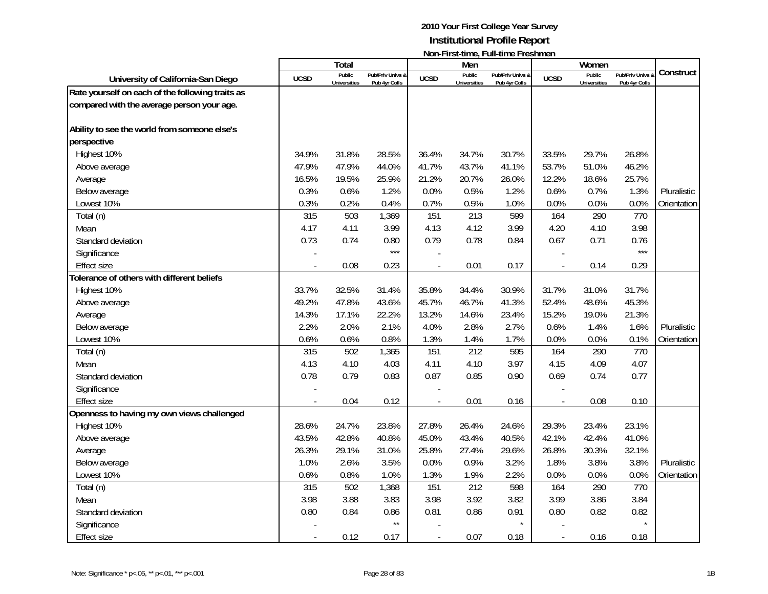**2010 Your First College Year Survey**
**Institutional Profile Report**
**Non-First-time, Full-time Freshmen**

| University of California-San Diego | Total | | | Men | | | Women | | | Construct |
|---|---|---|---|---|---|---|---|---|---|---|
| | UCSD | Public Universities | Pub/Priv Univs & Pub 4yr Colls | UCSD | Public Universities | Pub/Priv Univs & Pub 4yr Colls | UCSD | Public Universities | Pub/Priv Univs & Pub 4yr Colls | |
| **Rate yourself on each of the following traits as compared with the average person your age.** | | | | | | | | | | |
| **Ability to see the world from someone else's perspective** | | | | | | | | | | |
| Highest 10% | 34.9% | 31.8% | 28.5% | 36.4% | 34.7% | 30.7% | 33.5% | 29.7% | 26.8% | |
| Above average | 47.9% | 47.9% | 44.0% | 41.7% | 43.7% | 41.1% | 53.7% | 51.0% | 46.2% | |
| Average | 16.5% | 19.5% | 25.9% | 21.2% | 20.7% | 26.0% | 12.2% | 18.6% | 25.7% | |
| Below average | 0.3% | 0.6% | 1.2% | 0.0% | 0.5% | 1.2% | 0.6% | 0.7% | 1.3% | Pluralistic |
| Lowest 10% | 0.3% | 0.2% | 0.4% | 0.7% | 0.5% | 1.0% | 0.0% | 0.0% | 0.0% | Orientation |
| Total (n) | 315 | 503 | 1,369 | 151 | 213 | 599 | 164 | 290 | 770 | |
| Mean | 4.17 | 4.11 | 3.99 | 4.13 | 4.12 | 3.99 | 4.20 | 4.10 | 3.98 | |
| Standard deviation | 0.73 | 0.74 | 0.80 | 0.79 | 0.78 | 0.84 | 0.67 | 0.71 | 0.76 | |
| Significance | - | | *** | - | | | - | | *** | |
| Effect size | - | 0.08 | 0.23 | - | 0.01 | 0.17 | - | 0.14 | 0.29 | |
| **Tolerance of others with different beliefs** | | | | | | | | | | |
| Highest 10% | 33.7% | 32.5% | 31.4% | 35.8% | 34.4% | 30.9% | 31.7% | 31.0% | 31.7% | |
| Above average | 49.2% | 47.8% | 43.6% | 45.7% | 46.7% | 41.3% | 52.4% | 48.6% | 45.3% | |
| Average | 14.3% | 17.1% | 22.2% | 13.2% | 14.6% | 23.4% | 15.2% | 19.0% | 21.3% | |
| Below average | 2.2% | 2.0% | 2.1% | 4.0% | 2.8% | 2.7% | 0.6% | 1.4% | 1.6% | Pluralistic |
| Lowest 10% | 0.6% | 0.6% | 0.8% | 1.3% | 1.4% | 1.7% | 0.0% | 0.0% | 0.1% | Orientation |
| Total (n) | 315 | 502 | 1,365 | 151 | 212 | 595 | 164 | 290 | 770 | |
| Mean | 4.13 | 4.10 | 4.03 | 4.11 | 4.10 | 3.97 | 4.15 | 4.09 | 4.07 | |
| Standard deviation | 0.78 | 0.79 | 0.83 | 0.87 | 0.85 | 0.90 | 0.69 | 0.74 | 0.77 | |
| Significance | - | | | - | | | - | | | |
| Effect size | - | 0.04 | 0.12 | - | 0.01 | 0.16 | - | 0.08 | 0.10 | |
| **Openness to having my own views challenged** | | | | | | | | | | |
| Highest 10% | 28.6% | 24.7% | 23.8% | 27.8% | 26.4% | 24.6% | 29.3% | 23.4% | 23.1% | |
| Above average | 43.5% | 42.8% | 40.8% | 45.0% | 43.4% | 40.5% | 42.1% | 42.4% | 41.0% | |
| Average | 26.3% | 29.1% | 31.0% | 25.8% | 27.4% | 29.6% | 26.8% | 30.3% | 32.1% | |
| Below average | 1.0% | 2.6% | 3.5% | 0.0% | 0.9% | 3.2% | 1.8% | 3.8% | 3.8% | Pluralistic |
| Lowest 10% | 0.6% | 0.8% | 1.0% | 1.3% | 1.9% | 2.2% | 0.0% | 0.0% | 0.0% | Orientation |
| Total (n) | 315 | 502 | 1,368 | 151 | 212 | 598 | 164 | 290 | 770 | |
| Mean | 3.98 | 3.88 | 3.83 | 3.98 | 3.92 | 3.82 | 3.99 | 3.86 | 3.84 | |
| Standard deviation | 0.80 | 0.84 | 0.86 | 0.81 | 0.86 | 0.91 | 0.80 | 0.82 | 0.82 | |
| Significance | - | | ** | - | | * | - | | * | |
| Effect size | - | 0.12 | 0.17 | - | 0.07 | 0.18 | - | 0.16 | 0.18 | |

Note: Significance * p<.05, ** p<.01, *** p<.001

1B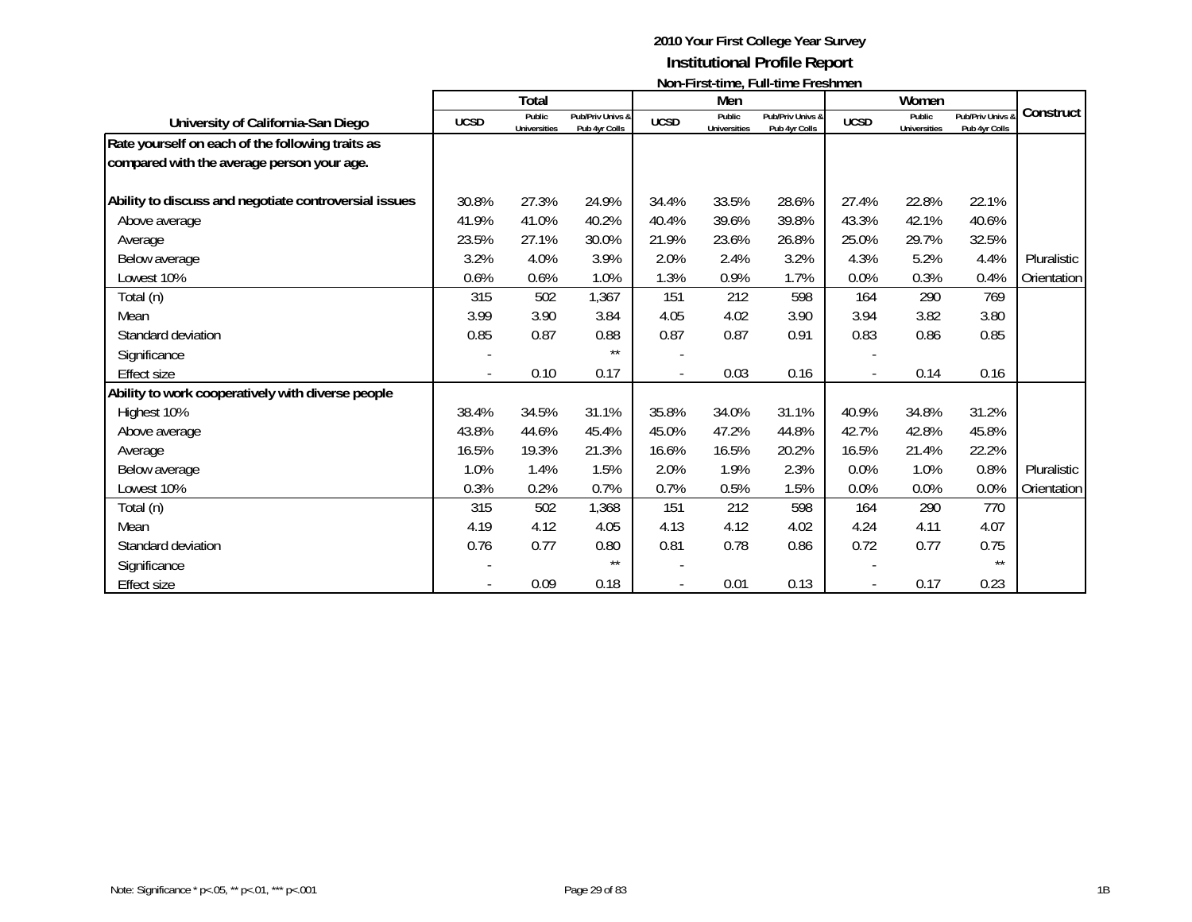# 2010 Your First College Year Survey

## Institutional Profile Report

### Non-First-time, Full-time Freshmen

| University of California-San Diego | Total | | | Men | | | Women | | | Construct |
|---|---|---|---|---|---|---|---|---|---|---|
| | UCSD | Public Universities | Pub/Priv Univs & Pub 4yr Colls | UCSD | Public Universities | Pub/Priv Univs & Pub 4yr Colls | UCSD | Public Universities | Pub/Priv Univs & Pub 4yr Colls | |
| **Rate yourself on each of the following traits as compared with the average person your age.** | | | | | | | | | | |
| **Ability to discuss and negotiate controversial issues** | 30.8% | 27.3% | 24.9% | 34.4% | 33.5% | 28.6% | 27.4% | 22.8% | 22.1% | |
| Above average | 41.9% | 41.0% | 40.2% | 40.4% | 39.6% | 39.8% | 43.3% | 42.1% | 40.6% | |
| Average | 23.5% | 27.1% | 30.0% | 21.9% | 23.6% | 26.8% | 25.0% | 29.7% | 32.5% | |
| Below average | 3.2% | 4.0% | 3.9% | 2.0% | 2.4% | 3.2% | 4.3% | 5.2% | 4.4% | Pluralistic |
| Lowest 10% | 0.6% | 0.6% | 1.0% | 1.3% | 0.9% | 1.7% | 0.0% | 0.3% | 0.4% | Orientation |
| Total (n) | 315 | 502 | 1,367 | 151 | 212 | 598 | 164 | 290 | 769 | |
| Mean | 3.99 | 3.90 | 3.84 | 4.05 | 4.02 | 3.90 | 3.94 | 3.82 | 3.80 | |
| Standard deviation | 0.85 | 0.87 | 0.88 | 0.87 | 0.87 | 0.91 | 0.83 | 0.86 | 0.85 | |
| Significance | - | | ** | - | | | - | | | |
| Effect size | - | 0.10 | 0.17 | - | 0.03 | 0.16 | - | 0.14 | 0.16 | |
| **Ability to work cooperatively with diverse people** | | | | | | | | | | |
| Highest 10% | 38.4% | 34.5% | 31.1% | 35.8% | 34.0% | 31.1% | 40.9% | 34.8% | 31.2% | |
| Above average | 43.8% | 44.6% | 45.4% | 45.0% | 47.2% | 44.8% | 42.7% | 42.8% | 45.8% | |
| Average | 16.5% | 19.3% | 21.3% | 16.6% | 16.5% | 20.2% | 16.5% | 21.4% | 22.2% | |
| Below average | 1.0% | 1.4% | 1.5% | 2.0% | 1.9% | 2.3% | 0.0% | 1.0% | 0.8% | Pluralistic |
| Lowest 10% | 0.3% | 0.2% | 0.7% | 0.7% | 0.5% | 1.5% | 0.0% | 0.0% | 0.0% | Orientation |
| Total (n) | 315 | 502 | 1,368 | 151 | 212 | 598 | 164 | 290 | 770 | |
| Mean | 4.19 | 4.12 | 4.05 | 4.13 | 4.12 | 4.02 | 4.24 | 4.11 | 4.07 | |
| Standard deviation | 0.76 | 0.77 | 0.80 | 0.81 | 0.78 | 0.86 | 0.72 | 0.77 | 0.75 | |
| Significance | - | | ** | - | | | - | | ** | |
| Effect size | - | 0.09 | 0.18 | - | 0.01 | 0.13 | - | 0.17 | 0.23 | |

Note: Significance * p<.05, ** p<.01, *** p<.001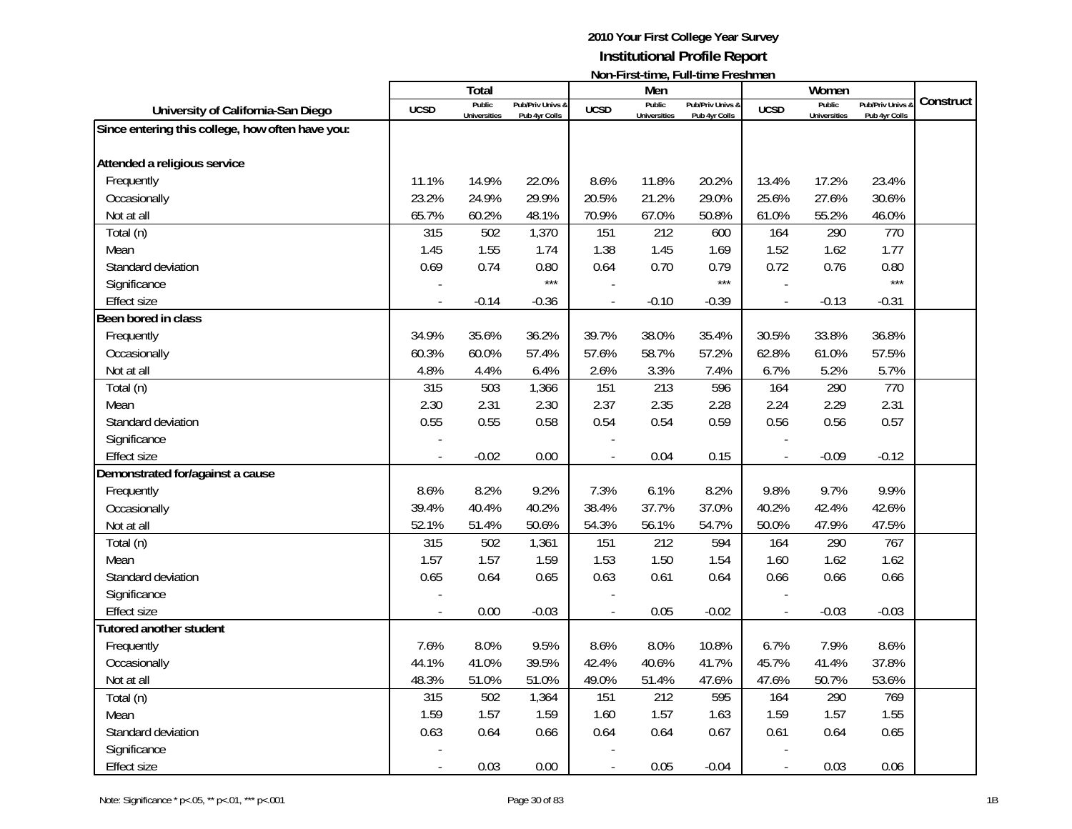# 2010 Your First College Year Survey
## Institutional Profile Report
### Non-First-time, Full-time Freshmen

| University of California-San Diego | Total | | | Men | | | Women | | | Construct |
|---|---|---|---|---|---|---|---|---|---|---|
| | UCSD | Public Universities | Pub/Priv Univs & Pub 4yr Colls | UCSD | Public Universities | Pub/Priv Univs & Pub 4yr Colls | UCSD | Public Universities | Pub/Priv Univs & Pub 4yr Colls | |
| **Since entering this college, how often have you:** | | | | | | | | | | |
| **Attended a religious service** | | | | | | | | | | |
| Frequently | 11.1% | 14.9% | 22.0% | 8.6% | 11.8% | 20.2% | 13.4% | 17.2% | 23.4% | |
| Occasionally | 23.2% | 24.9% | 29.9% | 20.5% | 21.2% | 29.0% | 25.6% | 27.6% | 30.6% | |
| Not at all | 65.7% | 60.2% | 48.1% | 70.9% | 67.0% | 50.8% | 61.0% | 55.2% | 46.0% | |
| Total (n) | 315 | 502 | 1,370 | 151 | 212 | 600 | 164 | 290 | 770 | |
| Mean | 1.45 | 1.55 | 1.74 | 1.38 | 1.45 | 1.69 | 1.52 | 1.62 | 1.77 | |
| Standard deviation | 0.69 | 0.74 | 0.80 | 0.64 | 0.70 | 0.79 | 0.72 | 0.76 | 0.80 | |
| Significance | - | | *** | - | | *** | - | | *** | |
| Effect size | - | -0.14 | -0.36 | - | -0.10 | -0.39 | - | -0.13 | -0.31 | |
| **Been bored in class** | | | | | | | | | | |
| Frequently | 34.9% | 35.6% | 36.2% | 39.7% | 38.0% | 35.4% | 30.5% | 33.8% | 36.8% | |
| Occasionally | 60.3% | 60.0% | 57.4% | 57.6% | 58.7% | 57.2% | 62.8% | 61.0% | 57.5% | |
| Not at all | 4.8% | 4.4% | 6.4% | 2.6% | 3.3% | 7.4% | 6.7% | 5.2% | 5.7% | |
| Total (n) | 315 | 503 | 1,366 | 151 | 213 | 596 | 164 | 290 | 770 | |
| Mean | 2.30 | 2.31 | 2.30 | 2.37 | 2.35 | 2.28 | 2.24 | 2.29 | 2.31 | |
| Standard deviation | 0.55 | 0.55 | 0.58 | 0.54 | 0.54 | 0.59 | 0.56 | 0.56 | 0.57 | |
| Significance | - | | | - | | | - | | | |
| Effect size | - | -0.02 | 0.00 | - | 0.04 | 0.15 | - | -0.09 | -0.12 | |
| **Demonstrated for/against a cause** | | | | | | | | | | |
| Frequently | 8.6% | 8.2% | 9.2% | 7.3% | 6.1% | 8.2% | 9.8% | 9.7% | 9.9% | |
| Occasionally | 39.4% | 40.4% | 40.2% | 38.4% | 37.7% | 37.0% | 40.2% | 42.4% | 42.6% | |
| Not at all | 52.1% | 51.4% | 50.6% | 54.3% | 56.1% | 54.7% | 50.0% | 47.9% | 47.5% | |
| Total (n) | 315 | 502 | 1,361 | 151 | 212 | 594 | 164 | 290 | 767 | |
| Mean | 1.57 | 1.57 | 1.59 | 1.53 | 1.50 | 1.54 | 1.60 | 1.62 | 1.62 | |
| Standard deviation | 0.65 | 0.64 | 0.65 | 0.63 | 0.61 | 0.64 | 0.66 | 0.66 | 0.66 | |
| Significance | - | | | - | | | - | | | |
| Effect size | - | 0.00 | -0.03 | - | 0.05 | -0.02 | - | -0.03 | -0.03 | |
| **Tutored another student** | | | | | | | | | | |
| Frequently | 7.6% | 8.0% | 9.5% | 8.6% | 8.0% | 10.8% | 6.7% | 7.9% | 8.6% | |
| Occasionally | 44.1% | 41.0% | 39.5% | 42.4% | 40.6% | 41.7% | 45.7% | 41.4% | 37.8% | |
| Not at all | 48.3% | 51.0% | 51.0% | 49.0% | 51.4% | 47.6% | 47.6% | 50.7% | 53.6% | |
| Total (n) | 315 | 502 | 1,364 | 151 | 212 | 595 | 164 | 290 | 769 | |
| Mean | 1.59 | 1.57 | 1.59 | 1.60 | 1.57 | 1.63 | 1.59 | 1.57 | 1.55 | |
| Standard deviation | 0.63 | 0.64 | 0.66 | 0.64 | 0.64 | 0.67 | 0.61 | 0.64 | 0.65 | |
| Significance | - | | | - | | | - | | | |
| Effect size | - | 0.03 | 0.00 | - | 0.05 | -0.04 | - | 0.03 | 0.06 | |

Note: Significance * p<.05, ** p<.01, *** p<.001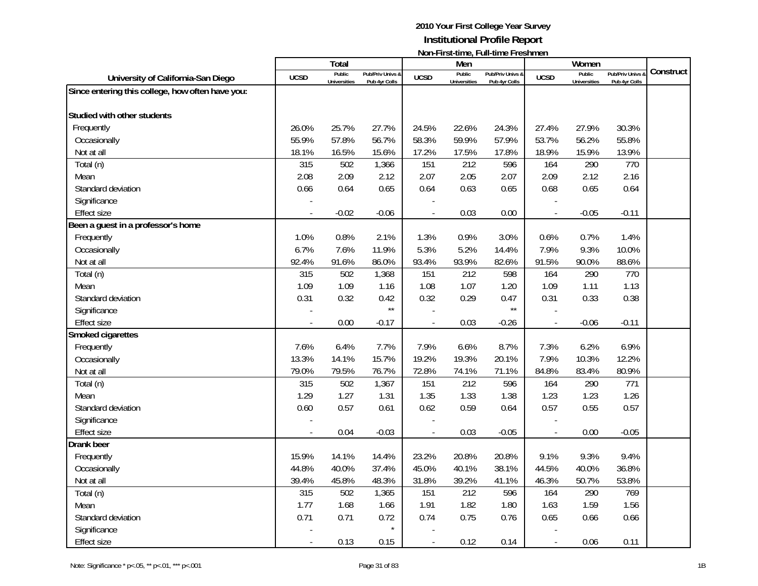**2010 Your First College Year Survey**
**Institutional Profile Report**
**Non-First-time, Full-time Freshmen**

| University of California-San Diego | Total | | | Men | | | Women | | | Construct |
|---|---|---|---|---|---|---|---|---|---|---|
| | UCSD | Public Universities | Pub/Priv Univs & Pub 4yr Colls | UCSD | Public Universities | Pub/Priv Univs & Pub 4yr Colls | UCSD | Public Universities | Pub/Priv Univs & Pub 4yr Colls | |
| **Since entering this college, how often have you:** | | | | | | | | | | |
| **Studied with other students** | | | | | | | | | | |
| Frequently | 26.0% | 25.7% | 27.7% | 24.5% | 22.6% | 24.3% | 27.4% | 27.9% | 30.3% | |
| Occasionally | 55.9% | 57.8% | 56.7% | 58.3% | 59.9% | 57.9% | 53.7% | 56.2% | 55.8% | |
| Not at all | 18.1% | 16.5% | 15.6% | 17.2% | 17.5% | 17.8% | 18.9% | 15.9% | 13.9% | |
| Total (n) | 315 | 502 | 1,366 | 151 | 212 | 596 | 164 | 290 | 770 | |
| Mean | 2.08 | 2.09 | 2.12 | 2.07 | 2.05 | 2.07 | 2.09 | 2.12 | 2.16 | |
| Standard deviation | 0.66 | 0.64 | 0.65 | 0.64 | 0.63 | 0.65 | 0.68 | 0.65 | 0.64 | |
| Significance | - | | | - | | | - | | | |
| Effect size | - | -0.02 | -0.06 | - | 0.03 | 0.00 | - | -0.05 | -0.11 | |
| **Been a guest in a professor's home** | | | | | | | | | | |
| Frequently | 1.0% | 0.8% | 2.1% | 1.3% | 0.9% | 3.0% | 0.6% | 0.7% | 1.4% | |
| Occasionally | 6.7% | 7.6% | 11.9% | 5.3% | 5.2% | 14.4% | 7.9% | 9.3% | 10.0% | |
| Not at all | 92.4% | 91.6% | 86.0% | 93.4% | 93.9% | 82.6% | 91.5% | 90.0% | 88.6% | |
| Total (n) | 315 | 502 | 1,368 | 151 | 212 | 598 | 164 | 290 | 770 | |
| Mean | 1.09 | 1.09 | 1.16 | 1.08 | 1.07 | 1.20 | 1.09 | 1.11 | 1.13 | |
| Standard deviation | 0.31 | 0.32 | 0.42 | 0.32 | 0.29 | 0.47 | 0.31 | 0.33 | 0.38 | |
| Significance | - | | ** | - | | ** | - | | | |
| Effect size | - | 0.00 | -0.17 | - | 0.03 | -0.26 | - | -0.06 | -0.11 | |
| **Smoked cigarettes** | | | | | | | | | | |
| Frequently | 7.6% | 6.4% | 7.7% | 7.9% | 6.6% | 8.7% | 7.3% | 6.2% | 6.9% | |
| Occasionally | 13.3% | 14.1% | 15.7% | 19.2% | 19.3% | 20.1% | 7.9% | 10.3% | 12.2% | |
| Not at all | 79.0% | 79.5% | 76.7% | 72.8% | 74.1% | 71.1% | 84.8% | 83.4% | 80.9% | |
| Total (n) | 315 | 502 | 1,367 | 151 | 212 | 596 | 164 | 290 | 771 | |
| Mean | 1.29 | 1.27 | 1.31 | 1.35 | 1.33 | 1.38 | 1.23 | 1.23 | 1.26 | |
| Standard deviation | 0.60 | 0.57 | 0.61 | 0.62 | 0.59 | 0.64 | 0.57 | 0.55 | 0.57 | |
| Significance | - | | | - | | | - | | | |
| Effect size | - | 0.04 | -0.03 | - | 0.03 | -0.05 | - | 0.00 | -0.05 | |
| **Drank beer** | | | | | | | | | | |
| Frequently | 15.9% | 14.1% | 14.4% | 23.2% | 20.8% | 20.8% | 9.1% | 9.3% | 9.4% | |
| Occasionally | 44.8% | 40.0% | 37.4% | 45.0% | 40.1% | 38.1% | 44.5% | 40.0% | 36.8% | |
| Not at all | 39.4% | 45.8% | 48.3% | 31.8% | 39.2% | 41.1% | 46.3% | 50.7% | 53.8% | |
| Total (n) | 315 | 502 | 1,365 | 151 | 212 | 596 | 164 | 290 | 769 | |
| Mean | 1.77 | 1.68 | 1.66 | 1.91 | 1.82 | 1.80 | 1.63 | 1.59 | 1.56 | |
| Standard deviation | 0.71 | 0.71 | 0.72 | 0.74 | 0.75 | 0.76 | 0.65 | 0.66 | 0.66 | |
| Significance | - | | * | - | | | - | | | |
| Effect size | - | 0.13 | 0.15 | - | 0.12 | 0.14 | - | 0.06 | 0.11 | |

Note: Significance * p<.05, ** p<.01, *** p<.001

1B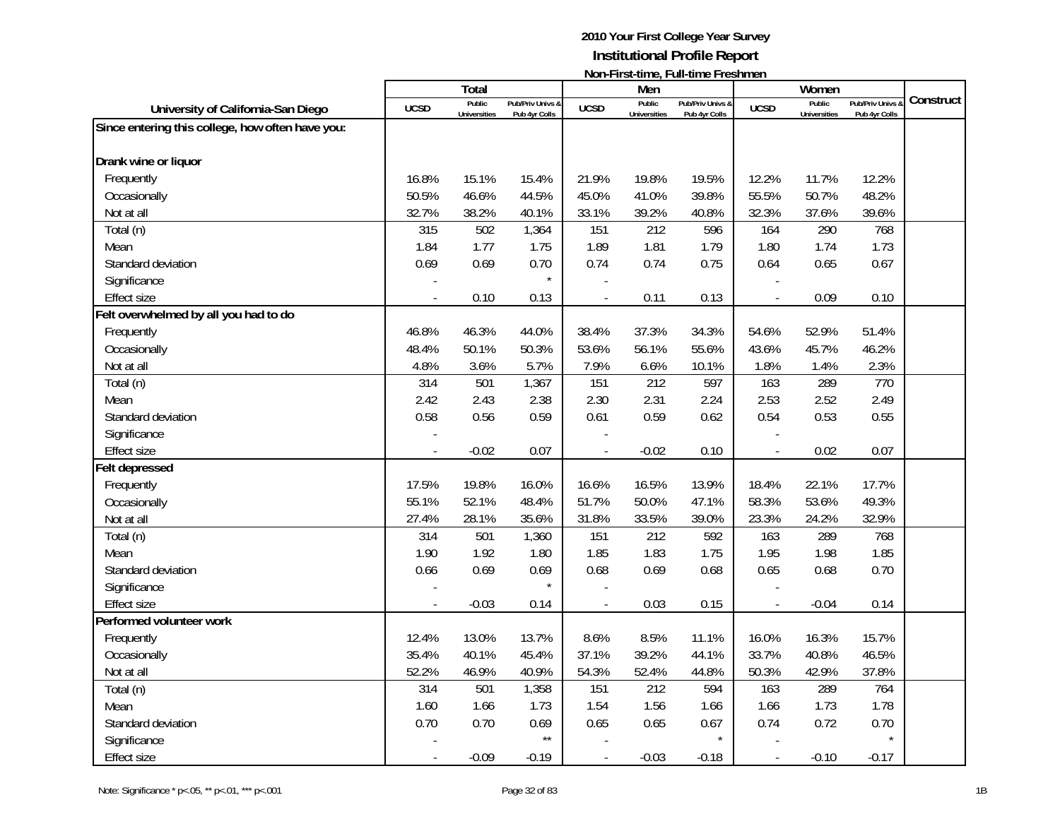**2010 Your First College Year Survey**
**Institutional Profile Report**
**Non-First-time, Full-time Freshmen**

| University of California-San Diego | Total | | | Men | | | Women | | | Construct |
|---|---|---|---|---|---|---|---|---|---|---|
| | UCSD | Public Universities | Pub/Priv Univs & Pub 4yr Colls | UCSD | Public Universities | Pub/Priv Univs & Pub 4yr Colls | UCSD | Public Universities | Pub/Priv Univs & Pub 4yr Colls | |
| **Since entering this college, how often have you:** | | | | | | | | | | |
| **Drank wine or liquor** | | | | | | | | | | |
| Frequently | 16.8% | 15.1% | 15.4% | 21.9% | 19.8% | 19.5% | 12.2% | 11.7% | 12.2% | |
| Occasionally | 50.5% | 46.6% | 44.5% | 45.0% | 41.0% | 39.8% | 55.5% | 50.7% | 48.2% | |
| Not at all | 32.7% | 38.2% | 40.1% | 33.1% | 39.2% | 40.8% | 32.3% | 37.6% | 39.6% | |
| Total (n) | 315 | 502 | 1,364 | 151 | 212 | 596 | 164 | 290 | 768 | |
| Mean | 1.84 | 1.77 | 1.75 | 1.89 | 1.81 | 1.79 | 1.80 | 1.74 | 1.73 | |
| Standard deviation | 0.69 | 0.69 | 0.70 | 0.74 | 0.74 | 0.75 | 0.64 | 0.65 | 0.67 | |
| Significance | - | | * | - | | | - | | | |
| Effect size | - | 0.10 | 0.13 | - | 0.11 | 0.13 | - | 0.09 | 0.10 | |
| **Felt overwhelmed by all you had to do** | | | | | | | | | | |
| Frequently | 46.8% | 46.3% | 44.0% | 38.4% | 37.3% | 34.3% | 54.6% | 52.9% | 51.4% | |
| Occasionally | 48.4% | 50.1% | 50.3% | 53.6% | 56.1% | 55.6% | 43.6% | 45.7% | 46.2% | |
| Not at all | 4.8% | 3.6% | 5.7% | 7.9% | 6.6% | 10.1% | 1.8% | 1.4% | 2.3% | |
| Total (n) | 314 | 501 | 1,367 | 151 | 212 | 597 | 163 | 289 | 770 | |
| Mean | 2.42 | 2.43 | 2.38 | 2.30 | 2.31 | 2.24 | 2.53 | 2.52 | 2.49 | |
| Standard deviation | 0.58 | 0.56 | 0.59 | 0.61 | 0.59 | 0.62 | 0.54 | 0.53 | 0.55 | |
| Significance | - | | | - | | | - | | | |
| Effect size | - | -0.02 | 0.07 | - | -0.02 | 0.10 | - | 0.02 | 0.07 | |
| **Felt depressed** | | | | | | | | | | |
| Frequently | 17.5% | 19.8% | 16.0% | 16.6% | 16.5% | 13.9% | 18.4% | 22.1% | 17.7% | |
| Occasionally | 55.1% | 52.1% | 48.4% | 51.7% | 50.0% | 47.1% | 58.3% | 53.6% | 49.3% | |
| Not at all | 27.4% | 28.1% | 35.6% | 31.8% | 33.5% | 39.0% | 23.3% | 24.2% | 32.9% | |
| Total (n) | 314 | 501 | 1,360 | 151 | 212 | 592 | 163 | 289 | 768 | |
| Mean | 1.90 | 1.92 | 1.80 | 1.85 | 1.83 | 1.75 | 1.95 | 1.98 | 1.85 | |
| Standard deviation | 0.66 | 0.69 | 0.69 | 0.68 | 0.69 | 0.68 | 0.65 | 0.68 | 0.70 | |
| Significance | - | | * | - | | | - | | | |
| Effect size | - | -0.03 | 0.14 | - | 0.03 | 0.15 | - | -0.04 | 0.14 | |
| **Performed volunteer work** | | | | | | | | | | |
| Frequently | 12.4% | 13.0% | 13.7% | 8.6% | 8.5% | 11.1% | 16.0% | 16.3% | 15.7% | |
| Occasionally | 35.4% | 40.1% | 45.4% | 37.1% | 39.2% | 44.1% | 33.7% | 40.8% | 46.5% | |
| Not at all | 52.2% | 46.9% | 40.9% | 54.3% | 52.4% | 44.8% | 50.3% | 42.9% | 37.8% | |
| Total (n) | 314 | 501 | 1,358 | 151 | 212 | 594 | 163 | 289 | 764 | |
| Mean | 1.60 | 1.66 | 1.73 | 1.54 | 1.56 | 1.66 | 1.66 | 1.73 | 1.78 | |
| Standard deviation | 0.70 | 0.70 | 0.69 | 0.65 | 0.65 | 0.67 | 0.74 | 0.72 | 0.70 | |
| Significance | - | | ** | - | | * | - | | * | |
| Effect size | - | -0.09 | -0.19 | - | -0.03 | -0.18 | - | -0.10 | -0.17 | |

Note: Significance * p<.05, ** p<.01, *** p<.001

1B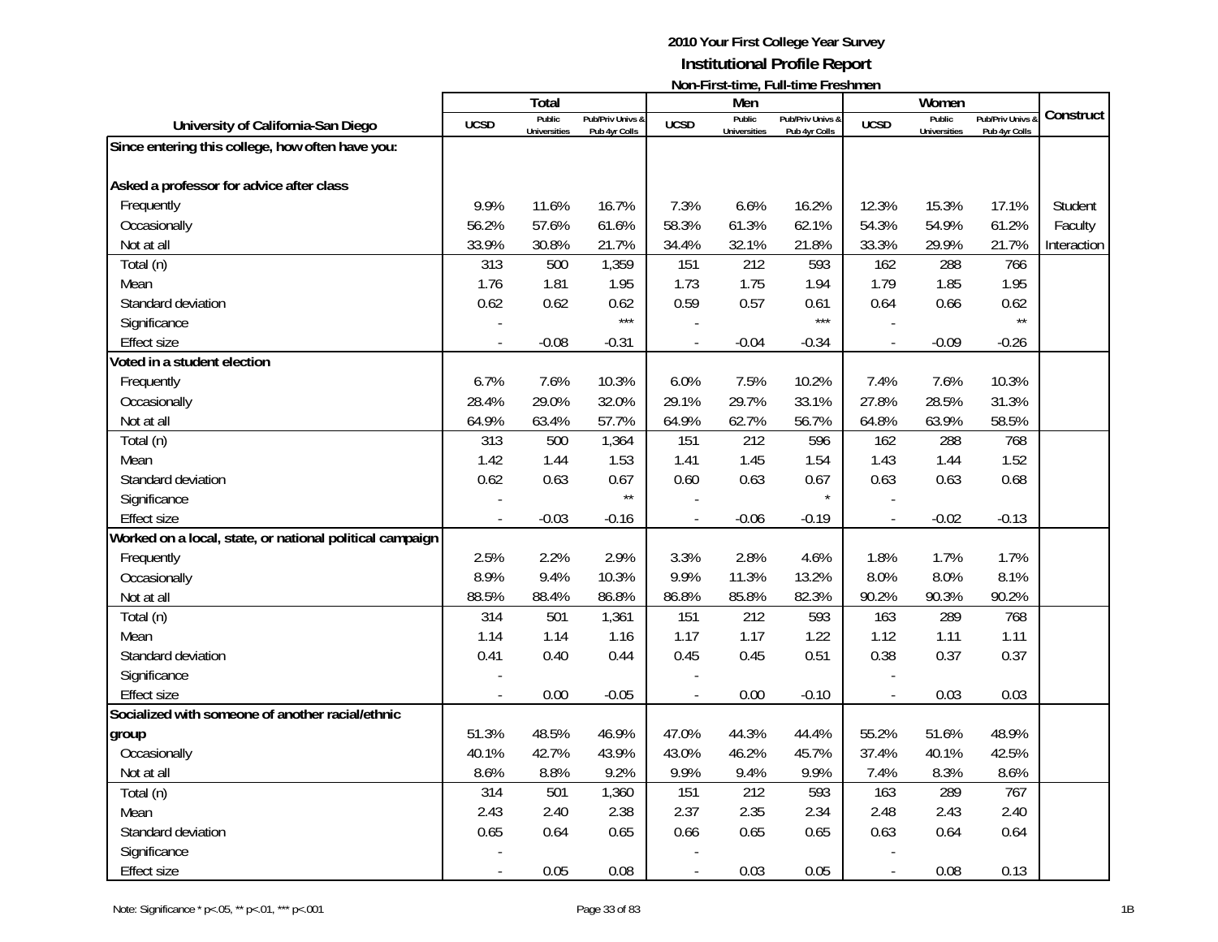# 2010 Your First College Year Survey
## Institutional Profile Report
### Non-First-time, Full-time Freshmen

| University of California-San Diego | Total | | | Men | | | Women | | | Construct |
|---|---|---|---|---|---|---|---|---|---|---|
| | UCSD | Public Universities | Pub/Priv Univs & Pub 4yr Colls | UCSD | Public Universities | Pub/Priv Univs & Pub 4yr Colls | UCSD | Public Universities | Pub/Priv Univs & Pub 4yr Colls | |
| **Since entering this college, how often have you:** | | | | | | | | | | |
| **Asked a professor for advice after class** | | | | | | | | | | |
| Frequently | 9.9% | 11.6% | 16.7% | 7.3% | 6.6% | 16.2% | 12.3% | 15.3% | 17.1% | Student |
| Occasionally | 56.2% | 57.6% | 61.6% | 58.3% | 61.3% | 62.1% | 54.3% | 54.9% | 61.2% | Faculty |
| Not at all | 33.9% | 30.8% | 21.7% | 34.4% | 32.1% | 21.8% | 33.3% | 29.9% | 21.7% | Interaction |
| Total (n) | 313 | 500 | 1,359 | 151 | 212 | 593 | 162 | 288 | 766 | |
| Mean | 1.76 | 1.81 | 1.95 | 1.73 | 1.75 | 1.94 | 1.79 | 1.85 | 1.95 | |
| Standard deviation | 0.62 | 0.62 | 0.62 | 0.59 | 0.57 | 0.61 | 0.64 | 0.66 | 0.62 | |
| Significance | - | | *** | - | | *** | - | | ** | |
| Effect size | - | -0.08 | -0.31 | - | -0.04 | -0.34 | - | -0.09 | -0.26 | |
| **Voted in a student election** | | | | | | | | | | |
| Frequently | 6.7% | 7.6% | 10.3% | 6.0% | 7.5% | 10.2% | 7.4% | 7.6% | 10.3% | |
| Occasionally | 28.4% | 29.0% | 32.0% | 29.1% | 29.7% | 33.1% | 27.8% | 28.5% | 31.3% | |
| Not at all | 64.9% | 63.4% | 57.7% | 64.9% | 62.7% | 56.7% | 64.8% | 63.9% | 58.5% | |
| Total (n) | 313 | 500 | 1,364 | 151 | 212 | 596 | 162 | 288 | 768 | |
| Mean | 1.42 | 1.44 | 1.53 | 1.41 | 1.45 | 1.54 | 1.43 | 1.44 | 1.52 | |
| Standard deviation | 0.62 | 0.63 | 0.67 | 0.60 | 0.63 | 0.67 | 0.63 | 0.63 | 0.68 | |
| Significance | - | | ** | - | | * | - | | | |
| Effect size | - | -0.03 | -0.16 | - | -0.06 | -0.19 | - | -0.02 | -0.13 | |
| **Worked on a local, state, or national political campaign** | | | | | | | | | | |
| Frequently | 2.5% | 2.2% | 2.9% | 3.3% | 2.8% | 4.6% | 1.8% | 1.7% | 1.7% | |
| Occasionally | 8.9% | 9.4% | 10.3% | 9.9% | 11.3% | 13.2% | 8.0% | 8.0% | 8.1% | |
| Not at all | 88.5% | 88.4% | 86.8% | 86.8% | 85.8% | 82.3% | 90.2% | 90.3% | 90.2% | |
| Total (n) | 314 | 501 | 1,361 | 151 | 212 | 593 | 163 | 289 | 768 | |
| Mean | 1.14 | 1.14 | 1.16 | 1.17 | 1.17 | 1.22 | 1.12 | 1.11 | 1.11 | |
| Standard deviation | 0.41 | 0.40 | 0.44 | 0.45 | 0.45 | 0.51 | 0.38 | 0.37 | 0.37 | |
| Significance | - | | | - | | | - | | | |
| Effect size | - | 0.00 | -0.05 | - | 0.00 | -0.10 | - | 0.03 | 0.03 | |
| **Socialized with someone of another racial/ethnic group** | 51.3% | 48.5% | 46.9% | 47.0% | 44.3% | 44.4% | 55.2% | 51.6% | 48.9% | |
| Occasionally | 40.1% | 42.7% | 43.9% | 43.0% | 46.2% | 45.7% | 37.4% | 40.1% | 42.5% | |
| Not at all | 8.6% | 8.8% | 9.2% | 9.9% | 9.4% | 9.9% | 7.4% | 8.3% | 8.6% | |
| Total (n) | 314 | 501 | 1,360 | 151 | 212 | 593 | 163 | 289 | 767 | |
| Mean | 2.43 | 2.40 | 2.38 | 2.37 | 2.35 | 2.34 | 2.48 | 2.43 | 2.40 | |
| Standard deviation | 0.65 | 0.64 | 0.65 | 0.66 | 0.65 | 0.65 | 0.63 | 0.64 | 0.64 | |
| Significance | - | | | - | | | - | | | |
| Effect size | - | 0.05 | 0.08 | - | 0.03 | 0.05 | - | 0.08 | 0.13 | |

Note: Significance * p<.05, ** p<.01, *** p<.001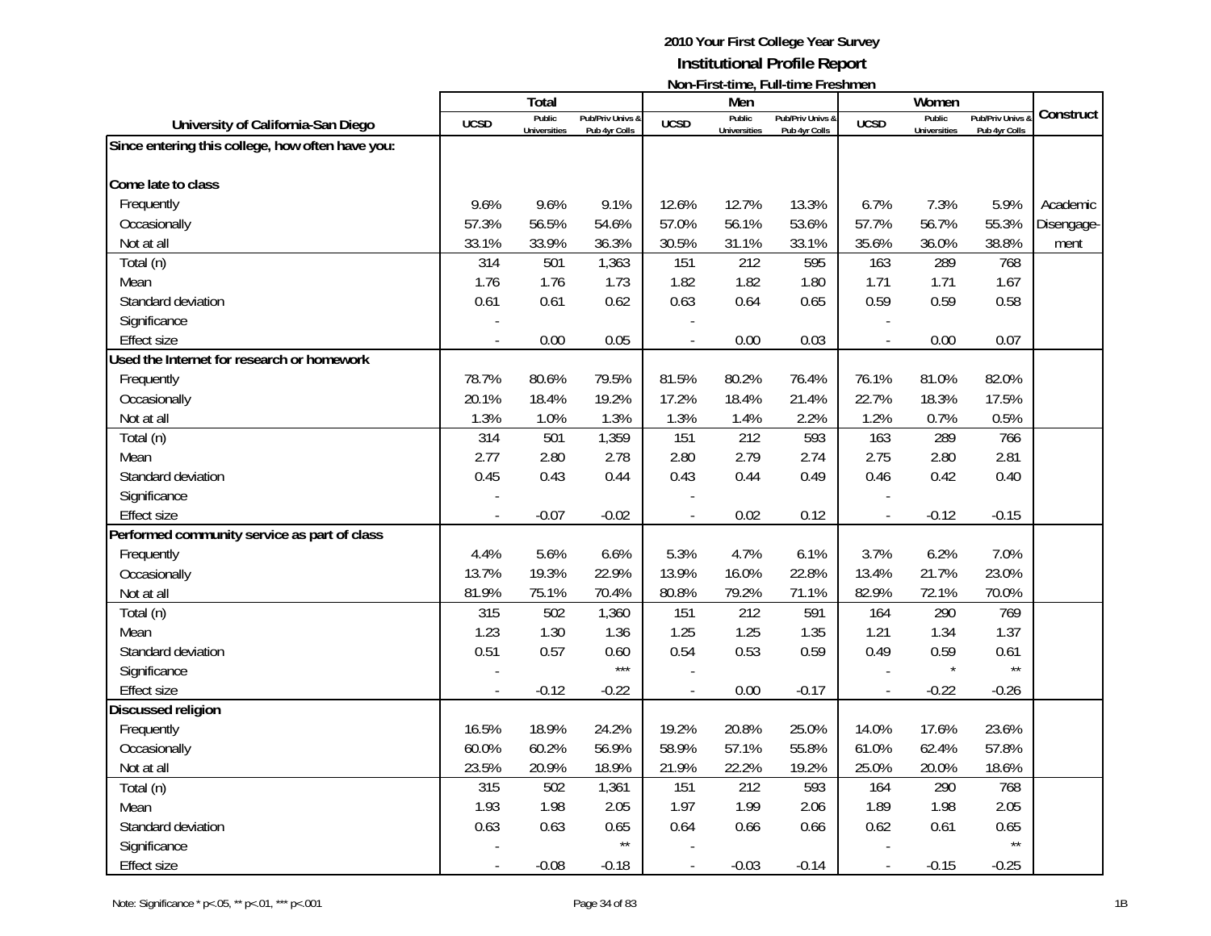# 2010 Your First College Year Survey

## Institutional Profile Report

### Non-First-time, Full-time Freshmen

| University of California-San Diego | Total | | | Men | | | Women | | | Construct |
|---|---|---|---|---|---|---|---|---|---|---|
| | UCSD | Public Universities | Pub/Priv Univs & Pub 4yr Colls | UCSD | Public Universities | Pub/Priv Univs & Pub 4yr Colls | UCSD | Public Universities | Pub/Priv Univs & Pub 4yr Colls | |
| **Since entering this college, how often have you:** | | | | | | | | | | |
| **Come late to class** | | | | | | | | | | |
| Frequently | 9.6% | 9.6% | 9.1% | 12.6% | 12.7% | 13.3% | 6.7% | 7.3% | 5.9% | Academic |
| Occasionally | 57.3% | 56.5% | 54.6% | 57.0% | 56.1% | 53.6% | 57.7% | 56.7% | 55.3% | Disengage- |
| Not at all | 33.1% | 33.9% | 36.3% | 30.5% | 31.1% | 33.1% | 35.6% | 36.0% | 38.8% | ment |
| Total (n) | 314 | 501 | 1,363 | 151 | 212 | 595 | 163 | 289 | 768 | |
| Mean | 1.76 | 1.76 | 1.73 | 1.82 | 1.82 | 1.80 | 1.71 | 1.71 | 1.67 | |
| Standard deviation | 0.61 | 0.61 | 0.62 | 0.63 | 0.64 | 0.65 | 0.59 | 0.59 | 0.58 | |
| Significance | - | | | - | | | - | | | |
| Effect size | - | 0.00 | 0.05 | - | 0.00 | 0.03 | - | 0.00 | 0.07 | |
| **Used the Internet for research or homework** | | | | | | | | | | |
| Frequently | 78.7% | 80.6% | 79.5% | 81.5% | 80.2% | 76.4% | 76.1% | 81.0% | 82.0% | |
| Occasionally | 20.1% | 18.4% | 19.2% | 17.2% | 18.4% | 21.4% | 22.7% | 18.3% | 17.5% | |
| Not at all | 1.3% | 1.0% | 1.3% | 1.3% | 1.4% | 2.2% | 1.2% | 0.7% | 0.5% | |
| Total (n) | 314 | 501 | 1,359 | 151 | 212 | 593 | 163 | 289 | 766 | |
| Mean | 2.77 | 2.80 | 2.78 | 2.80 | 2.79 | 2.74 | 2.75 | 2.80 | 2.81 | |
| Standard deviation | 0.45 | 0.43 | 0.44 | 0.43 | 0.44 | 0.49 | 0.46 | 0.42 | 0.40 | |
| Significance | - | | | - | | | - | | | |
| Effect size | - | -0.07 | -0.02 | - | 0.02 | 0.12 | - | -0.12 | -0.15 | |
| **Performed community service as part of class** | | | | | | | | | | |
| Frequently | 4.4% | 5.6% | 6.6% | 5.3% | 4.7% | 6.1% | 3.7% | 6.2% | 7.0% | |
| Occasionally | 13.7% | 19.3% | 22.9% | 13.9% | 16.0% | 22.8% | 13.4% | 21.7% | 23.0% | |
| Not at all | 81.9% | 75.1% | 70.4% | 80.8% | 79.2% | 71.1% | 82.9% | 72.1% | 70.0% | |
| Total (n) | 315 | 502 | 1,360 | 151 | 212 | 591 | 164 | 290 | 769 | |
| Mean | 1.23 | 1.30 | 1.36 | 1.25 | 1.25 | 1.35 | 1.21 | 1.34 | 1.37 | |
| Standard deviation | 0.51 | 0.57 | 0.60 | 0.54 | 0.53 | 0.59 | 0.49 | 0.59 | 0.61 | |
| Significance | - | | *** | - | | | - | * | ** | |
| Effect size | - | -0.12 | -0.22 | - | 0.00 | -0.17 | - | -0.22 | -0.26 | |
| **Discussed religion** | | | | | | | | | | |
| Frequently | 16.5% | 18.9% | 24.2% | 19.2% | 20.8% | 25.0% | 14.0% | 17.6% | 23.6% | |
| Occasionally | 60.0% | 60.2% | 56.9% | 58.9% | 57.1% | 55.8% | 61.0% | 62.4% | 57.8% | |
| Not at all | 23.5% | 20.9% | 18.9% | 21.9% | 22.2% | 19.2% | 25.0% | 20.0% | 18.6% | |
| Total (n) | 315 | 502 | 1,361 | 151 | 212 | 593 | 164 | 290 | 768 | |
| Mean | 1.93 | 1.98 | 2.05 | 1.97 | 1.99 | 2.06 | 1.89 | 1.98 | 2.05 | |
| Standard deviation | 0.63 | 0.63 | 0.65 | 0.64 | 0.66 | 0.66 | 0.62 | 0.61 | 0.65 | |
| Significance | - | | ** | - | | | - | | ** | |
| Effect size | - | -0.08 | -0.18 | - | -0.03 | -0.14 | - | -0.15 | -0.25 | |

Note: Significance * p<.05, ** p<.01, *** p<.001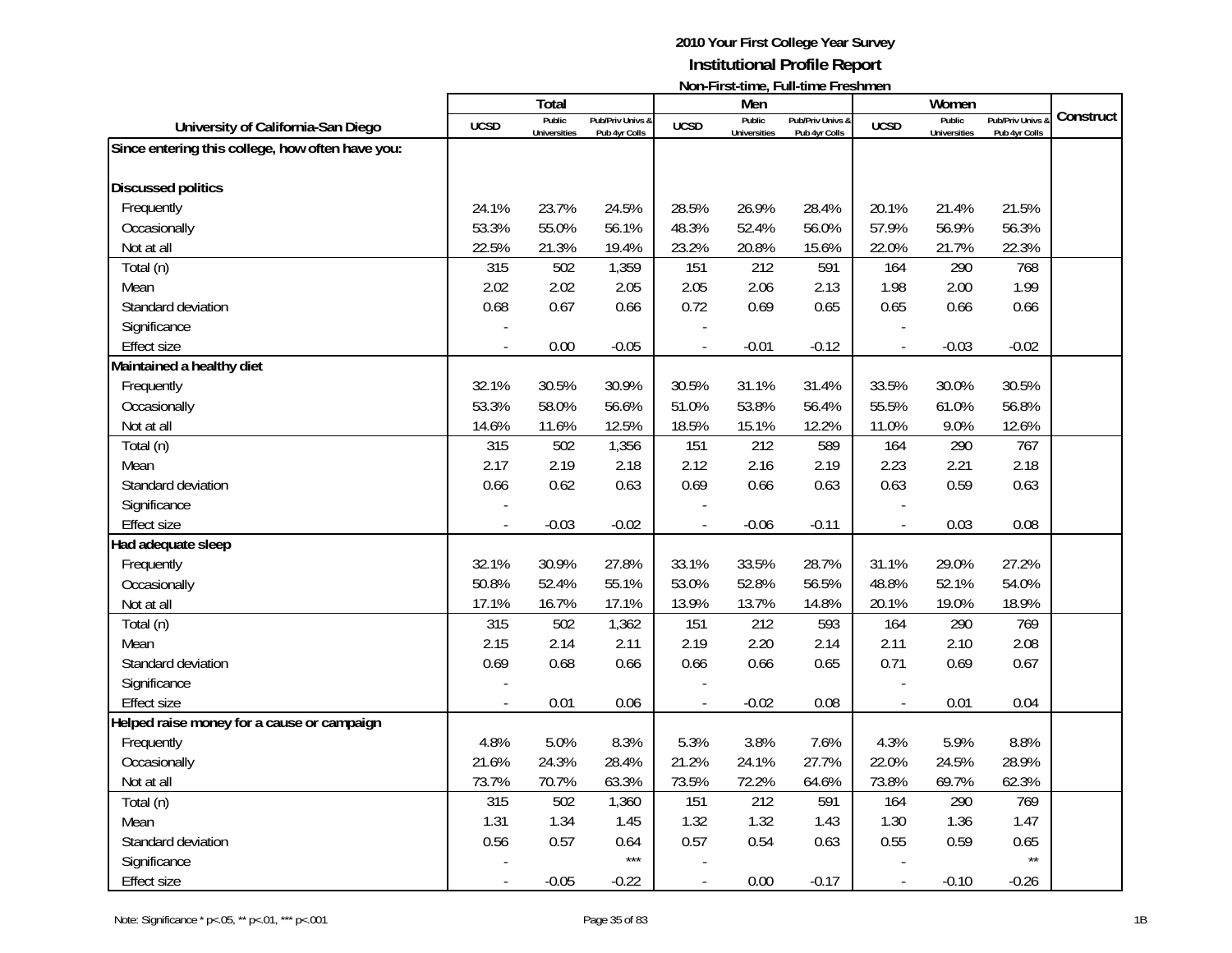# 2010 Your First College Year Survey

## Institutional Profile Report

### Non-First-time, Full-time Freshmen

| University of California-San Diego | Total | | | Men | | | Women | | | Construct |
|---|---|---|---|---|---|---|---|---|---|---|
| | UCSD | Public Universities | Pub/Priv Univs & Pub 4yr Colls | UCSD | Public Universities | Pub/Priv Univs & Pub 4yr Colls | UCSD | Public Universities | Pub/Priv Univs & Pub 4yr Colls | |
| **Since entering this college, how often have you:** | | | | | | | | | | |
| **Discussed politics** | | | | | | | | | | |
| Frequently | 24.1% | 23.7% | 24.5% | 28.5% | 26.9% | 28.4% | 20.1% | 21.4% | 21.5% | |
| Occasionally | 53.3% | 55.0% | 56.1% | 48.3% | 52.4% | 56.0% | 57.9% | 56.9% | 56.3% | |
| Not at all | 22.5% | 21.3% | 19.4% | 23.2% | 20.8% | 15.6% | 22.0% | 21.7% | 22.3% | |
| Total (n) | 315 | 502 | 1,359 | 151 | 212 | 591 | 164 | 290 | 768 | |
| Mean | 2.02 | 2.02 | 2.05 | 2.05 | 2.06 | 2.13 | 1.98 | 2.00 | 1.99 | |
| Standard deviation | 0.68 | 0.67 | 0.66 | 0.72 | 0.69 | 0.65 | 0.65 | 0.66 | 0.66 | |
| Significance | - | | | - | | | - | | | |
| Effect size | - | 0.00 | -0.05 | - | -0.01 | -0.12 | - | -0.03 | -0.02 | |
| **Maintained a healthy diet** | | | | | | | | | | |
| Frequently | 32.1% | 30.5% | 30.9% | 30.5% | 31.1% | 31.4% | 33.5% | 30.0% | 30.5% | |
| Occasionally | 53.3% | 58.0% | 56.6% | 51.0% | 53.8% | 56.4% | 55.5% | 61.0% | 56.8% | |
| Not at all | 14.6% | 11.6% | 12.5% | 18.5% | 15.1% | 12.2% | 11.0% | 9.0% | 12.6% | |
| Total (n) | 315 | 502 | 1,356 | 151 | 212 | 589 | 164 | 290 | 767 | |
| Mean | 2.17 | 2.19 | 2.18 | 2.12 | 2.16 | 2.19 | 2.23 | 2.21 | 2.18 | |
| Standard deviation | 0.66 | 0.62 | 0.63 | 0.69 | 0.66 | 0.63 | 0.63 | 0.59 | 0.63 | |
| Significance | - | | | - | | | - | | | |
| Effect size | - | -0.03 | -0.02 | - | -0.06 | -0.11 | - | 0.03 | 0.08 | |
| **Had adequate sleep** | | | | | | | | | | |
| Frequently | 32.1% | 30.9% | 27.8% | 33.1% | 33.5% | 28.7% | 31.1% | 29.0% | 27.2% | |
| Occasionally | 50.8% | 52.4% | 55.1% | 53.0% | 52.8% | 56.5% | 48.8% | 52.1% | 54.0% | |
| Not at all | 17.1% | 16.7% | 17.1% | 13.9% | 13.7% | 14.8% | 20.1% | 19.0% | 18.9% | |
| Total (n) | 315 | 502 | 1,362 | 151 | 212 | 593 | 164 | 290 | 769 | |
| Mean | 2.15 | 2.14 | 2.11 | 2.19 | 2.20 | 2.14 | 2.11 | 2.10 | 2.08 | |
| Standard deviation | 0.69 | 0.68 | 0.66 | 0.66 | 0.66 | 0.65 | 0.71 | 0.69 | 0.67 | |
| Significance | - | | | - | | | - | | | |
| Effect size | - | 0.01 | 0.06 | - | -0.02 | 0.08 | - | 0.01 | 0.04 | |
| **Helped raise money for a cause or campaign** | | | | | | | | | | |
| Frequently | 4.8% | 5.0% | 8.3% | 5.3% | 3.8% | 7.6% | 4.3% | 5.9% | 8.8% | |
| Occasionally | 21.6% | 24.3% | 28.4% | 21.2% | 24.1% | 27.7% | 22.0% | 24.5% | 28.9% | |
| Not at all | 73.7% | 70.7% | 63.3% | 73.5% | 72.2% | 64.6% | 73.8% | 69.7% | 62.3% | |
| Total (n) | 315 | 502 | 1,360 | 151 | 212 | 591 | 164 | 290 | 769 | |
| Mean | 1.31 | 1.34 | 1.45 | 1.32 | 1.32 | 1.43 | 1.30 | 1.36 | 1.47 | |
| Standard deviation | 0.56 | 0.57 | 0.64 | 0.57 | 0.54 | 0.63 | 0.55 | 0.59 | 0.65 | |
| Significance | - | | *** | - | | | - | | ** | |
| Effect size | - | -0.05 | -0.22 | - | 0.00 | -0.17 | - | -0.10 | -0.26 | |

Note: Significance * p<.05, ** p<.01, *** p<.001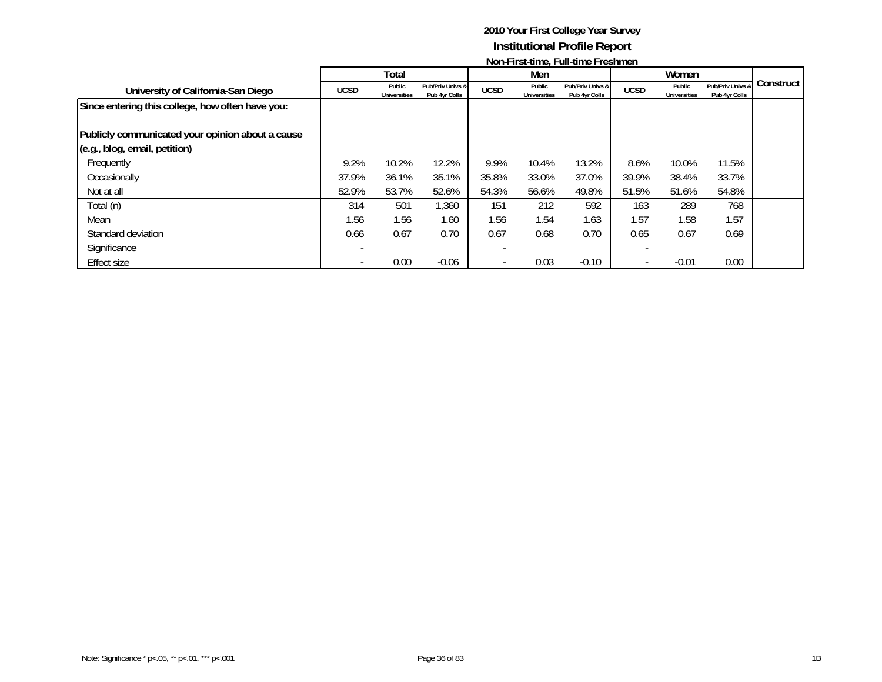**2010 Your First College Year Survey**
**Institutional Profile Report**
**Non-First-time, Full-time Freshmen**

| University of California-San Diego | Total | | | Men | | | Women | | | Construct |
|---|---|---|---|---|---|---|---|---|---|---|
| | UCSD | Public Universities | Pub/Priv Univs & Pub 4yr Colls | UCSD | Public Universities | Pub/Priv Univs & Pub 4yr Colls | UCSD | Public Universities | Pub/Priv Univs & Pub 4yr Colls | |
| **Since entering this college, how often have you:** | | | | | | | | | | |
| **Publicly communicated your opinion about a cause (e.g., blog, email, petition)** | | | | | | | | | | |
| Frequently | 9.2% | 10.2% | 12.2% | 9.9% | 10.4% | 13.2% | 8.6% | 10.0% | 11.5% | |
| Occasionally | 37.9% | 36.1% | 35.1% | 35.8% | 33.0% | 37.0% | 39.9% | 38.4% | 33.7% | |
| Not at all | 52.9% | 53.7% | 52.6% | 54.3% | 56.6% | 49.8% | 51.5% | 51.6% | 54.8% | |
| Total (n) | 314 | 501 | 1,360 | 151 | 212 | 592 | 163 | 289 | 768 | |
| Mean | 1.56 | 1.56 | 1.60 | 1.56 | 1.54 | 1.63 | 1.57 | 1.58 | 1.57 | |
| Standard deviation | 0.66 | 0.67 | 0.70 | 0.67 | 0.68 | 0.70 | 0.65 | 0.67 | 0.69 | |
| Significance | - | | | - | | | - | | | |
| Effect size | - | 0.00 | -0.06 | - | 0.03 | -0.10 | - | -0.01 | 0.00 | |

Note: Significance * p<.05, ** p<.01, *** p<.001

1B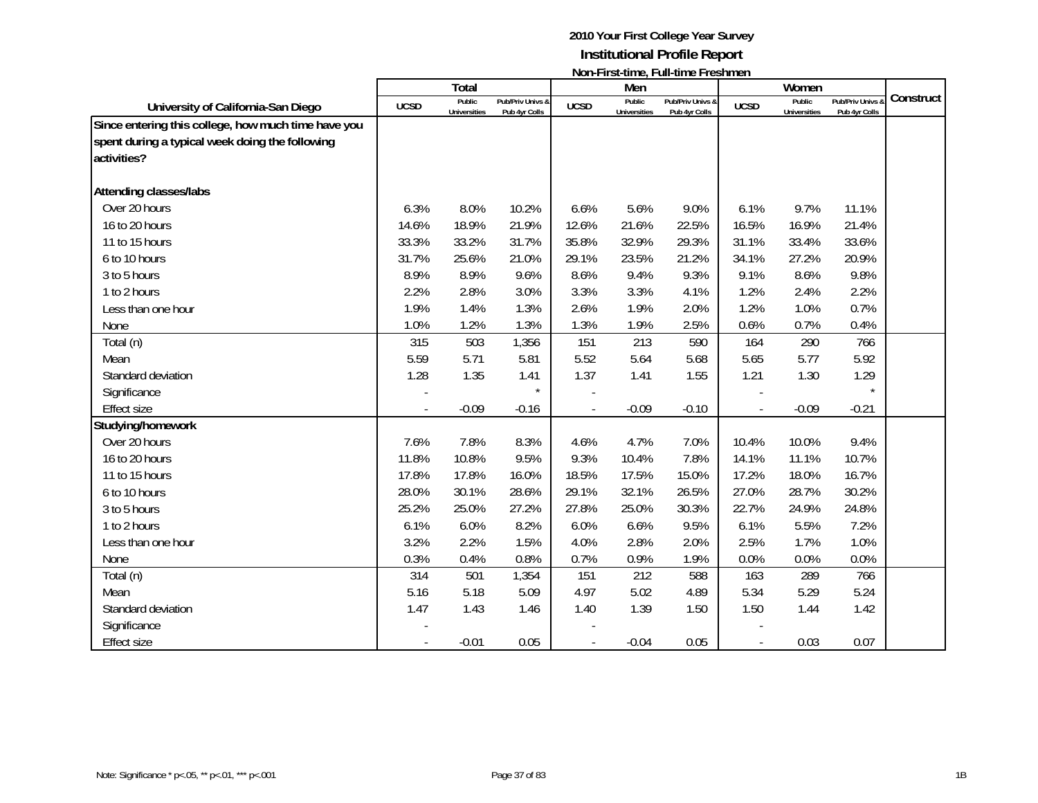# 2010 Your First College Year Survey
## Institutional Profile Report
### Non-First-time, Full-time Freshmen

| University of California-San Diego | Total | | | Men | | | Women | | | Construct |
|---|---|---|---|---|---|---|---|---|---|---|
| | UCSD | Public Universities | Pub/Priv Univs & Pub 4yr Colls | UCSD | Public Universities | Pub/Priv Univs & Pub 4yr Colls | UCSD | Public Universities | Pub/Priv Univs & Pub 4yr Colls | |
| **Since entering this college, how much time have you spent during a typical week doing the following activities?** | | | | | | | | | | |
| **Attending classes/labs** | | | | | | | | | | |
| Over 20 hours | 6.3% | 8.0% | 10.2% | 6.6% | 5.6% | 9.0% | 6.1% | 9.7% | 11.1% | |
| 16 to 20 hours | 14.6% | 18.9% | 21.9% | 12.6% | 21.6% | 22.5% | 16.5% | 16.9% | 21.4% | |
| 11 to 15 hours | 33.3% | 33.2% | 31.7% | 35.8% | 32.9% | 29.3% | 31.1% | 33.4% | 33.6% | |
| 6 to 10 hours | 31.7% | 25.6% | 21.0% | 29.1% | 23.5% | 21.2% | 34.1% | 27.2% | 20.9% | |
| 3 to 5 hours | 8.9% | 8.9% | 9.6% | 8.6% | 9.4% | 9.3% | 9.1% | 8.6% | 9.8% | |
| 1 to 2 hours | 2.2% | 2.8% | 3.0% | 3.3% | 3.3% | 4.1% | 1.2% | 2.4% | 2.2% | |
| Less than one hour | 1.9% | 1.4% | 1.3% | 2.6% | 1.9% | 2.0% | 1.2% | 1.0% | 0.7% | |
| None | 1.0% | 1.2% | 1.3% | 1.3% | 1.9% | 2.5% | 0.6% | 0.7% | 0.4% | |
| Total (n) | 315 | 503 | 1,356 | 151 | 213 | 590 | 164 | 290 | 766 | |
| Mean | 5.59 | 5.71 | 5.81 | 5.52 | 5.64 | 5.68 | 5.65 | 5.77 | 5.92 | |
| Standard deviation | 1.28 | 1.35 | 1.41 | 1.37 | 1.41 | 1.55 | 1.21 | 1.30 | 1.29 | |
| Significance | - | | * | - | | | - | | * | |
| Effect size | - | -0.09 | -0.16 | - | -0.09 | -0.10 | - | -0.09 | -0.21 | |
| **Studying/homework** | | | | | | | | | | |
| Over 20 hours | 7.6% | 7.8% | 8.3% | 4.6% | 4.7% | 7.0% | 10.4% | 10.0% | 9.4% | |
| 16 to 20 hours | 11.8% | 10.8% | 9.5% | 9.3% | 10.4% | 7.8% | 14.1% | 11.1% | 10.7% | |
| 11 to 15 hours | 17.8% | 17.8% | 16.0% | 18.5% | 17.5% | 15.0% | 17.2% | 18.0% | 16.7% | |
| 6 to 10 hours | 28.0% | 30.1% | 28.6% | 29.1% | 32.1% | 26.5% | 27.0% | 28.7% | 30.2% | |
| 3 to 5 hours | 25.2% | 25.0% | 27.2% | 27.8% | 25.0% | 30.3% | 22.7% | 24.9% | 24.8% | |
| 1 to 2 hours | 6.1% | 6.0% | 8.2% | 6.0% | 6.6% | 9.5% | 6.1% | 5.5% | 7.2% | |
| Less than one hour | 3.2% | 2.2% | 1.5% | 4.0% | 2.8% | 2.0% | 2.5% | 1.7% | 1.0% | |
| None | 0.3% | 0.4% | 0.8% | 0.7% | 0.9% | 1.9% | 0.0% | 0.0% | 0.0% | |
| Total (n) | 314 | 501 | 1,354 | 151 | 212 | 588 | 163 | 289 | 766 | |
| Mean | 5.16 | 5.18 | 5.09 | 4.97 | 5.02 | 4.89 | 5.34 | 5.29 | 5.24 | |
| Standard deviation | 1.47 | 1.43 | 1.46 | 1.40 | 1.39 | 1.50 | 1.50 | 1.44 | 1.42 | |
| Significance | - | | | - | | | - | | | |
| Effect size | - | -0.01 | 0.05 | - | -0.04 | 0.05 | - | 0.03 | 0.07 | |

Note: Significance * p<.05, ** p<.01, *** p<.001

1B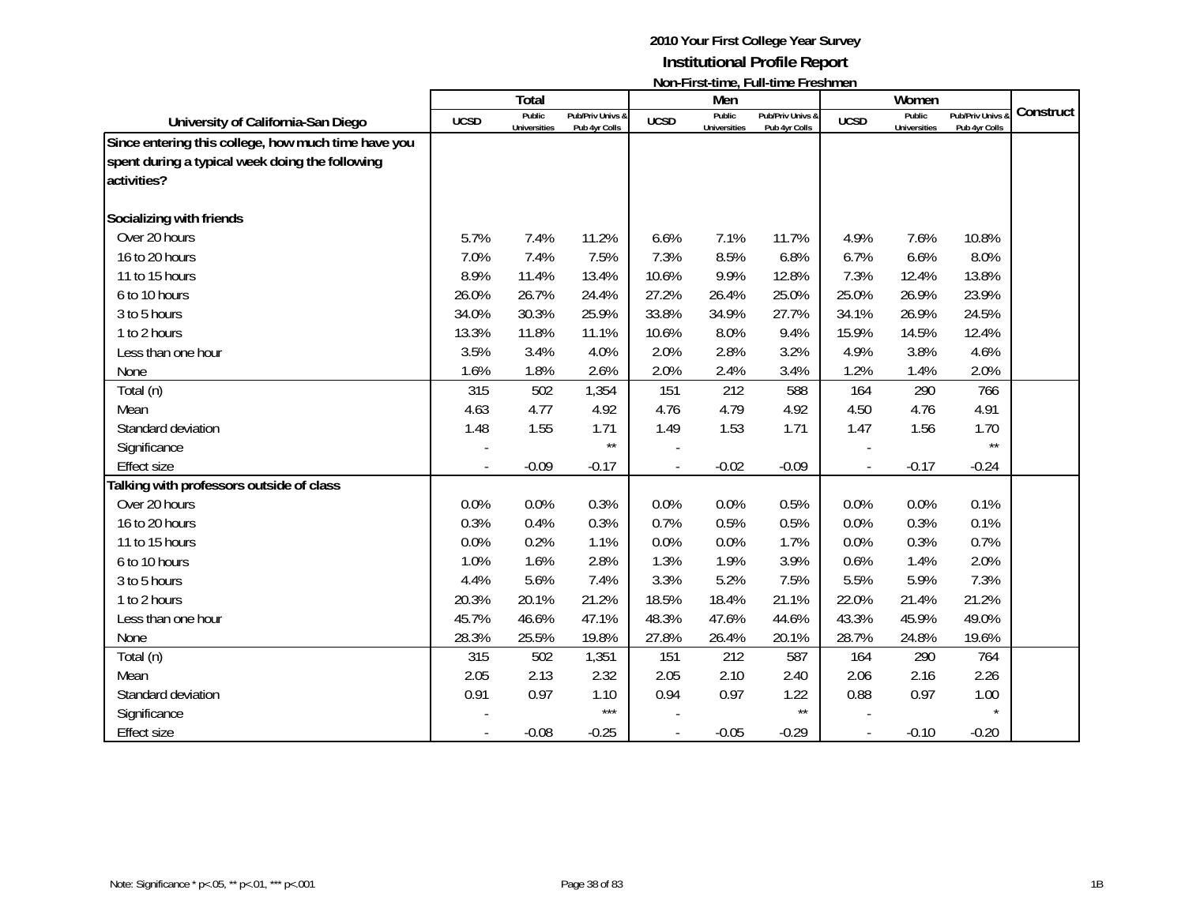# 2010 Your First College Year Survey

## Institutional Profile Report

### Non-First-time, Full-time Freshmen

| University of California-San Diego | Total | | | Men | | | Women | | | Construct |
|---|---|---|---|---|---|---|---|---|---|---|
| | UCSD | Public Universities | Pub/Priv Univs & Pub 4yr Colls | UCSD | Public Universities | Pub/Priv Univs & Pub 4yr Colls | UCSD | Public Universities | Pub/Priv Univs & Pub 4yr Colls | |
| **Since entering this college, how much time have you spent during a typical week doing the following activities?** | | | | | | | | | | |
| **Socializing with friends** | | | | | | | | | | |
| Over 20 hours | 5.7% | 7.4% | 11.2% | 6.6% | 7.1% | 11.7% | 4.9% | 7.6% | 10.8% | |
| 16 to 20 hours | 7.0% | 7.4% | 7.5% | 7.3% | 8.5% | 6.8% | 6.7% | 6.6% | 8.0% | |
| 11 to 15 hours | 8.9% | 11.4% | 13.4% | 10.6% | 9.9% | 12.8% | 7.3% | 12.4% | 13.8% | |
| 6 to 10 hours | 26.0% | 26.7% | 24.4% | 27.2% | 26.4% | 25.0% | 25.0% | 26.9% | 23.9% | |
| 3 to 5 hours | 34.0% | 30.3% | 25.9% | 33.8% | 34.9% | 27.7% | 34.1% | 26.9% | 24.5% | |
| 1 to 2 hours | 13.3% | 11.8% | 11.1% | 10.6% | 8.0% | 9.4% | 15.9% | 14.5% | 12.4% | |
| Less than one hour | 3.5% | 3.4% | 4.0% | 2.0% | 2.8% | 3.2% | 4.9% | 3.8% | 4.6% | |
| None | 1.6% | 1.8% | 2.6% | 2.0% | 2.4% | 3.4% | 1.2% | 1.4% | 2.0% | |
| Total (n) | 315 | 502 | 1,354 | 151 | 212 | 588 | 164 | 290 | 766 | |
| Mean | 4.63 | 4.77 | 4.92 | 4.76 | 4.79 | 4.92 | 4.50 | 4.76 | 4.91 | |
| Standard deviation | 1.48 | 1.55 | 1.71 | 1.49 | 1.53 | 1.71 | 1.47 | 1.56 | 1.70 | |
| Significance | - | | ** | - | | | - | | ** | |
| Effect size | - | -0.09 | -0.17 | - | -0.02 | -0.09 | - | -0.17 | -0.24 | |
| **Talking with professors outside of class** | | | | | | | | | | |
| Over 20 hours | 0.0% | 0.0% | 0.3% | 0.0% | 0.0% | 0.5% | 0.0% | 0.0% | 0.1% | |
| 16 to 20 hours | 0.3% | 0.4% | 0.3% | 0.7% | 0.5% | 0.5% | 0.0% | 0.3% | 0.1% | |
| 11 to 15 hours | 0.0% | 0.2% | 1.1% | 0.0% | 0.0% | 1.7% | 0.0% | 0.3% | 0.7% | |
| 6 to 10 hours | 1.0% | 1.6% | 2.8% | 1.3% | 1.9% | 3.9% | 0.6% | 1.4% | 2.0% | |
| 3 to 5 hours | 4.4% | 5.6% | 7.4% | 3.3% | 5.2% | 7.5% | 5.5% | 5.9% | 7.3% | |
| 1 to 2 hours | 20.3% | 20.1% | 21.2% | 18.5% | 18.4% | 21.1% | 22.0% | 21.4% | 21.2% | |
| Less than one hour | 45.7% | 46.6% | 47.1% | 48.3% | 47.6% | 44.6% | 43.3% | 45.9% | 49.0% | |
| None | 28.3% | 25.5% | 19.8% | 27.8% | 26.4% | 20.1% | 28.7% | 24.8% | 19.6% | |
| Total (n) | 315 | 502 | 1,351 | 151 | 212 | 587 | 164 | 290 | 764 | |
| Mean | 2.05 | 2.13 | 2.32 | 2.05 | 2.10 | 2.40 | 2.06 | 2.16 | 2.26 | |
| Standard deviation | 0.91 | 0.97 | 1.10 | 0.94 | 0.97 | 1.22 | 0.88 | 0.97 | 1.00 | |
| Significance | - | | *** | - | | ** | - | | * | |
| Effect size | - | -0.08 | -0.25 | - | -0.05 | -0.29 | - | -0.10 | -0.20 | |

Note: Significance * p<.05, ** p<.01, *** p<.001

1B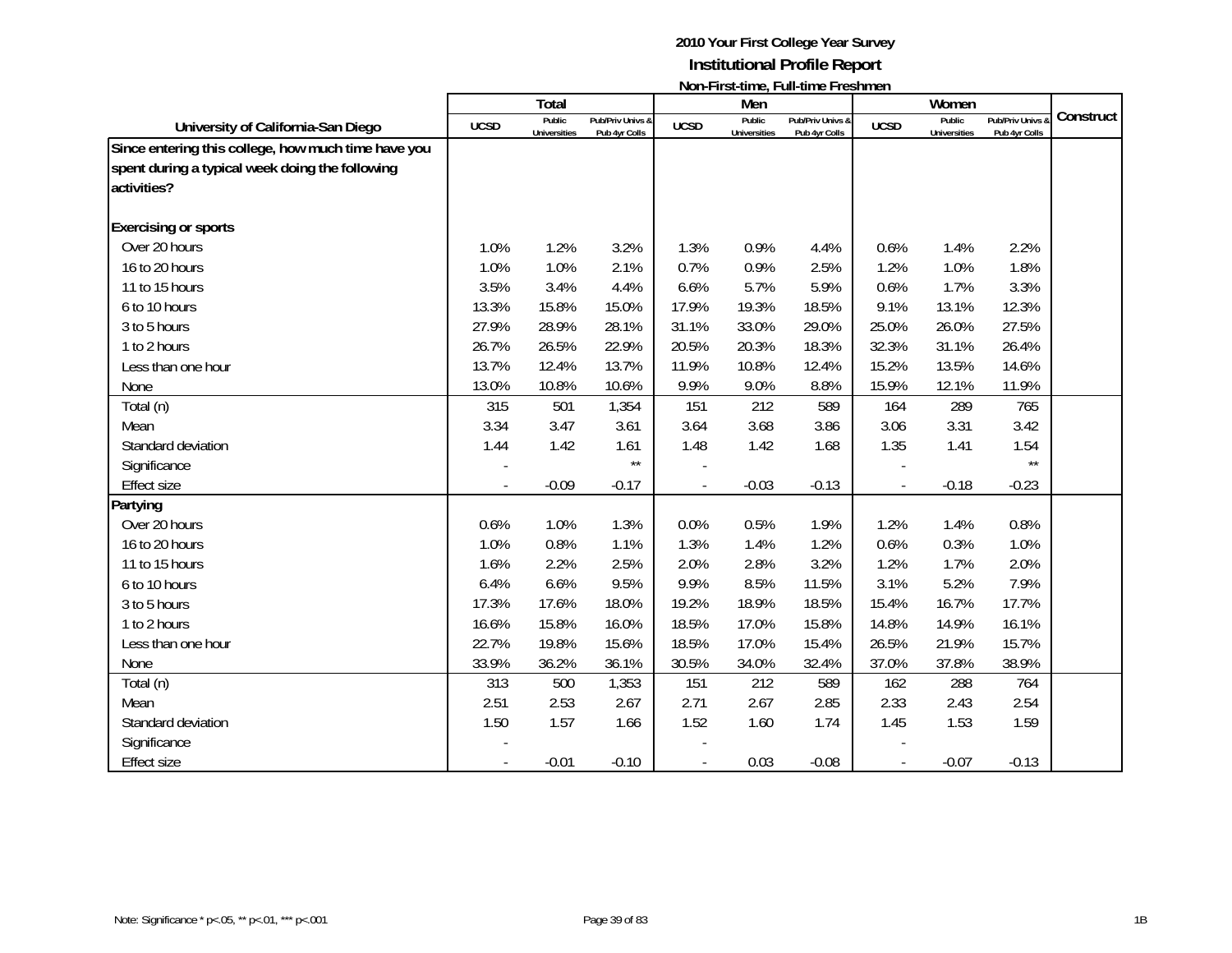# 2010 Your First College Year Survey

## Institutional Profile Report

### Non-First-time, Full-time Freshmen

| University of California-San Diego | Total | | | Men | | | Women | | | Construct |
|---|---|---|---|---|---|---|---|---|---|---|
| | UCSD | Public Universities | Pub/Priv Univs & Pub 4yr Colls | UCSD | Public Universities | Pub/Priv Univs & Pub 4yr Colls | UCSD | Public Universities | Pub/Priv Univs & Pub 4yr Colls | |
| **Since entering this college, how much time have you spent during a typical week doing the following activities?** | | | | | | | | | | |
| **Exercising or sports** | | | | | | | | | | |
| Over 20 hours | 1.0% | 1.2% | 3.2% | 1.3% | 0.9% | 4.4% | 0.6% | 1.4% | 2.2% | |
| 16 to 20 hours | 1.0% | 1.0% | 2.1% | 0.7% | 0.9% | 2.5% | 1.2% | 1.0% | 1.8% | |
| 11 to 15 hours | 3.5% | 3.4% | 4.4% | 6.6% | 5.7% | 5.9% | 0.6% | 1.7% | 3.3% | |
| 6 to 10 hours | 13.3% | 15.8% | 15.0% | 17.9% | 19.3% | 18.5% | 9.1% | 13.1% | 12.3% | |
| 3 to 5 hours | 27.9% | 28.9% | 28.1% | 31.1% | 33.0% | 29.0% | 25.0% | 26.0% | 27.5% | |
| 1 to 2 hours | 26.7% | 26.5% | 22.9% | 20.5% | 20.3% | 18.3% | 32.3% | 31.1% | 26.4% | |
| Less than one hour | 13.7% | 12.4% | 13.7% | 11.9% | 10.8% | 12.4% | 15.2% | 13.5% | 14.6% | |
| None | 13.0% | 10.8% | 10.6% | 9.9% | 9.0% | 8.8% | 15.9% | 12.1% | 11.9% | |
| Total (n) | 315 | 501 | 1,354 | 151 | 212 | 589 | 164 | 289 | 765 | |
| Mean | 3.34 | 3.47 | 3.61 | 3.64 | 3.68 | 3.86 | 3.06 | 3.31 | 3.42 | |
| Standard deviation | 1.44 | 1.42 | 1.61 | 1.48 | 1.42 | 1.68 | 1.35 | 1.41 | 1.54 | |
| Significance | - | | ** | - | | | - | | ** | |
| Effect size | - | -0.09 | -0.17 | - | -0.03 | -0.13 | - | -0.18 | -0.23 | |
| **Partying** | | | | | | | | | | |
| Over 20 hours | 0.6% | 1.0% | 1.3% | 0.0% | 0.5% | 1.9% | 1.2% | 1.4% | 0.8% | |
| 16 to 20 hours | 1.0% | 0.8% | 1.1% | 1.3% | 1.4% | 1.2% | 0.6% | 0.3% | 1.0% | |
| 11 to 15 hours | 1.6% | 2.2% | 2.5% | 2.0% | 2.8% | 3.2% | 1.2% | 1.7% | 2.0% | |
| 6 to 10 hours | 6.4% | 6.6% | 9.5% | 9.9% | 8.5% | 11.5% | 3.1% | 5.2% | 7.9% | |
| 3 to 5 hours | 17.3% | 17.6% | 18.0% | 19.2% | 18.9% | 18.5% | 15.4% | 16.7% | 17.7% | |
| 1 to 2 hours | 16.6% | 15.8% | 16.0% | 18.5% | 17.0% | 15.8% | 14.8% | 14.9% | 16.1% | |
| Less than one hour | 22.7% | 19.8% | 15.6% | 18.5% | 17.0% | 15.4% | 26.5% | 21.9% | 15.7% | |
| None | 33.9% | 36.2% | 36.1% | 30.5% | 34.0% | 32.4% | 37.0% | 37.8% | 38.9% | |
| Total (n) | 313 | 500 | 1,353 | 151 | 212 | 589 | 162 | 288 | 764 | |
| Mean | 2.51 | 2.53 | 2.67 | 2.71 | 2.67 | 2.85 | 2.33 | 2.43 | 2.54 | |
| Standard deviation | 1.50 | 1.57 | 1.66 | 1.52 | 1.60 | 1.74 | 1.45 | 1.53 | 1.59 | |
| Significance | - | | | - | | | - | | | |
| Effect size | - | -0.01 | -0.10 | - | 0.03 | -0.08 | - | -0.07 | -0.13 | |

Note: Significance * p<.05, ** p<.01, *** p<.001

1B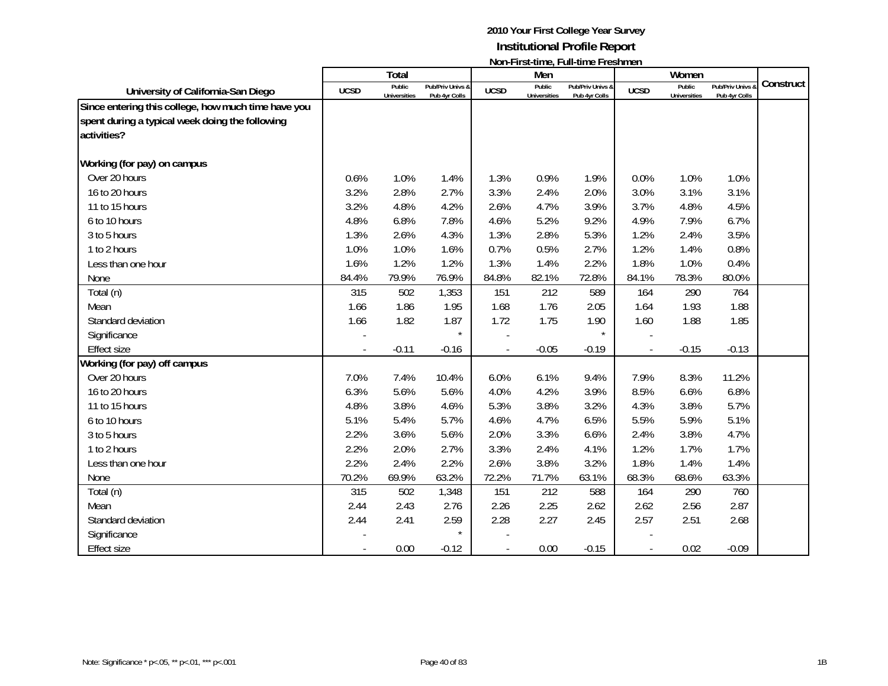# 2010 Your First College Year Survey

## Institutional Profile Report

### Non-First-time, Full-time Freshmen

| University of California-San Diego | Total | | | Men | | | Women | | | Construct |
|---|---|---|---|---|---|---|---|---|---|---|
| | UCSD | Public Universities | Pub/Priv Univs & Pub 4yr Colls | UCSD | Public Universities | Pub/Priv Univs & Pub 4yr Colls | UCSD | Public Universities | Pub/Priv Univs & Pub 4yr Colls | |
| **Since entering this college, how much time have you spent during a typical week doing the following activities?** | | | | | | | | | | |
| **Working (for pay) on campus** | | | | | | | | | | |
| Over 20 hours | 0.6% | 1.0% | 1.4% | 1.3% | 0.9% | 1.9% | 0.0% | 1.0% | 1.0% | |
| 16 to 20 hours | 3.2% | 2.8% | 2.7% | 3.3% | 2.4% | 2.0% | 3.0% | 3.1% | 3.1% | |
| 11 to 15 hours | 3.2% | 4.8% | 4.2% | 2.6% | 4.7% | 3.9% | 3.7% | 4.8% | 4.5% | |
| 6 to 10 hours | 4.8% | 6.8% | 7.8% | 4.6% | 5.2% | 9.2% | 4.9% | 7.9% | 6.7% | |
| 3 to 5 hours | 1.3% | 2.6% | 4.3% | 1.3% | 2.8% | 5.3% | 1.2% | 2.4% | 3.5% | |
| 1 to 2 hours | 1.0% | 1.0% | 1.6% | 0.7% | 0.5% | 2.7% | 1.2% | 1.4% | 0.8% | |
| Less than one hour | 1.6% | 1.2% | 1.2% | 1.3% | 1.4% | 2.2% | 1.8% | 1.0% | 0.4% | |
| None | 84.4% | 79.9% | 76.9% | 84.8% | 82.1% | 72.8% | 84.1% | 78.3% | 80.0% | |
| Total (n) | 315 | 502 | 1,353 | 151 | 212 | 589 | 164 | 290 | 764 | |
| Mean | 1.66 | 1.86 | 1.95 | 1.68 | 1.76 | 2.05 | 1.64 | 1.93 | 1.88 | |
| Standard deviation | 1.66 | 1.82 | 1.87 | 1.72 | 1.75 | 1.90 | 1.60 | 1.88 | 1.85 | |
| Significance | - | | * | - | | * | - | | | |
| Effect size | - | -0.11 | -0.16 | - | -0.05 | -0.19 | - | -0.15 | -0.13 | |
| **Working (for pay) off campus** | | | | | | | | | | |
| Over 20 hours | 7.0% | 7.4% | 10.4% | 6.0% | 6.1% | 9.4% | 7.9% | 8.3% | 11.2% | |
| 16 to 20 hours | 6.3% | 5.6% | 5.6% | 4.0% | 4.2% | 3.9% | 8.5% | 6.6% | 6.8% | |
| 11 to 15 hours | 4.8% | 3.8% | 4.6% | 5.3% | 3.8% | 3.2% | 4.3% | 3.8% | 5.7% | |
| 6 to 10 hours | 5.1% | 5.4% | 5.7% | 4.6% | 4.7% | 6.5% | 5.5% | 5.9% | 5.1% | |
| 3 to 5 hours | 2.2% | 3.6% | 5.6% | 2.0% | 3.3% | 6.6% | 2.4% | 3.8% | 4.7% | |
| 1 to 2 hours | 2.2% | 2.0% | 2.7% | 3.3% | 2.4% | 4.1% | 1.2% | 1.7% | 1.7% | |
| Less than one hour | 2.2% | 2.4% | 2.2% | 2.6% | 3.8% | 3.2% | 1.8% | 1.4% | 1.4% | |
| None | 70.2% | 69.9% | 63.2% | 72.2% | 71.7% | 63.1% | 68.3% | 68.6% | 63.3% | |
| Total (n) | 315 | 502 | 1,348 | 151 | 212 | 588 | 164 | 290 | 760 | |
| Mean | 2.44 | 2.43 | 2.76 | 2.26 | 2.25 | 2.62 | 2.62 | 2.56 | 2.87 | |
| Standard deviation | 2.44 | 2.41 | 2.59 | 2.28 | 2.27 | 2.45 | 2.57 | 2.51 | 2.68 | |
| Significance | - | | * | - | | | - | | | |
| Effect size | - | 0.00 | -0.12 | - | 0.00 | -0.15 | - | 0.02 | -0.09 | |

Note: Significance * p<.05, ** p<.01, *** p<.001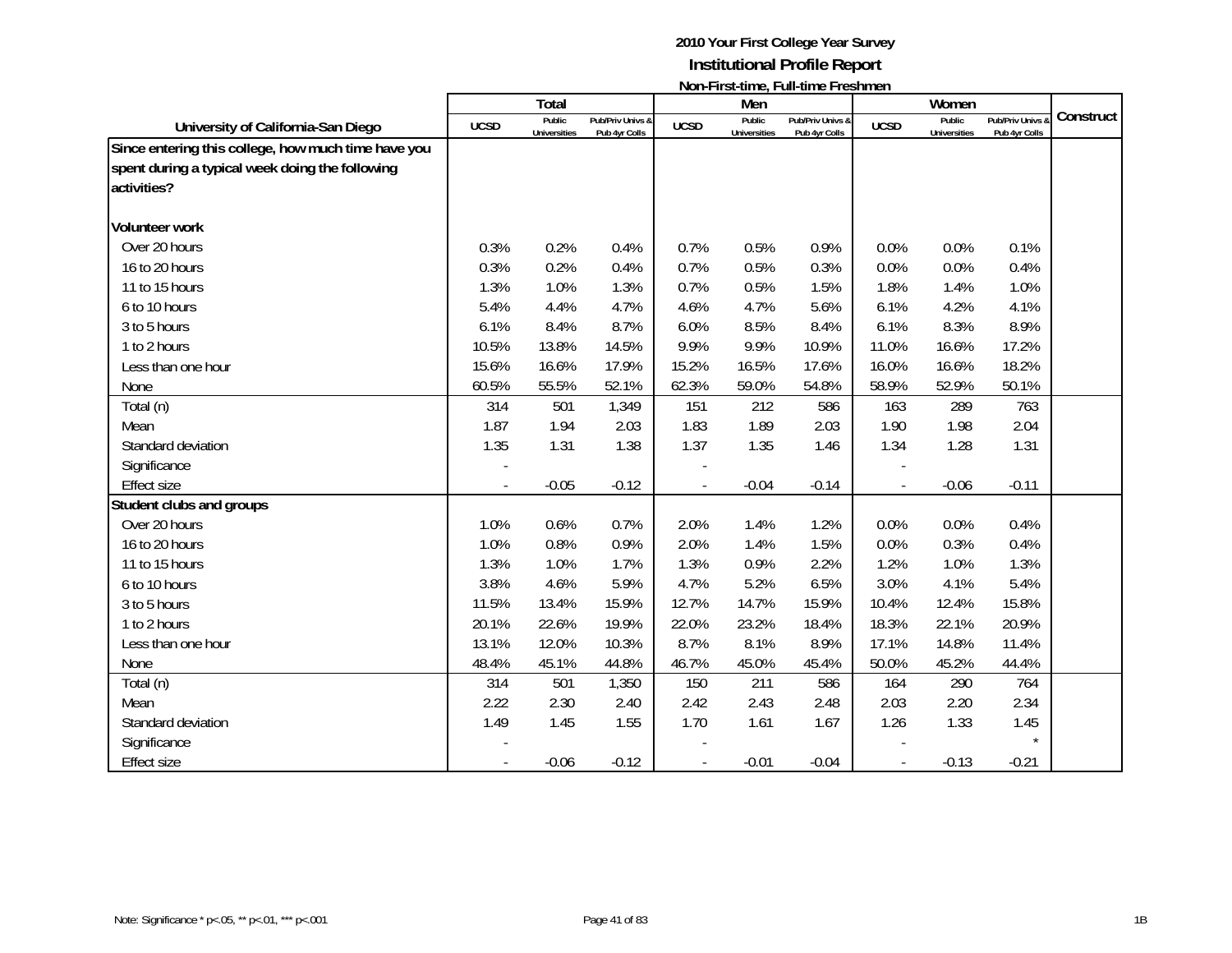# 2010 Your First College Year Survey

## Institutional Profile Report

### Non-First-time, Full-time Freshmen

| University of California-San Diego | Total | | | Men | | | Women | | | Construct |
|---|---|---|---|---|---|---|---|---|---|---|
| | UCSD | Public Universities | Pub/Priv Univs & Pub 4yr Colls | UCSD | Public Universities | Pub/Priv Univs & Pub 4yr Colls | UCSD | Public Universities | Pub/Priv Univs & Pub 4yr Colls | |
| **Since entering this college, how much time have you spent during a typical week doing the following activities?** | | | | | | | | | | |
| **Volunteer work** | | | | | | | | | | |
| Over 20 hours | 0.3% | 0.2% | 0.4% | 0.7% | 0.5% | 0.9% | 0.0% | 0.0% | 0.1% | |
| 16 to 20 hours | 0.3% | 0.2% | 0.4% | 0.7% | 0.5% | 0.3% | 0.0% | 0.0% | 0.4% | |
| 11 to 15 hours | 1.3% | 1.0% | 1.3% | 0.7% | 0.5% | 1.5% | 1.8% | 1.4% | 1.0% | |
| 6 to 10 hours | 5.4% | 4.4% | 4.7% | 4.6% | 4.7% | 5.6% | 6.1% | 4.2% | 4.1% | |
| 3 to 5 hours | 6.1% | 8.4% | 8.7% | 6.0% | 8.5% | 8.4% | 6.1% | 8.3% | 8.9% | |
| 1 to 2 hours | 10.5% | 13.8% | 14.5% | 9.9% | 9.9% | 10.9% | 11.0% | 16.6% | 17.2% | |
| Less than one hour | 15.6% | 16.6% | 17.9% | 15.2% | 16.5% | 17.6% | 16.0% | 16.6% | 18.2% | |
| None | 60.5% | 55.5% | 52.1% | 62.3% | 59.0% | 54.8% | 58.9% | 52.9% | 50.1% | |
| Total (n) | 314 | 501 | 1,349 | 151 | 212 | 586 | 163 | 289 | 763 | |
| Mean | 1.87 | 1.94 | 2.03 | 1.83 | 1.89 | 2.03 | 1.90 | 1.98 | 2.04 | |
| Standard deviation | 1.35 | 1.31 | 1.38 | 1.37 | 1.35 | 1.46 | 1.34 | 1.28 | 1.31 | |
| Significance | - | | | - | | | - | | | |
| Effect size | - | -0.05 | -0.12 | - | -0.04 | -0.14 | - | -0.06 | -0.11 | |
| **Student clubs and groups** | | | | | | | | | | |
| Over 20 hours | 1.0% | 0.6% | 0.7% | 2.0% | 1.4% | 1.2% | 0.0% | 0.0% | 0.4% | |
| 16 to 20 hours | 1.0% | 0.8% | 0.9% | 2.0% | 1.4% | 1.5% | 0.0% | 0.3% | 0.4% | |
| 11 to 15 hours | 1.3% | 1.0% | 1.7% | 1.3% | 0.9% | 2.2% | 1.2% | 1.0% | 1.3% | |
| 6 to 10 hours | 3.8% | 4.6% | 5.9% | 4.7% | 5.2% | 6.5% | 3.0% | 4.1% | 5.4% | |
| 3 to 5 hours | 11.5% | 13.4% | 15.9% | 12.7% | 14.7% | 15.9% | 10.4% | 12.4% | 15.8% | |
| 1 to 2 hours | 20.1% | 22.6% | 19.9% | 22.0% | 23.2% | 18.4% | 18.3% | 22.1% | 20.9% | |
| Less than one hour | 13.1% | 12.0% | 10.3% | 8.7% | 8.1% | 8.9% | 17.1% | 14.8% | 11.4% | |
| None | 48.4% | 45.1% | 44.8% | 46.7% | 45.0% | 45.4% | 50.0% | 45.2% | 44.4% | |
| Total (n) | 314 | 501 | 1,350 | 150 | 211 | 586 | 164 | 290 | 764 | |
| Mean | 2.22 | 2.30 | 2.40 | 2.42 | 2.43 | 2.48 | 2.03 | 2.20 | 2.34 | |
| Standard deviation | 1.49 | 1.45 | 1.55 | 1.70 | 1.61 | 1.67 | 1.26 | 1.33 | 1.45 | |
| Significance | - | | | - | | | - | | * | |
| Effect size | - | -0.06 | -0.12 | - | -0.01 | -0.04 | - | -0.13 | -0.21 | |

Note: Significance * p<.05, ** p<.01, *** p<.001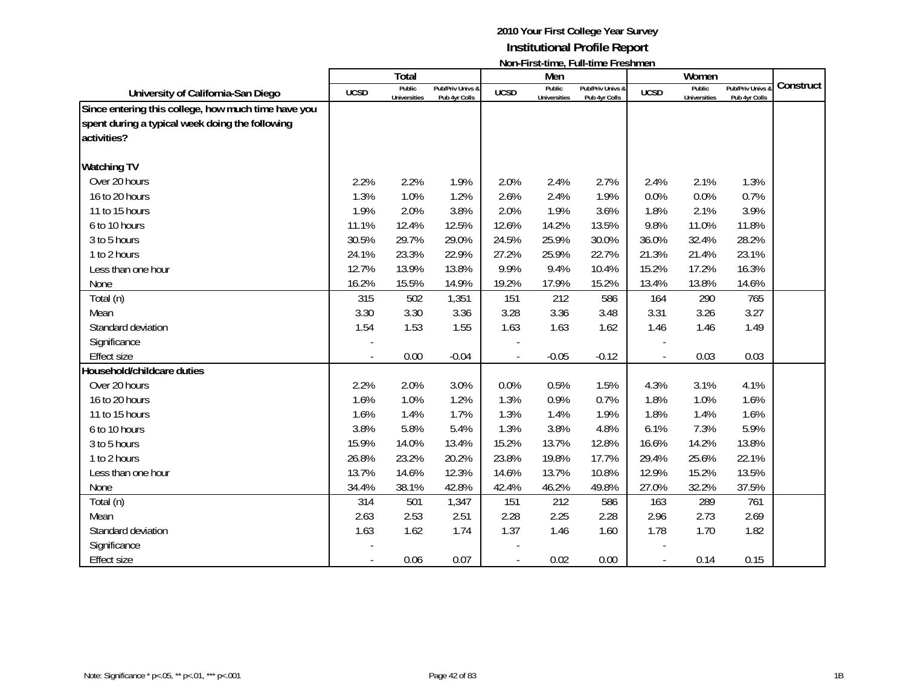# 2010 Your First College Year Survey
## Institutional Profile Report
### Non-First-time, Full-time Freshmen

| University of California-San Diego | Total | | | Men | | | Women | | | Construct |
|---|---|---|---|---|---|---|---|---|---|---|
| | UCSD | Public Universities | Pub/Priv Univs & Pub 4yr Colls | UCSD | Public Universities | Pub/Priv Univs & Pub 4yr Colls | UCSD | Public Universities | Pub/Priv Univs & Pub 4yr Colls | |
| **Since entering this college, how much time have you spent during a typical week doing the following activities?** | | | | | | | | | | |
| **Watching TV** | | | | | | | | | | |
| Over 20 hours | 2.2% | 2.2% | 1.9% | 2.0% | 2.4% | 2.7% | 2.4% | 2.1% | 1.3% | |
| 16 to 20 hours | 1.3% | 1.0% | 1.2% | 2.6% | 2.4% | 1.9% | 0.0% | 0.0% | 0.7% | |
| 11 to 15 hours | 1.9% | 2.0% | 3.8% | 2.0% | 1.9% | 3.6% | 1.8% | 2.1% | 3.9% | |
| 6 to 10 hours | 11.1% | 12.4% | 12.5% | 12.6% | 14.2% | 13.5% | 9.8% | 11.0% | 11.8% | |
| 3 to 5 hours | 30.5% | 29.7% | 29.0% | 24.5% | 25.9% | 30.0% | 36.0% | 32.4% | 28.2% | |
| 1 to 2 hours | 24.1% | 23.3% | 22.9% | 27.2% | 25.9% | 22.7% | 21.3% | 21.4% | 23.1% | |
| Less than one hour | 12.7% | 13.9% | 13.8% | 9.9% | 9.4% | 10.4% | 15.2% | 17.2% | 16.3% | |
| None | 16.2% | 15.5% | 14.9% | 19.2% | 17.9% | 15.2% | 13.4% | 13.8% | 14.6% | |
| Total (n) | 315 | 502 | 1,351 | 151 | 212 | 586 | 164 | 290 | 765 | |
| Mean | 3.30 | 3.30 | 3.36 | 3.28 | 3.36 | 3.48 | 3.31 | 3.26 | 3.27 | |
| Standard deviation | 1.54 | 1.53 | 1.55 | 1.63 | 1.63 | 1.62 | 1.46 | 1.46 | 1.49 | |
| Significance | - | | | - | | | - | | | |
| Effect size | - | 0.00 | -0.04 | - | -0.05 | -0.12 | - | 0.03 | 0.03 | |
| **Household/childcare duties** | | | | | | | | | | |
| Over 20 hours | 2.2% | 2.0% | 3.0% | 0.0% | 0.5% | 1.5% | 4.3% | 3.1% | 4.1% | |
| 16 to 20 hours | 1.6% | 1.0% | 1.2% | 1.3% | 0.9% | 0.7% | 1.8% | 1.0% | 1.6% | |
| 11 to 15 hours | 1.6% | 1.4% | 1.7% | 1.3% | 1.4% | 1.9% | 1.8% | 1.4% | 1.6% | |
| 6 to 10 hours | 3.8% | 5.8% | 5.4% | 1.3% | 3.8% | 4.8% | 6.1% | 7.3% | 5.9% | |
| 3 to 5 hours | 15.9% | 14.0% | 13.4% | 15.2% | 13.7% | 12.8% | 16.6% | 14.2% | 13.8% | |
| 1 to 2 hours | 26.8% | 23.2% | 20.2% | 23.8% | 19.8% | 17.7% | 29.4% | 25.6% | 22.1% | |
| Less than one hour | 13.7% | 14.6% | 12.3% | 14.6% | 13.7% | 10.8% | 12.9% | 15.2% | 13.5% | |
| None | 34.4% | 38.1% | 42.8% | 42.4% | 46.2% | 49.8% | 27.0% | 32.2% | 37.5% | |
| Total (n) | 314 | 501 | 1,347 | 151 | 212 | 586 | 163 | 289 | 761 | |
| Mean | 2.63 | 2.53 | 2.51 | 2.28 | 2.25 | 2.28 | 2.96 | 2.73 | 2.69 | |
| Standard deviation | 1.63 | 1.62 | 1.74 | 1.37 | 1.46 | 1.60 | 1.78 | 1.70 | 1.82 | |
| Significance | - | | | - | | | - | | | |
| Effect size | - | 0.06 | 0.07 | - | 0.02 | 0.00 | - | 0.14 | 0.15 | |

Note: Significance * p<.05, ** p<.01, *** p<.001

1B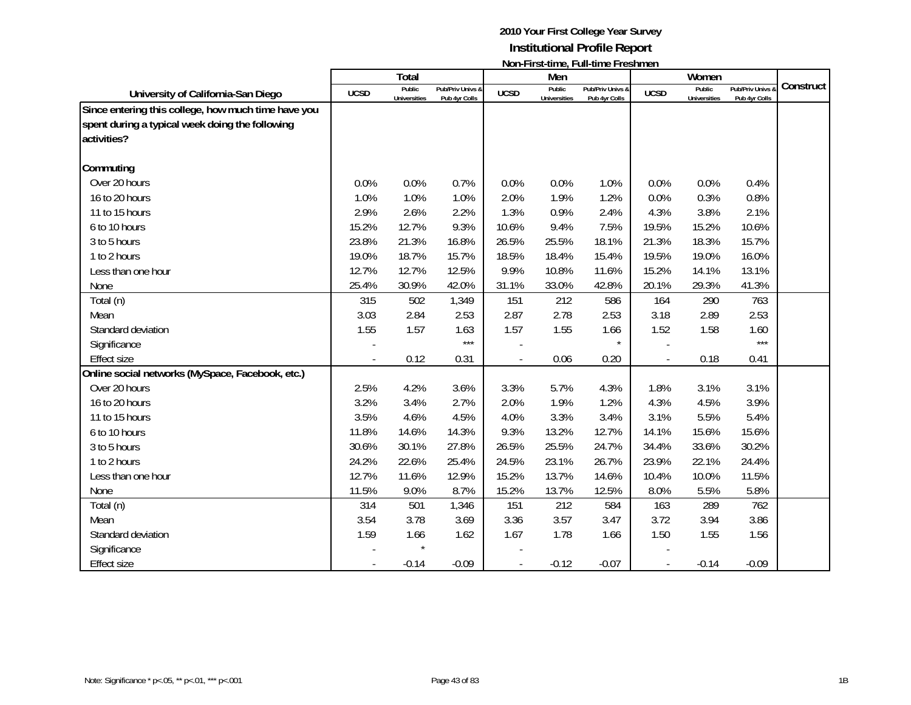**2010 Your First College Year Survey**
**Institutional Profile Report**
**Non-First-time, Full-time Freshmen**

| University of California-San Diego | Total | | | Men | | | Women | | | Construct |
|---|---|---|---|---|---|---|---|---|---|---|
| | UCSD | Public Universities | Pub/Priv Univs & Pub 4yr Colls | UCSD | Public Universities | Pub/Priv Univs & Pub 4yr Colls | UCSD | Public Universities | Pub/Priv Univs & Pub 4yr Colls | |
| **Since entering this college, how much time have you spent during a typical week doing the following activities?** | | | | | | | | | | |
| **Commuting** | | | | | | | | | | |
| Over 20 hours | 0.0% | 0.0% | 0.7% | 0.0% | 0.0% | 1.0% | 0.0% | 0.0% | 0.4% | |
| 16 to 20 hours | 1.0% | 1.0% | 1.0% | 2.0% | 1.9% | 1.2% | 0.0% | 0.3% | 0.8% | |
| 11 to 15 hours | 2.9% | 2.6% | 2.2% | 1.3% | 0.9% | 2.4% | 4.3% | 3.8% | 2.1% | |
| 6 to 10 hours | 15.2% | 12.7% | 9.3% | 10.6% | 9.4% | 7.5% | 19.5% | 15.2% | 10.6% | |
| 3 to 5 hours | 23.8% | 21.3% | 16.8% | 26.5% | 25.5% | 18.1% | 21.3% | 18.3% | 15.7% | |
| 1 to 2 hours | 19.0% | 18.7% | 15.7% | 18.5% | 18.4% | 15.4% | 19.5% | 19.0% | 16.0% | |
| Less than one hour | 12.7% | 12.7% | 12.5% | 9.9% | 10.8% | 11.6% | 15.2% | 14.1% | 13.1% | |
| None | 25.4% | 30.9% | 42.0% | 31.1% | 33.0% | 42.8% | 20.1% | 29.3% | 41.3% | |
| Total (n) | 315 | 502 | 1,349 | 151 | 212 | 586 | 164 | 290 | 763 | |
| Mean | 3.03 | 2.84 | 2.53 | 2.87 | 2.78 | 2.53 | 3.18 | 2.89 | 2.53 | |
| Standard deviation | 1.55 | 1.57 | 1.63 | 1.57 | 1.55 | 1.66 | 1.52 | 1.58 | 1.60 | |
| Significance | - | | *** | - | | * | - | | *** | |
| Effect size | - | 0.12 | 0.31 | - | 0.06 | 0.20 | - | 0.18 | 0.41 | |
| **Online social networks (MySpace, Facebook, etc.)** | | | | | | | | | | |
| Over 20 hours | 2.5% | 4.2% | 3.6% | 3.3% | 5.7% | 4.3% | 1.8% | 3.1% | 3.1% | |
| 16 to 20 hours | 3.2% | 3.4% | 2.7% | 2.0% | 1.9% | 1.2% | 4.3% | 4.5% | 3.9% | |
| 11 to 15 hours | 3.5% | 4.6% | 4.5% | 4.0% | 3.3% | 3.4% | 3.1% | 5.5% | 5.4% | |
| 6 to 10 hours | 11.8% | 14.6% | 14.3% | 9.3% | 13.2% | 12.7% | 14.1% | 15.6% | 15.6% | |
| 3 to 5 hours | 30.6% | 30.1% | 27.8% | 26.5% | 25.5% | 24.7% | 34.4% | 33.6% | 30.2% | |
| 1 to 2 hours | 24.2% | 22.6% | 25.4% | 24.5% | 23.1% | 26.7% | 23.9% | 22.1% | 24.4% | |
| Less than one hour | 12.7% | 11.6% | 12.9% | 15.2% | 13.7% | 14.6% | 10.4% | 10.0% | 11.5% | |
| None | 11.5% | 9.0% | 8.7% | 15.2% | 13.7% | 12.5% | 8.0% | 5.5% | 5.8% | |
| Total (n) | 314 | 501 | 1,346 | 151 | 212 | 584 | 163 | 289 | 762 | |
| Mean | 3.54 | 3.78 | 3.69 | 3.36 | 3.57 | 3.47 | 3.72 | 3.94 | 3.86 | |
| Standard deviation | 1.59 | 1.66 | 1.62 | 1.67 | 1.78 | 1.66 | 1.50 | 1.55 | 1.56 | |
| Significance | - | * | | - | | | - | | | |
| Effect size | - | -0.14 | -0.09 | - | -0.12 | -0.07 | - | -0.14 | -0.09 | |

Note: Significance * p<.05, ** p<.01, *** p<.001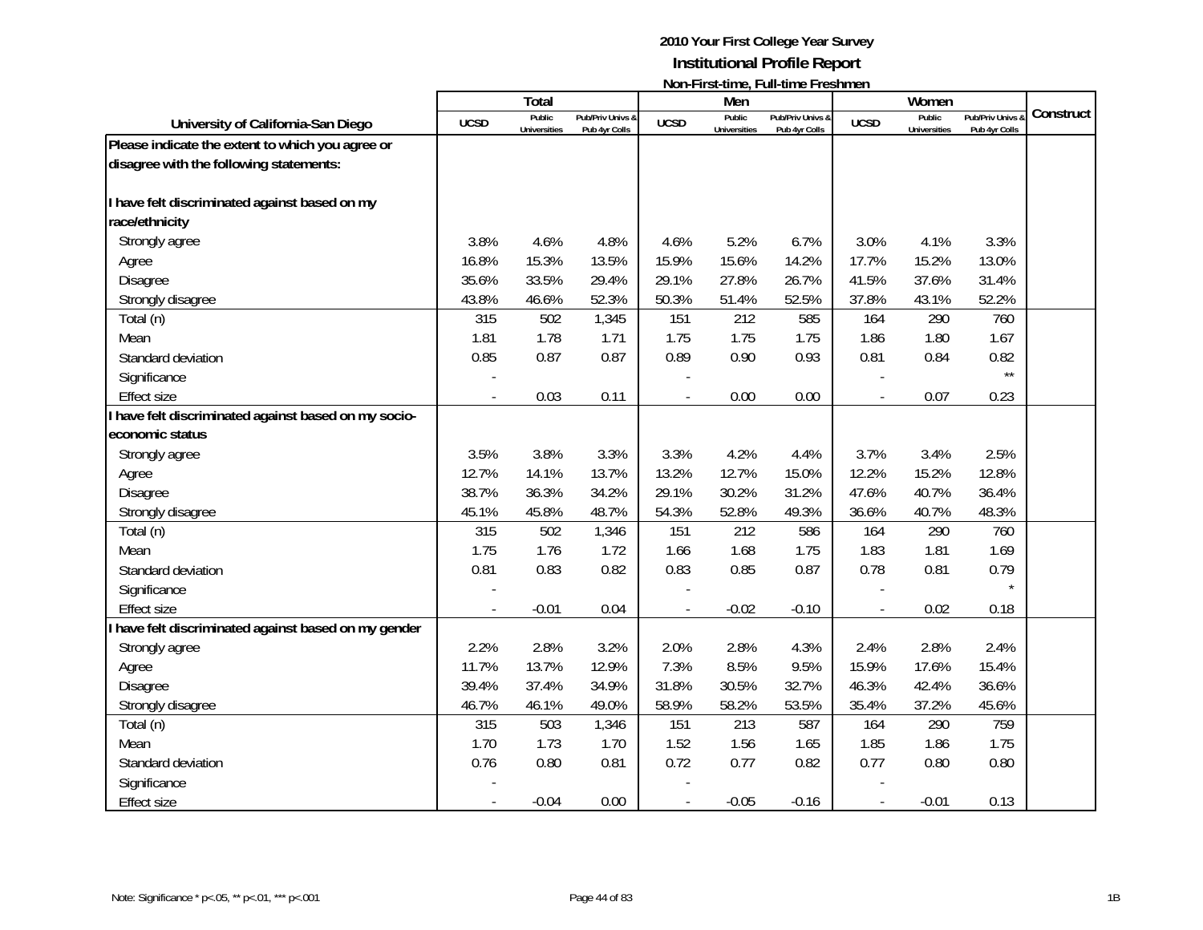# 2010 Your First College Year Survey

## Institutional Profile Report

### Non-First-time, Full-time Freshmen

| University of California-San Diego | Total | | | Men | | | Women | | | Construct |
|---|---|---|---|---|---|---|---|---|---|---|
| | UCSD | Public Universities | Pub/Priv Univs & Pub 4yr Colls | UCSD | Public Universities | Pub/Priv Univs & Pub 4yr Colls | UCSD | Public Universities | Pub/Priv Univs & Pub 4yr Colls | |
| **Please indicate the extent to which you agree or disagree with the following statements:** | | | | | | | | | | |
| **I have felt discriminated against based on my race/ethnicity** | | | | | | | | | | |
| Strongly agree | 3.8% | 4.6% | 4.8% | 4.6% | 5.2% | 6.7% | 3.0% | 4.1% | 3.3% | |
| Agree | 16.8% | 15.3% | 13.5% | 15.9% | 15.6% | 14.2% | 17.7% | 15.2% | 13.0% | |
| Disagree | 35.6% | 33.5% | 29.4% | 29.1% | 27.8% | 26.7% | 41.5% | 37.6% | 31.4% | |
| Strongly disagree | 43.8% | 46.6% | 52.3% | 50.3% | 51.4% | 52.5% | 37.8% | 43.1% | 52.2% | |
| Total (n) | 315 | 502 | 1,345 | 151 | 212 | 585 | 164 | 290 | 760 | |
| Mean | 1.81 | 1.78 | 1.71 | 1.75 | 1.75 | 1.75 | 1.86 | 1.80 | 1.67 | |
| Standard deviation | 0.85 | 0.87 | 0.87 | 0.89 | 0.90 | 0.93 | 0.81 | 0.84 | 0.82 | |
| Significance | - | | | - | | | - | | ** | |
| Effect size | - | 0.03 | 0.11 | - | 0.00 | 0.00 | - | 0.07 | 0.23 | |
| **I have felt discriminated against based on my socio-economic status** | | | | | | | | | | |
| Strongly agree | 3.5% | 3.8% | 3.3% | 3.3% | 4.2% | 4.4% | 3.7% | 3.4% | 2.5% | |
| Agree | 12.7% | 14.1% | 13.7% | 13.2% | 12.7% | 15.0% | 12.2% | 15.2% | 12.8% | |
| Disagree | 38.7% | 36.3% | 34.2% | 29.1% | 30.2% | 31.2% | 47.6% | 40.7% | 36.4% | |
| Strongly disagree | 45.1% | 45.8% | 48.7% | 54.3% | 52.8% | 49.3% | 36.6% | 40.7% | 48.3% | |
| Total (n) | 315 | 502 | 1,346 | 151 | 212 | 586 | 164 | 290 | 760 | |
| Mean | 1.75 | 1.76 | 1.72 | 1.66 | 1.68 | 1.75 | 1.83 | 1.81 | 1.69 | |
| Standard deviation | 0.81 | 0.83 | 0.82 | 0.83 | 0.85 | 0.87 | 0.78 | 0.81 | 0.79 | |
| Significance | - | | | - | | | - | | * | |
| Effect size | - | -0.01 | 0.04 | - | -0.02 | -0.10 | - | 0.02 | 0.18 | |
| **I have felt discriminated against based on my gender** | | | | | | | | | | |
| Strongly agree | 2.2% | 2.8% | 3.2% | 2.0% | 2.8% | 4.3% | 2.4% | 2.8% | 2.4% | |
| Agree | 11.7% | 13.7% | 12.9% | 7.3% | 8.5% | 9.5% | 15.9% | 17.6% | 15.4% | |
| Disagree | 39.4% | 37.4% | 34.9% | 31.8% | 30.5% | 32.7% | 46.3% | 42.4% | 36.6% | |
| Strongly disagree | 46.7% | 46.1% | 49.0% | 58.9% | 58.2% | 53.5% | 35.4% | 37.2% | 45.6% | |
| Total (n) | 315 | 503 | 1,346 | 151 | 213 | 587 | 164 | 290 | 759 | |
| Mean | 1.70 | 1.73 | 1.70 | 1.52 | 1.56 | 1.65 | 1.85 | 1.86 | 1.75 | |
| Standard deviation | 0.76 | 0.80 | 0.81 | 0.72 | 0.77 | 0.82 | 0.77 | 0.80 | 0.80 | |
| Significance | - | | | - | | | - | | | |
| Effect size | - | -0.04 | 0.00 | - | -0.05 | -0.16 | - | -0.01 | 0.13 | |

Note: Significance * p<.05, ** p<.01, *** p<.001

1B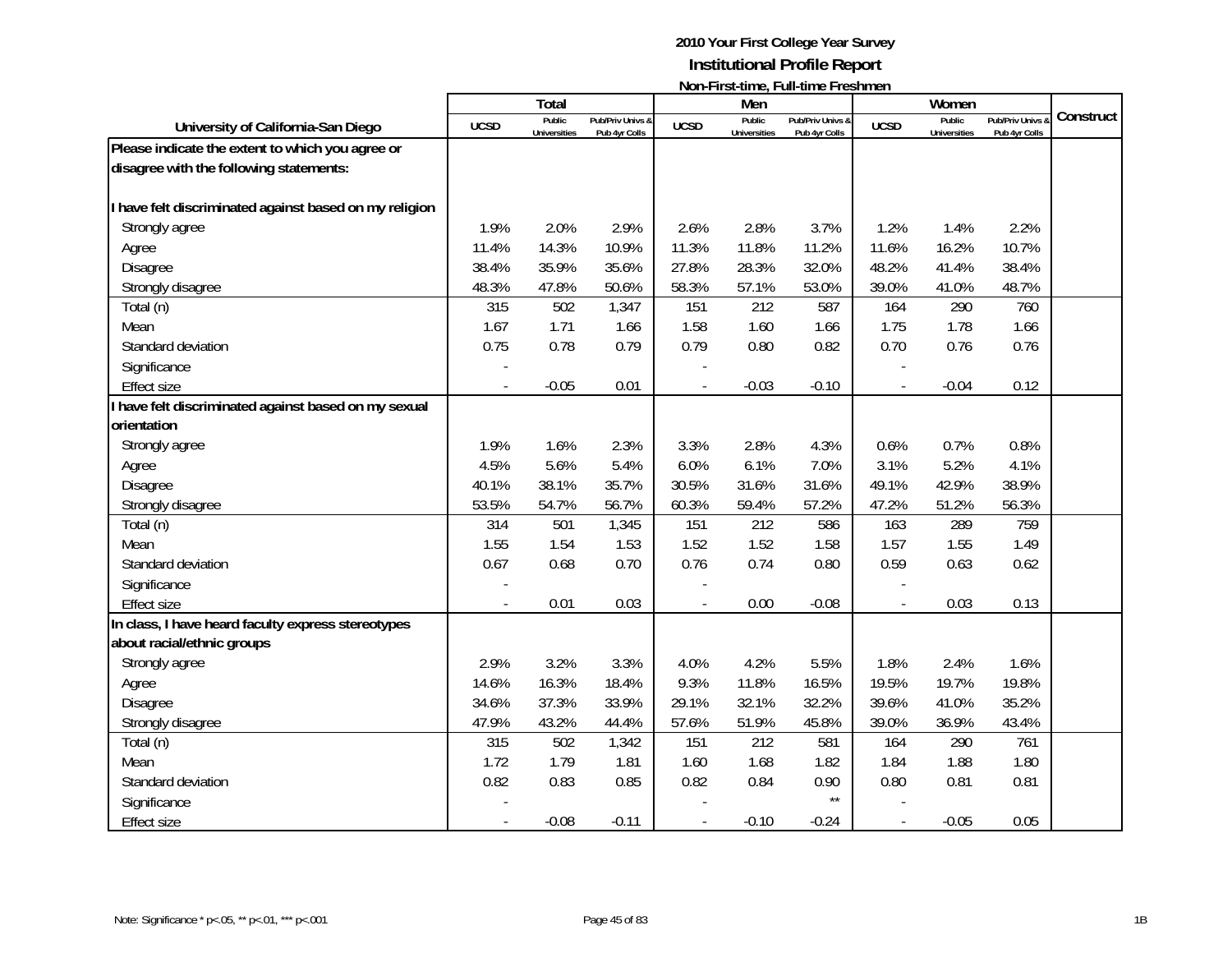# 2010 Your First College Year Survey
## Institutional Profile Report
### Non-First-time, Full-time Freshmen

| University of California-San Diego | Total | | | Men | | | Women | | | Construct |
|---|---|---|---|---|---|---|---|---|---|---|
| | UCSD | Public Universities | Pub/Priv Univs & Pub 4yr Colls | UCSD | Public Universities | Pub/Priv Univs & Pub 4yr Colls | UCSD | Public Universities | Pub/Priv Univs & Pub 4yr Colls | |
| **Please indicate the extent to which you agree or disagree with the following statements:** | | | | | | | | | | |
| **I have felt discriminated against based on my religion** | | | | | | | | | | |
| Strongly agree | 1.9% | 2.0% | 2.9% | 2.6% | 2.8% | 3.7% | 1.2% | 1.4% | 2.2% | |
| Agree | 11.4% | 14.3% | 10.9% | 11.3% | 11.8% | 11.2% | 11.6% | 16.2% | 10.7% | |
| Disagree | 38.4% | 35.9% | 35.6% | 27.8% | 28.3% | 32.0% | 48.2% | 41.4% | 38.4% | |
| Strongly disagree | 48.3% | 47.8% | 50.6% | 58.3% | 57.1% | 53.0% | 39.0% | 41.0% | 48.7% | |
| Total (n) | 315 | 502 | 1,347 | 151 | 212 | 587 | 164 | 290 | 760 | |
| Mean | 1.67 | 1.71 | 1.66 | 1.58 | 1.60 | 1.66 | 1.75 | 1.78 | 1.66 | |
| Standard deviation | 0.75 | 0.78 | 0.79 | 0.79 | 0.80 | 0.82 | 0.70 | 0.76 | 0.76 | |
| Significance | - | | | - | | | - | | | |
| Effect size | - | -0.05 | 0.01 | - | -0.03 | -0.10 | - | -0.04 | 0.12 | |
| **I have felt discriminated against based on my sexual orientation** | | | | | | | | | | |
| Strongly agree | 1.9% | 1.6% | 2.3% | 3.3% | 2.8% | 4.3% | 0.6% | 0.7% | 0.8% | |
| Agree | 4.5% | 5.6% | 5.4% | 6.0% | 6.1% | 7.0% | 3.1% | 5.2% | 4.1% | |
| Disagree | 40.1% | 38.1% | 35.7% | 30.5% | 31.6% | 31.6% | 49.1% | 42.9% | 38.9% | |
| Strongly disagree | 53.5% | 54.7% | 56.7% | 60.3% | 59.4% | 57.2% | 47.2% | 51.2% | 56.3% | |
| Total (n) | 314 | 501 | 1,345 | 151 | 212 | 586 | 163 | 289 | 759 | |
| Mean | 1.55 | 1.54 | 1.53 | 1.52 | 1.52 | 1.58 | 1.57 | 1.55 | 1.49 | |
| Standard deviation | 0.67 | 0.68 | 0.70 | 0.76 | 0.74 | 0.80 | 0.59 | 0.63 | 0.62 | |
| Significance | - | | | - | | | - | | | |
| Effect size | - | 0.01 | 0.03 | - | 0.00 | -0.08 | - | 0.03 | 0.13 | |
| **In class, I have heard faculty express stereotypes about racial/ethnic groups** | | | | | | | | | | |
| Strongly agree | 2.9% | 3.2% | 3.3% | 4.0% | 4.2% | 5.5% | 1.8% | 2.4% | 1.6% | |
| Agree | 14.6% | 16.3% | 18.4% | 9.3% | 11.8% | 16.5% | 19.5% | 19.7% | 19.8% | |
| Disagree | 34.6% | 37.3% | 33.9% | 29.1% | 32.1% | 32.2% | 39.6% | 41.0% | 35.2% | |
| Strongly disagree | 47.9% | 43.2% | 44.4% | 57.6% | 51.9% | 45.8% | 39.0% | 36.9% | 43.4% | |
| Total (n) | 315 | 502 | 1,342 | 151 | 212 | 581 | 164 | 290 | 761 | |
| Mean | 1.72 | 1.79 | 1.81 | 1.60 | 1.68 | 1.82 | 1.84 | 1.88 | 1.80 | |
| Standard deviation | 0.82 | 0.83 | 0.85 | 0.82 | 0.84 | 0.90 | 0.80 | 0.81 | 0.81 | |
| Significance | - | | | - | | ** | - | | | |
| Effect size | - | -0.08 | -0.11 | - | -0.10 | -0.24 | - | -0.05 | 0.05 | |

Note: Significance * p<.05, ** p<.01, *** p<.001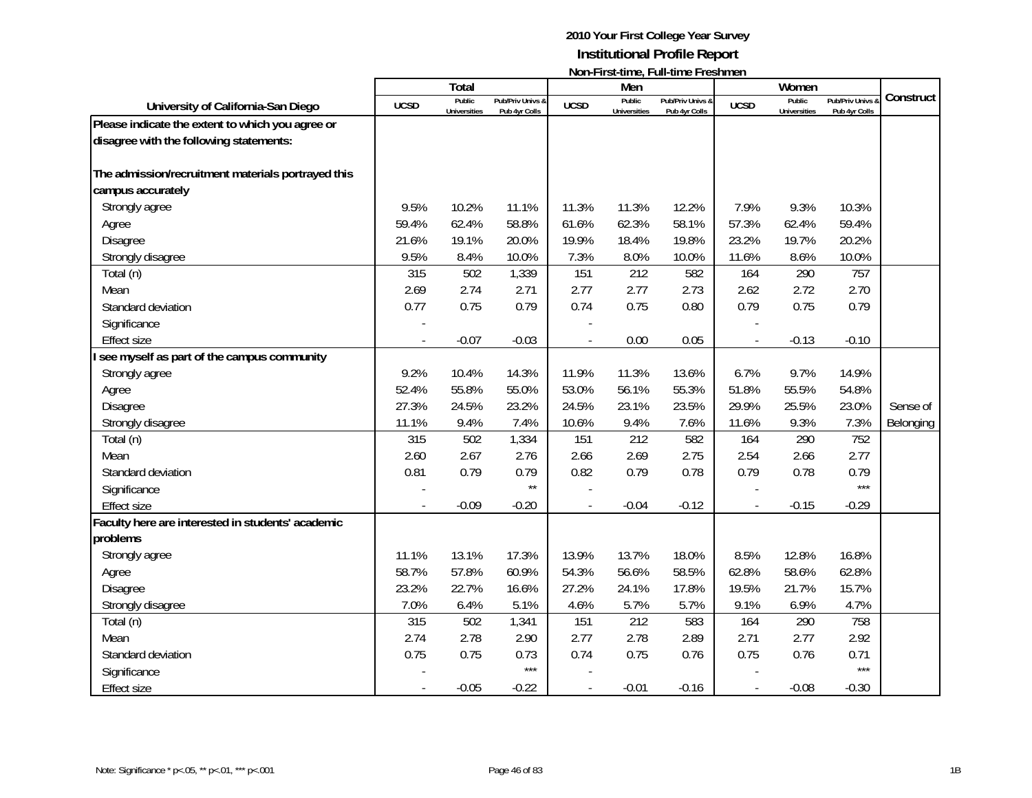## 2010 Your First College Year Survey
## Institutional Profile Report
### Non-First-time, Full-time Freshmen

| University of California-San Diego | Total | | | Men | | | Women | | | Construct |
|---|---|---|---|---|---|---|---|---|---|---|
| | UCSD | Public Universities | Pub/Priv Univs & Pub 4yr Colls | UCSD | Public Universities | Pub/Priv Univs & Pub 4yr Colls | UCSD | Public Universities | Pub/Priv Univs & Pub 4yr Colls | |
| **Please indicate the extent to which you agree or disagree with the following statements:** | | | | | | | | | | |
| **The admission/recruitment materials portrayed this campus accurately** | | | | | | | | | | |
| Strongly agree | 9.5% | 10.2% | 11.1% | 11.3% | 11.3% | 12.2% | 7.9% | 9.3% | 10.3% | |
| Agree | 59.4% | 62.4% | 58.8% | 61.6% | 62.3% | 58.1% | 57.3% | 62.4% | 59.4% | |
| Disagree | 21.6% | 19.1% | 20.0% | 19.9% | 18.4% | 19.8% | 23.2% | 19.7% | 20.2% | |
| Strongly disagree | 9.5% | 8.4% | 10.0% | 7.3% | 8.0% | 10.0% | 11.6% | 8.6% | 10.0% | |
| Total (n) | 315 | 502 | 1,339 | 151 | 212 | 582 | 164 | 290 | 757 | |
| Mean | 2.69 | 2.74 | 2.71 | 2.77 | 2.77 | 2.73 | 2.62 | 2.72 | 2.70 | |
| Standard deviation | 0.77 | 0.75 | 0.79 | 0.74 | 0.75 | 0.80 | 0.79 | 0.75 | 0.79 | |
| Significance | - | | | - | | | - | | | |
| Effect size | - | -0.07 | -0.03 | - | 0.00 | 0.05 | - | -0.13 | -0.10 | |
| **I see myself as part of the campus community** | | | | | | | | | | |
| Strongly agree | 9.2% | 10.4% | 14.3% | 11.9% | 11.3% | 13.6% | 6.7% | 9.7% | 14.9% | |
| Agree | 52.4% | 55.8% | 55.0% | 53.0% | 56.1% | 55.3% | 51.8% | 55.5% | 54.8% | |
| Disagree | 27.3% | 24.5% | 23.2% | 24.5% | 23.1% | 23.5% | 29.9% | 25.5% | 23.0% | Sense of |
| Strongly disagree | 11.1% | 9.4% | 7.4% | 10.6% | 9.4% | 7.6% | 11.6% | 9.3% | 7.3% | Belonging |
| Total (n) | 315 | 502 | 1,334 | 151 | 212 | 582 | 164 | 290 | 752 | |
| Mean | 2.60 | 2.67 | 2.76 | 2.66 | 2.69 | 2.75 | 2.54 | 2.66 | 2.77 | |
| Standard deviation | 0.81 | 0.79 | 0.79 | 0.82 | 0.79 | 0.78 | 0.79 | 0.78 | 0.79 | |
| Significance | - | | ** | - | | | - | | *** | |
| Effect size | - | -0.09 | -0.20 | - | -0.04 | -0.12 | - | -0.15 | -0.29 | |
| **Faculty here are interested in students' academic problems** | | | | | | | | | | |
| Strongly agree | 11.1% | 13.1% | 17.3% | 13.9% | 13.7% | 18.0% | 8.5% | 12.8% | 16.8% | |
| Agree | 58.7% | 57.8% | 60.9% | 54.3% | 56.6% | 58.5% | 62.8% | 58.6% | 62.8% | |
| Disagree | 23.2% | 22.7% | 16.6% | 27.2% | 24.1% | 17.8% | 19.5% | 21.7% | 15.7% | |
| Strongly disagree | 7.0% | 6.4% | 5.1% | 4.6% | 5.7% | 5.7% | 9.1% | 6.9% | 4.7% | |
| Total (n) | 315 | 502 | 1,341 | 151 | 212 | 583 | 164 | 290 | 758 | |
| Mean | 2.74 | 2.78 | 2.90 | 2.77 | 2.78 | 2.89 | 2.71 | 2.77 | 2.92 | |
| Standard deviation | 0.75 | 0.75 | 0.73 | 0.74 | 0.75 | 0.76 | 0.75 | 0.76 | 0.71 | |
| Significance | - | | *** | - | | | - | | *** | |
| Effect size | - | -0.05 | -0.22 | - | -0.01 | -0.16 | - | -0.08 | -0.30 | |

Note: Significance * p<.05, ** p<.01, *** p<.001

1B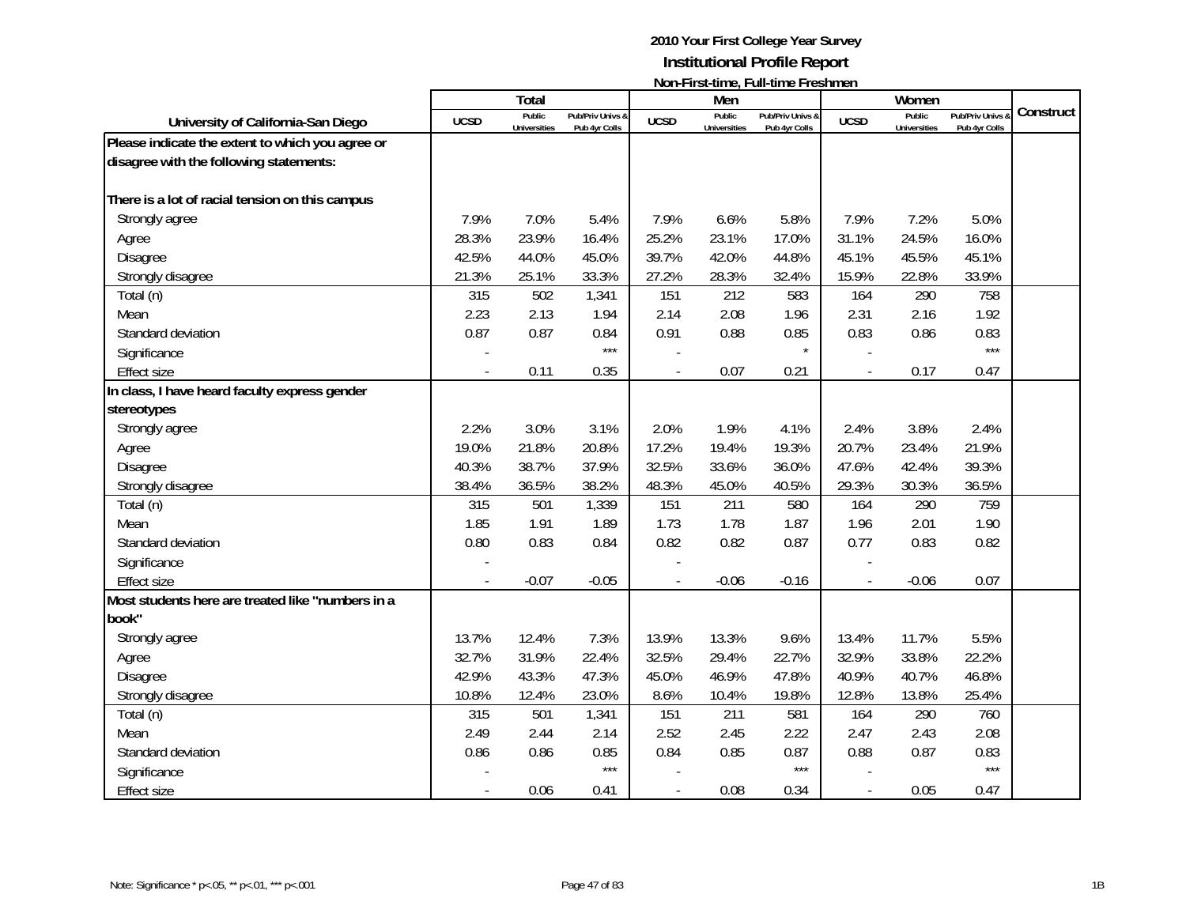# 2010 Your First College Year Survey

## Institutional Profile Report

### Non-First-time, Full-time Freshmen

| University of California-San Diego | Total | | | Men | | | Women | | | Construct |
|---|---|---|---|---|---|---|---|---|---|---|
| | UCSD | Public Universities | Pub/Priv Univs & Pub 4yr Colls | UCSD | Public Universities | Pub/Priv Univs & Pub 4yr Colls | UCSD | Public Universities | Pub/Priv Univs & Pub 4yr Colls | |
| **Please indicate the extent to which you agree or disagree with the following statements:** | | | | | | | | | | |
| **There is a lot of racial tension on this campus** | | | | | | | | | | |
| Strongly agree | 7.9% | 7.0% | 5.4% | 7.9% | 6.6% | 5.8% | 7.9% | 7.2% | 5.0% | |
| Agree | 28.3% | 23.9% | 16.4% | 25.2% | 23.1% | 17.0% | 31.1% | 24.5% | 16.0% | |
| Disagree | 42.5% | 44.0% | 45.0% | 39.7% | 42.0% | 44.8% | 45.1% | 45.5% | 45.1% | |
| Strongly disagree | 21.3% | 25.1% | 33.3% | 27.2% | 28.3% | 32.4% | 15.9% | 22.8% | 33.9% | |
| Total (n) | 315 | 502 | 1,341 | 151 | 212 | 583 | 164 | 290 | 758 | |
| Mean | 2.23 | 2.13 | 1.94 | 2.14 | 2.08 | 1.96 | 2.31 | 2.16 | 1.92 | |
| Standard deviation | 0.87 | 0.87 | 0.84 | 0.91 | 0.88 | 0.85 | 0.83 | 0.86 | 0.83 | |
| Significance | - | | *** | - | | * | - | | *** | |
| Effect size | - | 0.11 | 0.35 | - | 0.07 | 0.21 | - | 0.17 | 0.47 | |
| **In class, I have heard faculty express gender stereotypes** | | | | | | | | | | |
| Strongly agree | 2.2% | 3.0% | 3.1% | 2.0% | 1.9% | 4.1% | 2.4% | 3.8% | 2.4% | |
| Agree | 19.0% | 21.8% | 20.8% | 17.2% | 19.4% | 19.3% | 20.7% | 23.4% | 21.9% | |
| Disagree | 40.3% | 38.7% | 37.9% | 32.5% | 33.6% | 36.0% | 47.6% | 42.4% | 39.3% | |
| Strongly disagree | 38.4% | 36.5% | 38.2% | 48.3% | 45.0% | 40.5% | 29.3% | 30.3% | 36.5% | |
| Total (n) | 315 | 501 | 1,339 | 151 | 211 | 580 | 164 | 290 | 759 | |
| Mean | 1.85 | 1.91 | 1.89 | 1.73 | 1.78 | 1.87 | 1.96 | 2.01 | 1.90 | |
| Standard deviation | 0.80 | 0.83 | 0.84 | 0.82 | 0.82 | 0.87 | 0.77 | 0.83 | 0.82 | |
| Significance | - | | | - | | | - | | | |
| Effect size | - | -0.07 | -0.05 | - | -0.06 | -0.16 | - | -0.06 | 0.07 | |
| **Most students here are treated like "numbers in a book"** | | | | | | | | | | |
| Strongly agree | 13.7% | 12.4% | 7.3% | 13.9% | 13.3% | 9.6% | 13.4% | 11.7% | 5.5% | |
| Agree | 32.7% | 31.9% | 22.4% | 32.5% | 29.4% | 22.7% | 32.9% | 33.8% | 22.2% | |
| Disagree | 42.9% | 43.3% | 47.3% | 45.0% | 46.9% | 47.8% | 40.9% | 40.7% | 46.8% | |
| Strongly disagree | 10.8% | 12.4% | 23.0% | 8.6% | 10.4% | 19.8% | 12.8% | 13.8% | 25.4% | |
| Total (n) | 315 | 501 | 1,341 | 151 | 211 | 581 | 164 | 290 | 760 | |
| Mean | 2.49 | 2.44 | 2.14 | 2.52 | 2.45 | 2.22 | 2.47 | 2.43 | 2.08 | |
| Standard deviation | 0.86 | 0.86 | 0.85 | 0.84 | 0.85 | 0.87 | 0.88 | 0.87 | 0.83 | |
| Significance | - | | *** | - | | *** | - | | *** | |
| Effect size | - | 0.06 | 0.41 | - | 0.08 | 0.34 | - | 0.05 | 0.47 | |

Note: Significance * p<.05, ** p<.01, *** p<.001

1B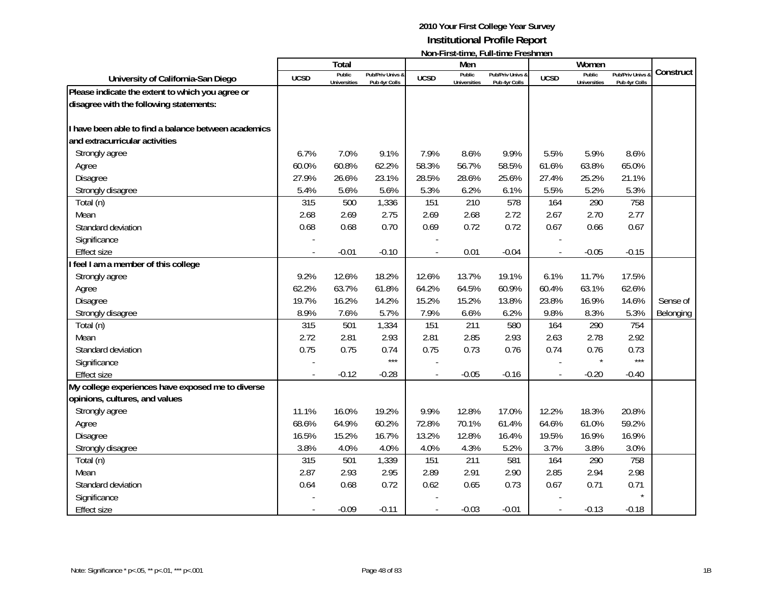# 2010 Your First College Year Survey
## Institutional Profile Report
### Non-First-time, Full-time Freshmen

| University of California-San Diego | Total | | | Men | | | Women | | | Construct |
|---|---|---|---|---|---|---|---|---|---|---|
| | UCSD | Public Universities | Pub/Priv Univs & Pub 4yr Colls | UCSD | Public Universities | Pub/Priv Univs & Pub 4yr Colls | UCSD | Public Universities | Pub/Priv Univs & Pub 4yr Colls | |
| **Please indicate the extent to which you agree or disagree with the following statements:** | | | | | | | | | | |
| **I have been able to find a balance between academics and extracurricular activities** | | | | | | | | | | |
| Strongly agree | 6.7% | 7.0% | 9.1% | 7.9% | 8.6% | 9.9% | 5.5% | 5.9% | 8.6% | |
| Agree | 60.0% | 60.8% | 62.2% | 58.3% | 56.7% | 58.5% | 61.6% | 63.8% | 65.0% | |
| Disagree | 27.9% | 26.6% | 23.1% | 28.5% | 28.6% | 25.6% | 27.4% | 25.2% | 21.1% | |
| Strongly disagree | 5.4% | 5.6% | 5.6% | 5.3% | 6.2% | 6.1% | 5.5% | 5.2% | 5.3% | |
| Total (n) | 315 | 500 | 1,336 | 151 | 210 | 578 | 164 | 290 | 758 | |
| Mean | 2.68 | 2.69 | 2.75 | 2.69 | 2.68 | 2.72 | 2.67 | 2.70 | 2.77 | |
| Standard deviation | 0.68 | 0.68 | 0.70 | 0.69 | 0.72 | 0.72 | 0.67 | 0.66 | 0.67 | |
| Significance | - | | | - | | | - | | | |
| Effect size | - | -0.01 | -0.10 | - | 0.01 | -0.04 | - | -0.05 | -0.15 | |
| **I feel I am a member of this college** | | | | | | | | | | |
| Strongly agree | 9.2% | 12.6% | 18.2% | 12.6% | 13.7% | 19.1% | 6.1% | 11.7% | 17.5% | |
| Agree | 62.2% | 63.7% | 61.8% | 64.2% | 64.5% | 60.9% | 60.4% | 63.1% | 62.6% | |
| Disagree | 19.7% | 16.2% | 14.2% | 15.2% | 15.2% | 13.8% | 23.8% | 16.9% | 14.6% | Sense of |
| Strongly disagree | 8.9% | 7.6% | 5.7% | 7.9% | 6.6% | 6.2% | 9.8% | 8.3% | 5.3% | Belonging |
| Total (n) | 315 | 501 | 1,334 | 151 | 211 | 580 | 164 | 290 | 754 | |
| Mean | 2.72 | 2.81 | 2.93 | 2.81 | 2.85 | 2.93 | 2.63 | 2.78 | 2.92 | |
| Standard deviation | 0.75 | 0.75 | 0.74 | 0.75 | 0.73 | 0.76 | 0.74 | 0.76 | 0.73 | |
| Significance | - | | *** | - | | | - | * | *** | |
| Effect size | - | -0.12 | -0.28 | - | -0.05 | -0.16 | - | -0.20 | -0.40 | |
| **My college experiences have exposed me to diverse opinions, cultures, and values** | | | | | | | | | | |
| Strongly agree | 11.1% | 16.0% | 19.2% | 9.9% | 12.8% | 17.0% | 12.2% | 18.3% | 20.8% | |
| Agree | 68.6% | 64.9% | 60.2% | 72.8% | 70.1% | 61.4% | 64.6% | 61.0% | 59.2% | |
| Disagree | 16.5% | 15.2% | 16.7% | 13.2% | 12.8% | 16.4% | 19.5% | 16.9% | 16.9% | |
| Strongly disagree | 3.8% | 4.0% | 4.0% | 4.0% | 4.3% | 5.2% | 3.7% | 3.8% | 3.0% | |
| Total (n) | 315 | 501 | 1,339 | 151 | 211 | 581 | 164 | 290 | 758 | |
| Mean | 2.87 | 2.93 | 2.95 | 2.89 | 2.91 | 2.90 | 2.85 | 2.94 | 2.98 | |
| Standard deviation | 0.64 | 0.68 | 0.72 | 0.62 | 0.65 | 0.73 | 0.67 | 0.71 | 0.71 | |
| Significance | - | | | - | | | - | | * | |
| Effect size | - | -0.09 | -0.11 | - | -0.03 | -0.01 | - | -0.13 | -0.18 | |

Note: Significance * p<.05, ** p<.01, *** p<.001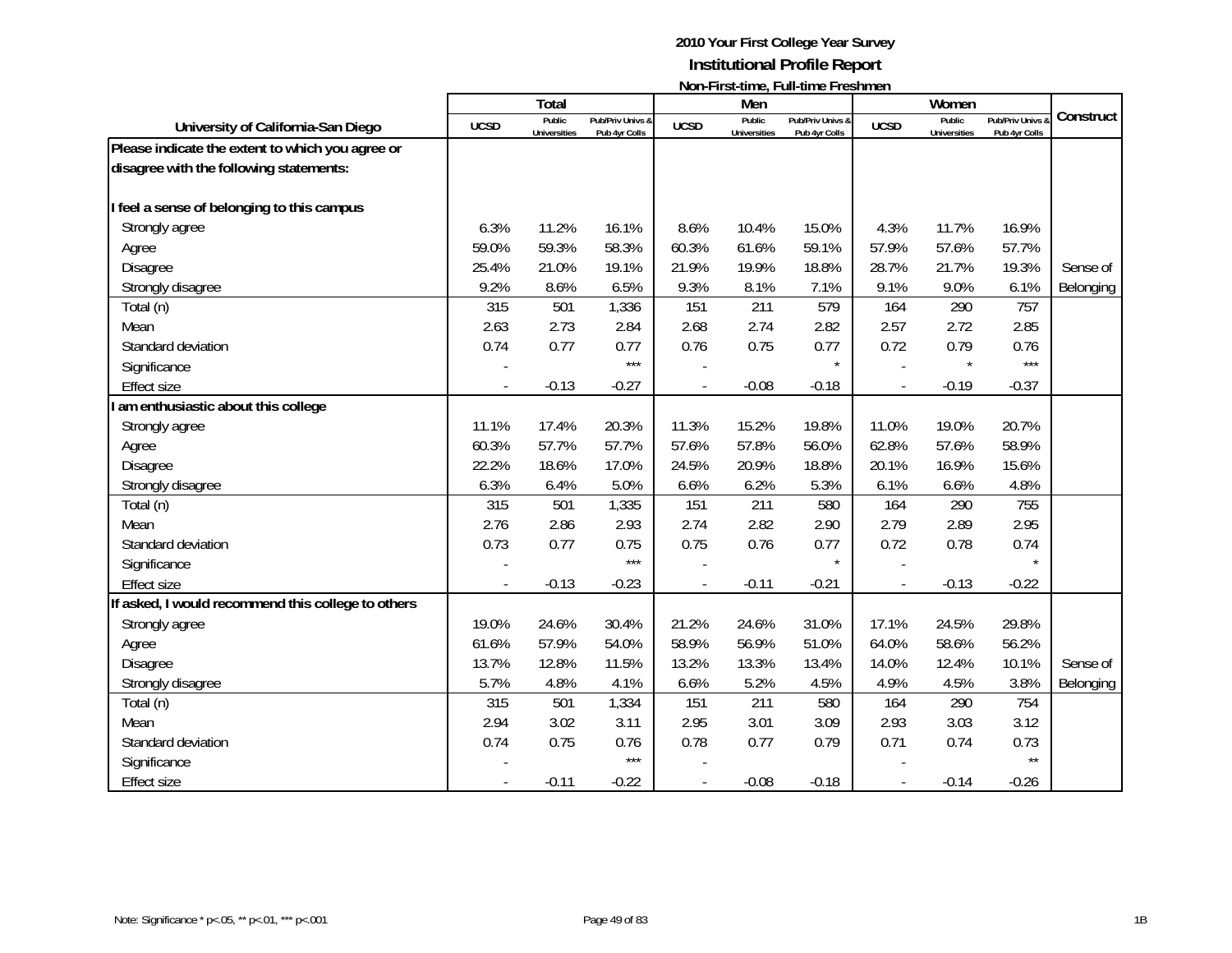# 2010 Your First College Year Survey

## Institutional Profile Report

### Non-First-time, Full-time Freshmen

| University of California-San Diego | Total | | | Men | | | Women | | | Construct |
|---|---|---|---|---|---|---|---|---|---|---|
| | UCSD | Public Universities | Pub/Priv Univs & Pub 4yr Colls | UCSD | Public Universities | Pub/Priv Univs & Pub 4yr Colls | UCSD | Public Universities | Pub/Priv Univs & Pub 4yr Colls | |
| **Please indicate the extent to which you agree or disagree with the following statements:** | | | | | | | | | | |
| **I feel a sense of belonging to this campus** | | | | | | | | | | |
| Strongly agree | 6.3% | 11.2% | 16.1% | 8.6% | 10.4% | 15.0% | 4.3% | 11.7% | 16.9% | |
| Agree | 59.0% | 59.3% | 58.3% | 60.3% | 61.6% | 59.1% | 57.9% | 57.6% | 57.7% | |
| Disagree | 25.4% | 21.0% | 19.1% | 21.9% | 19.9% | 18.8% | 28.7% | 21.7% | 19.3% | Sense of |
| Strongly disagree | 9.2% | 8.6% | 6.5% | 9.3% | 8.1% | 7.1% | 9.1% | 9.0% | 6.1% | Belonging |
| Total (n) | 315 | 501 | 1,336 | 151 | 211 | 579 | 164 | 290 | 757 | |
| Mean | 2.63 | 2.73 | 2.84 | 2.68 | 2.74 | 2.82 | 2.57 | 2.72 | 2.85 | |
| Standard deviation | 0.74 | 0.77 | 0.77 | 0.76 | 0.75 | 0.77 | 0.72 | 0.79 | 0.76 | |
| Significance | - | | *** | - | | * | - | * | *** | |
| Effect size | - | -0.13 | -0.27 | - | -0.08 | -0.18 | - | -0.19 | -0.37 | |
| **I am enthusiastic about this college** | | | | | | | | | | |
| Strongly agree | 11.1% | 17.4% | 20.3% | 11.3% | 15.2% | 19.8% | 11.0% | 19.0% | 20.7% | |
| Agree | 60.3% | 57.7% | 57.7% | 57.6% | 57.8% | 56.0% | 62.8% | 57.6% | 58.9% | |
| Disagree | 22.2% | 18.6% | 17.0% | 24.5% | 20.9% | 18.8% | 20.1% | 16.9% | 15.6% | |
| Strongly disagree | 6.3% | 6.4% | 5.0% | 6.6% | 6.2% | 5.3% | 6.1% | 6.6% | 4.8% | |
| Total (n) | 315 | 501 | 1,335 | 151 | 211 | 580 | 164 | 290 | 755 | |
| Mean | 2.76 | 2.86 | 2.93 | 2.74 | 2.82 | 2.90 | 2.79 | 2.89 | 2.95 | |
| Standard deviation | 0.73 | 0.77 | 0.75 | 0.75 | 0.76 | 0.77 | 0.72 | 0.78 | 0.74 | |
| Significance | - | | *** | - | | * | - | | * | |
| Effect size | - | -0.13 | -0.23 | - | -0.11 | -0.21 | - | -0.13 | -0.22 | |
| **If asked, I would recommend this college to others** | | | | | | | | | | |
| Strongly agree | 19.0% | 24.6% | 30.4% | 21.2% | 24.6% | 31.0% | 17.1% | 24.5% | 29.8% | |
| Agree | 61.6% | 57.9% | 54.0% | 58.9% | 56.9% | 51.0% | 64.0% | 58.6% | 56.2% | |
| Disagree | 13.7% | 12.8% | 11.5% | 13.2% | 13.3% | 13.4% | 14.0% | 12.4% | 10.1% | Sense of |
| Strongly disagree | 5.7% | 4.8% | 4.1% | 6.6% | 5.2% | 4.5% | 4.9% | 4.5% | 3.8% | Belonging |
| Total (n) | 315 | 501 | 1,334 | 151 | 211 | 580 | 164 | 290 | 754 | |
| Mean | 2.94 | 3.02 | 3.11 | 2.95 | 3.01 | 3.09 | 2.93 | 3.03 | 3.12 | |
| Standard deviation | 0.74 | 0.75 | 0.76 | 0.78 | 0.77 | 0.79 | 0.71 | 0.74 | 0.73 | |
| Significance | - | | *** | - | | | - | | ** | |
| Effect size | - | -0.11 | -0.22 | - | -0.08 | -0.18 | - | -0.14 | -0.26 | |

Note: Significance * p<.05, ** p<.01, *** p<.001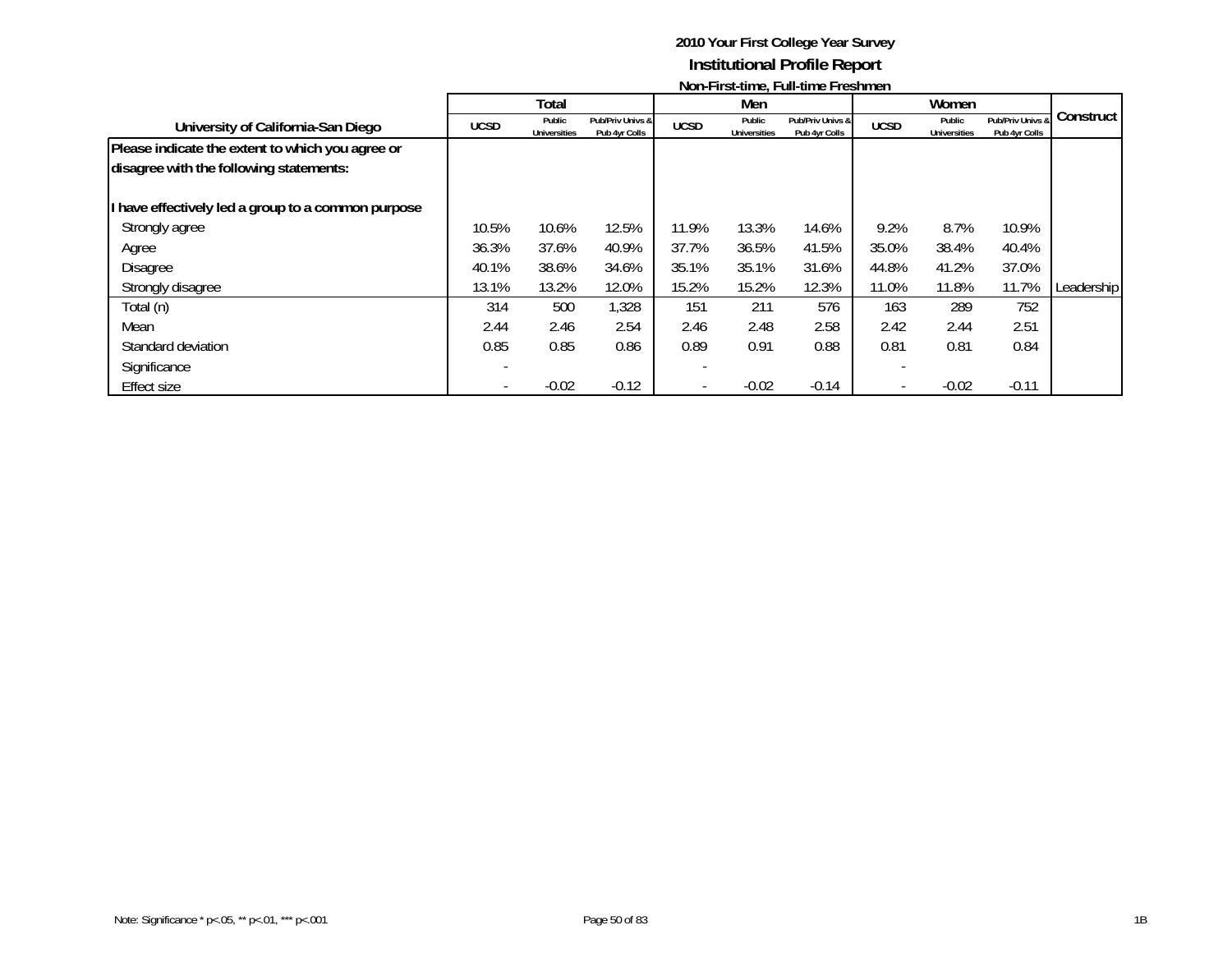**2010 Your First College Year Survey**

**Institutional Profile Report**

**Non-First-time, Full-time Freshmen**

| University of California-San Diego | Total | | | Men | | | Women | | | Construct |
|---|---|---|---|---|---|---|---|---|---|---|
| | UCSD | Public Universities | Pub/Priv Univs & Pub 4yr Colls | UCSD | Public Universities | Pub/Priv Univs & Pub 4yr Colls | UCSD | Public Universities | Pub/Priv Univs & Pub 4yr Colls | |
| **Please indicate the extent to which you agree or disagree with the following statements:** | | | | | | | | | | |
| **I have effectively led a group to a common purpose** | | | | | | | | | | |
| Strongly agree | 10.5% | 10.6% | 12.5% | 11.9% | 13.3% | 14.6% | 9.2% | 8.7% | 10.9% | |
| Agree | 36.3% | 37.6% | 40.9% | 37.7% | 36.5% | 41.5% | 35.0% | 38.4% | 40.4% | |
| Disagree | 40.1% | 38.6% | 34.6% | 35.1% | 35.1% | 31.6% | 44.8% | 41.2% | 37.0% | |
| Strongly disagree | 13.1% | 13.2% | 12.0% | 15.2% | 15.2% | 12.3% | 11.0% | 11.8% | 11.7% | Leadership |
| Total (n) | 314 | 500 | 1,328 | 151 | 211 | 576 | 163 | 289 | 752 | |
| Mean | 2.44 | 2.46 | 2.54 | 2.46 | 2.48 | 2.58 | 2.42 | 2.44 | 2.51 | |
| Standard deviation | 0.85 | 0.85 | 0.86 | 0.89 | 0.91 | 0.88 | 0.81 | 0.81 | 0.84 | |
| Significance | - | | | - | | | - | | | |
| Effect size | - | -0.02 | -0.12 | - | -0.02 | -0.14 | - | -0.02 | -0.11 | |

Note: Significance * p<.05, ** p<.01, *** p<.001

1B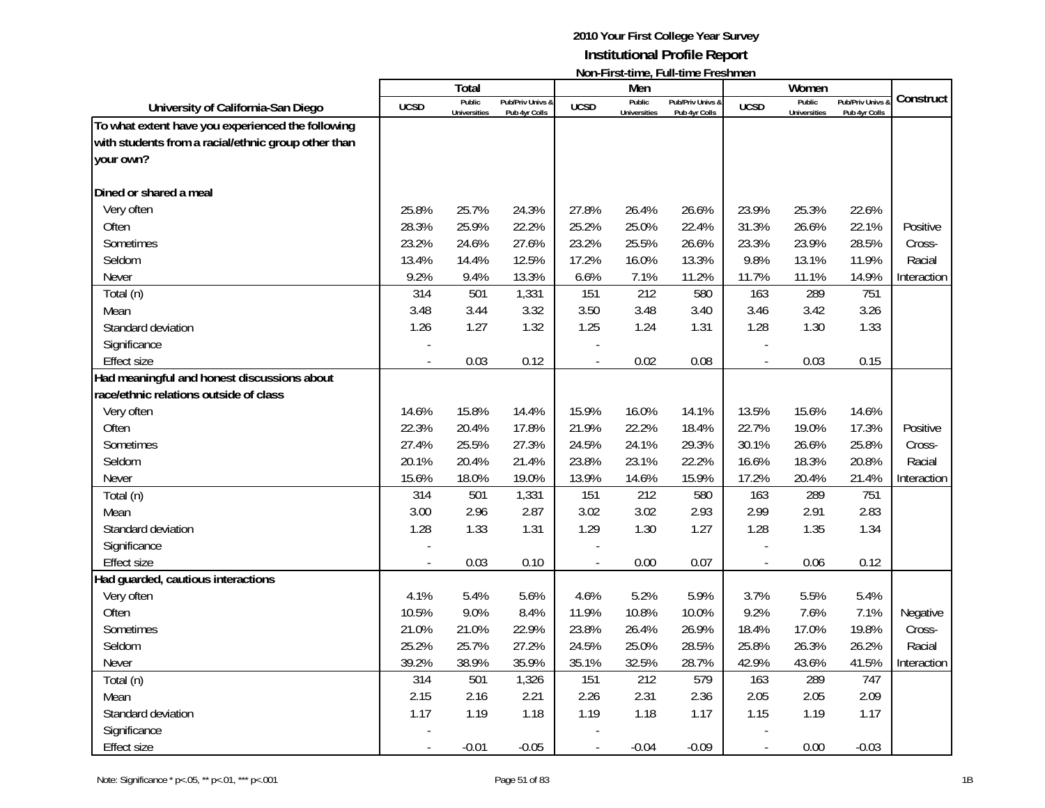**2010 Your First College Year Survey**
**Institutional Profile Report**
**Non-First-time, Full-time Freshmen**

| University of California-San Diego | Total | | | Men | | | Women | | | Construct |
|---|---|---|---|---|---|---|---|---|---|---|
| | UCSD | Public Universities | Pub/Priv Univs & Pub 4yr Colls | UCSD | Public Universities | Pub/Priv Univs & Pub 4yr Colls | UCSD | Public Universities | Pub/Priv Univs & Pub 4yr Colls | |
| **To what extent have you experienced the following with students from a racial/ethnic group other than your own?** | | | | | | | | | | |
| **Dined or shared a meal** | | | | | | | | | | |
| Very often | 25.8% | 25.7% | 24.3% | 27.8% | 26.4% | 26.6% | 23.9% | 25.3% | 22.6% | |
| Often | 28.3% | 25.9% | 22.2% | 25.2% | 25.0% | 22.4% | 31.3% | 26.6% | 22.1% | Positive |
| Sometimes | 23.2% | 24.6% | 27.6% | 23.2% | 25.5% | 26.6% | 23.3% | 23.9% | 28.5% | Cross- |
| Seldom | 13.4% | 14.4% | 12.5% | 17.2% | 16.0% | 13.3% | 9.8% | 13.1% | 11.9% | Racial |
| Never | 9.2% | 9.4% | 13.3% | 6.6% | 7.1% | 11.2% | 11.7% | 11.1% | 14.9% | Interaction |
| Total (n) | 314 | 501 | 1,331 | 151 | 212 | 580 | 163 | 289 | 751 | |
| Mean | 3.48 | 3.44 | 3.32 | 3.50 | 3.48 | 3.40 | 3.46 | 3.42 | 3.26 | |
| Standard deviation | 1.26 | 1.27 | 1.32 | 1.25 | 1.24 | 1.31 | 1.28 | 1.30 | 1.33 | |
| Significance | - | | | - | | | - | | | |
| Effect size | - | 0.03 | 0.12 | - | 0.02 | 0.08 | - | 0.03 | 0.15 | |
| **Had meaningful and honest discussions about race/ethnic relations outside of class** | | | | | | | | | | |
| Very often | 14.6% | 15.8% | 14.4% | 15.9% | 16.0% | 14.1% | 13.5% | 15.6% | 14.6% | |
| Often | 22.3% | 20.4% | 17.8% | 21.9% | 22.2% | 18.4% | 22.7% | 19.0% | 17.3% | Positive |
| Sometimes | 27.4% | 25.5% | 27.3% | 24.5% | 24.1% | 29.3% | 30.1% | 26.6% | 25.8% | Cross- |
| Seldom | 20.1% | 20.4% | 21.4% | 23.8% | 23.1% | 22.2% | 16.6% | 18.3% | 20.8% | Racial |
| Never | 15.6% | 18.0% | 19.0% | 13.9% | 14.6% | 15.9% | 17.2% | 20.4% | 21.4% | Interaction |
| Total (n) | 314 | 501 | 1,331 | 151 | 212 | 580 | 163 | 289 | 751 | |
| Mean | 3.00 | 2.96 | 2.87 | 3.02 | 3.02 | 2.93 | 2.99 | 2.91 | 2.83 | |
| Standard deviation | 1.28 | 1.33 | 1.31 | 1.29 | 1.30 | 1.27 | 1.28 | 1.35 | 1.34 | |
| Significance | - | | | - | | | - | | | |
| Effect size | - | 0.03 | 0.10 | - | 0.00 | 0.07 | - | 0.06 | 0.12 | |
| **Had guarded, cautious interactions** | | | | | | | | | | |
| Very often | 4.1% | 5.4% | 5.6% | 4.6% | 5.2% | 5.9% | 3.7% | 5.5% | 5.4% | |
| Often | 10.5% | 9.0% | 8.4% | 11.9% | 10.8% | 10.0% | 9.2% | 7.6% | 7.1% | Negative |
| Sometimes | 21.0% | 21.0% | 22.9% | 23.8% | 26.4% | 26.9% | 18.4% | 17.0% | 19.8% | Cross- |
| Seldom | 25.2% | 25.7% | 27.2% | 24.5% | 25.0% | 28.5% | 25.8% | 26.3% | 26.2% | Racial |
| Never | 39.2% | 38.9% | 35.9% | 35.1% | 32.5% | 28.7% | 42.9% | 43.6% | 41.5% | Interaction |
| Total (n) | 314 | 501 | 1,326 | 151 | 212 | 579 | 163 | 289 | 747 | |
| Mean | 2.15 | 2.16 | 2.21 | 2.26 | 2.31 | 2.36 | 2.05 | 2.05 | 2.09 | |
| Standard deviation | 1.17 | 1.19 | 1.18 | 1.19 | 1.18 | 1.17 | 1.15 | 1.19 | 1.17 | |
| Significance | - | | | - | | | - | | | |
| Effect size | - | -0.01 | -0.05 | - | -0.04 | -0.09 | - | 0.00 | -0.03 | |

Note: Significance * p<.05, ** p<.01, *** p<.001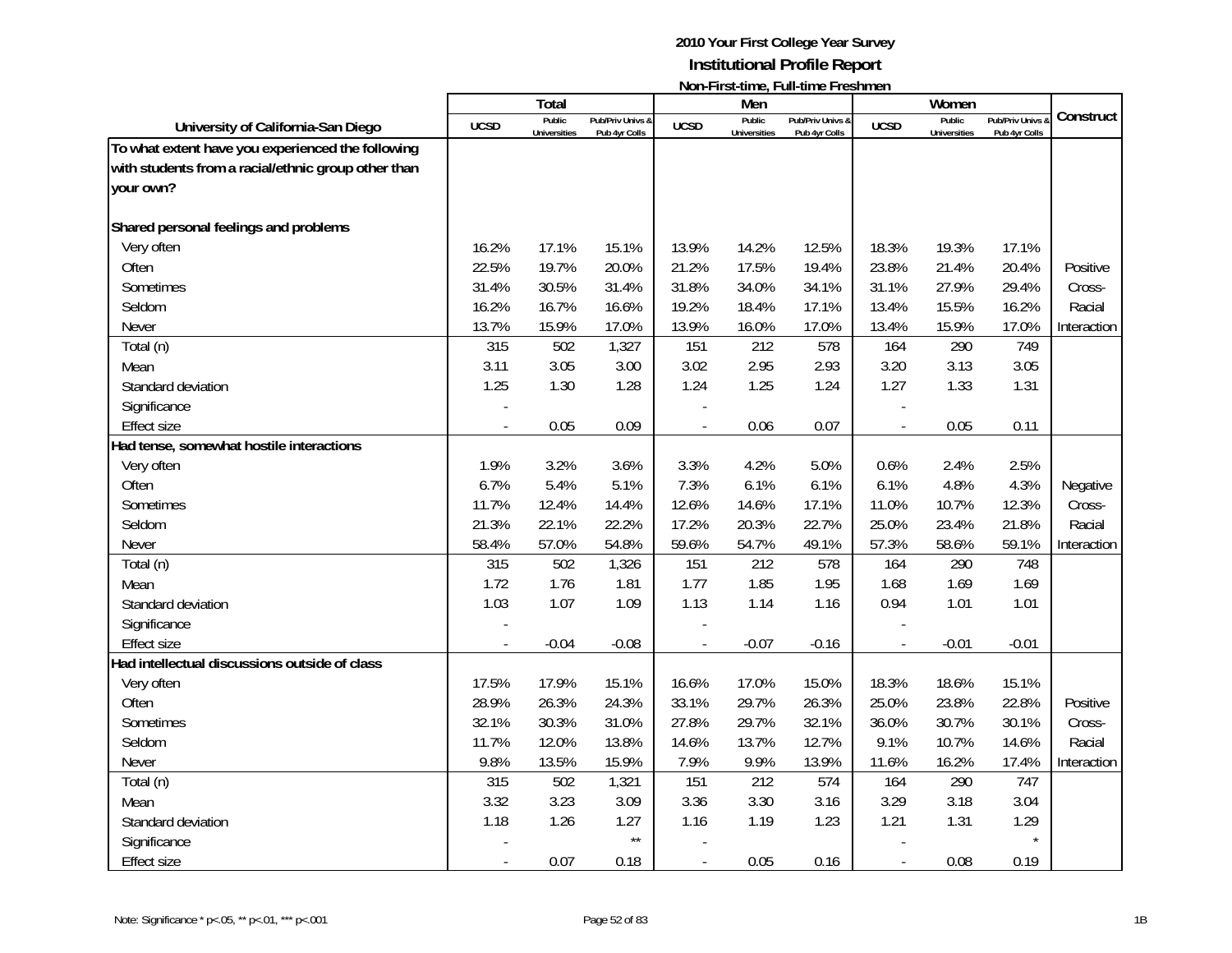**2010 Your First College Year Survey**
**Institutional Profile Report**
**Non-First-time, Full-time Freshmen**

| University of California-San Diego | Total | | | Men | | | Women | | | Construct |
|---|---|---|---|---|---|---|---|---|---|---|
| | UCSD | Public Universities | Pub/Priv Univs & Pub 4yr Colls | UCSD | Public Universities | Pub/Priv Univs & Pub 4yr Colls | UCSD | Public Universities | Pub/Priv Univs & Pub 4yr Colls | |
| **To what extent have you experienced the following with students from a racial/ethnic group other than your own?** | | | | | | | | | | |
| **Shared personal feelings and problems** | | | | | | | | | | |
| Very often | 16.2% | 17.1% | 15.1% | 13.9% | 14.2% | 12.5% | 18.3% | 19.3% | 17.1% | |
| Often | 22.5% | 19.7% | 20.0% | 21.2% | 17.5% | 19.4% | 23.8% | 21.4% | 20.4% | Positive |
| Sometimes | 31.4% | 30.5% | 31.4% | 31.8% | 34.0% | 34.1% | 31.1% | 27.9% | 29.4% | Cross- |
| Seldom | 16.2% | 16.7% | 16.6% | 19.2% | 18.4% | 17.1% | 13.4% | 15.5% | 16.2% | Racial |
| Never | 13.7% | 15.9% | 17.0% | 13.9% | 16.0% | 17.0% | 13.4% | 15.9% | 17.0% | Interaction |
| Total (n) | 315 | 502 | 1,327 | 151 | 212 | 578 | 164 | 290 | 749 | |
| Mean | 3.11 | 3.05 | 3.00 | 3.02 | 2.95 | 2.93 | 3.20 | 3.13 | 3.05 | |
| Standard deviation | 1.25 | 1.30 | 1.28 | 1.24 | 1.25 | 1.24 | 1.27 | 1.33 | 1.31 | |
| Significance | - | | | - | | | - | | | |
| Effect size | - | 0.05 | 0.09 | - | 0.06 | 0.07 | - | 0.05 | 0.11 | |
| **Had tense, somewhat hostile interactions** | | | | | | | | | | |
| Very often | 1.9% | 3.2% | 3.6% | 3.3% | 4.2% | 5.0% | 0.6% | 2.4% | 2.5% | |
| Often | 6.7% | 5.4% | 5.1% | 7.3% | 6.1% | 6.1% | 6.1% | 4.8% | 4.3% | Negative |
| Sometimes | 11.7% | 12.4% | 14.4% | 12.6% | 14.6% | 17.1% | 11.0% | 10.7% | 12.3% | Cross- |
| Seldom | 21.3% | 22.1% | 22.2% | 17.2% | 20.3% | 22.7% | 25.0% | 23.4% | 21.8% | Racial |
| Never | 58.4% | 57.0% | 54.8% | 59.6% | 54.7% | 49.1% | 57.3% | 58.6% | 59.1% | Interaction |
| Total (n) | 315 | 502 | 1,326 | 151 | 212 | 578 | 164 | 290 | 748 | |
| Mean | 1.72 | 1.76 | 1.81 | 1.77 | 1.85 | 1.95 | 1.68 | 1.69 | 1.69 | |
| Standard deviation | 1.03 | 1.07 | 1.09 | 1.13 | 1.14 | 1.16 | 0.94 | 1.01 | 1.01 | |
| Significance | - | | | - | | | - | | | |
| Effect size | - | -0.04 | -0.08 | - | -0.07 | -0.16 | - | -0.01 | -0.01 | |
| **Had intellectual discussions outside of class** | | | | | | | | | | |
| Very often | 17.5% | 17.9% | 15.1% | 16.6% | 17.0% | 15.0% | 18.3% | 18.6% | 15.1% | |
| Often | 28.9% | 26.3% | 24.3% | 33.1% | 29.7% | 26.3% | 25.0% | 23.8% | 22.8% | Positive |
| Sometimes | 32.1% | 30.3% | 31.0% | 27.8% | 29.7% | 32.1% | 36.0% | 30.7% | 30.1% | Cross- |
| Seldom | 11.7% | 12.0% | 13.8% | 14.6% | 13.7% | 12.7% | 9.1% | 10.7% | 14.6% | Racial |
| Never | 9.8% | 13.5% | 15.9% | 7.9% | 9.9% | 13.9% | 11.6% | 16.2% | 17.4% | Interaction |
| Total (n) | 315 | 502 | 1,321 | 151 | 212 | 574 | 164 | 290 | 747 | |
| Mean | 3.32 | 3.23 | 3.09 | 3.36 | 3.30 | 3.16 | 3.29 | 3.18 | 3.04 | |
| Standard deviation | 1.18 | 1.26 | 1.27 | 1.16 | 1.19 | 1.23 | 1.21 | 1.31 | 1.29 | |
| Significance | - | | ** | - | | | - | | * | |
| Effect size | - | 0.07 | 0.18 | - | 0.05 | 0.16 | - | 0.08 | 0.19 | |

Note: Significance * p<.05, ** p<.01, *** p<.001

1B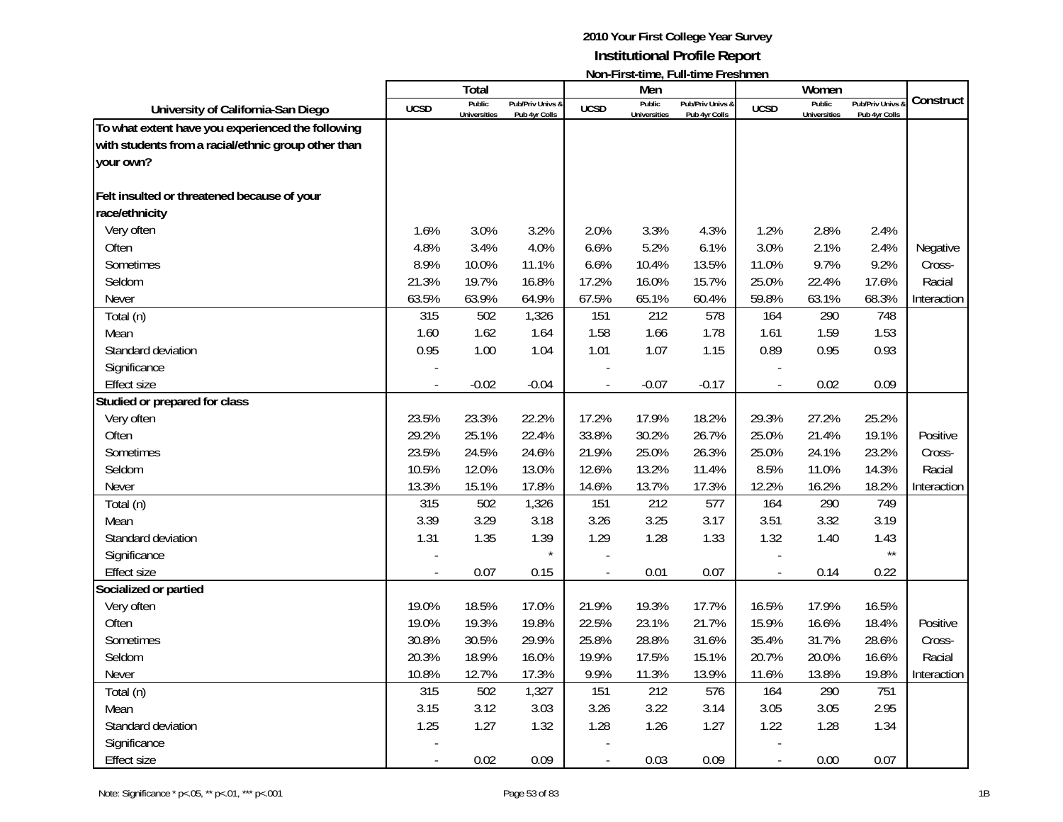# 2010 Your First College Year Survey

## Institutional Profile Report

### Non-First-time, Full-time Freshmen

| University of California-San Diego | Total | | | Men | | | Women | | | Construct |
|---|---|---|---|---|---|---|---|---|---|---|
| | UCSD | Public Universities | Pub/Priv Univs & Pub 4yr Colls | UCSD | Public Universities | Pub/Priv Univs & Pub 4yr Colls | UCSD | Public Universities | Pub/Priv Univs & Pub 4yr Colls | |
| **To what extent have you experienced the following with students from a racial/ethnic group other than your own?** | | | | | | | | | | |
| **Felt insulted or threatened because of your race/ethnicity** | | | | | | | | | | |
| Very often | 1.6% | 3.0% | 3.2% | 2.0% | 3.3% | 4.3% | 1.2% | 2.8% | 2.4% | |
| Often | 4.8% | 3.4% | 4.0% | 6.6% | 5.2% | 6.1% | 3.0% | 2.1% | 2.4% | Negative |
| Sometimes | 8.9% | 10.0% | 11.1% | 6.6% | 10.4% | 13.5% | 11.0% | 9.7% | 9.2% | Cross- |
| Seldom | 21.3% | 19.7% | 16.8% | 17.2% | 16.0% | 15.7% | 25.0% | 22.4% | 17.6% | Racial |
| Never | 63.5% | 63.9% | 64.9% | 67.5% | 65.1% | 60.4% | 59.8% | 63.1% | 68.3% | Interaction |
| Total (n) | 315 | 502 | 1,326 | 151 | 212 | 578 | 164 | 290 | 748 | |
| Mean | 1.60 | 1.62 | 1.64 | 1.58 | 1.66 | 1.78 | 1.61 | 1.59 | 1.53 | |
| Standard deviation | 0.95 | 1.00 | 1.04 | 1.01 | 1.07 | 1.15 | 0.89 | 0.95 | 0.93 | |
| Significance | - | | | - | | | - | | | |
| Effect size | - | -0.02 | -0.04 | - | -0.07 | -0.17 | - | 0.02 | 0.09 | |
| **Studied or prepared for class** | | | | | | | | | | |
| Very often | 23.5% | 23.3% | 22.2% | 17.2% | 17.9% | 18.2% | 29.3% | 27.2% | 25.2% | |
| Often | 29.2% | 25.1% | 22.4% | 33.8% | 30.2% | 26.7% | 25.0% | 21.4% | 19.1% | Positive |
| Sometimes | 23.5% | 24.5% | 24.6% | 21.9% | 25.0% | 26.3% | 25.0% | 24.1% | 23.2% | Cross- |
| Seldom | 10.5% | 12.0% | 13.0% | 12.6% | 13.2% | 11.4% | 8.5% | 11.0% | 14.3% | Racial |
| Never | 13.3% | 15.1% | 17.8% | 14.6% | 13.7% | 17.3% | 12.2% | 16.2% | 18.2% | Interaction |
| Total (n) | 315 | 502 | 1,326 | 151 | 212 | 577 | 164 | 290 | 749 | |
| Mean | 3.39 | 3.29 | 3.18 | 3.26 | 3.25 | 3.17 | 3.51 | 3.32 | 3.19 | |
| Standard deviation | 1.31 | 1.35 | 1.39 | 1.29 | 1.28 | 1.33 | 1.32 | 1.40 | 1.43 | |
| Significance | - | | * | - | | | - | | ** | |
| Effect size | - | 0.07 | 0.15 | - | 0.01 | 0.07 | - | 0.14 | 0.22 | |
| **Socialized or partied** | | | | | | | | | | |
| Very often | 19.0% | 18.5% | 17.0% | 21.9% | 19.3% | 17.7% | 16.5% | 17.9% | 16.5% | |
| Often | 19.0% | 19.3% | 19.8% | 22.5% | 23.1% | 21.7% | 15.9% | 16.6% | 18.4% | Positive |
| Sometimes | 30.8% | 30.5% | 29.9% | 25.8% | 28.8% | 31.6% | 35.4% | 31.7% | 28.6% | Cross- |
| Seldom | 20.3% | 18.9% | 16.0% | 19.9% | 17.5% | 15.1% | 20.7% | 20.0% | 16.6% | Racial |
| Never | 10.8% | 12.7% | 17.3% | 9.9% | 11.3% | 13.9% | 11.6% | 13.8% | 19.8% | Interaction |
| Total (n) | 315 | 502 | 1,327 | 151 | 212 | 576 | 164 | 290 | 751 | |
| Mean | 3.15 | 3.12 | 3.03 | 3.26 | 3.22 | 3.14 | 3.05 | 3.05 | 2.95 | |
| Standard deviation | 1.25 | 1.27 | 1.32 | 1.28 | 1.26 | 1.27 | 1.22 | 1.28 | 1.34 | |
| Significance | - | | | - | | | - | | | |
| Effect size | - | 0.02 | 0.09 | - | 0.03 | 0.09 | - | 0.00 | 0.07 | |

Note: Significance * p<.05, ** p<.01, *** p<.001

1B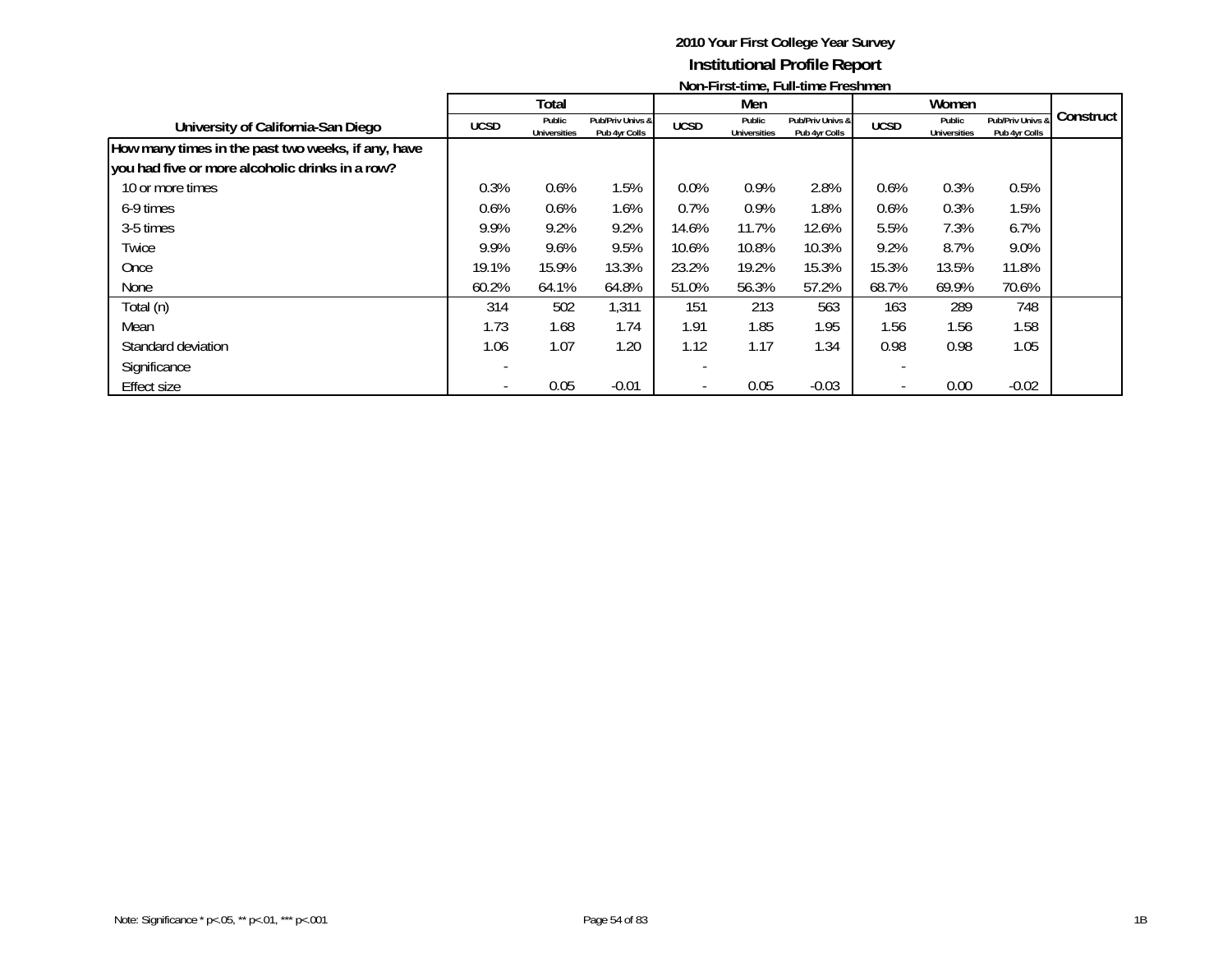# 2010 Your First College Year Survey

## Institutional Profile Report

### Non-First-time, Full-time Freshmen

| University of California-San Diego | Total | | | Men | | | Women | | | Construct |
|---|---|---|---|---|---|---|---|---|---|---|
| | UCSD | Public Universities | Pub/Priv Univs & Pub 4yr Colls | UCSD | Public Universities | Pub/Priv Univs & Pub 4yr Colls | UCSD | Public Universities | Pub/Priv Univs & Pub 4yr Colls | |
| **How many times in the past two weeks, if any, have you had five or more alcoholic drinks in a row?** | | | | | | | | | | |
| 10 or more times | 0.3% | 0.6% | 1.5% | 0.0% | 0.9% | 2.8% | 0.6% | 0.3% | 0.5% | |
| 6-9 times | 0.6% | 0.6% | 1.6% | 0.7% | 0.9% | 1.8% | 0.6% | 0.3% | 1.5% | |
| 3-5 times | 9.9% | 9.2% | 9.2% | 14.6% | 11.7% | 12.6% | 5.5% | 7.3% | 6.7% | |
| Twice | 9.9% | 9.6% | 9.5% | 10.6% | 10.8% | 10.3% | 9.2% | 8.7% | 9.0% | |
| Once | 19.1% | 15.9% | 13.3% | 23.2% | 19.2% | 15.3% | 15.3% | 13.5% | 11.8% | |
| None | 60.2% | 64.1% | 64.8% | 51.0% | 56.3% | 57.2% | 68.7% | 69.9% | 70.6% | |
| Total (n) | 314 | 502 | 1,311 | 151 | 213 | 563 | 163 | 289 | 748 | |
| Mean | 1.73 | 1.68 | 1.74 | 1.91 | 1.85 | 1.95 | 1.56 | 1.56 | 1.58 | |
| Standard deviation | 1.06 | 1.07 | 1.20 | 1.12 | 1.17 | 1.34 | 0.98 | 0.98 | 1.05 | |
| Significance | - | | | - | | | - | | | |
| Effect size | - | 0.05 | -0.01 | - | 0.05 | -0.03 | - | 0.00 | -0.02 | |

Note: Significance * p<.05, ** p<.01, *** p<.001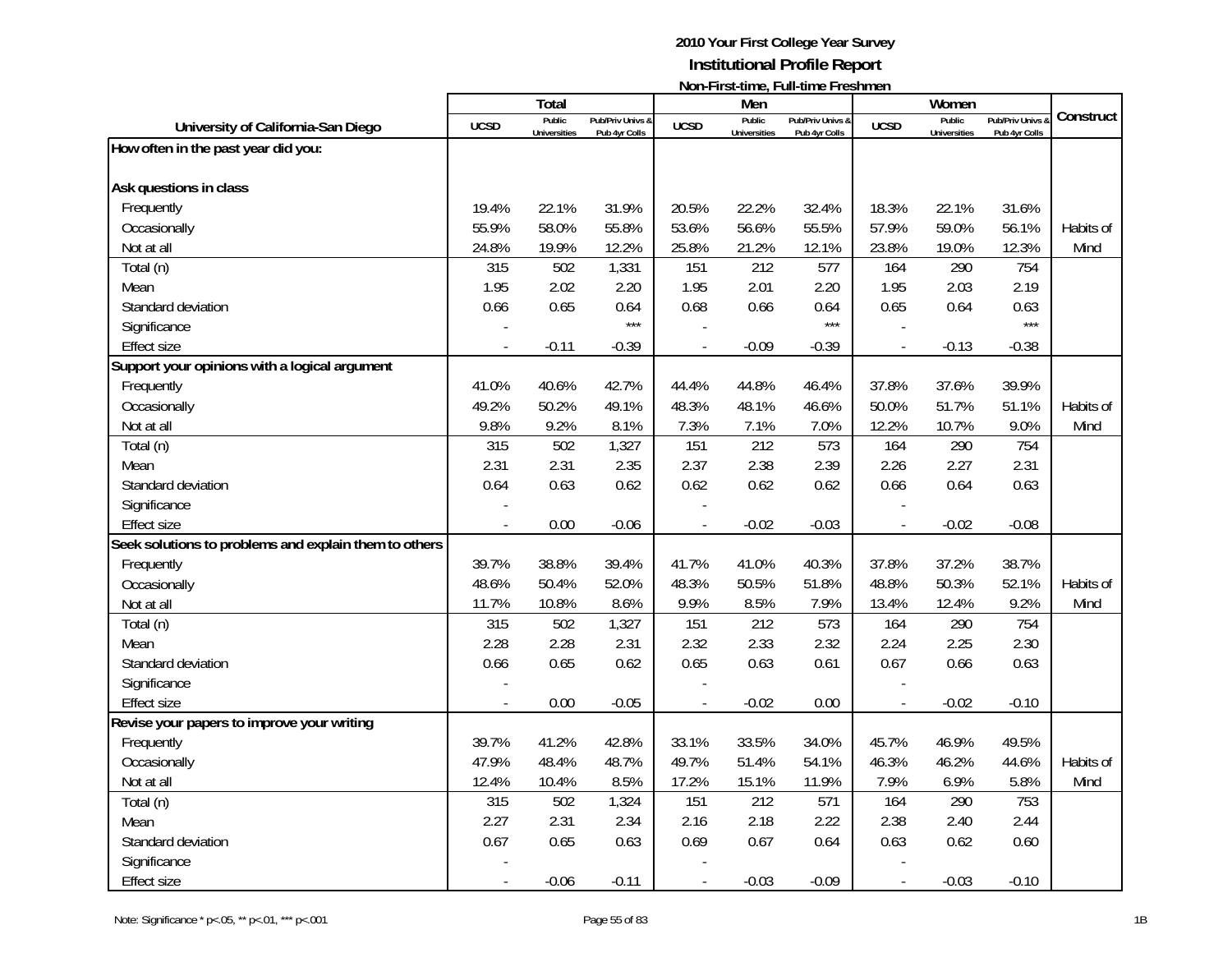# 2010 Your First College Year Survey
## Institutional Profile Report
### Non-First-time, Full-time Freshmen

| University of California-San Diego | Total | | | Men | | | Women | | | Construct |
|---|---|---|---|---|---|---|---|---|---|---|
| | UCSD | Public Universities | Pub/Priv Univs & Pub 4yr Colls | UCSD | Public Universities | Pub/Priv Univs & Pub 4yr Colls | UCSD | Public Universities | Pub/Priv Univs & Pub 4yr Colls | |
| **How often in the past year did you:** | | | | | | | | | | |
| **Ask questions in class** | | | | | | | | | | |
| Frequently | 19.4% | 22.1% | 31.9% | 20.5% | 22.2% | 32.4% | 18.3% | 22.1% | 31.6% | |
| Occasionally | 55.9% | 58.0% | 55.8% | 53.6% | 56.6% | 55.5% | 57.9% | 59.0% | 56.1% | Habits of |
| Not at all | 24.8% | 19.9% | 12.2% | 25.8% | 21.2% | 12.1% | 23.8% | 19.0% | 12.3% | Mind |
| Total (n) | 315 | 502 | 1,331 | 151 | 212 | 577 | 164 | 290 | 754 | |
| Mean | 1.95 | 2.02 | 2.20 | 1.95 | 2.01 | 2.20 | 1.95 | 2.03 | 2.19 | |
| Standard deviation | 0.66 | 0.65 | 0.64 | 0.68 | 0.66 | 0.64 | 0.65 | 0.64 | 0.63 | |
| Significance | - | | *** | - | | *** | - | | *** | |
| Effect size | - | -0.11 | -0.39 | - | -0.09 | -0.39 | - | -0.13 | -0.38 | |
| **Support your opinions with a logical argument** | | | | | | | | | | |
| Frequently | 41.0% | 40.6% | 42.7% | 44.4% | 44.8% | 46.4% | 37.8% | 37.6% | 39.9% | |
| Occasionally | 49.2% | 50.2% | 49.1% | 48.3% | 48.1% | 46.6% | 50.0% | 51.7% | 51.1% | Habits of |
| Not at all | 9.8% | 9.2% | 8.1% | 7.3% | 7.1% | 7.0% | 12.2% | 10.7% | 9.0% | Mind |
| Total (n) | 315 | 502 | 1,327 | 151 | 212 | 573 | 164 | 290 | 754 | |
| Mean | 2.31 | 2.31 | 2.35 | 2.37 | 2.38 | 2.39 | 2.26 | 2.27 | 2.31 | |
| Standard deviation | 0.64 | 0.63 | 0.62 | 0.62 | 0.62 | 0.62 | 0.66 | 0.64 | 0.63 | |
| Significance | - | | | - | | | - | | | |
| Effect size | - | 0.00 | -0.06 | - | -0.02 | -0.03 | - | -0.02 | -0.08 | |
| **Seek solutions to problems and explain them to others** | | | | | | | | | | |
| Frequently | 39.7% | 38.8% | 39.4% | 41.7% | 41.0% | 40.3% | 37.8% | 37.2% | 38.7% | |
| Occasionally | 48.6% | 50.4% | 52.0% | 48.3% | 50.5% | 51.8% | 48.8% | 50.3% | 52.1% | Habits of |
| Not at all | 11.7% | 10.8% | 8.6% | 9.9% | 8.5% | 7.9% | 13.4% | 12.4% | 9.2% | Mind |
| Total (n) | 315 | 502 | 1,327 | 151 | 212 | 573 | 164 | 290 | 754 | |
| Mean | 2.28 | 2.28 | 2.31 | 2.32 | 2.33 | 2.32 | 2.24 | 2.25 | 2.30 | |
| Standard deviation | 0.66 | 0.65 | 0.62 | 0.65 | 0.63 | 0.61 | 0.67 | 0.66 | 0.63 | |
| Significance | - | | | - | | | - | | | |
| Effect size | - | 0.00 | -0.05 | - | -0.02 | 0.00 | - | -0.02 | -0.10 | |
| **Revise your papers to improve your writing** | | | | | | | | | | |
| Frequently | 39.7% | 41.2% | 42.8% | 33.1% | 33.5% | 34.0% | 45.7% | 46.9% | 49.5% | |
| Occasionally | 47.9% | 48.4% | 48.7% | 49.7% | 51.4% | 54.1% | 46.3% | 46.2% | 44.6% | Habits of |
| Not at all | 12.4% | 10.4% | 8.5% | 17.2% | 15.1% | 11.9% | 7.9% | 6.9% | 5.8% | Mind |
| Total (n) | 315 | 502 | 1,324 | 151 | 212 | 571 | 164 | 290 | 753 | |
| Mean | 2.27 | 2.31 | 2.34 | 2.16 | 2.18 | 2.22 | 2.38 | 2.40 | 2.44 | |
| Standard deviation | 0.67 | 0.65 | 0.63 | 0.69 | 0.67 | 0.64 | 0.63 | 0.62 | 0.60 | |
| Significance | - | | | - | | | - | | | |
| Effect size | - | -0.06 | -0.11 | - | -0.03 | -0.09 | - | -0.03 | -0.10 | |

Note: Significance * p<.05, ** p<.01, *** p<.001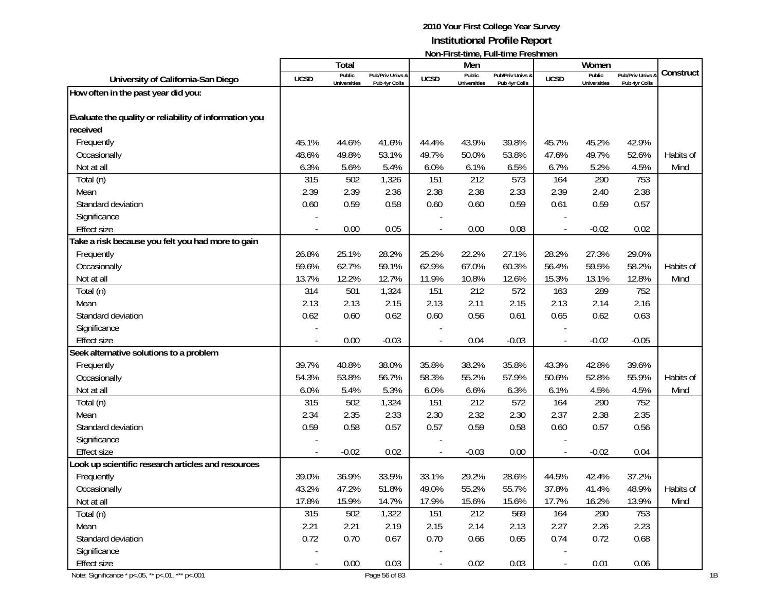**2010 Your First College Year Survey**

**Institutional Profile Report**

**Non-First-time, Full-time Freshmen**

| University of California-San Diego | Total | | | Men | | | Women | | | Construct |
|---|---|---|---|---|---|---|---|---|---|---|
| | UCSD | Public Universities | Pub/Priv Univs & Pub 4yr Colls | UCSD | Public Universities | Pub/Priv Univs & Pub 4yr Colls | UCSD | Public Universities | Pub/Priv Univs & Pub 4yr Colls | |
| **How often in the past year did you:** | | | | | | | | | | |
| **Evaluate the quality or reliability of information you received** | | | | | | | | | | |
| Frequently | 45.1% | 44.6% | 41.6% | 44.4% | 43.9% | 39.8% | 45.7% | 45.2% | 42.9% | |
| Occasionally | 48.6% | 49.8% | 53.1% | 49.7% | 50.0% | 53.8% | 47.6% | 49.7% | 52.6% | Habits of |
| Not at all | 6.3% | 5.6% | 5.4% | 6.0% | 6.1% | 6.5% | 6.7% | 5.2% | 4.5% | Mind |
| Total (n) | 315 | 502 | 1,326 | 151 | 212 | 573 | 164 | 290 | 753 | |
| Mean | 2.39 | 2.39 | 2.36 | 2.38 | 2.38 | 2.33 | 2.39 | 2.40 | 2.38 | |
| Standard deviation | 0.60 | 0.59 | 0.58 | 0.60 | 0.60 | 0.59 | 0.61 | 0.59 | 0.57 | |
| Significance | - | | | - | | | - | | | |
| Effect size | - | 0.00 | 0.05 | - | 0.00 | 0.08 | - | -0.02 | 0.02 | |
| **Take a risk because you felt you had more to gain** | | | | | | | | | | |
| Frequently | 26.8% | 25.1% | 28.2% | 25.2% | 22.2% | 27.1% | 28.2% | 27.3% | 29.0% | |
| Occasionally | 59.6% | 62.7% | 59.1% | 62.9% | 67.0% | 60.3% | 56.4% | 59.5% | 58.2% | Habits of |
| Not at all | 13.7% | 12.2% | 12.7% | 11.9% | 10.8% | 12.6% | 15.3% | 13.1% | 12.8% | Mind |
| Total (n) | 314 | 501 | 1,324 | 151 | 212 | 572 | 163 | 289 | 752 | |
| Mean | 2.13 | 2.13 | 2.15 | 2.13 | 2.11 | 2.15 | 2.13 | 2.14 | 2.16 | |
| Standard deviation | 0.62 | 0.60 | 0.62 | 0.60 | 0.56 | 0.61 | 0.65 | 0.62 | 0.63 | |
| Significance | - | | | - | | | - | | | |
| Effect size | - | 0.00 | -0.03 | - | 0.04 | -0.03 | - | -0.02 | -0.05 | |
| **Seek alternative solutions to a problem** | | | | | | | | | | |
| Frequently | 39.7% | 40.8% | 38.0% | 35.8% | 38.2% | 35.8% | 43.3% | 42.8% | 39.6% | |
| Occasionally | 54.3% | 53.8% | 56.7% | 58.3% | 55.2% | 57.9% | 50.6% | 52.8% | 55.9% | Habits of |
| Not at all | 6.0% | 5.4% | 5.3% | 6.0% | 6.6% | 6.3% | 6.1% | 4.5% | 4.5% | Mind |
| Total (n) | 315 | 502 | 1,324 | 151 | 212 | 572 | 164 | 290 | 752 | |
| Mean | 2.34 | 2.35 | 2.33 | 2.30 | 2.32 | 2.30 | 2.37 | 2.38 | 2.35 | |
| Standard deviation | 0.59 | 0.58 | 0.57 | 0.57 | 0.59 | 0.58 | 0.60 | 0.57 | 0.56 | |
| Significance | - | | | - | | | - | | | |
| Effect size | - | -0.02 | 0.02 | - | -0.03 | 0.00 | - | -0.02 | 0.04 | |
| **Look up scientific research articles and resources** | | | | | | | | | | |
| Frequently | 39.0% | 36.9% | 33.5% | 33.1% | 29.2% | 28.6% | 44.5% | 42.4% | 37.2% | |
| Occasionally | 43.2% | 47.2% | 51.8% | 49.0% | 55.2% | 55.7% | 37.8% | 41.4% | 48.9% | Habits of |
| Not at all | 17.8% | 15.9% | 14.7% | 17.9% | 15.6% | 15.6% | 17.7% | 16.2% | 13.9% | Mind |
| Total (n) | 315 | 502 | 1,322 | 151 | 212 | 569 | 164 | 290 | 753 | |
| Mean | 2.21 | 2.21 | 2.19 | 2.15 | 2.14 | 2.13 | 2.27 | 2.26 | 2.23 | |
| Standard deviation | 0.72 | 0.70 | 0.67 | 0.70 | 0.66 | 0.65 | 0.74 | 0.72 | 0.68 | |
| Significance | - | | | - | | | - | | | |
| Effect size | - | 0.00 | 0.03 | - | 0.02 | 0.03 | - | 0.01 | 0.06 | |

Note: Significance * p<.05, ** p<.01, *** p<.001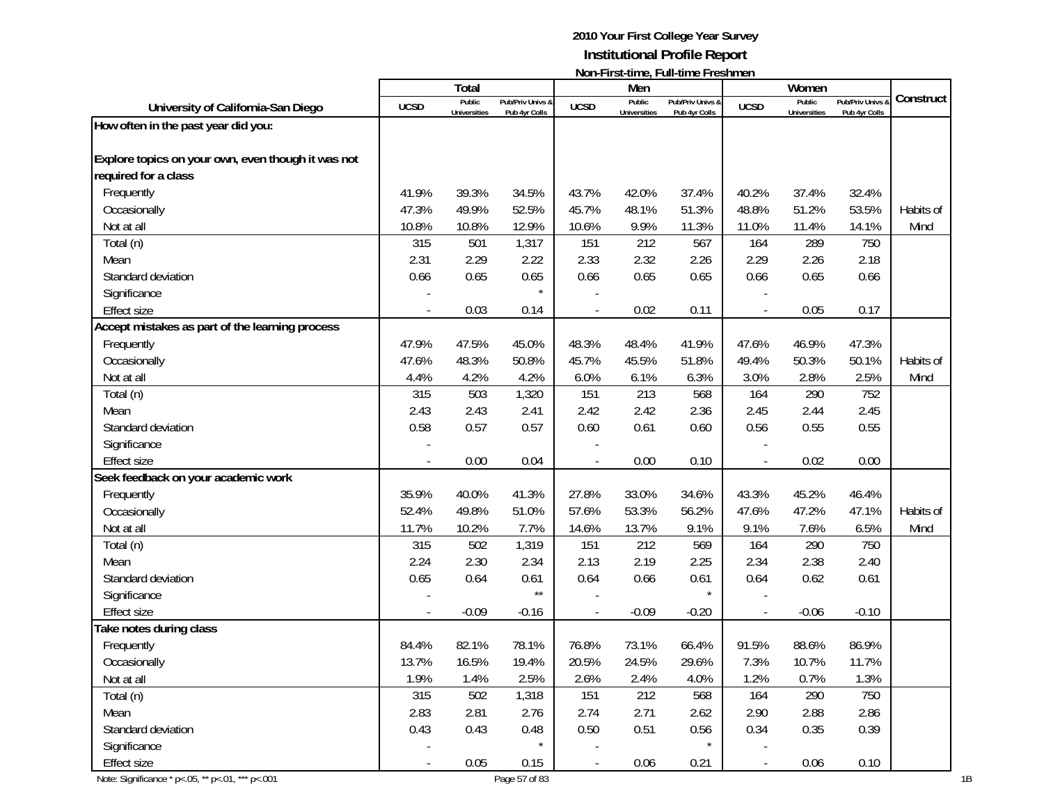**2010 Your First College Year Survey**
**Institutional Profile Report**
**Non-First-time, Full-time Freshmen**

| University of California-San Diego | Total | | | Men | | | Women | | | Construct |
|---|---|---|---|---|---|---|---|---|---|---|
| | UCSD | Public Universities | Pub/Priv Univs & Pub 4yr Colls | UCSD | Public Universities | Pub/Priv Univs & Pub 4yr Colls | UCSD | Public Universities | Pub/Priv Univs & Pub 4yr Colls | |
| **How often in the past year did you:** | | | | | | | | | | |
| **Explore topics on your own, even though it was not required for a class** | | | | | | | | | | |
| Frequently | 41.9% | 39.3% | 34.5% | 43.7% | 42.0% | 37.4% | 40.2% | 37.4% | 32.4% | |
| Occasionally | 47.3% | 49.9% | 52.5% | 45.7% | 48.1% | 51.3% | 48.8% | 51.2% | 53.5% | Habits of |
| Not at all | 10.8% | 10.8% | 12.9% | 10.6% | 9.9% | 11.3% | 11.0% | 11.4% | 14.1% | Mind |
| Total (n) | 315 | 501 | 1,317 | 151 | 212 | 567 | 164 | 289 | 750 | |
| Mean | 2.31 | 2.29 | 2.22 | 2.33 | 2.32 | 2.26 | 2.29 | 2.26 | 2.18 | |
| Standard deviation | 0.66 | 0.65 | 0.65 | 0.66 | 0.65 | 0.65 | 0.66 | 0.65 | 0.66 | |
| Significance | - | | * | - | | | - | | | |
| Effect size | - | 0.03 | 0.14 | - | 0.02 | 0.11 | - | 0.05 | 0.17 | |
| **Accept mistakes as part of the learning process** | | | | | | | | | | |
| Frequently | 47.9% | 47.5% | 45.0% | 48.3% | 48.4% | 41.9% | 47.6% | 46.9% | 47.3% | |
| Occasionally | 47.6% | 48.3% | 50.8% | 45.7% | 45.5% | 51.8% | 49.4% | 50.3% | 50.1% | Habits of |
| Not at all | 4.4% | 4.2% | 4.2% | 6.0% | 6.1% | 6.3% | 3.0% | 2.8% | 2.5% | Mind |
| Total (n) | 315 | 503 | 1,320 | 151 | 213 | 568 | 164 | 290 | 752 | |
| Mean | 2.43 | 2.43 | 2.41 | 2.42 | 2.42 | 2.36 | 2.45 | 2.44 | 2.45 | |
| Standard deviation | 0.58 | 0.57 | 0.57 | 0.60 | 0.61 | 0.60 | 0.56 | 0.55 | 0.55 | |
| Significance | - | | | - | | | - | | | |
| Effect size | - | 0.00 | 0.04 | - | 0.00 | 0.10 | - | 0.02 | 0.00 | |
| **Seek feedback on your academic work** | | | | | | | | | | |
| Frequently | 35.9% | 40.0% | 41.3% | 27.8% | 33.0% | 34.6% | 43.3% | 45.2% | 46.4% | |
| Occasionally | 52.4% | 49.8% | 51.0% | 57.6% | 53.3% | 56.2% | 47.6% | 47.2% | 47.1% | Habits of |
| Not at all | 11.7% | 10.2% | 7.7% | 14.6% | 13.7% | 9.1% | 9.1% | 7.6% | 6.5% | Mind |
| Total (n) | 315 | 502 | 1,319 | 151 | 212 | 569 | 164 | 290 | 750 | |
| Mean | 2.24 | 2.30 | 2.34 | 2.13 | 2.19 | 2.25 | 2.34 | 2.38 | 2.40 | |
| Standard deviation | 0.65 | 0.64 | 0.61 | 0.64 | 0.66 | 0.61 | 0.64 | 0.62 | 0.61 | |
| Significance | - | | ** | - | | * | - | | | |
| Effect size | - | -0.09 | -0.16 | - | -0.09 | -0.20 | - | -0.06 | -0.10 | |
| **Take notes during class** | | | | | | | | | | |
| Frequently | 84.4% | 82.1% | 78.1% | 76.8% | 73.1% | 66.4% | 91.5% | 88.6% | 86.9% | |
| Occasionally | 13.7% | 16.5% | 19.4% | 20.5% | 24.5% | 29.6% | 7.3% | 10.7% | 11.7% | |
| Not at all | 1.9% | 1.4% | 2.5% | 2.6% | 2.4% | 4.0% | 1.2% | 0.7% | 1.3% | |
| Total (n) | 315 | 502 | 1,318 | 151 | 212 | 568 | 164 | 290 | 750 | |
| Mean | 2.83 | 2.81 | 2.76 | 2.74 | 2.71 | 2.62 | 2.90 | 2.88 | 2.86 | |
| Standard deviation | 0.43 | 0.43 | 0.48 | 0.50 | 0.51 | 0.56 | 0.34 | 0.35 | 0.39 | |
| Significance | - | | * | - | | * | - | | | |
| Effect size | - | 0.05 | 0.15 | - | 0.06 | 0.21 | - | 0.06 | 0.10 | |

Note: Significance * p<.05, ** p<.01, *** p<.001

1B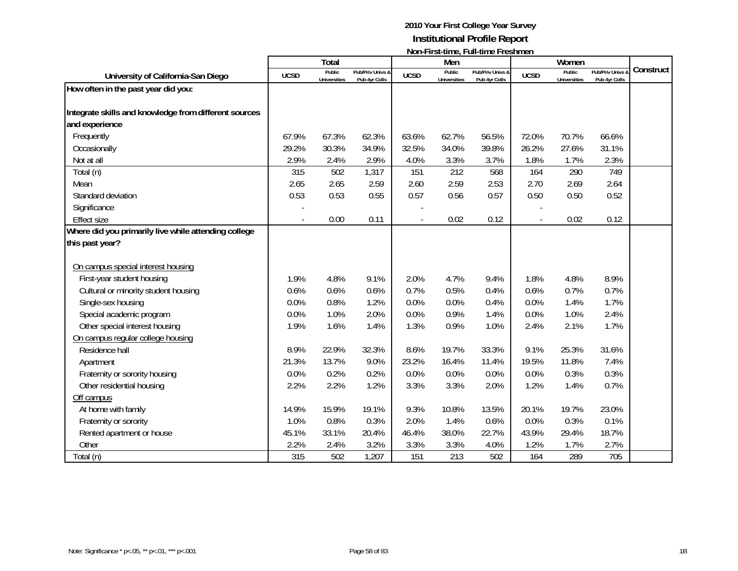# 2010 Your First College Year Survey

## Institutional Profile Report

### Non-First-time, Full-time Freshmen

| University of California-San Diego | Total | | | Men | | | Women | | | Construct |
|---|---|---|---|---|---|---|---|---|---|---|
| | UCSD | Public Universities | Pub/Priv Univs & Pub 4yr Colls | UCSD | Public Universities | Pub/Priv Univs & Pub 4yr Colls | UCSD | Public Universities | Pub/Priv Univs & Pub 4yr Colls | |
| **How often in the past year did you:** | | | | | | | | | | |
| **Integrate skills and knowledge from different sources and experience** | | | | | | | | | | |
| Frequently | 67.9% | 67.3% | 62.3% | 63.6% | 62.7% | 56.5% | 72.0% | 70.7% | 66.6% | |
| Occasionally | 29.2% | 30.3% | 34.9% | 32.5% | 34.0% | 39.8% | 26.2% | 27.6% | 31.1% | |
| Not at all | 2.9% | 2.4% | 2.9% | 4.0% | 3.3% | 3.7% | 1.8% | 1.7% | 2.3% | |
| Total (n) | 315 | 502 | 1,317 | 151 | 212 | 568 | 164 | 290 | 749 | |
| Mean | 2.65 | 2.65 | 2.59 | 2.60 | 2.59 | 2.53 | 2.70 | 2.69 | 2.64 | |
| Standard deviation | 0.53 | 0.53 | 0.55 | 0.57 | 0.56 | 0.57 | 0.50 | 0.50 | 0.52 | |
| Significance | - | | | - | | | - | | | |
| Effect size | - | 0.00 | 0.11 | - | 0.02 | 0.12 | - | 0.02 | 0.12 | |
| **Where did you primarily live while attending college this past year?** | | | | | | | | | | |
| On campus special interest housing | | | | | | | | | | |
| First-year student housing | 1.9% | 4.8% | 9.1% | 2.0% | 4.7% | 9.4% | 1.8% | 4.8% | 8.9% | |
| Cultural or minority student housing | 0.6% | 0.6% | 0.6% | 0.7% | 0.5% | 0.4% | 0.6% | 0.7% | 0.7% | |
| Single-sex housing | 0.0% | 0.8% | 1.2% | 0.0% | 0.0% | 0.4% | 0.0% | 1.4% | 1.7% | |
| Special academic program | 0.0% | 1.0% | 2.0% | 0.0% | 0.9% | 1.4% | 0.0% | 1.0% | 2.4% | |
| Other special interest housing | 1.9% | 1.6% | 1.4% | 1.3% | 0.9% | 1.0% | 2.4% | 2.1% | 1.7% | |
| On campus regular college housing | | | | | | | | | | |
| Residence hall | 8.9% | 22.9% | 32.3% | 8.6% | 19.7% | 33.3% | 9.1% | 25.3% | 31.6% | |
| Apartment | 21.3% | 13.7% | 9.0% | 23.2% | 16.4% | 11.4% | 19.5% | 11.8% | 7.4% | |
| Fraternity or sorority housing | 0.0% | 0.2% | 0.2% | 0.0% | 0.0% | 0.0% | 0.0% | 0.3% | 0.3% | |
| Other residential housing | 2.2% | 2.2% | 1.2% | 3.3% | 3.3% | 2.0% | 1.2% | 1.4% | 0.7% | |
| Off campus | | | | | | | | | | |
| At home with family | 14.9% | 15.9% | 19.1% | 9.3% | 10.8% | 13.5% | 20.1% | 19.7% | 23.0% | |
| Fraternity or sorority | 1.0% | 0.8% | 0.3% | 2.0% | 1.4% | 0.6% | 0.0% | 0.3% | 0.1% | |
| Rented apartment or house | 45.1% | 33.1% | 20.4% | 46.4% | 38.0% | 22.7% | 43.9% | 29.4% | 18.7% | |
| Other | 2.2% | 2.4% | 3.2% | 3.3% | 3.3% | 4.0% | 1.2% | 1.7% | 2.7% | |
| Total (n) | 315 | 502 | 1,207 | 151 | 213 | 502 | 164 | 289 | 705 | |

Note: Significance * p<.05, ** p<.01, *** p<.001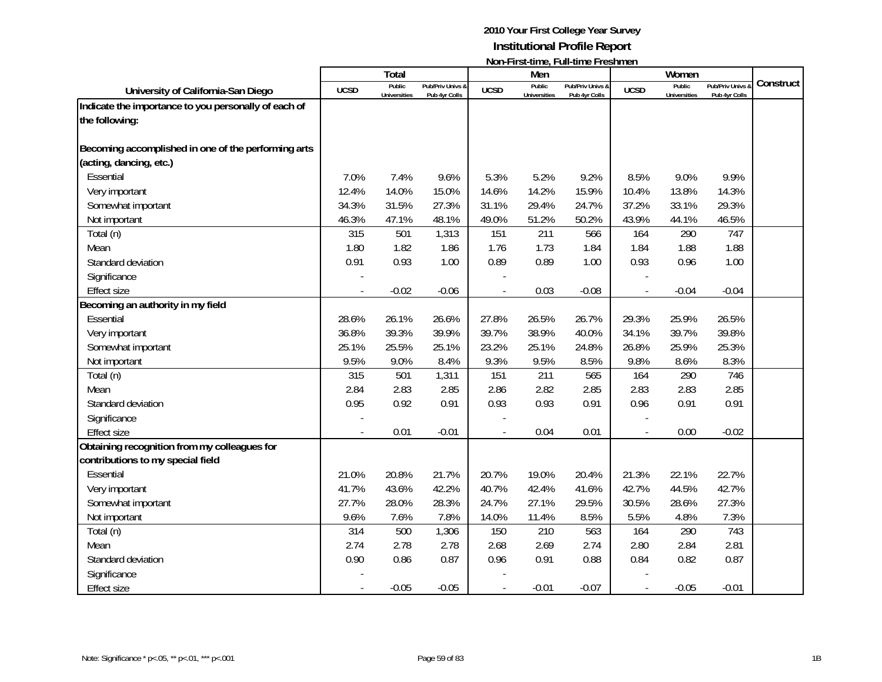**2010 Your First College Year Survey**
**Institutional Profile Report**
**Non-First-time, Full-time Freshmen**

| University of California-San Diego | Total | | | Men | | | Women | | | Construct |
|---|---|---|---|---|---|---|---|---|---|---|
| | UCSD | Public Universities | Pub/Priv Univs & Pub 4yr Colls | UCSD | Public Universities | Pub/Priv Univs & Pub 4yr Colls | UCSD | Public Universities | Pub/Priv Univs & Pub 4yr Colls | |
| **Indicate the importance to you personally of each of the following:** | | | | | | | | | | |
| **Becoming accomplished in one of the performing arts (acting, dancing, etc.)** | | | | | | | | | | |
| Essential | 7.0% | 7.4% | 9.6% | 5.3% | 5.2% | 9.2% | 8.5% | 9.0% | 9.9% | |
| Very important | 12.4% | 14.0% | 15.0% | 14.6% | 14.2% | 15.9% | 10.4% | 13.8% | 14.3% | |
| Somewhat important | 34.3% | 31.5% | 27.3% | 31.1% | 29.4% | 24.7% | 37.2% | 33.1% | 29.3% | |
| Not important | 46.3% | 47.1% | 48.1% | 49.0% | 51.2% | 50.2% | 43.9% | 44.1% | 46.5% | |
| Total (n) | 315 | 501 | 1,313 | 151 | 211 | 566 | 164 | 290 | 747 | |
| Mean | 1.80 | 1.82 | 1.86 | 1.76 | 1.73 | 1.84 | 1.84 | 1.88 | 1.88 | |
| Standard deviation | 0.91 | 0.93 | 1.00 | 0.89 | 0.89 | 1.00 | 0.93 | 0.96 | 1.00 | |
| Significance | - | | | - | | | - | | | |
| Effect size | - | -0.02 | -0.06 | - | 0.03 | -0.08 | - | -0.04 | -0.04 | |
| **Becoming an authority in my field** | | | | | | | | | | |
| Essential | 28.6% | 26.1% | 26.6% | 27.8% | 26.5% | 26.7% | 29.3% | 25.9% | 26.5% | |
| Very important | 36.8% | 39.3% | 39.9% | 39.7% | 38.9% | 40.0% | 34.1% | 39.7% | 39.8% | |
| Somewhat important | 25.1% | 25.5% | 25.1% | 23.2% | 25.1% | 24.8% | 26.8% | 25.9% | 25.3% | |
| Not important | 9.5% | 9.0% | 8.4% | 9.3% | 9.5% | 8.5% | 9.8% | 8.6% | 8.3% | |
| Total (n) | 315 | 501 | 1,311 | 151 | 211 | 565 | 164 | 290 | 746 | |
| Mean | 2.84 | 2.83 | 2.85 | 2.86 | 2.82 | 2.85 | 2.83 | 2.83 | 2.85 | |
| Standard deviation | 0.95 | 0.92 | 0.91 | 0.93 | 0.93 | 0.91 | 0.96 | 0.91 | 0.91 | |
| Significance | - | | | - | | | - | | | |
| Effect size | - | 0.01 | -0.01 | - | 0.04 | 0.01 | - | 0.00 | -0.02 | |
| **Obtaining recognition from my colleagues for contributions to my special field** | | | | | | | | | | |
| Essential | 21.0% | 20.8% | 21.7% | 20.7% | 19.0% | 20.4% | 21.3% | 22.1% | 22.7% | |
| Very important | 41.7% | 43.6% | 42.2% | 40.7% | 42.4% | 41.6% | 42.7% | 44.5% | 42.7% | |
| Somewhat important | 27.7% | 28.0% | 28.3% | 24.7% | 27.1% | 29.5% | 30.5% | 28.6% | 27.3% | |
| Not important | 9.6% | 7.6% | 7.8% | 14.0% | 11.4% | 8.5% | 5.5% | 4.8% | 7.3% | |
| Total (n) | 314 | 500 | 1,306 | 150 | 210 | 563 | 164 | 290 | 743 | |
| Mean | 2.74 | 2.78 | 2.78 | 2.68 | 2.69 | 2.74 | 2.80 | 2.84 | 2.81 | |
| Standard deviation | 0.90 | 0.86 | 0.87 | 0.96 | 0.91 | 0.88 | 0.84 | 0.82 | 0.87 | |
| Significance | - | | | - | | | - | | | |
| Effect size | - | -0.05 | -0.05 | - | -0.01 | -0.07 | - | -0.05 | -0.01 | |

Note: Significance * p<.05, ** p<.01, *** p<.001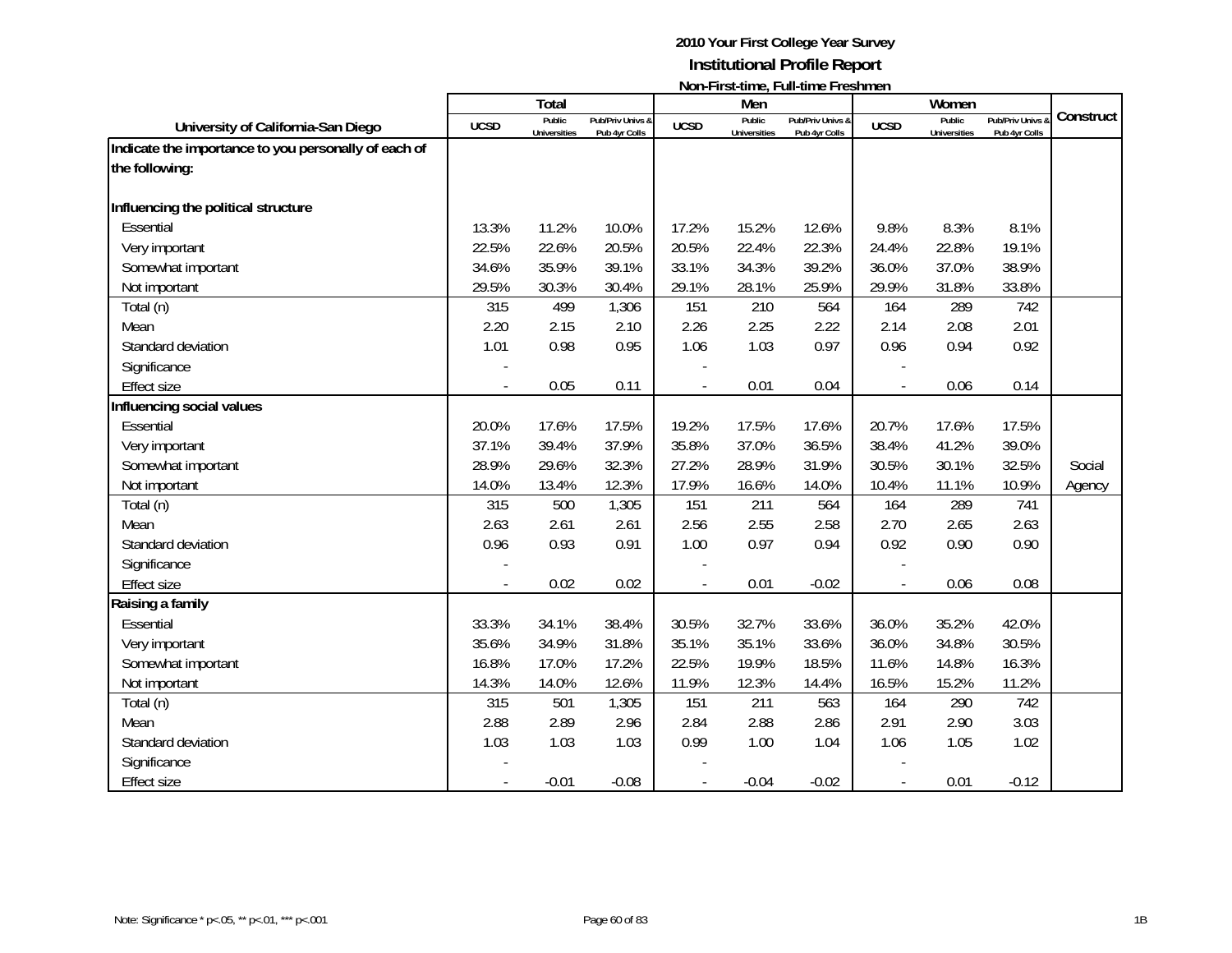# 2010 Your First College Year Survey
## Institutional Profile Report
### Non-First-time, Full-time Freshmen

| University of California-San Diego | Total | | | Men | | | Women | | | Construct |
|---|---|---|---|---|---|---|---|---|---|---|
| | UCSD | Public Universities | Pub/Priv Univs & Pub 4yr Colls | UCSD | Public Universities | Pub/Priv Univs & Pub 4yr Colls | UCSD | Public Universities | Pub/Priv Univs & Pub 4yr Colls | |
| **Indicate the importance to you personally of each of the following:** | | | | | | | | | | |
| **Influencing the political structure** | | | | | | | | | | |
| Essential | 13.3% | 11.2% | 10.0% | 17.2% | 15.2% | 12.6% | 9.8% | 8.3% | 8.1% | |
| Very important | 22.5% | 22.6% | 20.5% | 20.5% | 22.4% | 22.3% | 24.4% | 22.8% | 19.1% | |
| Somewhat important | 34.6% | 35.9% | 39.1% | 33.1% | 34.3% | 39.2% | 36.0% | 37.0% | 38.9% | |
| Not important | 29.5% | 30.3% | 30.4% | 29.1% | 28.1% | 25.9% | 29.9% | 31.8% | 33.8% | |
| Total (n) | 315 | 499 | 1,306 | 151 | 210 | 564 | 164 | 289 | 742 | |
| Mean | 2.20 | 2.15 | 2.10 | 2.26 | 2.25 | 2.22 | 2.14 | 2.08 | 2.01 | |
| Standard deviation | 1.01 | 0.98 | 0.95 | 1.06 | 1.03 | 0.97 | 0.96 | 0.94 | 0.92 | |
| Significance | - | | | - | | | - | | | |
| Effect size | - | 0.05 | 0.11 | - | 0.01 | 0.04 | - | 0.06 | 0.14 | |
| **Influencing social values** | | | | | | | | | | |
| Essential | 20.0% | 17.6% | 17.5% | 19.2% | 17.5% | 17.6% | 20.7% | 17.6% | 17.5% | |
| Very important | 37.1% | 39.4% | 37.9% | 35.8% | 37.0% | 36.5% | 38.4% | 41.2% | 39.0% | |
| Somewhat important | 28.9% | 29.6% | 32.3% | 27.2% | 28.9% | 31.9% | 30.5% | 30.1% | 32.5% | Social |
| Not important | 14.0% | 13.4% | 12.3% | 17.9% | 16.6% | 14.0% | 10.4% | 11.1% | 10.9% | Agency |
| Total (n) | 315 | 500 | 1,305 | 151 | 211 | 564 | 164 | 289 | 741 | |
| Mean | 2.63 | 2.61 | 2.61 | 2.56 | 2.55 | 2.58 | 2.70 | 2.65 | 2.63 | |
| Standard deviation | 0.96 | 0.93 | 0.91 | 1.00 | 0.97 | 0.94 | 0.92 | 0.90 | 0.90 | |
| Significance | - | | | - | | | - | | | |
| Effect size | - | 0.02 | 0.02 | - | 0.01 | -0.02 | - | 0.06 | 0.08 | |
| **Raising a family** | | | | | | | | | | |
| Essential | 33.3% | 34.1% | 38.4% | 30.5% | 32.7% | 33.6% | 36.0% | 35.2% | 42.0% | |
| Very important | 35.6% | 34.9% | 31.8% | 35.1% | 35.1% | 33.6% | 36.0% | 34.8% | 30.5% | |
| Somewhat important | 16.8% | 17.0% | 17.2% | 22.5% | 19.9% | 18.5% | 11.6% | 14.8% | 16.3% | |
| Not important | 14.3% | 14.0% | 12.6% | 11.9% | 12.3% | 14.4% | 16.5% | 15.2% | 11.2% | |
| Total (n) | 315 | 501 | 1,305 | 151 | 211 | 563 | 164 | 290 | 742 | |
| Mean | 2.88 | 2.89 | 2.96 | 2.84 | 2.88 | 2.86 | 2.91 | 2.90 | 3.03 | |
| Standard deviation | 1.03 | 1.03 | 1.03 | 0.99 | 1.00 | 1.04 | 1.06 | 1.05 | 1.02 | |
| Significance | - | | | - | | | - | | | |
| Effect size | - | -0.01 | -0.08 | - | -0.04 | -0.02 | - | 0.01 | -0.12 | |

Note: Significance * p<.05, ** p<.01, *** p<.001

1B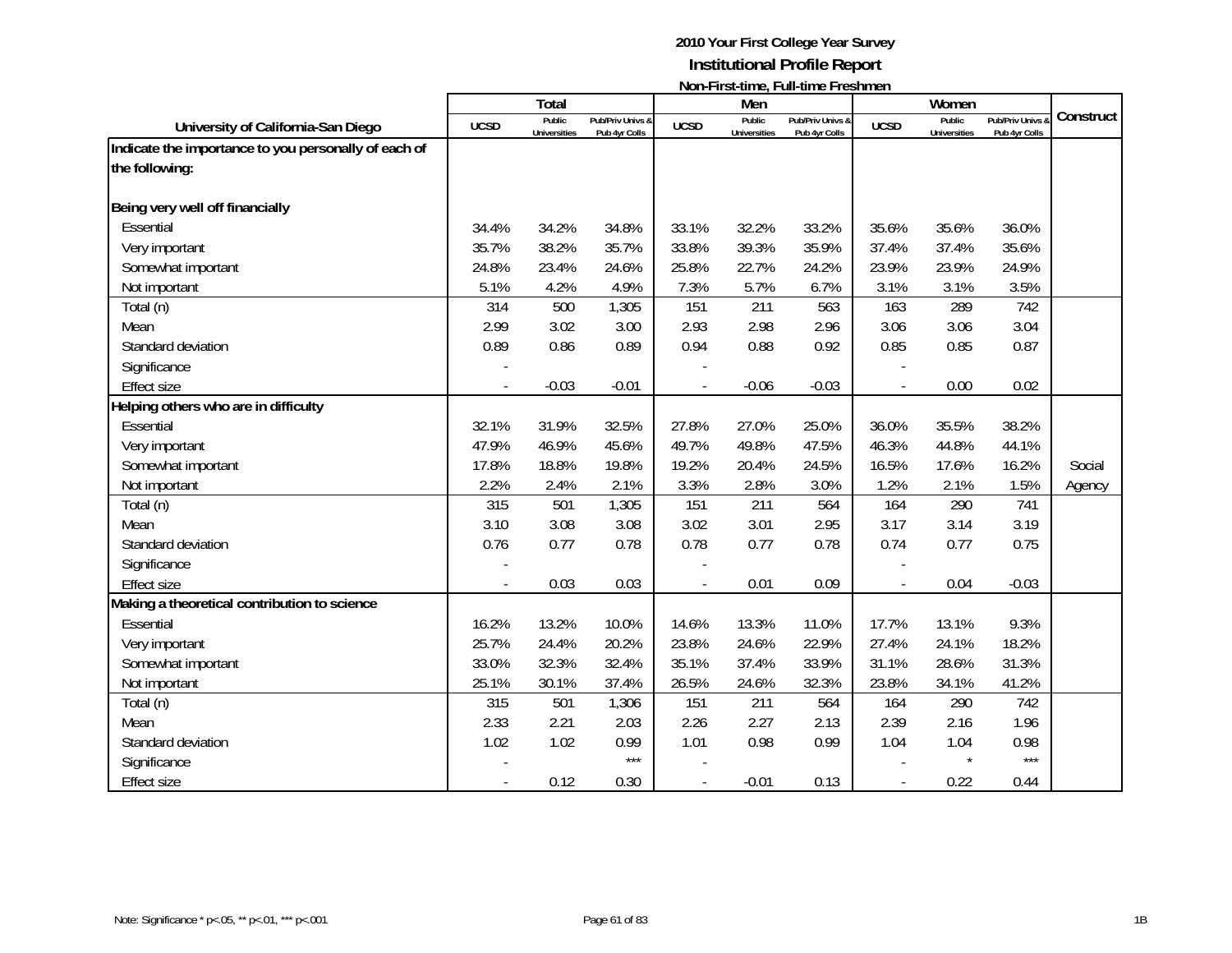**2010 Your First College Year Survey**

**Institutional Profile Report**

**Non-First-time, Full-time Freshmen**

| University of California-San Diego | Total | | | Men | | | Women | | | Construct |
|---|---|---|---|---|---|---|---|---|---|---|
| | UCSD | Public Universities | Pub/Priv Univs & Pub 4yr Colls | UCSD | Public Universities | Pub/Priv Univs & Pub 4yr Colls | UCSD | Public Universities | Pub/Priv Univs & Pub 4yr Colls | |
| **Indicate the importance to you personally of each of the following:** | | | | | | | | | | |
| **Being very well off financially** | | | | | | | | | | |
| Essential | 34.4% | 34.2% | 34.8% | 33.1% | 32.2% | 33.2% | 35.6% | 35.6% | 36.0% | |
| Very important | 35.7% | 38.2% | 35.7% | 33.8% | 39.3% | 35.9% | 37.4% | 37.4% | 35.6% | |
| Somewhat important | 24.8% | 23.4% | 24.6% | 25.8% | 22.7% | 24.2% | 23.9% | 23.9% | 24.9% | |
| Not important | 5.1% | 4.2% | 4.9% | 7.3% | 5.7% | 6.7% | 3.1% | 3.1% | 3.5% | |
| Total (n) | 314 | 500 | 1,305 | 151 | 211 | 563 | 163 | 289 | 742 | |
| Mean | 2.99 | 3.02 | 3.00 | 2.93 | 2.98 | 2.96 | 3.06 | 3.06 | 3.04 | |
| Standard deviation | 0.89 | 0.86 | 0.89 | 0.94 | 0.88 | 0.92 | 0.85 | 0.85 | 0.87 | |
| Significance | - | | | - | | | - | | | |
| Effect size | - | -0.03 | -0.01 | - | -0.06 | -0.03 | - | 0.00 | 0.02 | |
| **Helping others who are in difficulty** | | | | | | | | | | |
| Essential | 32.1% | 31.9% | 32.5% | 27.8% | 27.0% | 25.0% | 36.0% | 35.5% | 38.2% | |
| Very important | 47.9% | 46.9% | 45.6% | 49.7% | 49.8% | 47.5% | 46.3% | 44.8% | 44.1% | |
| Somewhat important | 17.8% | 18.8% | 19.8% | 19.2% | 20.4% | 24.5% | 16.5% | 17.6% | 16.2% | Social |
| Not important | 2.2% | 2.4% | 2.1% | 3.3% | 2.8% | 3.0% | 1.2% | 2.1% | 1.5% | Agency |
| Total (n) | 315 | 501 | 1,305 | 151 | 211 | 564 | 164 | 290 | 741 | |
| Mean | 3.10 | 3.08 | 3.08 | 3.02 | 3.01 | 2.95 | 3.17 | 3.14 | 3.19 | |
| Standard deviation | 0.76 | 0.77 | 0.78 | 0.78 | 0.77 | 0.78 | 0.74 | 0.77 | 0.75 | |
| Significance | - | | | - | | | - | | | |
| Effect size | - | 0.03 | 0.03 | - | 0.01 | 0.09 | - | 0.04 | -0.03 | |
| **Making a theoretical contribution to science** | | | | | | | | | | |
| Essential | 16.2% | 13.2% | 10.0% | 14.6% | 13.3% | 11.0% | 17.7% | 13.1% | 9.3% | |
| Very important | 25.7% | 24.4% | 20.2% | 23.8% | 24.6% | 22.9% | 27.4% | 24.1% | 18.2% | |
| Somewhat important | 33.0% | 32.3% | 32.4% | 35.1% | 37.4% | 33.9% | 31.1% | 28.6% | 31.3% | |
| Not important | 25.1% | 30.1% | 37.4% | 26.5% | 24.6% | 32.3% | 23.8% | 34.1% | 41.2% | |
| Total (n) | 315 | 501 | 1,306 | 151 | 211 | 564 | 164 | 290 | 742 | |
| Mean | 2.33 | 2.21 | 2.03 | 2.26 | 2.27 | 2.13 | 2.39 | 2.16 | 1.96 | |
| Standard deviation | 1.02 | 1.02 | 0.99 | 1.01 | 0.98 | 0.99 | 1.04 | 1.04 | 0.98 | |
| Significance | - | | *** | - | | | - | * | *** | |
| Effect size | - | 0.12 | 0.30 | - | -0.01 | 0.13 | - | 0.22 | 0.44 | |

Note: Significance * p<.05, ** p<.01, *** p<.001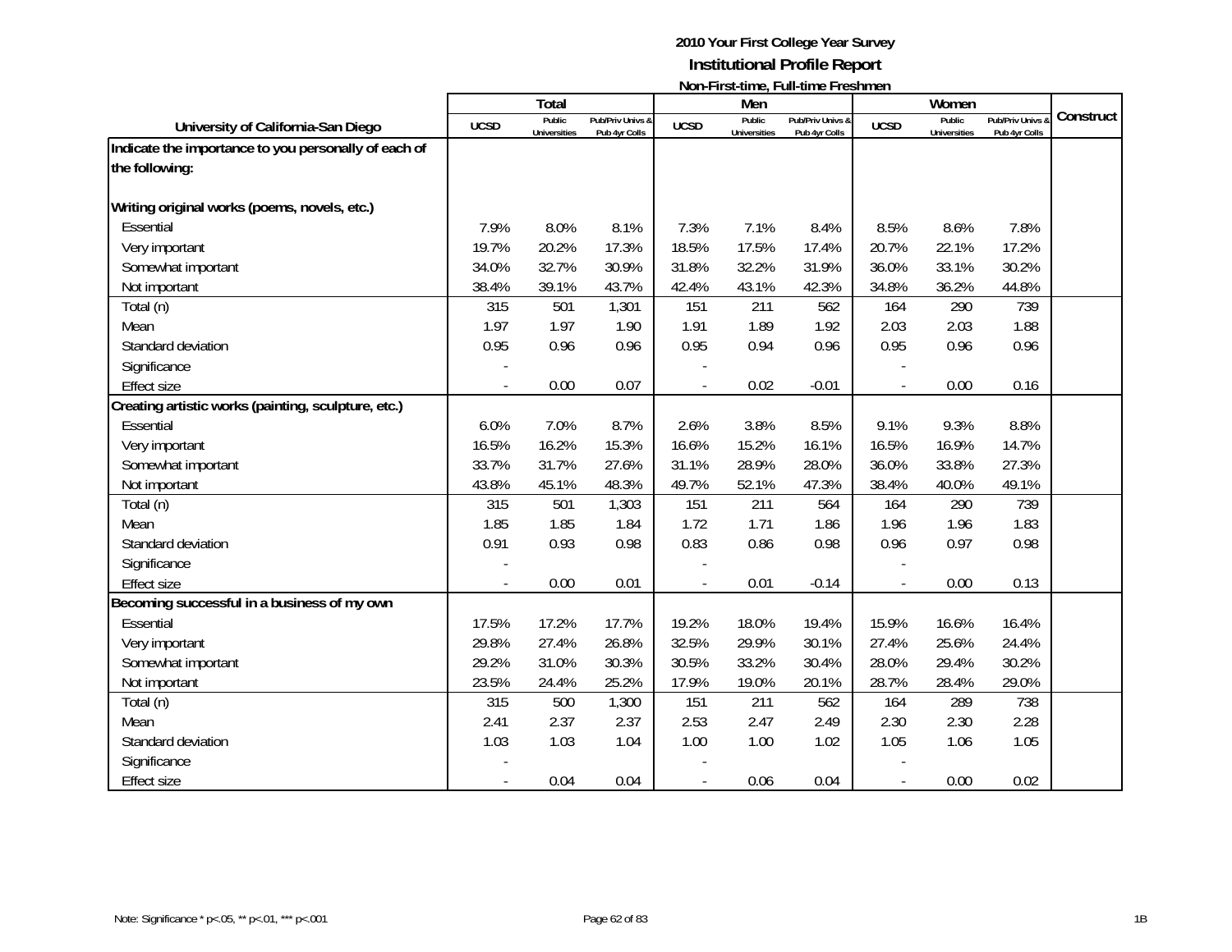# 2010 Your First College Year Survey

## Institutional Profile Report

### Non-First-time, Full-time Freshmen

| University of California-San Diego | Total | | | Men | | | Women | | | Construct |
|---|---|---|---|---|---|---|---|---|---|---|
| | UCSD | Public Universities | Pub/Priv Univs & Pub 4yr Colls | UCSD | Public Universities | Pub/Priv Univs & Pub 4yr Colls | UCSD | Public Universities | Pub/Priv Univs & Pub 4yr Colls | |
| **Indicate the importance to you personally of each of the following:** | | | | | | | | | | |
| **Writing original works (poems, novels, etc.)** | | | | | | | | | | |
| Essential | 7.9% | 8.0% | 8.1% | 7.3% | 7.1% | 8.4% | 8.5% | 8.6% | 7.8% | |
| Very important | 19.7% | 20.2% | 17.3% | 18.5% | 17.5% | 17.4% | 20.7% | 22.1% | 17.2% | |
| Somewhat important | 34.0% | 32.7% | 30.9% | 31.8% | 32.2% | 31.9% | 36.0% | 33.1% | 30.2% | |
| Not important | 38.4% | 39.1% | 43.7% | 42.4% | 43.1% | 42.3% | 34.8% | 36.2% | 44.8% | |
| Total (n) | 315 | 501 | 1,301 | 151 | 211 | 562 | 164 | 290 | 739 | |
| Mean | 1.97 | 1.97 | 1.90 | 1.91 | 1.89 | 1.92 | 2.03 | 2.03 | 1.88 | |
| Standard deviation | 0.95 | 0.96 | 0.96 | 0.95 | 0.94 | 0.96 | 0.95 | 0.96 | 0.96 | |
| Significance | - | | | - | | | - | | | |
| Effect size | - | 0.00 | 0.07 | - | 0.02 | -0.01 | - | 0.00 | 0.16 | |
| **Creating artistic works (painting, sculpture, etc.)** | | | | | | | | | | |
| Essential | 6.0% | 7.0% | 8.7% | 2.6% | 3.8% | 8.5% | 9.1% | 9.3% | 8.8% | |
| Very important | 16.5% | 16.2% | 15.3% | 16.6% | 15.2% | 16.1% | 16.5% | 16.9% | 14.7% | |
| Somewhat important | 33.7% | 31.7% | 27.6% | 31.1% | 28.9% | 28.0% | 36.0% | 33.8% | 27.3% | |
| Not important | 43.8% | 45.1% | 48.3% | 49.7% | 52.1% | 47.3% | 38.4% | 40.0% | 49.1% | |
| Total (n) | 315 | 501 | 1,303 | 151 | 211 | 564 | 164 | 290 | 739 | |
| Mean | 1.85 | 1.85 | 1.84 | 1.72 | 1.71 | 1.86 | 1.96 | 1.96 | 1.83 | |
| Standard deviation | 0.91 | 0.93 | 0.98 | 0.83 | 0.86 | 0.98 | 0.96 | 0.97 | 0.98 | |
| Significance | - | | | - | | | - | | | |
| Effect size | - | 0.00 | 0.01 | - | 0.01 | -0.14 | - | 0.00 | 0.13 | |
| **Becoming successful in a business of my own** | | | | | | | | | | |
| Essential | 17.5% | 17.2% | 17.7% | 19.2% | 18.0% | 19.4% | 15.9% | 16.6% | 16.4% | |
| Very important | 29.8% | 27.4% | 26.8% | 32.5% | 29.9% | 30.1% | 27.4% | 25.6% | 24.4% | |
| Somewhat important | 29.2% | 31.0% | 30.3% | 30.5% | 33.2% | 30.4% | 28.0% | 29.4% | 30.2% | |
| Not important | 23.5% | 24.4% | 25.2% | 17.9% | 19.0% | 20.1% | 28.7% | 28.4% | 29.0% | |
| Total (n) | 315 | 500 | 1,300 | 151 | 211 | 562 | 164 | 289 | 738 | |
| Mean | 2.41 | 2.37 | 2.37 | 2.53 | 2.47 | 2.49 | 2.30 | 2.30 | 2.28 | |
| Standard deviation | 1.03 | 1.03 | 1.04 | 1.00 | 1.00 | 1.02 | 1.05 | 1.06 | 1.05 | |
| Significance | - | | | - | | | - | | | |
| Effect size | - | 0.04 | 0.04 | - | 0.06 | 0.04 | - | 0.00 | 0.02 | |

Note: Significance * p<.05, ** p<.01, *** p<.001

1B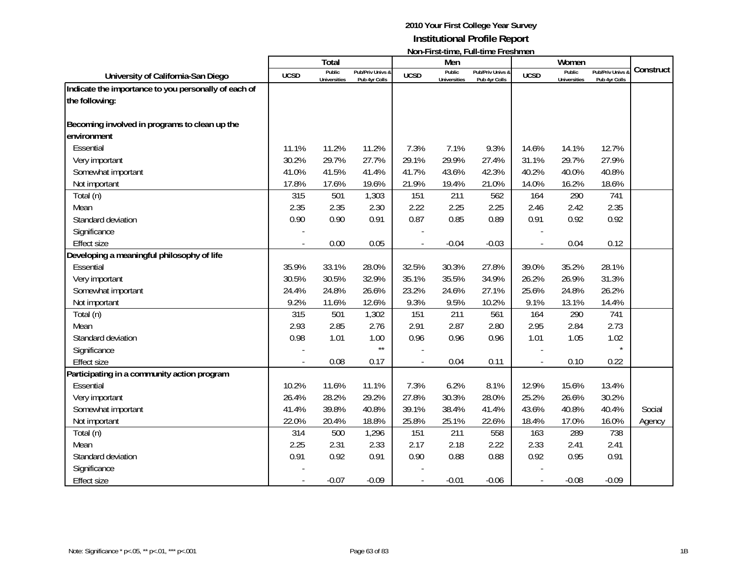**2010 Your First College Year Survey**
**Institutional Profile Report**
**Non-First-time, Full-time Freshmen**

| University of California-San Diego | Total | | | Men | | | Women | | | Construct |
|---|---|---|---|---|---|---|---|---|---|---|
| | UCSD | Public Universities | Pub/Priv Univs & Pub 4yr Colls | UCSD | Public Universities | Pub/Priv Univs & Pub 4yr Colls | UCSD | Public Universities | Pub/Priv Univs & Pub 4yr Colls | |
| **Indicate the importance to you personally of each of the following:** | | | | | | | | | | |
| **Becoming involved in programs to clean up the environment** | | | | | | | | | | |
| Essential | 11.1% | 11.2% | 11.2% | 7.3% | 7.1% | 9.3% | 14.6% | 14.1% | 12.7% | |
| Very important | 30.2% | 29.7% | 27.7% | 29.1% | 29.9% | 27.4% | 31.1% | 29.7% | 27.9% | |
| Somewhat important | 41.0% | 41.5% | 41.4% | 41.7% | 43.6% | 42.3% | 40.2% | 40.0% | 40.8% | |
| Not important | 17.8% | 17.6% | 19.6% | 21.9% | 19.4% | 21.0% | 14.0% | 16.2% | 18.6% | |
| Total (n) | 315 | 501 | 1,303 | 151 | 211 | 562 | 164 | 290 | 741 | |
| Mean | 2.35 | 2.35 | 2.30 | 2.22 | 2.25 | 2.25 | 2.46 | 2.42 | 2.35 | |
| Standard deviation | 0.90 | 0.90 | 0.91 | 0.87 | 0.85 | 0.89 | 0.91 | 0.92 | 0.92 | |
| Significance | - | | | - | | | - | | | |
| Effect size | - | 0.00 | 0.05 | - | -0.04 | -0.03 | - | 0.04 | 0.12 | |
| **Developing a meaningful philosophy of life** | | | | | | | | | | |
| Essential | 35.9% | 33.1% | 28.0% | 32.5% | 30.3% | 27.8% | 39.0% | 35.2% | 28.1% | |
| Very important | 30.5% | 30.5% | 32.9% | 35.1% | 35.5% | 34.9% | 26.2% | 26.9% | 31.3% | |
| Somewhat important | 24.4% | 24.8% | 26.6% | 23.2% | 24.6% | 27.1% | 25.6% | 24.8% | 26.2% | |
| Not important | 9.2% | 11.6% | 12.6% | 9.3% | 9.5% | 10.2% | 9.1% | 13.1% | 14.4% | |
| Total (n) | 315 | 501 | 1,302 | 151 | 211 | 561 | 164 | 290 | 741 | |
| Mean | 2.93 | 2.85 | 2.76 | 2.91 | 2.87 | 2.80 | 2.95 | 2.84 | 2.73 | |
| Standard deviation | 0.98 | 1.01 | 1.00 | 0.96 | 0.96 | 0.96 | 1.01 | 1.05 | 1.02 | |
| Significance | - | | ** | - | | | - | | * | |
| Effect size | - | 0.08 | 0.17 | - | 0.04 | 0.11 | - | 0.10 | 0.22 | |
| **Participating in a community action program** | | | | | | | | | | |
| Essential | 10.2% | 11.6% | 11.1% | 7.3% | 6.2% | 8.1% | 12.9% | 15.6% | 13.4% | |
| Very important | 26.4% | 28.2% | 29.2% | 27.8% | 30.3% | 28.0% | 25.2% | 26.6% | 30.2% | |
| Somewhat important | 41.4% | 39.8% | 40.8% | 39.1% | 38.4% | 41.4% | 43.6% | 40.8% | 40.4% | Social |
| Not important | 22.0% | 20.4% | 18.8% | 25.8% | 25.1% | 22.6% | 18.4% | 17.0% | 16.0% | Agency |
| Total (n) | 314 | 500 | 1,296 | 151 | 211 | 558 | 163 | 289 | 738 | |
| Mean | 2.25 | 2.31 | 2.33 | 2.17 | 2.18 | 2.22 | 2.33 | 2.41 | 2.41 | |
| Standard deviation | 0.91 | 0.92 | 0.91 | 0.90 | 0.88 | 0.88 | 0.92 | 0.95 | 0.91 | |
| Significance | - | | | - | | | - | | | |
| Effect size | - | -0.07 | -0.09 | - | -0.01 | -0.06 | - | -0.08 | -0.09 | |

Note: Significance * p<.05, ** p<.01, *** p<.001

1B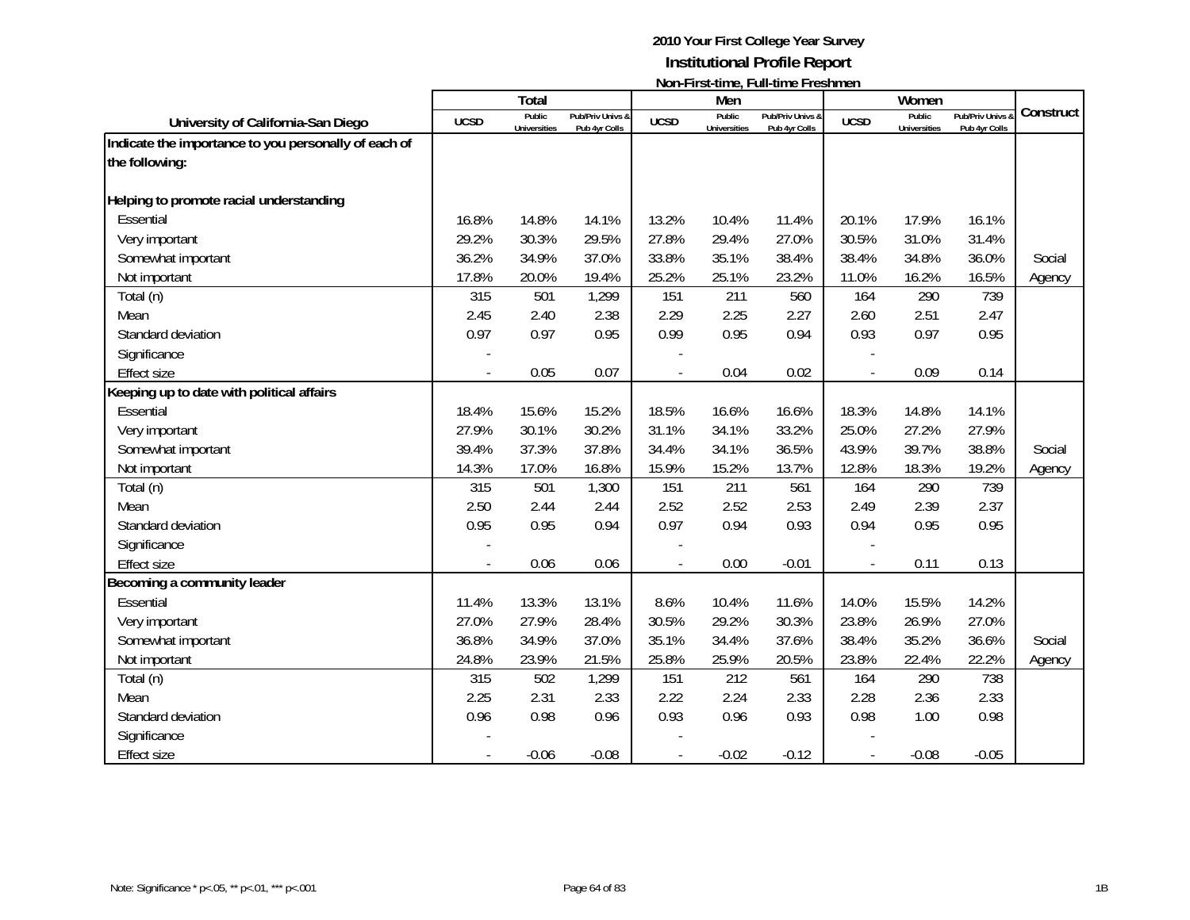# 2010 Your First College Year Survey
## Institutional Profile Report
### Non-First-time, Full-time Freshmen

| University of California-San Diego | Total | | | Men | | | Women | | | Construct |
|---|---|---|---|---|---|---|---|---|---|---|
| | UCSD | Public Universities | Pub/Priv Univs & Pub 4yr Colls | UCSD | Public Universities | Pub/Priv Univs & Pub 4yr Colls | UCSD | Public Universities | Pub/Priv Univs & Pub 4yr Colls | |
| **Indicate the importance to you personally of each of the following:** | | | | | | | | | | |
| **Helping to promote racial understanding** | | | | | | | | | | |
| Essential | 16.8% | 14.8% | 14.1% | 13.2% | 10.4% | 11.4% | 20.1% | 17.9% | 16.1% | |
| Very important | 29.2% | 30.3% | 29.5% | 27.8% | 29.4% | 27.0% | 30.5% | 31.0% | 31.4% | |
| Somewhat important | 36.2% | 34.9% | 37.0% | 33.8% | 35.1% | 38.4% | 38.4% | 34.8% | 36.0% | Social |
| Not important | 17.8% | 20.0% | 19.4% | 25.2% | 25.1% | 23.2% | 11.0% | 16.2% | 16.5% | Agency |
| Total (n) | 315 | 501 | 1,299 | 151 | 211 | 560 | 164 | 290 | 739 | |
| Mean | 2.45 | 2.40 | 2.38 | 2.29 | 2.25 | 2.27 | 2.60 | 2.51 | 2.47 | |
| Standard deviation | 0.97 | 0.97 | 0.95 | 0.99 | 0.95 | 0.94 | 0.93 | 0.97 | 0.95 | |
| Significance | - | | | - | | | - | | | |
| Effect size | - | 0.05 | 0.07 | - | 0.04 | 0.02 | - | 0.09 | 0.14 | |
| **Keeping up to date with political affairs** | | | | | | | | | | |
| Essential | 18.4% | 15.6% | 15.2% | 18.5% | 16.6% | 16.6% | 18.3% | 14.8% | 14.1% | |
| Very important | 27.9% | 30.1% | 30.2% | 31.1% | 34.1% | 33.2% | 25.0% | 27.2% | 27.9% | |
| Somewhat important | 39.4% | 37.3% | 37.8% | 34.4% | 34.1% | 36.5% | 43.9% | 39.7% | 38.8% | Social |
| Not important | 14.3% | 17.0% | 16.8% | 15.9% | 15.2% | 13.7% | 12.8% | 18.3% | 19.2% | Agency |
| Total (n) | 315 | 501 | 1,300 | 151 | 211 | 561 | 164 | 290 | 739 | |
| Mean | 2.50 | 2.44 | 2.44 | 2.52 | 2.52 | 2.53 | 2.49 | 2.39 | 2.37 | |
| Standard deviation | 0.95 | 0.95 | 0.94 | 0.97 | 0.94 | 0.93 | 0.94 | 0.95 | 0.95 | |
| Significance | - | | | - | | | - | | | |
| Effect size | - | 0.06 | 0.06 | - | 0.00 | -0.01 | - | 0.11 | 0.13 | |
| **Becoming a community leader** | | | | | | | | | | |
| Essential | 11.4% | 13.3% | 13.1% | 8.6% | 10.4% | 11.6% | 14.0% | 15.5% | 14.2% | |
| Very important | 27.0% | 27.9% | 28.4% | 30.5% | 29.2% | 30.3% | 23.8% | 26.9% | 27.0% | |
| Somewhat important | 36.8% | 34.9% | 37.0% | 35.1% | 34.4% | 37.6% | 38.4% | 35.2% | 36.6% | Social |
| Not important | 24.8% | 23.9% | 21.5% | 25.8% | 25.9% | 20.5% | 23.8% | 22.4% | 22.2% | Agency |
| Total (n) | 315 | 502 | 1,299 | 151 | 212 | 561 | 164 | 290 | 738 | |
| Mean | 2.25 | 2.31 | 2.33 | 2.22 | 2.24 | 2.33 | 2.28 | 2.36 | 2.33 | |
| Standard deviation | 0.96 | 0.98 | 0.96 | 0.93 | 0.96 | 0.93 | 0.98 | 1.00 | 0.98 | |
| Significance | - | | | - | | | - | | | |
| Effect size | - | -0.06 | -0.08 | - | -0.02 | -0.12 | - | -0.08 | -0.05 | |

Note: Significance * p<.05, ** p<.01, *** p<.001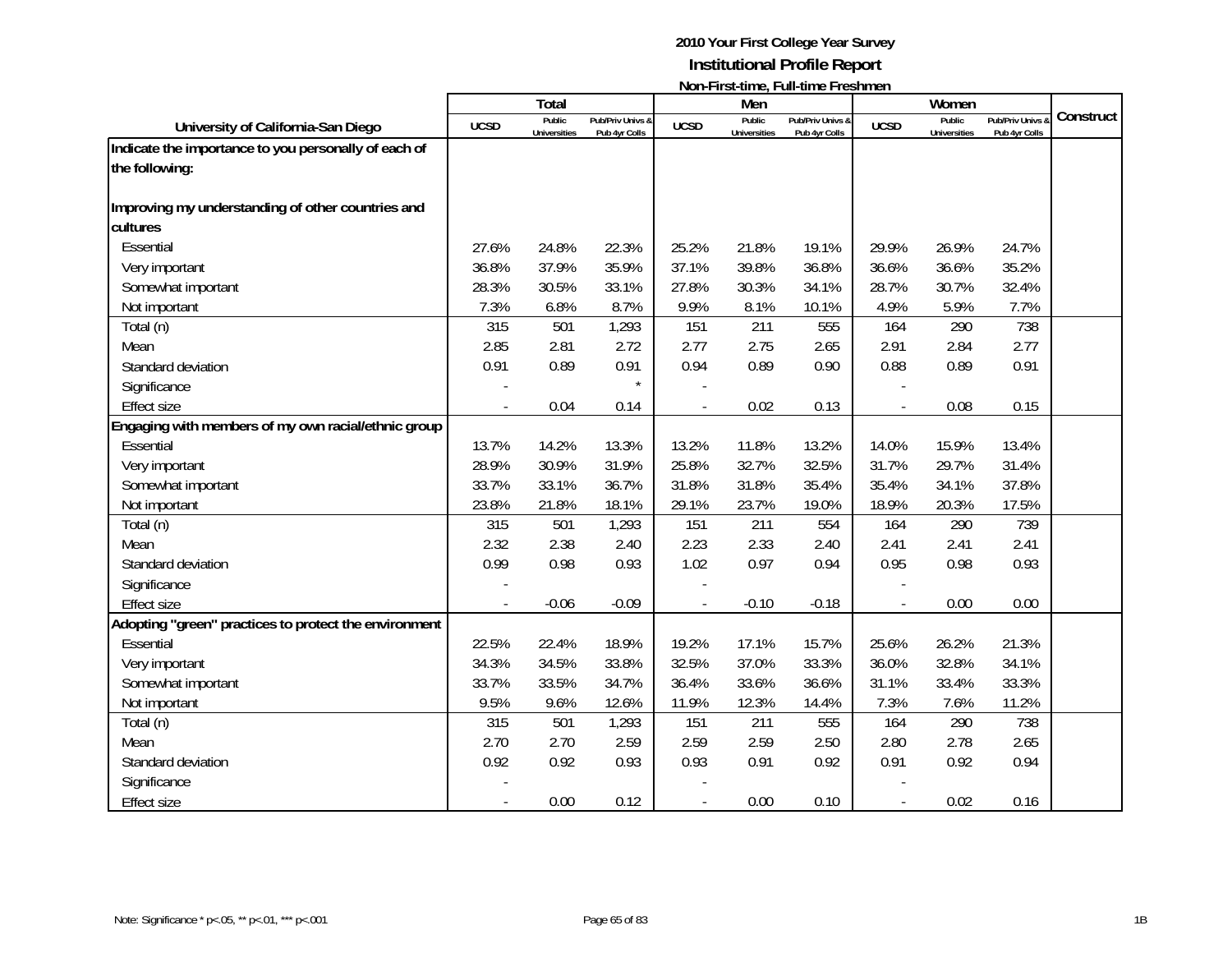# 2010 Your First College Year Survey

## Institutional Profile Report

### Non-First-time, Full-time Freshmen

| University of California-San Diego | Total | | | Men | | | Women | | | Construct |
|---|---|---|---|---|---|---|---|---|---|---|
| | UCSD | Public Universities | Pub/Priv Univs & Pub 4yr Colls | UCSD | Public Universities | Pub/Priv Univs & Pub 4yr Colls | UCSD | Public Universities | Pub/Priv Univs & Pub 4yr Colls | |
| **Indicate the importance to you personally of each of the following:** | | | | | | | | | | |
| **Improving my understanding of other countries and cultures** | | | | | | | | | | |
| Essential | 27.6% | 24.8% | 22.3% | 25.2% | 21.8% | 19.1% | 29.9% | 26.9% | 24.7% | |
| Very important | 36.8% | 37.9% | 35.9% | 37.1% | 39.8% | 36.8% | 36.6% | 36.6% | 35.2% | |
| Somewhat important | 28.3% | 30.5% | 33.1% | 27.8% | 30.3% | 34.1% | 28.7% | 30.7% | 32.4% | |
| Not important | 7.3% | 6.8% | 8.7% | 9.9% | 8.1% | 10.1% | 4.9% | 5.9% | 7.7% | |
| Total (n) | 315 | 501 | 1,293 | 151 | 211 | 555 | 164 | 290 | 738 | |
| Mean | 2.85 | 2.81 | 2.72 | 2.77 | 2.75 | 2.65 | 2.91 | 2.84 | 2.77 | |
| Standard deviation | 0.91 | 0.89 | 0.91 | 0.94 | 0.89 | 0.90 | 0.88 | 0.89 | 0.91 | |
| Significance | - | | * | - | | | - | | | |
| Effect size | - | 0.04 | 0.14 | - | 0.02 | 0.13 | - | 0.08 | 0.15 | |
| **Engaging with members of my own racial/ethnic group** | | | | | | | | | | |
| Essential | 13.7% | 14.2% | 13.3% | 13.2% | 11.8% | 13.2% | 14.0% | 15.9% | 13.4% | |
| Very important | 28.9% | 30.9% | 31.9% | 25.8% | 32.7% | 32.5% | 31.7% | 29.7% | 31.4% | |
| Somewhat important | 33.7% | 33.1% | 36.7% | 31.8% | 31.8% | 35.4% | 35.4% | 34.1% | 37.8% | |
| Not important | 23.8% | 21.8% | 18.1% | 29.1% | 23.7% | 19.0% | 18.9% | 20.3% | 17.5% | |
| Total (n) | 315 | 501 | 1,293 | 151 | 211 | 554 | 164 | 290 | 739 | |
| Mean | 2.32 | 2.38 | 2.40 | 2.23 | 2.33 | 2.40 | 2.41 | 2.41 | 2.41 | |
| Standard deviation | 0.99 | 0.98 | 0.93 | 1.02 | 0.97 | 0.94 | 0.95 | 0.98 | 0.93 | |
| Significance | - | | | - | | | - | | | |
| Effect size | - | -0.06 | -0.09 | - | -0.10 | -0.18 | - | 0.00 | 0.00 | |
| **Adopting "green" practices to protect the environment** | | | | | | | | | | |
| Essential | 22.5% | 22.4% | 18.9% | 19.2% | 17.1% | 15.7% | 25.6% | 26.2% | 21.3% | |
| Very important | 34.3% | 34.5% | 33.8% | 32.5% | 37.0% | 33.3% | 36.0% | 32.8% | 34.1% | |
| Somewhat important | 33.7% | 33.5% | 34.7% | 36.4% | 33.6% | 36.6% | 31.1% | 33.4% | 33.3% | |
| Not important | 9.5% | 9.6% | 12.6% | 11.9% | 12.3% | 14.4% | 7.3% | 7.6% | 11.2% | |
| Total (n) | 315 | 501 | 1,293 | 151 | 211 | 555 | 164 | 290 | 738 | |
| Mean | 2.70 | 2.70 | 2.59 | 2.59 | 2.59 | 2.50 | 2.80 | 2.78 | 2.65 | |
| Standard deviation | 0.92 | 0.92 | 0.93 | 0.93 | 0.91 | 0.92 | 0.91 | 0.92 | 0.94 | |
| Significance | - | | | - | | | - | | | |
| Effect size | - | 0.00 | 0.12 | - | 0.00 | 0.10 | - | 0.02 | 0.16 | |

Note: Significance * p<.05, ** p<.01, *** p<.001

1B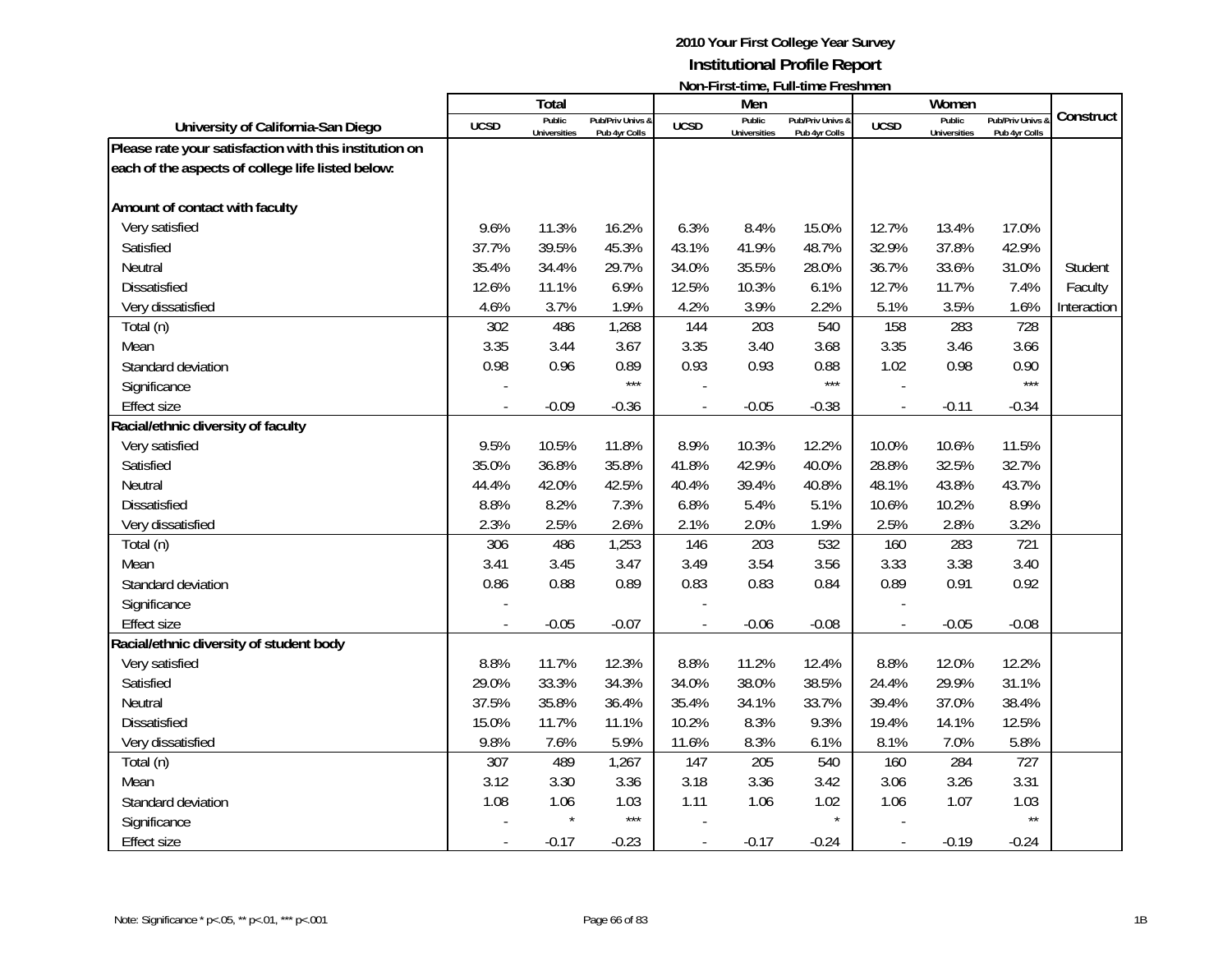**2010 Your First College Year Survey**
**Institutional Profile Report**
**Non-First-time, Full-time Freshmen**

| University of California-San Diego | Total | | | Men | | | Women | | | Construct |
|---|---|---|---|---|---|---|---|---|---|---|
| | UCSD | Public Universities | Pub/Priv Univs & Pub 4yr Colls | UCSD | Public Universities | Pub/Priv Univs & Pub 4yr Colls | UCSD | Public Universities | Pub/Priv Univs & Pub 4yr Colls | |
| **Please rate your satisfaction with this institution on each of the aspects of college life listed below:** | | | | | | | | | | |
| **Amount of contact with faculty** | | | | | | | | | | |
| Very satisfied | 9.6% | 11.3% | 16.2% | 6.3% | 8.4% | 15.0% | 12.7% | 13.4% | 17.0% | |
| Satisfied | 37.7% | 39.5% | 45.3% | 43.1% | 41.9% | 48.7% | 32.9% | 37.8% | 42.9% | |
| Neutral | 35.4% | 34.4% | 29.7% | 34.0% | 35.5% | 28.0% | 36.7% | 33.6% | 31.0% | Student |
| Dissatisfied | 12.6% | 11.1% | 6.9% | 12.5% | 10.3% | 6.1% | 12.7% | 11.7% | 7.4% | Faculty |
| Very dissatisfied | 4.6% | 3.7% | 1.9% | 4.2% | 3.9% | 2.2% | 5.1% | 3.5% | 1.6% | Interaction |
| Total (n) | 302 | 486 | 1,268 | 144 | 203 | 540 | 158 | 283 | 728 | |
| Mean | 3.35 | 3.44 | 3.67 | 3.35 | 3.40 | 3.68 | 3.35 | 3.46 | 3.66 | |
| Standard deviation | 0.98 | 0.96 | 0.89 | 0.93 | 0.93 | 0.88 | 1.02 | 0.98 | 0.90 | |
| Significance | - | | *** | - | | *** | - | | *** | |
| Effect size | - | -0.09 | -0.36 | - | -0.05 | -0.38 | - | -0.11 | -0.34 | |
| **Racial/ethnic diversity of faculty** | | | | | | | | | | |
| Very satisfied | 9.5% | 10.5% | 11.8% | 8.9% | 10.3% | 12.2% | 10.0% | 10.6% | 11.5% | |
| Satisfied | 35.0% | 36.8% | 35.8% | 41.8% | 42.9% | 40.0% | 28.8% | 32.5% | 32.7% | |
| Neutral | 44.4% | 42.0% | 42.5% | 40.4% | 39.4% | 40.8% | 48.1% | 43.8% | 43.7% | |
| Dissatisfied | 8.8% | 8.2% | 7.3% | 6.8% | 5.4% | 5.1% | 10.6% | 10.2% | 8.9% | |
| Very dissatisfied | 2.3% | 2.5% | 2.6% | 2.1% | 2.0% | 1.9% | 2.5% | 2.8% | 3.2% | |
| Total (n) | 306 | 486 | 1,253 | 146 | 203 | 532 | 160 | 283 | 721 | |
| Mean | 3.41 | 3.45 | 3.47 | 3.49 | 3.54 | 3.56 | 3.33 | 3.38 | 3.40 | |
| Standard deviation | 0.86 | 0.88 | 0.89 | 0.83 | 0.83 | 0.84 | 0.89 | 0.91 | 0.92 | |
| Significance | - | | | - | | | - | | | |
| Effect size | - | -0.05 | -0.07 | - | -0.06 | -0.08 | - | -0.05 | -0.08 | |
| **Racial/ethnic diversity of student body** | | | | | | | | | | |
| Very satisfied | 8.8% | 11.7% | 12.3% | 8.8% | 11.2% | 12.4% | 8.8% | 12.0% | 12.2% | |
| Satisfied | 29.0% | 33.3% | 34.3% | 34.0% | 38.0% | 38.5% | 24.4% | 29.9% | 31.1% | |
| Neutral | 37.5% | 35.8% | 36.4% | 35.4% | 34.1% | 33.7% | 39.4% | 37.0% | 38.4% | |
| Dissatisfied | 15.0% | 11.7% | 11.1% | 10.2% | 8.3% | 9.3% | 19.4% | 14.1% | 12.5% | |
| Very dissatisfied | 9.8% | 7.6% | 5.9% | 11.6% | 8.3% | 6.1% | 8.1% | 7.0% | 5.8% | |
| Total (n) | 307 | 489 | 1,267 | 147 | 205 | 540 | 160 | 284 | 727 | |
| Mean | 3.12 | 3.30 | 3.36 | 3.18 | 3.36 | 3.42 | 3.06 | 3.26 | 3.31 | |
| Standard deviation | 1.08 | 1.06 | 1.03 | 1.11 | 1.06 | 1.02 | 1.06 | 1.07 | 1.03 | |
| Significance | - | * | *** | - | | * | - | | ** | |
| Effect size | - | -0.17 | -0.23 | - | -0.17 | -0.24 | - | -0.19 | -0.24 | |

Note: Significance * p<.05, ** p<.01, *** p<.001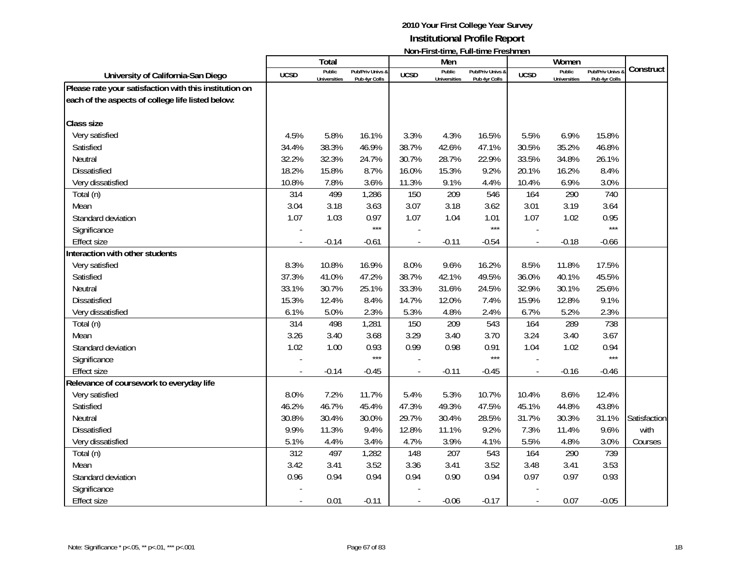# 2010 Your First College Year Survey

## Institutional Profile Report

### Non-First-time, Full-time Freshmen

| University of California-San Diego | Total | | | Men | | | Women | | | Construct |
|---|---|---|---|---|---|---|---|---|---|---|
| | UCSD | Public Universities | Pub/Priv Univs & Pub 4yr Colls | UCSD | Public Universities | Pub/Priv Univs & Pub 4yr Colls | UCSD | Public Universities | Pub/Priv Univs & Pub 4yr Colls | |
| **Please rate your satisfaction with this institution on each of the aspects of college life listed below:** | | | | | | | | | | |
| **Class size** | | | | | | | | | | |
| Very satisfied | 4.5% | 5.8% | 16.1% | 3.3% | 4.3% | 16.5% | 5.5% | 6.9% | 15.8% | |
| Satisfied | 34.4% | 38.3% | 46.9% | 38.7% | 42.6% | 47.1% | 30.5% | 35.2% | 46.8% | |
| Neutral | 32.2% | 32.3% | 24.7% | 30.7% | 28.7% | 22.9% | 33.5% | 34.8% | 26.1% | |
| Dissatisfied | 18.2% | 15.8% | 8.7% | 16.0% | 15.3% | 9.2% | 20.1% | 16.2% | 8.4% | |
| Very dissatisfied | 10.8% | 7.8% | 3.6% | 11.3% | 9.1% | 4.4% | 10.4% | 6.9% | 3.0% | |
| Total (n) | 314 | 499 | 1,286 | 150 | 209 | 546 | 164 | 290 | 740 | |
| Mean | 3.04 | 3.18 | 3.63 | 3.07 | 3.18 | 3.62 | 3.01 | 3.19 | 3.64 | |
| Standard deviation | 1.07 | 1.03 | 0.97 | 1.07 | 1.04 | 1.01 | 1.07 | 1.02 | 0.95 | |
| Significance | - | | *** | - | | *** | - | | *** | |
| Effect size | - | -0.14 | -0.61 | - | -0.11 | -0.54 | - | -0.18 | -0.66 | |
| **Interaction with other students** | | | | | | | | | | |
| Very satisfied | 8.3% | 10.8% | 16.9% | 8.0% | 9.6% | 16.2% | 8.5% | 11.8% | 17.5% | |
| Satisfied | 37.3% | 41.0% | 47.2% | 38.7% | 42.1% | 49.5% | 36.0% | 40.1% | 45.5% | |
| Neutral | 33.1% | 30.7% | 25.1% | 33.3% | 31.6% | 24.5% | 32.9% | 30.1% | 25.6% | |
| Dissatisfied | 15.3% | 12.4% | 8.4% | 14.7% | 12.0% | 7.4% | 15.9% | 12.8% | 9.1% | |
| Very dissatisfied | 6.1% | 5.0% | 2.3% | 5.3% | 4.8% | 2.4% | 6.7% | 5.2% | 2.3% | |
| Total (n) | 314 | 498 | 1,281 | 150 | 209 | 543 | 164 | 289 | 738 | |
| Mean | 3.26 | 3.40 | 3.68 | 3.29 | 3.40 | 3.70 | 3.24 | 3.40 | 3.67 | |
| Standard deviation | 1.02 | 1.00 | 0.93 | 0.99 | 0.98 | 0.91 | 1.04 | 1.02 | 0.94 | |
| Significance | - | | *** | - | | *** | - | | *** | |
| Effect size | - | -0.14 | -0.45 | - | -0.11 | -0.45 | - | -0.16 | -0.46 | |
| **Relevance of coursework to everyday life** | | | | | | | | | | |
| Very satisfied | 8.0% | 7.2% | 11.7% | 5.4% | 5.3% | 10.7% | 10.4% | 8.6% | 12.4% | |
| Satisfied | 46.2% | 46.7% | 45.4% | 47.3% | 49.3% | 47.5% | 45.1% | 44.8% | 43.8% | |
| Neutral | 30.8% | 30.4% | 30.0% | 29.7% | 30.4% | 28.5% | 31.7% | 30.3% | 31.1% | Satisfaction with Courses |
| Dissatisfied | 9.9% | 11.3% | 9.4% | 12.8% | 11.1% | 9.2% | 7.3% | 11.4% | 9.6% | |
| Very dissatisfied | 5.1% | 4.4% | 3.4% | 4.7% | 3.9% | 4.1% | 5.5% | 4.8% | 3.0% | |
| Total (n) | 312 | 497 | 1,282 | 148 | 207 | 543 | 164 | 290 | 739 | |
| Mean | 3.42 | 3.41 | 3.52 | 3.36 | 3.41 | 3.52 | 3.48 | 3.41 | 3.53 | |
| Standard deviation | 0.96 | 0.94 | 0.94 | 0.94 | 0.90 | 0.94 | 0.97 | 0.97 | 0.93 | |
| Significance | - | | | - | | | - | | | |
| Effect size | - | 0.01 | -0.11 | - | -0.06 | -0.17 | - | 0.07 | -0.05 | |

Note: Significance * p<.05, ** p<.01, *** p<.001

1B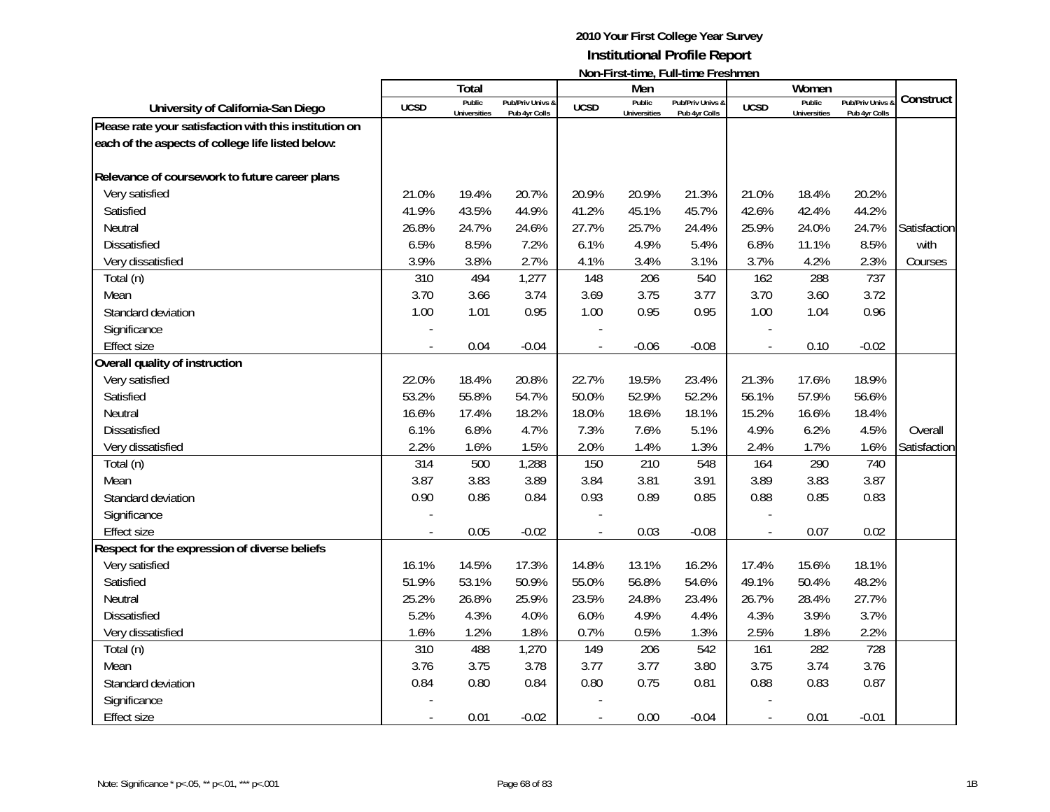# 2010 Your First College Year Survey

## Institutional Profile Report

### Non-First-time, Full-time Freshmen

| University of California-San Diego | Total | | | Men | | | Women | | | Construct |
|---|---|---|---|---|---|---|---|---|---|---|
| | UCSD | Public Universities | Pub/Priv Univs & Pub 4yr Colls | UCSD | Public Universities | Pub/Priv Univs & Pub 4yr Colls | UCSD | Public Universities | Pub/Priv Univs & Pub 4yr Colls | |
| **Please rate your satisfaction with this institution on each of the aspects of college life listed below:** | | | | | | | | | | |
| **Relevance of coursework to future career plans** | | | | | | | | | | |
| Very satisfied | 21.0% | 19.4% | 20.7% | 20.9% | 20.9% | 21.3% | 21.0% | 18.4% | 20.2% | |
| Satisfied | 41.9% | 43.5% | 44.9% | 41.2% | 45.1% | 45.7% | 42.6% | 42.4% | 44.2% | |
| Neutral | 26.8% | 24.7% | 24.6% | 27.7% | 25.7% | 24.4% | 25.9% | 24.0% | 24.7% | Satisfaction with Courses |
| Dissatisfied | 6.5% | 8.5% | 7.2% | 6.1% | 4.9% | 5.4% | 6.8% | 11.1% | 8.5% | |
| Very dissatisfied | 3.9% | 3.8% | 2.7% | 4.1% | 3.4% | 3.1% | 3.7% | 4.2% | 2.3% | |
| Total (n) | 310 | 494 | 1,277 | 148 | 206 | 540 | 162 | 288 | 737 | |
| Mean | 3.70 | 3.66 | 3.74 | 3.69 | 3.75 | 3.77 | 3.70 | 3.60 | 3.72 | |
| Standard deviation | 1.00 | 1.01 | 0.95 | 1.00 | 0.95 | 0.95 | 1.00 | 1.04 | 0.96 | |
| Significance | - | | | - | | | - | | | |
| Effect size | - | 0.04 | -0.04 | - | -0.06 | -0.08 | - | 0.10 | -0.02 | |
| **Overall quality of instruction** | | | | | | | | | | |
| Very satisfied | 22.0% | 18.4% | 20.8% | 22.7% | 19.5% | 23.4% | 21.3% | 17.6% | 18.9% | |
| Satisfied | 53.2% | 55.8% | 54.7% | 50.0% | 52.9% | 52.2% | 56.1% | 57.9% | 56.6% | |
| Neutral | 16.6% | 17.4% | 18.2% | 18.0% | 18.6% | 18.1% | 15.2% | 16.6% | 18.4% | |
| Dissatisfied | 6.1% | 6.8% | 4.7% | 7.3% | 7.6% | 5.1% | 4.9% | 6.2% | 4.5% | Overall Satisfaction |
| Very dissatisfied | 2.2% | 1.6% | 1.5% | 2.0% | 1.4% | 1.3% | 2.4% | 1.7% | 1.6% | |
| Total (n) | 314 | 500 | 1,288 | 150 | 210 | 548 | 164 | 290 | 740 | |
| Mean | 3.87 | 3.83 | 3.89 | 3.84 | 3.81 | 3.91 | 3.89 | 3.83 | 3.87 | |
| Standard deviation | 0.90 | 0.86 | 0.84 | 0.93 | 0.89 | 0.85 | 0.88 | 0.85 | 0.83 | |
| Significance | - | | | - | | | - | | | |
| Effect size | - | 0.05 | -0.02 | - | 0.03 | -0.08 | - | 0.07 | 0.02 | |
| **Respect for the expression of diverse beliefs** | | | | | | | | | | |
| Very satisfied | 16.1% | 14.5% | 17.3% | 14.8% | 13.1% | 16.2% | 17.4% | 15.6% | 18.1% | |
| Satisfied | 51.9% | 53.1% | 50.9% | 55.0% | 56.8% | 54.6% | 49.1% | 50.4% | 48.2% | |
| Neutral | 25.2% | 26.8% | 25.9% | 23.5% | 24.8% | 23.4% | 26.7% | 28.4% | 27.7% | |
| Dissatisfied | 5.2% | 4.3% | 4.0% | 6.0% | 4.9% | 4.4% | 4.3% | 3.9% | 3.7% | |
| Very dissatisfied | 1.6% | 1.2% | 1.8% | 0.7% | 0.5% | 1.3% | 2.5% | 1.8% | 2.2% | |
| Total (n) | 310 | 488 | 1,270 | 149 | 206 | 542 | 161 | 282 | 728 | |
| Mean | 3.76 | 3.75 | 3.78 | 3.77 | 3.77 | 3.80 | 3.75 | 3.74 | 3.76 | |
| Standard deviation | 0.84 | 0.80 | 0.84 | 0.80 | 0.75 | 0.81 | 0.88 | 0.83 | 0.87 | |
| Significance | - | | | - | | | - | | | |
| Effect size | - | 0.01 | -0.02 | - | 0.00 | -0.04 | - | 0.01 | -0.01 | |

Note: Significance * p<.05, ** p<.01, *** p<.001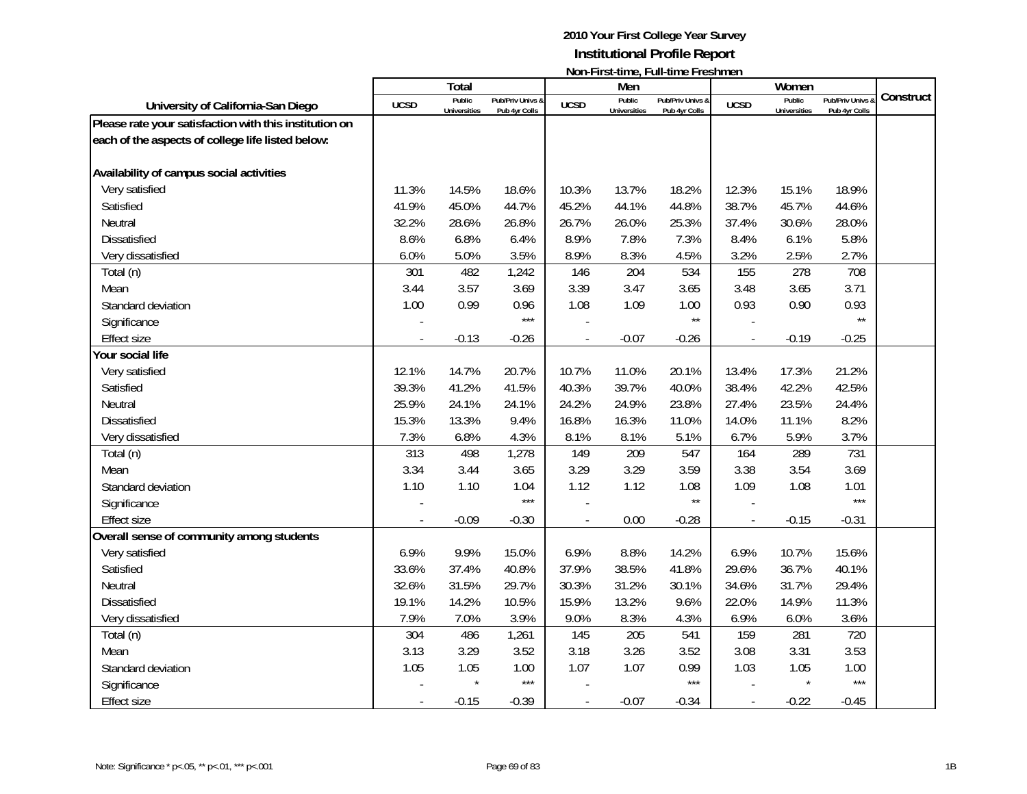# 2010 Your First College Year Survey
## Institutional Profile Report
### Non-First-time, Full-time Freshmen

| University of California-San Diego | Total | | | Men | | | Women | | | Construct |
|---|---|---|---|---|---|---|---|---|---|---|
| | UCSD | Public Universities | Pub/Priv Univs & Pub 4yr Colls | UCSD | Public Universities | Pub/Priv Univs & Pub 4yr Colls | UCSD | Public Universities | Pub/Priv Univs & Pub 4yr Colls | |
| **Please rate your satisfaction with this institution on each of the aspects of college life listed below:** | | | | | | | | | | |
| **Availability of campus social activities** | | | | | | | | | | |
| Very satisfied | 11.3% | 14.5% | 18.6% | 10.3% | 13.7% | 18.2% | 12.3% | 15.1% | 18.9% | |
| Satisfied | 41.9% | 45.0% | 44.7% | 45.2% | 44.1% | 44.8% | 38.7% | 45.7% | 44.6% | |
| Neutral | 32.2% | 28.6% | 26.8% | 26.7% | 26.0% | 25.3% | 37.4% | 30.6% | 28.0% | |
| Dissatisfied | 8.6% | 6.8% | 6.4% | 8.9% | 7.8% | 7.3% | 8.4% | 6.1% | 5.8% | |
| Very dissatisfied | 6.0% | 5.0% | 3.5% | 8.9% | 8.3% | 4.5% | 3.2% | 2.5% | 2.7% | |
| Total (n) | 301 | 482 | 1,242 | 146 | 204 | 534 | 155 | 278 | 708 | |
| Mean | 3.44 | 3.57 | 3.69 | 3.39 | 3.47 | 3.65 | 3.48 | 3.65 | 3.71 | |
| Standard deviation | 1.00 | 0.99 | 0.96 | 1.08 | 1.09 | 1.00 | 0.93 | 0.90 | 0.93 | |
| Significance | - | | *** | - | | ** | - | | ** | |
| Effect size | - | -0.13 | -0.26 | - | -0.07 | -0.26 | - | -0.19 | -0.25 | |
| **Your social life** | | | | | | | | | | |
| Very satisfied | 12.1% | 14.7% | 20.7% | 10.7% | 11.0% | 20.1% | 13.4% | 17.3% | 21.2% | |
| Satisfied | 39.3% | 41.2% | 41.5% | 40.3% | 39.7% | 40.0% | 38.4% | 42.2% | 42.5% | |
| Neutral | 25.9% | 24.1% | 24.1% | 24.2% | 24.9% | 23.8% | 27.4% | 23.5% | 24.4% | |
| Dissatisfied | 15.3% | 13.3% | 9.4% | 16.8% | 16.3% | 11.0% | 14.0% | 11.1% | 8.2% | |
| Very dissatisfied | 7.3% | 6.8% | 4.3% | 8.1% | 8.1% | 5.1% | 6.7% | 5.9% | 3.7% | |
| Total (n) | 313 | 498 | 1,278 | 149 | 209 | 547 | 164 | 289 | 731 | |
| Mean | 3.34 | 3.44 | 3.65 | 3.29 | 3.29 | 3.59 | 3.38 | 3.54 | 3.69 | |
| Standard deviation | 1.10 | 1.10 | 1.04 | 1.12 | 1.12 | 1.08 | 1.09 | 1.08 | 1.01 | |
| Significance | - | | *** | - | | ** | - | | *** | |
| Effect size | - | -0.09 | -0.30 | - | 0.00 | -0.28 | - | -0.15 | -0.31 | |
| **Overall sense of community among students** | | | | | | | | | | |
| Very satisfied | 6.9% | 9.9% | 15.0% | 6.9% | 8.8% | 14.2% | 6.9% | 10.7% | 15.6% | |
| Satisfied | 33.6% | 37.4% | 40.8% | 37.9% | 38.5% | 41.8% | 29.6% | 36.7% | 40.1% | |
| Neutral | 32.6% | 31.5% | 29.7% | 30.3% | 31.2% | 30.1% | 34.6% | 31.7% | 29.4% | |
| Dissatisfied | 19.1% | 14.2% | 10.5% | 15.9% | 13.2% | 9.6% | 22.0% | 14.9% | 11.3% | |
| Very dissatisfied | 7.9% | 7.0% | 3.9% | 9.0% | 8.3% | 4.3% | 6.9% | 6.0% | 3.6% | |
| Total (n) | 304 | 486 | 1,261 | 145 | 205 | 541 | 159 | 281 | 720 | |
| Mean | 3.13 | 3.29 | 3.52 | 3.18 | 3.26 | 3.52 | 3.08 | 3.31 | 3.53 | |
| Standard deviation | 1.05 | 1.05 | 1.00 | 1.07 | 1.07 | 0.99 | 1.03 | 1.05 | 1.00 | |
| Significance | - | * | *** | - | | *** | - | * | *** | |
| Effect size | - | -0.15 | -0.39 | - | -0.07 | -0.34 | - | -0.22 | -0.45 | |

Note: Significance * p<.05, ** p<.01, *** p<.001

1B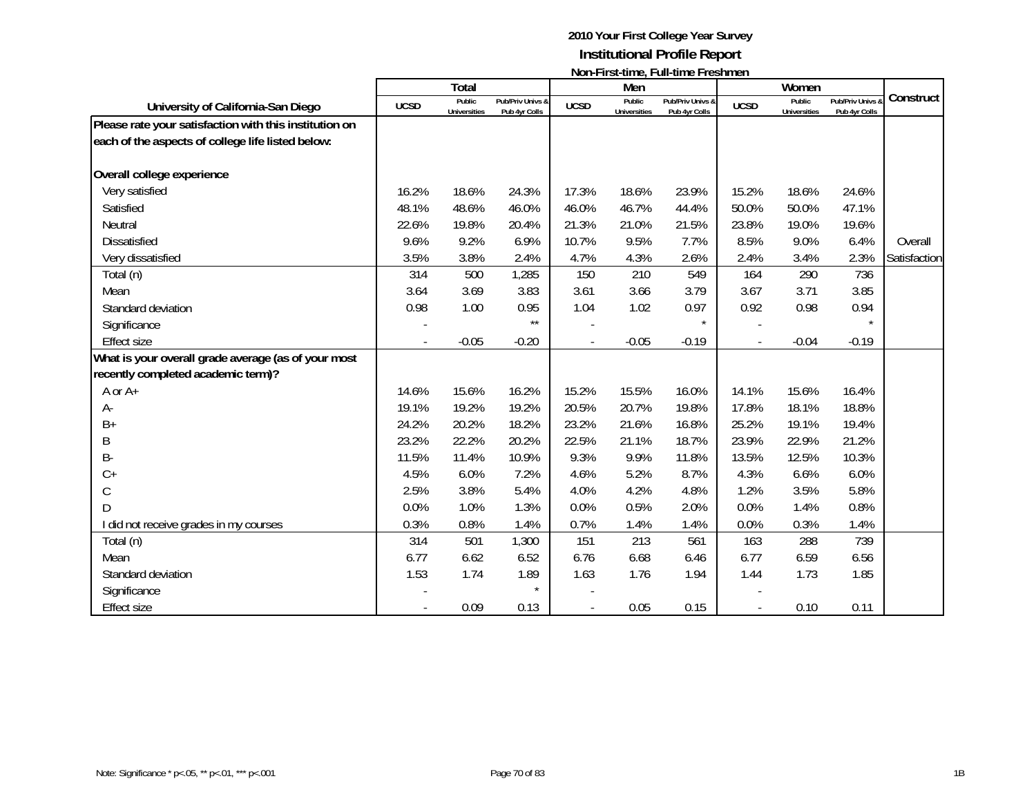# 2010 Your First College Year Survey
## Institutional Profile Report
### Non-First-time, Full-time Freshmen

| University of California-San Diego | Total | | | Men | | | Women | | | Construct |
|---|---|---|---|---|---|---|---|---|---|---|
| | UCSD | Public Universities | Pub/Priv Univs & Pub 4yr Colls | UCSD | Public Universities | Pub/Priv Univs & Pub 4yr Colls | UCSD | Public Universities | Pub/Priv Univs & Pub 4yr Colls | |
| **Please rate your satisfaction with this institution on each of the aspects of college life listed below:** | | | | | | | | | | |
| **Overall college experience** | | | | | | | | | | |
| Very satisfied | 16.2% | 18.6% | 24.3% | 17.3% | 18.6% | 23.9% | 15.2% | 18.6% | 24.6% | |
| Satisfied | 48.1% | 48.6% | 46.0% | 46.0% | 46.7% | 44.4% | 50.0% | 50.0% | 47.1% | |
| Neutral | 22.6% | 19.8% | 20.4% | 21.3% | 21.0% | 21.5% | 23.8% | 19.0% | 19.6% | |
| Dissatisfied | 9.6% | 9.2% | 6.9% | 10.7% | 9.5% | 7.7% | 8.5% | 9.0% | 6.4% | Overall |
| Very dissatisfied | 3.5% | 3.8% | 2.4% | 4.7% | 4.3% | 2.6% | 2.4% | 3.4% | 2.3% | Satisfaction |
| Total (n) | 314 | 500 | 1,285 | 150 | 210 | 549 | 164 | 290 | 736 | |
| Mean | 3.64 | 3.69 | 3.83 | 3.61 | 3.66 | 3.79 | 3.67 | 3.71 | 3.85 | |
| Standard deviation | 0.98 | 1.00 | 0.95 | 1.04 | 1.02 | 0.97 | 0.92 | 0.98 | 0.94 | |
| Significance | - | | ** | - | | * | - | | * | |
| Effect size | - | -0.05 | -0.20 | - | -0.05 | -0.19 | - | -0.04 | -0.19 | |
| **What is your overall grade average (as of your most recently completed academic term)?** | | | | | | | | | | |
| A or A+ | 14.6% | 15.6% | 16.2% | 15.2% | 15.5% | 16.0% | 14.1% | 15.6% | 16.4% | |
| A- | 19.1% | 19.2% | 19.2% | 20.5% | 20.7% | 19.8% | 17.8% | 18.1% | 18.8% | |
| B+ | 24.2% | 20.2% | 18.2% | 23.2% | 21.6% | 16.8% | 25.2% | 19.1% | 19.4% | |
| B | 23.2% | 22.2% | 20.2% | 22.5% | 21.1% | 18.7% | 23.9% | 22.9% | 21.2% | |
| B- | 11.5% | 11.4% | 10.9% | 9.3% | 9.9% | 11.8% | 13.5% | 12.5% | 10.3% | |
| C+ | 4.5% | 6.0% | 7.2% | 4.6% | 5.2% | 8.7% | 4.3% | 6.6% | 6.0% | |
| C | 2.5% | 3.8% | 5.4% | 4.0% | 4.2% | 4.8% | 1.2% | 3.5% | 5.8% | |
| D | 0.0% | 1.0% | 1.3% | 0.0% | 0.5% | 2.0% | 0.0% | 1.4% | 0.8% | |
| I did not receive grades in my courses | 0.3% | 0.8% | 1.4% | 0.7% | 1.4% | 1.4% | 0.0% | 0.3% | 1.4% | |
| Total (n) | 314 | 501 | 1,300 | 151 | 213 | 561 | 163 | 288 | 739 | |
| Mean | 6.77 | 6.62 | 6.52 | 6.76 | 6.68 | 6.46 | 6.77 | 6.59 | 6.56 | |
| Standard deviation | 1.53 | 1.74 | 1.89 | 1.63 | 1.76 | 1.94 | 1.44 | 1.73 | 1.85 | |
| Significance | - | | * | - | | | - | | | |
| Effect size | - | 0.09 | 0.13 | - | 0.05 | 0.15 | - | 0.10 | 0.11 | |

Note: Significance * p<.05, ** p<.01, *** p<.001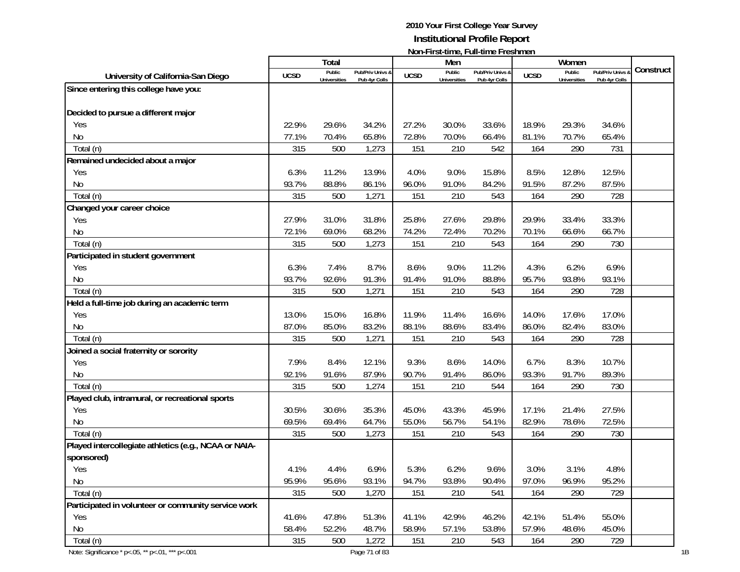**2010 Your First College Year Survey**
**Institutional Profile Report**
**Non-First-time, Full-time Freshmen**

| University of California-San Diego | Total | | | Men | | | Women | | | Construct |
|---|---|---|---|---|---|---|---|---|---|---|
| | UCSD | Public Universities | Pub/Priv Univs & Pub 4yr Colls | UCSD | Public Universities | Pub/Priv Univs & Pub 4yr Colls | UCSD | Public Universities | Pub/Priv Univs & Pub 4yr Colls | |
| **Since entering this college have you:** | | | | | | | | | | |
| **Decided to pursue a different major** | | | | | | | | | | |
| Yes | 22.9% | 29.6% | 34.2% | 27.2% | 30.0% | 33.6% | 18.9% | 29.3% | 34.6% | |
| No | 77.1% | 70.4% | 65.8% | 72.8% | 70.0% | 66.4% | 81.1% | 70.7% | 65.4% | |
| Total (n) | 315 | 500 | 1,273 | 151 | 210 | 542 | 164 | 290 | 731 | |
| **Remained undecided about a major** | | | | | | | | | | |
| Yes | 6.3% | 11.2% | 13.9% | 4.0% | 9.0% | 15.8% | 8.5% | 12.8% | 12.5% | |
| No | 93.7% | 88.8% | 86.1% | 96.0% | 91.0% | 84.2% | 91.5% | 87.2% | 87.5% | |
| Total (n) | 315 | 500 | 1,271 | 151 | 210 | 543 | 164 | 290 | 728 | |
| **Changed your career choice** | | | | | | | | | | |
| Yes | 27.9% | 31.0% | 31.8% | 25.8% | 27.6% | 29.8% | 29.9% | 33.4% | 33.3% | |
| No | 72.1% | 69.0% | 68.2% | 74.2% | 72.4% | 70.2% | 70.1% | 66.6% | 66.7% | |
| Total (n) | 315 | 500 | 1,273 | 151 | 210 | 543 | 164 | 290 | 730 | |
| **Participated in student government** | | | | | | | | | | |
| Yes | 6.3% | 7.4% | 8.7% | 8.6% | 9.0% | 11.2% | 4.3% | 6.2% | 6.9% | |
| No | 93.7% | 92.6% | 91.3% | 91.4% | 91.0% | 88.8% | 95.7% | 93.8% | 93.1% | |
| Total (n) | 315 | 500 | 1,271 | 151 | 210 | 543 | 164 | 290 | 728 | |
| **Held a full-time job during an academic term** | | | | | | | | | | |
| Yes | 13.0% | 15.0% | 16.8% | 11.9% | 11.4% | 16.6% | 14.0% | 17.6% | 17.0% | |
| No | 87.0% | 85.0% | 83.2% | 88.1% | 88.6% | 83.4% | 86.0% | 82.4% | 83.0% | |
| Total (n) | 315 | 500 | 1,271 | 151 | 210 | 543 | 164 | 290 | 728 | |
| **Joined a social fraternity or sorority** | | | | | | | | | | |
| Yes | 7.9% | 8.4% | 12.1% | 9.3% | 8.6% | 14.0% | 6.7% | 8.3% | 10.7% | |
| No | 92.1% | 91.6% | 87.9% | 90.7% | 91.4% | 86.0% | 93.3% | 91.7% | 89.3% | |
| Total (n) | 315 | 500 | 1,274 | 151 | 210 | 544 | 164 | 290 | 730 | |
| **Played club, intramural, or recreational sports** | | | | | | | | | | |
| Yes | 30.5% | 30.6% | 35.3% | 45.0% | 43.3% | 45.9% | 17.1% | 21.4% | 27.5% | |
| No | 69.5% | 69.4% | 64.7% | 55.0% | 56.7% | 54.1% | 82.9% | 78.6% | 72.5% | |
| Total (n) | 315 | 500 | 1,273 | 151 | 210 | 543 | 164 | 290 | 730 | |
| **Played intercollegiate athletics (e.g., NCAA or NAIA-sponsored)** | | | | | | | | | | |
| Yes | 4.1% | 4.4% | 6.9% | 5.3% | 6.2% | 9.6% | 3.0% | 3.1% | 4.8% | |
| No | 95.9% | 95.6% | 93.1% | 94.7% | 93.8% | 90.4% | 97.0% | 96.9% | 95.2% | |
| Total (n) | 315 | 500 | 1,270 | 151 | 210 | 541 | 164 | 290 | 729 | |
| **Participated in volunteer or community service work** | | | | | | | | | | |
| Yes | 41.6% | 47.8% | 51.3% | 41.1% | 42.9% | 46.2% | 42.1% | 51.4% | 55.0% | |
| No | 58.4% | 52.2% | 48.7% | 58.9% | 57.1% | 53.8% | 57.9% | 48.6% | 45.0% | |
| Total (n) | 315 | 500 | 1,272 | 151 | 210 | 543 | 164 | 290 | 729 | |

Note: Significance * p<.05, ** p<.01, *** p<.001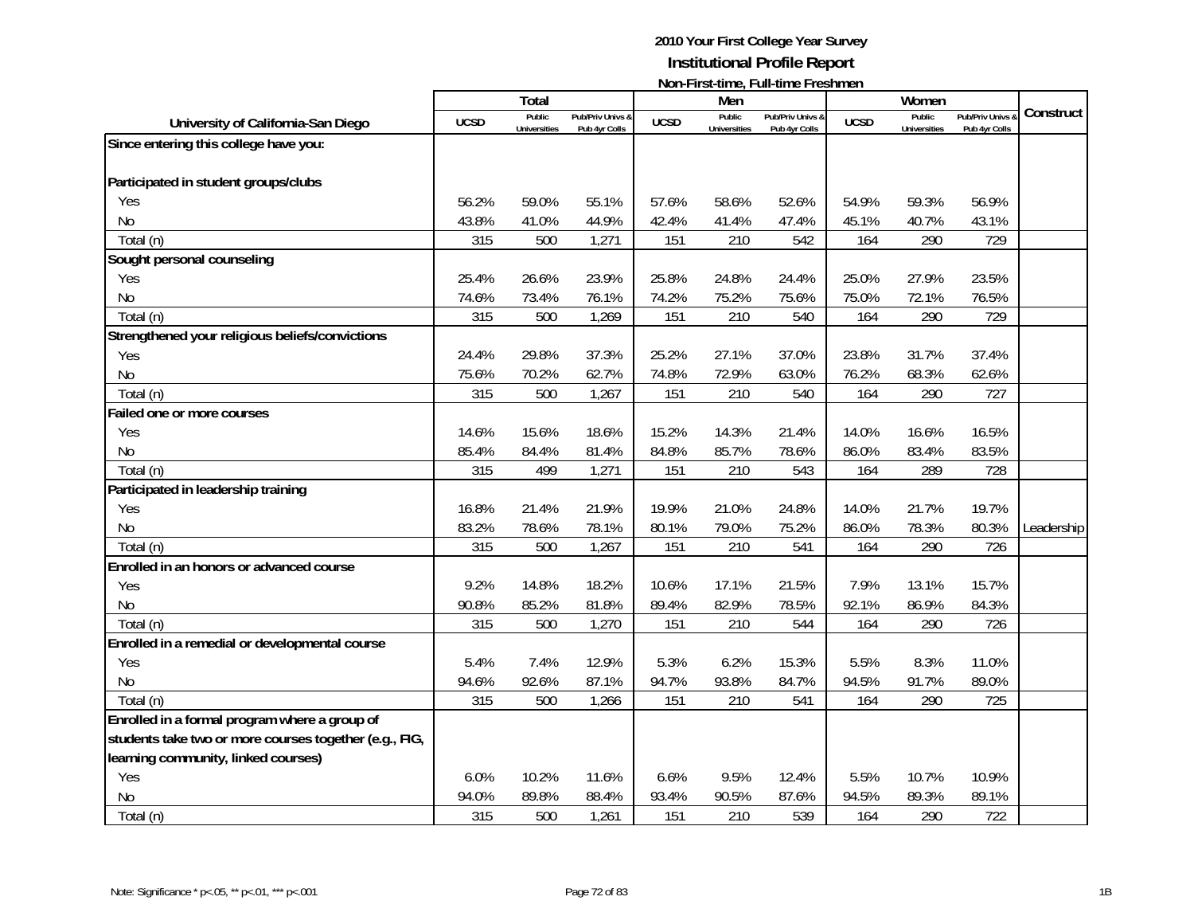**2010 Your First College Year Survey**

**Institutional Profile Report**

**Non-First-time, Full-time Freshmen**

| University of California-San Diego | Total | | | Men | | | Women | | | Construct |
|---|---|---|---|---|---|---|---|---|---|---|
| | UCSD | Public Universities | Pub/Priv Univs & Pub 4yr Colls | UCSD | Public Universities | Pub/Priv Univs & Pub 4yr Colls | UCSD | Public Universities | Pub/Priv Univs & Pub 4yr Colls | |
| **Since entering this college have you:** | | | | | | | | | | |
| **Participated in student groups/clubs** | | | | | | | | | | |
| Yes | 56.2% | 59.0% | 55.1% | 57.6% | 58.6% | 52.6% | 54.9% | 59.3% | 56.9% | |
| No | 43.8% | 41.0% | 44.9% | 42.4% | 41.4% | 47.4% | 45.1% | 40.7% | 43.1% | |
| Total (n) | 315 | 500 | 1,271 | 151 | 210 | 542 | 164 | 290 | 729 | |
| **Sought personal counseling** | | | | | | | | | | |
| Yes | 25.4% | 26.6% | 23.9% | 25.8% | 24.8% | 24.4% | 25.0% | 27.9% | 23.5% | |
| No | 74.6% | 73.4% | 76.1% | 74.2% | 75.2% | 75.6% | 75.0% | 72.1% | 76.5% | |
| Total (n) | 315 | 500 | 1,269 | 151 | 210 | 540 | 164 | 290 | 729 | |
| **Strengthened your religious beliefs/convictions** | | | | | | | | | | |
| Yes | 24.4% | 29.8% | 37.3% | 25.2% | 27.1% | 37.0% | 23.8% | 31.7% | 37.4% | |
| No | 75.6% | 70.2% | 62.7% | 74.8% | 72.9% | 63.0% | 76.2% | 68.3% | 62.6% | |
| Total (n) | 315 | 500 | 1,267 | 151 | 210 | 540 | 164 | 290 | 727 | |
| **Failed one or more courses** | | | | | | | | | | |
| Yes | 14.6% | 15.6% | 18.6% | 15.2% | 14.3% | 21.4% | 14.0% | 16.6% | 16.5% | |
| No | 85.4% | 84.4% | 81.4% | 84.8% | 85.7% | 78.6% | 86.0% | 83.4% | 83.5% | |
| Total (n) | 315 | 499 | 1,271 | 151 | 210 | 543 | 164 | 289 | 728 | |
| **Participated in leadership training** | | | | | | | | | | |
| Yes | 16.8% | 21.4% | 21.9% | 19.9% | 21.0% | 24.8% | 14.0% | 21.7% | 19.7% | |
| No | 83.2% | 78.6% | 78.1% | 80.1% | 79.0% | 75.2% | 86.0% | 78.3% | 80.3% | Leadership |
| Total (n) | 315 | 500 | 1,267 | 151 | 210 | 541 | 164 | 290 | 726 | |
| **Enrolled in an honors or advanced course** | | | | | | | | | | |
| Yes | 9.2% | 14.8% | 18.2% | 10.6% | 17.1% | 21.5% | 7.9% | 13.1% | 15.7% | |
| No | 90.8% | 85.2% | 81.8% | 89.4% | 82.9% | 78.5% | 92.1% | 86.9% | 84.3% | |
| Total (n) | 315 | 500 | 1,270 | 151 | 210 | 544 | 164 | 290 | 726 | |
| **Enrolled in a remedial or developmental course** | | | | | | | | | | |
| Yes | 5.4% | 7.4% | 12.9% | 5.3% | 6.2% | 15.3% | 5.5% | 8.3% | 11.0% | |
| No | 94.6% | 92.6% | 87.1% | 94.7% | 93.8% | 84.7% | 94.5% | 91.7% | 89.0% | |
| Total (n) | 315 | 500 | 1,266 | 151 | 210 | 541 | 164 | 290 | 725 | |
| **Enrolled in a formal program where a group of students take two or more courses together (e.g., FIG, learning community, linked courses)** | | | | | | | | | | |
| Yes | 6.0% | 10.2% | 11.6% | 6.6% | 9.5% | 12.4% | 5.5% | 10.7% | 10.9% | |
| No | 94.0% | 89.8% | 88.4% | 93.4% | 90.5% | 87.6% | 94.5% | 89.3% | 89.1% | |
| Total (n) | 315 | 500 | 1,261 | 151 | 210 | 539 | 164 | 290 | 722 | |

Note: Significance * p<.05, ** p<.01, *** p<.001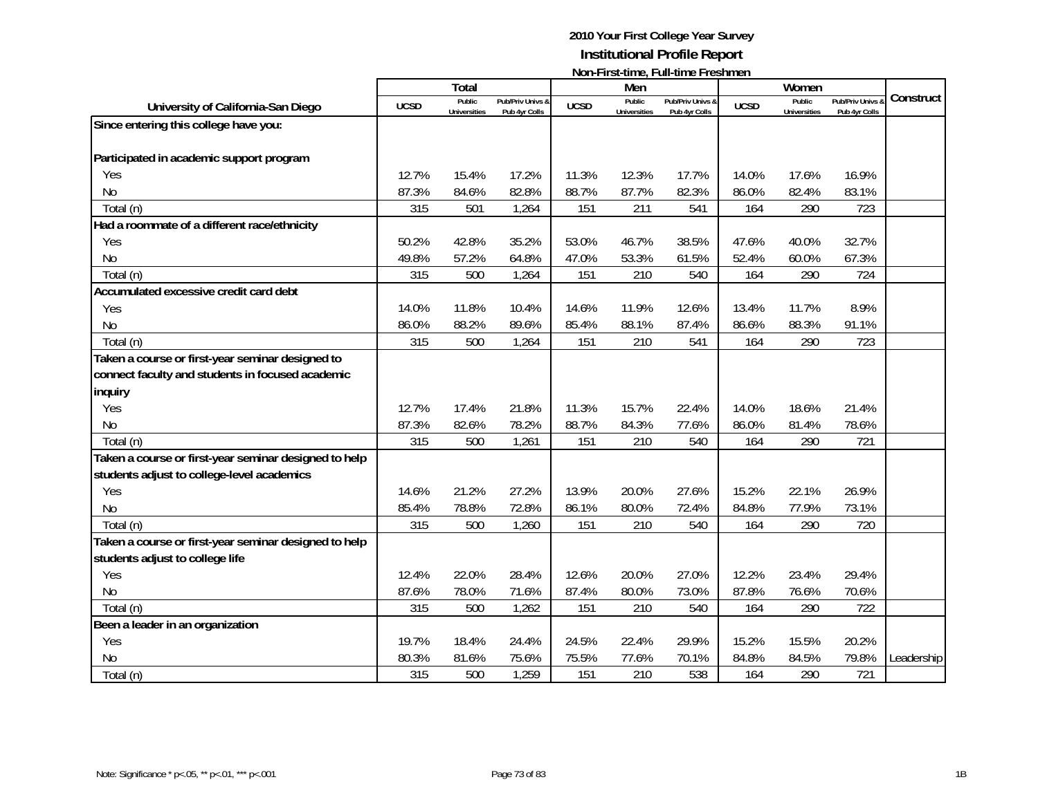# 2010 Your First College Year Survey

## Institutional Profile Report

### Non-First-time, Full-time Freshmen

| University of California-San Diego | Total | | | Men | | | Women | | | Construct |
|---|---|---|---|---|---|---|---|---|---|---|
| | UCSD | Public Universities | Pub/Priv Univs & Pub 4yr Colls | UCSD | Public Universities | Pub/Priv Univs & Pub 4yr Colls | UCSD | Public Universities | Pub/Priv Univs & Pub 4yr Colls | |
| **Since entering this college have you:** | | | | | | | | | | |
| **Participated in academic support program** | | | | | | | | | | |
| Yes | 12.7% | 15.4% | 17.2% | 11.3% | 12.3% | 17.7% | 14.0% | 17.6% | 16.9% | |
| No | 87.3% | 84.6% | 82.8% | 88.7% | 87.7% | 82.3% | 86.0% | 82.4% | 83.1% | |
| Total (n) | 315 | 501 | 1,264 | 151 | 211 | 541 | 164 | 290 | 723 | |
| **Had a roommate of a different race/ethnicity** | | | | | | | | | | |
| Yes | 50.2% | 42.8% | 35.2% | 53.0% | 46.7% | 38.5% | 47.6% | 40.0% | 32.7% | |
| No | 49.8% | 57.2% | 64.8% | 47.0% | 53.3% | 61.5% | 52.4% | 60.0% | 67.3% | |
| Total (n) | 315 | 500 | 1,264 | 151 | 210 | 540 | 164 | 290 | 724 | |
| **Accumulated excessive credit card debt** | | | | | | | | | | |
| Yes | 14.0% | 11.8% | 10.4% | 14.6% | 11.9% | 12.6% | 13.4% | 11.7% | 8.9% | |
| No | 86.0% | 88.2% | 89.6% | 85.4% | 88.1% | 87.4% | 86.6% | 88.3% | 91.1% | |
| Total (n) | 315 | 500 | 1,264 | 151 | 210 | 541 | 164 | 290 | 723 | |
| **Taken a course or first-year seminar designed to connect faculty and students in focused academic inquiry** | | | | | | | | | | |
| Yes | 12.7% | 17.4% | 21.8% | 11.3% | 15.7% | 22.4% | 14.0% | 18.6% | 21.4% | |
| No | 87.3% | 82.6% | 78.2% | 88.7% | 84.3% | 77.6% | 86.0% | 81.4% | 78.6% | |
| Total (n) | 315 | 500 | 1,261 | 151 | 210 | 540 | 164 | 290 | 721 | |
| **Taken a course or first-year seminar designed to help students adjust to college-level academics** | | | | | | | | | | |
| Yes | 14.6% | 21.2% | 27.2% | 13.9% | 20.0% | 27.6% | 15.2% | 22.1% | 26.9% | |
| No | 85.4% | 78.8% | 72.8% | 86.1% | 80.0% | 72.4% | 84.8% | 77.9% | 73.1% | |
| Total (n) | 315 | 500 | 1,260 | 151 | 210 | 540 | 164 | 290 | 720 | |
| **Taken a course or first-year seminar designed to help students adjust to college life** | | | | | | | | | | |
| Yes | 12.4% | 22.0% | 28.4% | 12.6% | 20.0% | 27.0% | 12.2% | 23.4% | 29.4% | |
| No | 87.6% | 78.0% | 71.6% | 87.4% | 80.0% | 73.0% | 87.8% | 76.6% | 70.6% | |
| Total (n) | 315 | 500 | 1,262 | 151 | 210 | 540 | 164 | 290 | 722 | |
| **Been a leader in an organization** | | | | | | | | | | |
| Yes | 19.7% | 18.4% | 24.4% | 24.5% | 22.4% | 29.9% | 15.2% | 15.5% | 20.2% | |
| No | 80.3% | 81.6% | 75.6% | 75.5% | 77.6% | 70.1% | 84.8% | 84.5% | 79.8% | Leadership |
| Total (n) | 315 | 500 | 1,259 | 151 | 210 | 538 | 164 | 290 | 721 | |

Note: Significance * p<.05, ** p<.01, *** p<.001

1B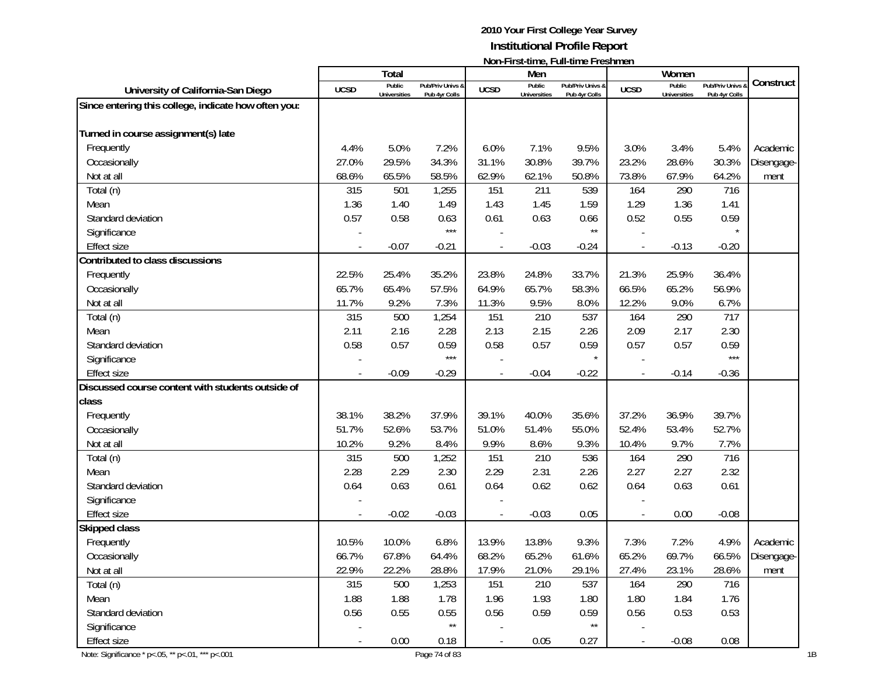# 2010 Your First College Year Survey

## Institutional Profile Report

### Non-First-time, Full-time Freshmen

| University of California-San Diego | Total | | | Men | | | Women | | | Construct |
|---|---|---|---|---|---|---|---|---|---|---|
| | UCSD | Public Universities | Pub/Priv Univs & Pub 4yr Colls | UCSD | Public Universities | Pub/Priv Univs & Pub 4yr Colls | UCSD | Public Universities | Pub/Priv Univs & Pub 4yr Colls | |
| **Since entering this college, indicate how often you:** | | | | | | | | | | |
| **Turned in course assignment(s) late** | | | | | | | | | | |
| Frequently | 4.4% | 5.0% | 7.2% | 6.0% | 7.1% | 9.5% | 3.0% | 3.4% | 5.4% | Academic |
| Occasionally | 27.0% | 29.5% | 34.3% | 31.1% | 30.8% | 39.7% | 23.2% | 28.6% | 30.3% | Disengage- |
| Not at all | 68.6% | 65.5% | 58.5% | 62.9% | 62.1% | 50.8% | 73.8% | 67.9% | 64.2% | ment |
| Total (n) | 315 | 501 | 1,255 | 151 | 211 | 539 | 164 | 290 | 716 | |
| Mean | 1.36 | 1.40 | 1.49 | 1.43 | 1.45 | 1.59 | 1.29 | 1.36 | 1.41 | |
| Standard deviation | 0.57 | 0.58 | 0.63 | 0.61 | 0.63 | 0.66 | 0.52 | 0.55 | 0.59 | |
| Significance | - | | *** | - | | ** | - | | * | |
| Effect size | - | -0.07 | -0.21 | - | -0.03 | -0.24 | - | -0.13 | -0.20 | |
| **Contributed to class discussions** | | | | | | | | | | |
| Frequently | 22.5% | 25.4% | 35.2% | 23.8% | 24.8% | 33.7% | 21.3% | 25.9% | 36.4% | |
| Occasionally | 65.7% | 65.4% | 57.5% | 64.9% | 65.7% | 58.3% | 66.5% | 65.2% | 56.9% | |
| Not at all | 11.7% | 9.2% | 7.3% | 11.3% | 9.5% | 8.0% | 12.2% | 9.0% | 6.7% | |
| Total (n) | 315 | 500 | 1,254 | 151 | 210 | 537 | 164 | 290 | 717 | |
| Mean | 2.11 | 2.16 | 2.28 | 2.13 | 2.15 | 2.26 | 2.09 | 2.17 | 2.30 | |
| Standard deviation | 0.58 | 0.57 | 0.59 | 0.58 | 0.57 | 0.59 | 0.57 | 0.57 | 0.59 | |
| Significance | - | | *** | - | | * | - | | *** | |
| Effect size | - | -0.09 | -0.29 | - | -0.04 | -0.22 | - | -0.14 | -0.36 | |
| **Discussed course content with students outside of class** | | | | | | | | | | |
| Frequently | 38.1% | 38.2% | 37.9% | 39.1% | 40.0% | 35.6% | 37.2% | 36.9% | 39.7% | |
| Occasionally | 51.7% | 52.6% | 53.7% | 51.0% | 51.4% | 55.0% | 52.4% | 53.4% | 52.7% | |
| Not at all | 10.2% | 9.2% | 8.4% | 9.9% | 8.6% | 9.3% | 10.4% | 9.7% | 7.7% | |
| Total (n) | 315 | 500 | 1,252 | 151 | 210 | 536 | 164 | 290 | 716 | |
| Mean | 2.28 | 2.29 | 2.30 | 2.29 | 2.31 | 2.26 | 2.27 | 2.27 | 2.32 | |
| Standard deviation | 0.64 | 0.63 | 0.61 | 0.64 | 0.62 | 0.62 | 0.64 | 0.63 | 0.61 | |
| Significance | - | | | - | | | - | | | |
| Effect size | - | -0.02 | -0.03 | - | -0.03 | 0.05 | - | 0.00 | -0.08 | |
| **Skipped class** | | | | | | | | | | |
| Frequently | 10.5% | 10.0% | 6.8% | 13.9% | 13.8% | 9.3% | 7.3% | 7.2% | 4.9% | Academic |
| Occasionally | 66.7% | 67.8% | 64.4% | 68.2% | 65.2% | 61.6% | 65.2% | 69.7% | 66.5% | Disengage- |
| Not at all | 22.9% | 22.2% | 28.8% | 17.9% | 21.0% | 29.1% | 27.4% | 23.1% | 28.6% | ment |
| Total (n) | 315 | 500 | 1,253 | 151 | 210 | 537 | 164 | 290 | 716 | |
| Mean | 1.88 | 1.88 | 1.78 | 1.96 | 1.93 | 1.80 | 1.80 | 1.84 | 1.76 | |
| Standard deviation | 0.56 | 0.55 | 0.55 | 0.56 | 0.59 | 0.59 | 0.56 | 0.53 | 0.53 | |
| Significance | - | | ** | - | | ** | - | | | |
| Effect size | - | 0.00 | 0.18 | - | 0.05 | 0.27 | - | -0.08 | 0.08 | |

Note: Significance * p<.05, ** p<.01, *** p<.001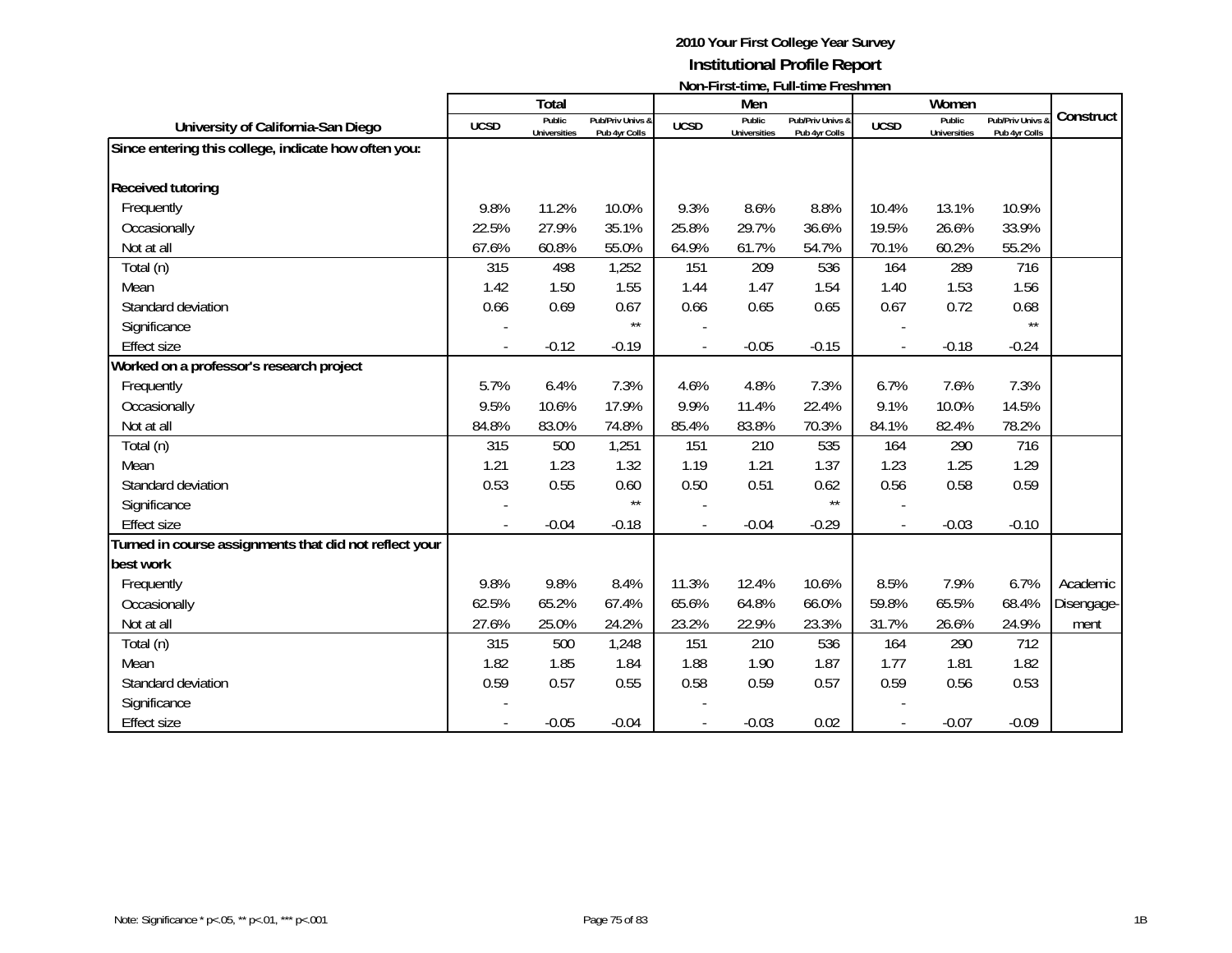**2010 Your First College Year Survey**

**Institutional Profile Report**

**Non-First-time, Full-time Freshmen**

| University of California-San Diego | Total | | | Men | | | Women | | | Construct |
|---|---|---|---|---|---|---|---|---|---|---|
| | UCSD | Public Universities | Pub/Priv Univs & Pub 4yr Colls | UCSD | Public Universities | Pub/Priv Univs & Pub 4yr Colls | UCSD | Public Universities | Pub/Priv Univs & Pub 4yr Colls | |
| **Since entering this college, indicate how often you:** | | | | | | | | | | |
| **Received tutoring** | | | | | | | | | | |
| Frequently | 9.8% | 11.2% | 10.0% | 9.3% | 8.6% | 8.8% | 10.4% | 13.1% | 10.9% | |
| Occasionally | 22.5% | 27.9% | 35.1% | 25.8% | 29.7% | 36.6% | 19.5% | 26.6% | 33.9% | |
| Not at all | 67.6% | 60.8% | 55.0% | 64.9% | 61.7% | 54.7% | 70.1% | 60.2% | 55.2% | |
| Total (n) | 315 | 498 | 1,252 | 151 | 209 | 536 | 164 | 289 | 716 | |
| Mean | 1.42 | 1.50 | 1.55 | 1.44 | 1.47 | 1.54 | 1.40 | 1.53 | 1.56 | |
| Standard deviation | 0.66 | 0.69 | 0.67 | 0.66 | 0.65 | 0.65 | 0.67 | 0.72 | 0.68 | |
| Significance | - | | ** | - | | | - | | ** | |
| Effect size | - | -0.12 | -0.19 | - | -0.05 | -0.15 | - | -0.18 | -0.24 | |
| **Worked on a professor's research project** | | | | | | | | | | |
| Frequently | 5.7% | 6.4% | 7.3% | 4.6% | 4.8% | 7.3% | 6.7% | 7.6% | 7.3% | |
| Occasionally | 9.5% | 10.6% | 17.9% | 9.9% | 11.4% | 22.4% | 9.1% | 10.0% | 14.5% | |
| Not at all | 84.8% | 83.0% | 74.8% | 85.4% | 83.8% | 70.3% | 84.1% | 82.4% | 78.2% | |
| Total (n) | 315 | 500 | 1,251 | 151 | 210 | 535 | 164 | 290 | 716 | |
| Mean | 1.21 | 1.23 | 1.32 | 1.19 | 1.21 | 1.37 | 1.23 | 1.25 | 1.29 | |
| Standard deviation | 0.53 | 0.55 | 0.60 | 0.50 | 0.51 | 0.62 | 0.56 | 0.58 | 0.59 | |
| Significance | - | | ** | - | | ** | - | | | |
| Effect size | - | -0.04 | -0.18 | - | -0.04 | -0.29 | - | -0.03 | -0.10 | |
| **Turned in course assignments that did not reflect your best work** | | | | | | | | | | |
| Frequently | 9.8% | 9.8% | 8.4% | 11.3% | 12.4% | 10.6% | 8.5% | 7.9% | 6.7% | Academic Disengagement |
| Occasionally | 62.5% | 65.2% | 67.4% | 65.6% | 64.8% | 66.0% | 59.8% | 65.5% | 68.4% | |
| Not at all | 27.6% | 25.0% | 24.2% | 23.2% | 22.9% | 23.3% | 31.7% | 26.6% | 24.9% | |
| Total (n) | 315 | 500 | 1,248 | 151 | 210 | 536 | 164 | 290 | 712 | |
| Mean | 1.82 | 1.85 | 1.84 | 1.88 | 1.90 | 1.87 | 1.77 | 1.81 | 1.82 | |
| Standard deviation | 0.59 | 0.57 | 0.55 | 0.58 | 0.59 | 0.57 | 0.59 | 0.56 | 0.53 | |
| Significance | - | | | - | | | - | | | |
| Effect size | - | -0.05 | -0.04 | - | -0.03 | 0.02 | - | -0.07 | -0.09 | |

Note: Significance * p<.05, ** p<.01, *** p<.001

1B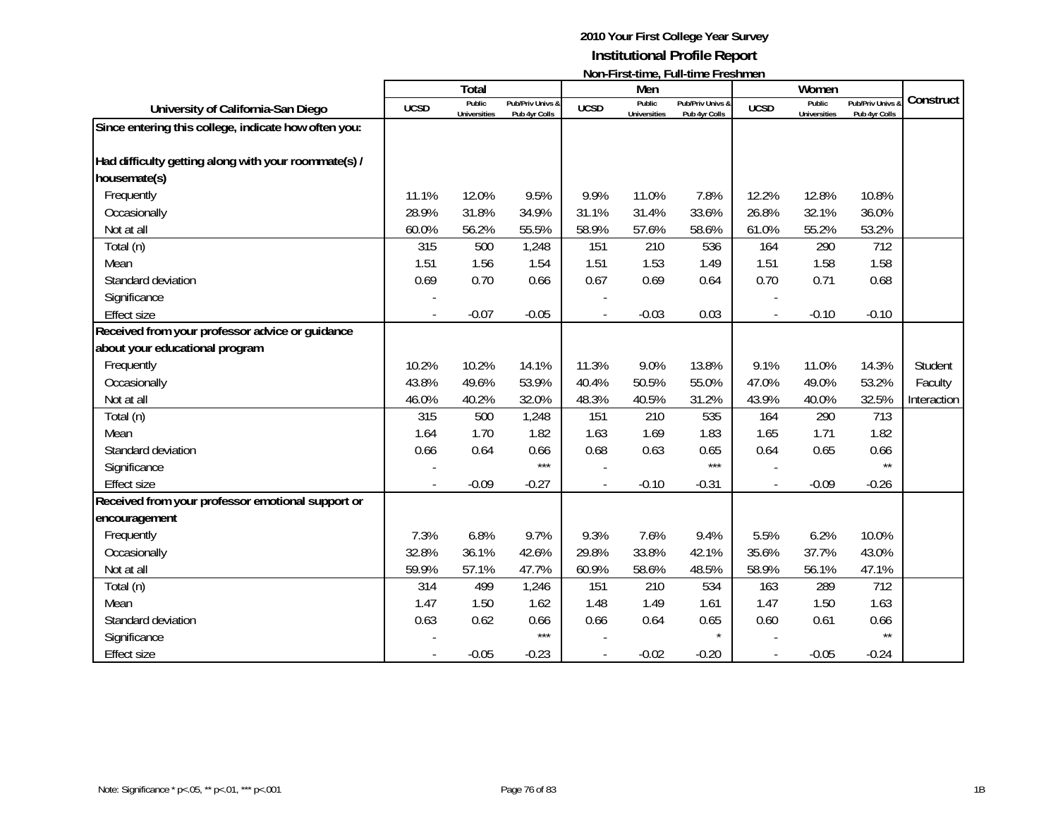# 2010 Your First College Year Survey

## Institutional Profile Report

### Non-First-time, Full-time Freshmen

| University of California-San Diego | Total | | | Men | | | Women | | | Construct |
|---|---|---|---|---|---|---|---|---|---|---|
| | UCSD | Public Universities | Pub/Priv Univs & Pub 4yr Colls | UCSD | Public Universities | Pub/Priv Univs & Pub 4yr Colls | UCSD | Public Universities | Pub/Priv Univs & Pub 4yr Colls | |
| **Since entering this college, indicate how often you:** | | | | | | | | | | |
| **Had difficulty getting along with your roommate(s) / housemate(s)** | | | | | | | | | | |
| Frequently | 11.1% | 12.0% | 9.5% | 9.9% | 11.0% | 7.8% | 12.2% | 12.8% | 10.8% | |
| Occasionally | 28.9% | 31.8% | 34.9% | 31.1% | 31.4% | 33.6% | 26.8% | 32.1% | 36.0% | |
| Not at all | 60.0% | 56.2% | 55.5% | 58.9% | 57.6% | 58.6% | 61.0% | 55.2% | 53.2% | |
| Total (n) | 315 | 500 | 1,248 | 151 | 210 | 536 | 164 | 290 | 712 | |
| Mean | 1.51 | 1.56 | 1.54 | 1.51 | 1.53 | 1.49 | 1.51 | 1.58 | 1.58 | |
| Standard deviation | 0.69 | 0.70 | 0.66 | 0.67 | 0.69 | 0.64 | 0.70 | 0.71 | 0.68 | |
| Significance | - | | | - | | | - | | | |
| Effect size | - | -0.07 | -0.05 | - | -0.03 | 0.03 | - | -0.10 | -0.10 | |
| **Received from your professor advice or guidance about your educational program** | | | | | | | | | | |
| Frequently | 10.2% | 10.2% | 14.1% | 11.3% | 9.0% | 13.8% | 9.1% | 11.0% | 14.3% | Student |
| Occasionally | 43.8% | 49.6% | 53.9% | 40.4% | 50.5% | 55.0% | 47.0% | 49.0% | 53.2% | Faculty |
| Not at all | 46.0% | 40.2% | 32.0% | 48.3% | 40.5% | 31.2% | 43.9% | 40.0% | 32.5% | Interaction |
| Total (n) | 315 | 500 | 1,248 | 151 | 210 | 535 | 164 | 290 | 713 | |
| Mean | 1.64 | 1.70 | 1.82 | 1.63 | 1.69 | 1.83 | 1.65 | 1.71 | 1.82 | |
| Standard deviation | 0.66 | 0.64 | 0.66 | 0.68 | 0.63 | 0.65 | 0.64 | 0.65 | 0.66 | |
| Significance | - | | *** | - | | *** | - | | ** | |
| Effect size | - | -0.09 | -0.27 | - | -0.10 | -0.31 | - | -0.09 | -0.26 | |
| **Received from your professor emotional support or encouragement** | | | | | | | | | | |
| Frequently | 7.3% | 6.8% | 9.7% | 9.3% | 7.6% | 9.4% | 5.5% | 6.2% | 10.0% | |
| Occasionally | 32.8% | 36.1% | 42.6% | 29.8% | 33.8% | 42.1% | 35.6% | 37.7% | 43.0% | |
| Not at all | 59.9% | 57.1% | 47.7% | 60.9% | 58.6% | 48.5% | 58.9% | 56.1% | 47.1% | |
| Total (n) | 314 | 499 | 1,246 | 151 | 210 | 534 | 163 | 289 | 712 | |
| Mean | 1.47 | 1.50 | 1.62 | 1.48 | 1.49 | 1.61 | 1.47 | 1.50 | 1.63 | |
| Standard deviation | 0.63 | 0.62 | 0.66 | 0.66 | 0.64 | 0.65 | 0.60 | 0.61 | 0.66 | |
| Significance | - | | *** | - | | * | - | | ** | |
| Effect size | - | -0.05 | -0.23 | - | -0.02 | -0.20 | - | -0.05 | -0.24 | |

Note: Significance * p<.05, ** p<.01, *** p<.001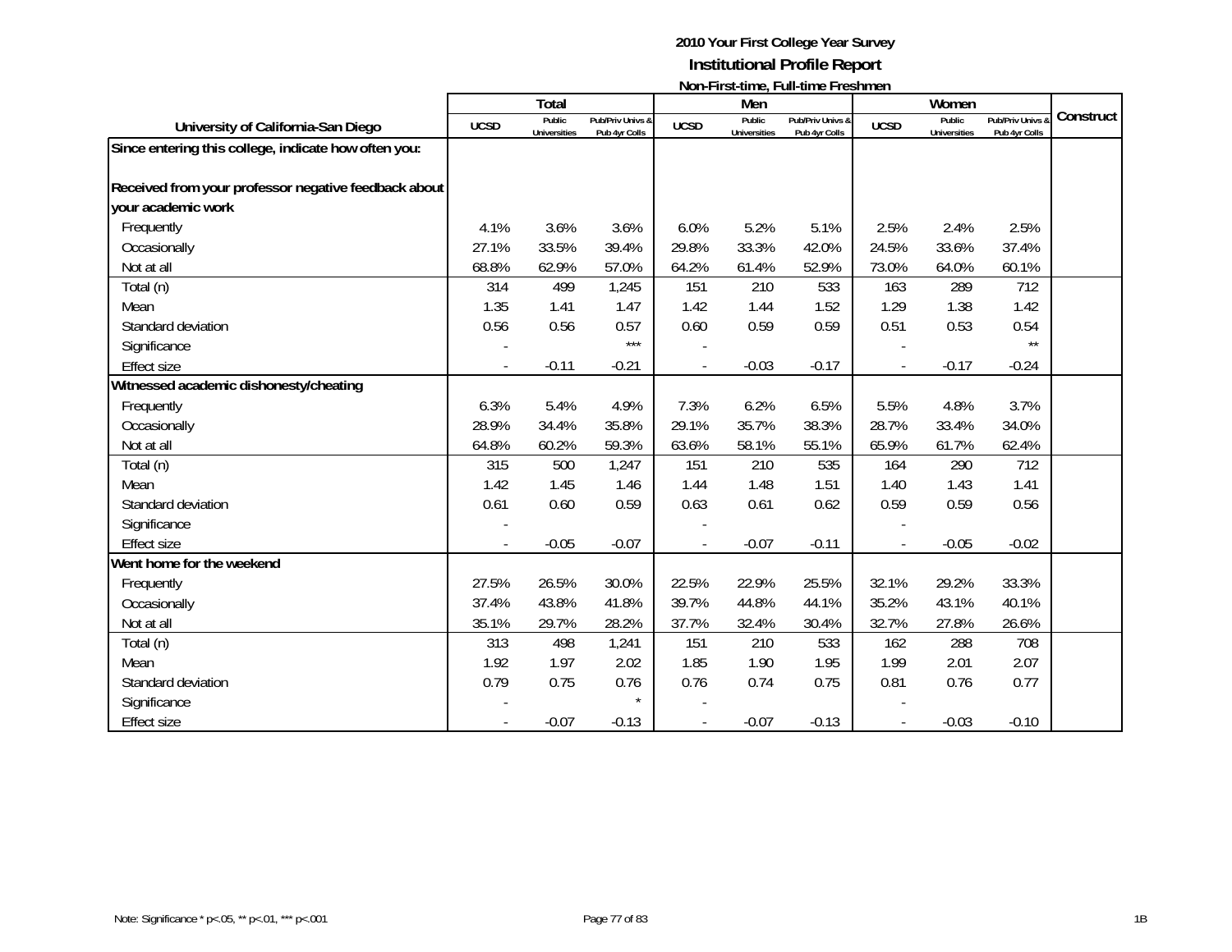**2010 Your First College Year Survey**
**Institutional Profile Report**
**Non-First-time, Full-time Freshmen**

| University of California-San Diego | Total | | | Men | | | Women | | | Construct |
|---|---|---|---|---|---|---|---|---|---|---|
| | UCSD | Public Universities | Pub/Priv Univs & Pub 4yr Colls | UCSD | Public Universities | Pub/Priv Univs & Pub 4yr Colls | UCSD | Public Universities | Pub/Priv Univs & Pub 4yr Colls | |
| **Since entering this college, indicate how often you:** | | | | | | | | | | |
| **Received from your professor negative feedback about your academic work** | | | | | | | | | | |
| Frequently | 4.1% | 3.6% | 3.6% | 6.0% | 5.2% | 5.1% | 2.5% | 2.4% | 2.5% | |
| Occasionally | 27.1% | 33.5% | 39.4% | 29.8% | 33.3% | 42.0% | 24.5% | 33.6% | 37.4% | |
| Not at all | 68.8% | 62.9% | 57.0% | 64.2% | 61.4% | 52.9% | 73.0% | 64.0% | 60.1% | |
| Total (n) | 314 | 499 | 1,245 | 151 | 210 | 533 | 163 | 289 | 712 | |
| Mean | 1.35 | 1.41 | 1.47 | 1.42 | 1.44 | 1.52 | 1.29 | 1.38 | 1.42 | |
| Standard deviation | 0.56 | 0.56 | 0.57 | 0.60 | 0.59 | 0.59 | 0.51 | 0.53 | 0.54 | |
| Significance | - | | *** | - | | | - | | ** | |
| Effect size | - | -0.11 | -0.21 | - | -0.03 | -0.17 | - | -0.17 | -0.24 | |
| **Witnessed academic dishonesty/cheating** | | | | | | | | | | |
| Frequently | 6.3% | 5.4% | 4.9% | 7.3% | 6.2% | 6.5% | 5.5% | 4.8% | 3.7% | |
| Occasionally | 28.9% | 34.4% | 35.8% | 29.1% | 35.7% | 38.3% | 28.7% | 33.4% | 34.0% | |
| Not at all | 64.8% | 60.2% | 59.3% | 63.6% | 58.1% | 55.1% | 65.9% | 61.7% | 62.4% | |
| Total (n) | 315 | 500 | 1,247 | 151 | 210 | 535 | 164 | 290 | 712 | |
| Mean | 1.42 | 1.45 | 1.46 | 1.44 | 1.48 | 1.51 | 1.40 | 1.43 | 1.41 | |
| Standard deviation | 0.61 | 0.60 | 0.59 | 0.63 | 0.61 | 0.62 | 0.59 | 0.59 | 0.56 | |
| Significance | - | | | - | | | - | | | |
| Effect size | - | -0.05 | -0.07 | - | -0.07 | -0.11 | - | -0.05 | -0.02 | |
| **Went home for the weekend** | | | | | | | | | | |
| Frequently | 27.5% | 26.5% | 30.0% | 22.5% | 22.9% | 25.5% | 32.1% | 29.2% | 33.3% | |
| Occasionally | 37.4% | 43.8% | 41.8% | 39.7% | 44.8% | 44.1% | 35.2% | 43.1% | 40.1% | |
| Not at all | 35.1% | 29.7% | 28.2% | 37.7% | 32.4% | 30.4% | 32.7% | 27.8% | 26.6% | |
| Total (n) | 313 | 498 | 1,241 | 151 | 210 | 533 | 162 | 288 | 708 | |
| Mean | 1.92 | 1.97 | 2.02 | 1.85 | 1.90 | 1.95 | 1.99 | 2.01 | 2.07 | |
| Standard deviation | 0.79 | 0.75 | 0.76 | 0.76 | 0.74 | 0.75 | 0.81 | 0.76 | 0.77 | |
| Significance | - | | * | - | | | - | | | |
| Effect size | - | -0.07 | -0.13 | - | -0.07 | -0.13 | - | -0.03 | -0.10 | |

Note: Significance * p<.05, ** p<.01, *** p<.001

1B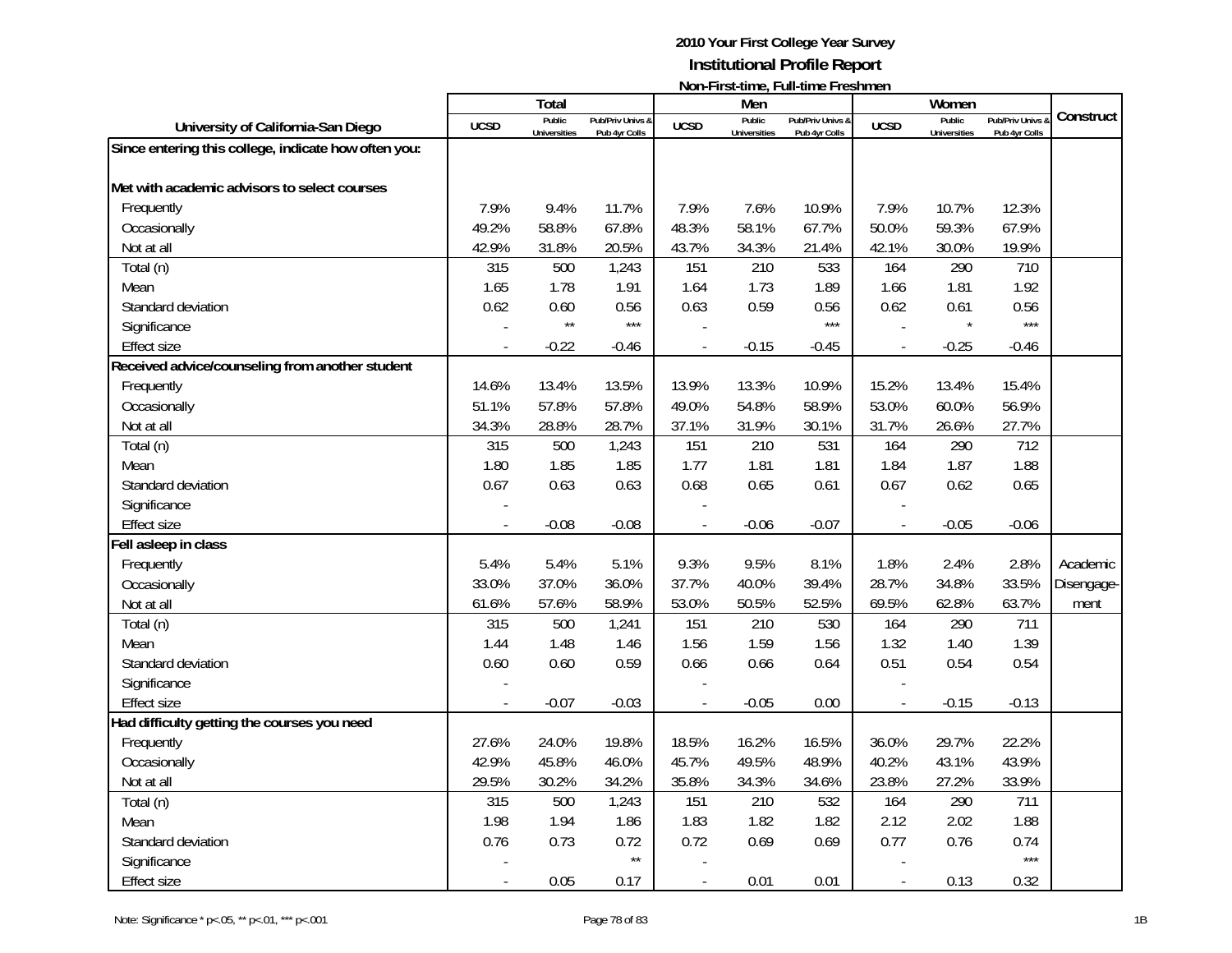**2010 Your First College Year Survey**

**Institutional Profile Report**

**Non-First-time, Full-time Freshmen**

| University of California-San Diego | Total | | | Men | | | Women | | | Construct |
|---|---|---|---|---|---|---|---|---|---|---|
| | UCSD | Public Universities | Pub/Priv Univs & Pub 4yr Colls | UCSD | Public Universities | Pub/Priv Univs & Pub 4yr Colls | UCSD | Public Universities | Pub/Priv Univs & Pub 4yr Colls | |
| **Since entering this college, indicate how often you:** | | | | | | | | | | |
| **Met with academic advisors to select courses** | | | | | | | | | | |
| Frequently | 7.9% | 9.4% | 11.7% | 7.9% | 7.6% | 10.9% | 7.9% | 10.7% | 12.3% | |
| Occasionally | 49.2% | 58.8% | 67.8% | 48.3% | 58.1% | 67.7% | 50.0% | 59.3% | 67.9% | |
| Not at all | 42.9% | 31.8% | 20.5% | 43.7% | 34.3% | 21.4% | 42.1% | 30.0% | 19.9% | |
| Total (n) | 315 | 500 | 1,243 | 151 | 210 | 533 | 164 | 290 | 710 | |
| Mean | 1.65 | 1.78 | 1.91 | 1.64 | 1.73 | 1.89 | 1.66 | 1.81 | 1.92 | |
| Standard deviation | 0.62 | 0.60 | 0.56 | 0.63 | 0.59 | 0.56 | 0.62 | 0.61 | 0.56 | |
| Significance | - | ** | *** | - | | *** | - | * | *** | |
| Effect size | - | -0.22 | -0.46 | - | -0.15 | -0.45 | - | -0.25 | -0.46 | |
| **Received advice/counseling from another student** | | | | | | | | | | |
| Frequently | 14.6% | 13.4% | 13.5% | 13.9% | 13.3% | 10.9% | 15.2% | 13.4% | 15.4% | |
| Occasionally | 51.1% | 57.8% | 57.8% | 49.0% | 54.8% | 58.9% | 53.0% | 60.0% | 56.9% | |
| Not at all | 34.3% | 28.8% | 28.7% | 37.1% | 31.9% | 30.1% | 31.7% | 26.6% | 27.7% | |
| Total (n) | 315 | 500 | 1,243 | 151 | 210 | 531 | 164 | 290 | 712 | |
| Mean | 1.80 | 1.85 | 1.85 | 1.77 | 1.81 | 1.81 | 1.84 | 1.87 | 1.88 | |
| Standard deviation | 0.67 | 0.63 | 0.63 | 0.68 | 0.65 | 0.61 | 0.67 | 0.62 | 0.65 | |
| Significance | - | | | - | | | - | | | |
| Effect size | - | -0.08 | -0.08 | - | -0.06 | -0.07 | - | -0.05 | -0.06 | |
| **Fell asleep in class** | | | | | | | | | | |
| Frequently | 5.4% | 5.4% | 5.1% | 9.3% | 9.5% | 8.1% | 1.8% | 2.4% | 2.8% | Academic |
| Occasionally | 33.0% | 37.0% | 36.0% | 37.7% | 40.0% | 39.4% | 28.7% | 34.8% | 33.5% | Disengage- |
| Not at all | 61.6% | 57.6% | 58.9% | 53.0% | 50.5% | 52.5% | 69.5% | 62.8% | 63.7% | ment |
| Total (n) | 315 | 500 | 1,241 | 151 | 210 | 530 | 164 | 290 | 711 | |
| Mean | 1.44 | 1.48 | 1.46 | 1.56 | 1.59 | 1.56 | 1.32 | 1.40 | 1.39 | |
| Standard deviation | 0.60 | 0.60 | 0.59 | 0.66 | 0.66 | 0.64 | 0.51 | 0.54 | 0.54 | |
| Significance | - | | | - | | | - | | | |
| Effect size | - | -0.07 | -0.03 | - | -0.05 | 0.00 | - | -0.15 | -0.13 | |
| **Had difficulty getting the courses you need** | | | | | | | | | | |
| Frequently | 27.6% | 24.0% | 19.8% | 18.5% | 16.2% | 16.5% | 36.0% | 29.7% | 22.2% | |
| Occasionally | 42.9% | 45.8% | 46.0% | 45.7% | 49.5% | 48.9% | 40.2% | 43.1% | 43.9% | |
| Not at all | 29.5% | 30.2% | 34.2% | 35.8% | 34.3% | 34.6% | 23.8% | 27.2% | 33.9% | |
| Total (n) | 315 | 500 | 1,243 | 151 | 210 | 532 | 164 | 290 | 711 | |
| Mean | 1.98 | 1.94 | 1.86 | 1.83 | 1.82 | 1.82 | 2.12 | 2.02 | 1.88 | |
| Standard deviation | 0.76 | 0.73 | 0.72 | 0.72 | 0.69 | 0.69 | 0.77 | 0.76 | 0.74 | |
| Significance | - | | ** | - | | | - | | *** | |
| Effect size | - | 0.05 | 0.17 | - | 0.01 | 0.01 | - | 0.13 | 0.32 | |

Note: Significance * p<.05, ** p<.01, *** p<.001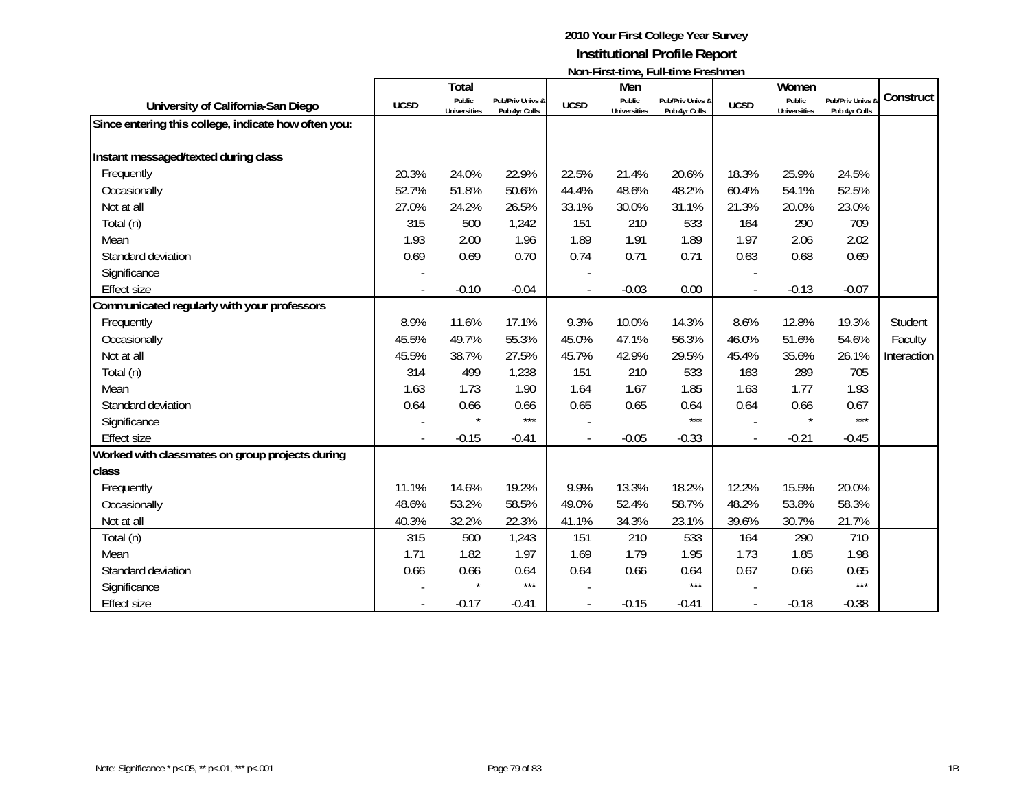# 2010 Your First College Year Survey

## Institutional Profile Report

### Non-First-time, Full-time Freshmen

| University of California-San Diego | Total | | | Men | | | Women | | | Construct |
|---|---|---|---|---|---|---|---|---|---|---|
| | UCSD | Public Universities | Pub/Priv Univs & Pub 4yr Colls | UCSD | Public Universities | Pub/Priv Univs & Pub 4yr Colls | UCSD | Public Universities | Pub/Priv Univs & Pub 4yr Colls | |
| **Since entering this college, indicate how often you:** | | | | | | | | | | |
| **Instant messaged/texted during class** | | | | | | | | | | |
| Frequently | 20.3% | 24.0% | 22.9% | 22.5% | 21.4% | 20.6% | 18.3% | 25.9% | 24.5% | |
| Occasionally | 52.7% | 51.8% | 50.6% | 44.4% | 48.6% | 48.2% | 60.4% | 54.1% | 52.5% | |
| Not at all | 27.0% | 24.2% | 26.5% | 33.1% | 30.0% | 31.1% | 21.3% | 20.0% | 23.0% | |
| Total (n) | 315 | 500 | 1,242 | 151 | 210 | 533 | 164 | 290 | 709 | |
| Mean | 1.93 | 2.00 | 1.96 | 1.89 | 1.91 | 1.89 | 1.97 | 2.06 | 2.02 | |
| Standard deviation | 0.69 | 0.69 | 0.70 | 0.74 | 0.71 | 0.71 | 0.63 | 0.68 | 0.69 | |
| Significance | - | | | - | | | - | | | |
| Effect size | - | -0.10 | -0.04 | - | -0.03 | 0.00 | - | -0.13 | -0.07 | |
| **Communicated regularly with your professors** | | | | | | | | | | |
| Frequently | 8.9% | 11.6% | 17.1% | 9.3% | 10.0% | 14.3% | 8.6% | 12.8% | 19.3% | Student |
| Occasionally | 45.5% | 49.7% | 55.3% | 45.0% | 47.1% | 56.3% | 46.0% | 51.6% | 54.6% | Faculty |
| Not at all | 45.5% | 38.7% | 27.5% | 45.7% | 42.9% | 29.5% | 45.4% | 35.6% | 26.1% | Interaction |
| Total (n) | 314 | 499 | 1,238 | 151 | 210 | 533 | 163 | 289 | 705 | |
| Mean | 1.63 | 1.73 | 1.90 | 1.64 | 1.67 | 1.85 | 1.63 | 1.77 | 1.93 | |
| Standard deviation | 0.64 | 0.66 | 0.66 | 0.65 | 0.65 | 0.64 | 0.64 | 0.66 | 0.67 | |
| Significance | - | * | *** | - | | *** | - | * | *** | |
| Effect size | - | -0.15 | -0.41 | - | -0.05 | -0.33 | - | -0.21 | -0.45 | |
| **Worked with classmates on group projects during class** | | | | | | | | | | |
| Frequently | 11.1% | 14.6% | 19.2% | 9.9% | 13.3% | 18.2% | 12.2% | 15.5% | 20.0% | |
| Occasionally | 48.6% | 53.2% | 58.5% | 49.0% | 52.4% | 58.7% | 48.2% | 53.8% | 58.3% | |
| Not at all | 40.3% | 32.2% | 22.3% | 41.1% | 34.3% | 23.1% | 39.6% | 30.7% | 21.7% | |
| Total (n) | 315 | 500 | 1,243 | 151 | 210 | 533 | 164 | 290 | 710 | |
| Mean | 1.71 | 1.82 | 1.97 | 1.69 | 1.79 | 1.95 | 1.73 | 1.85 | 1.98 | |
| Standard deviation | 0.66 | 0.66 | 0.64 | 0.64 | 0.66 | 0.64 | 0.67 | 0.66 | 0.65 | |
| Significance | - | * | *** | - | | *** | - | | *** | |
| Effect size | - | -0.17 | -0.41 | - | -0.15 | -0.41 | - | -0.18 | -0.38 | |

Note: Significance * p<.05, ** p<.01, *** p<.001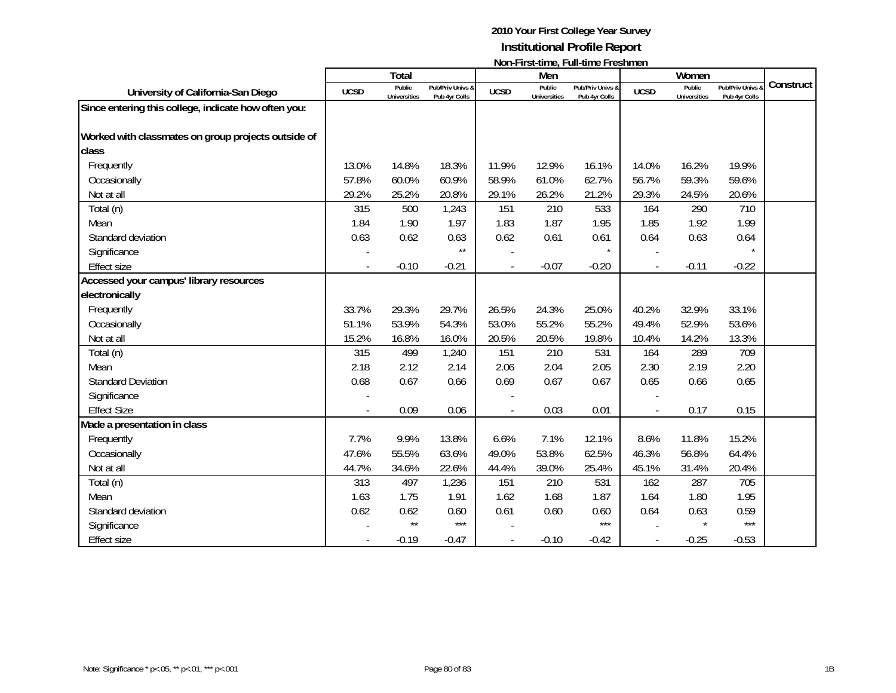**2010 Your First College Year Survey**
**Institutional Profile Report**
**Non-First-time, Full-time Freshmen**

| University of California-San Diego | Total | | | Men | | | Women | | | Construct |
|---|---|---|---|---|---|---|---|---|---|---|
| | UCSD | Public Universities | Pub/Priv Univs & Pub 4yr Colls | UCSD | Public Universities | Pub/Priv Univs & Pub 4yr Colls | UCSD | Public Universities | Pub/Priv Univs & Pub 4yr Colls | |
| **Since entering this college, indicate how often you:** | | | | | | | | | | |
| **Worked with classmates on group projects outside of class** | | | | | | | | | | |
| Frequently | 13.0% | 14.8% | 18.3% | 11.9% | 12.9% | 16.1% | 14.0% | 16.2% | 19.9% | |
| Occasionally | 57.8% | 60.0% | 60.9% | 58.9% | 61.0% | 62.7% | 56.7% | 59.3% | 59.6% | |
| Not at all | 29.2% | 25.2% | 20.8% | 29.1% | 26.2% | 21.2% | 29.3% | 24.5% | 20.6% | |
| Total (n) | 315 | 500 | 1,243 | 151 | 210 | 533 | 164 | 290 | 710 | |
| Mean | 1.84 | 1.90 | 1.97 | 1.83 | 1.87 | 1.95 | 1.85 | 1.92 | 1.99 | |
| Standard deviation | 0.63 | 0.62 | 0.63 | 0.62 | 0.61 | 0.61 | 0.64 | 0.63 | 0.64 | |
| Significance | - | | ** | - | | * | - | | * | |
| Effect size | - | -0.10 | -0.21 | - | -0.07 | -0.20 | - | -0.11 | -0.22 | |
| **Accessed your campus' library resources electronically** | | | | | | | | | | |
| Frequently | 33.7% | 29.3% | 29.7% | 26.5% | 24.3% | 25.0% | 40.2% | 32.9% | 33.1% | |
| Occasionally | 51.1% | 53.9% | 54.3% | 53.0% | 55.2% | 55.2% | 49.4% | 52.9% | 53.6% | |
| Not at all | 15.2% | 16.8% | 16.0% | 20.5% | 20.5% | 19.8% | 10.4% | 14.2% | 13.3% | |
| Total (n) | 315 | 499 | 1,240 | 151 | 210 | 531 | 164 | 289 | 709 | |
| Mean | 2.18 | 2.12 | 2.14 | 2.06 | 2.04 | 2.05 | 2.30 | 2.19 | 2.20 | |
| Standard Deviation | 0.68 | 0.67 | 0.66 | 0.69 | 0.67 | 0.67 | 0.65 | 0.66 | 0.65 | |
| Significance | - | | | - | | | - | | | |
| Effect Size | - | 0.09 | 0.06 | - | 0.03 | 0.01 | - | 0.17 | 0.15 | |
| **Made a presentation in class** | | | | | | | | | | |
| Frequently | 7.7% | 9.9% | 13.8% | 6.6% | 7.1% | 12.1% | 8.6% | 11.8% | 15.2% | |
| Occasionally | 47.6% | 55.5% | 63.6% | 49.0% | 53.8% | 62.5% | 46.3% | 56.8% | 64.4% | |
| Not at all | 44.7% | 34.6% | 22.6% | 44.4% | 39.0% | 25.4% | 45.1% | 31.4% | 20.4% | |
| Total (n) | 313 | 497 | 1,236 | 151 | 210 | 531 | 162 | 287 | 705 | |
| Mean | 1.63 | 1.75 | 1.91 | 1.62 | 1.68 | 1.87 | 1.64 | 1.80 | 1.95 | |
| Standard deviation | 0.62 | 0.62 | 0.60 | 0.61 | 0.60 | 0.60 | 0.64 | 0.63 | 0.59 | |
| Significance | - | ** | *** | - | | *** | - | * | *** | |
| Effect size | - | -0.19 | -0.47 | - | -0.10 | -0.42 | - | -0.25 | -0.53 | |

Note: Significance * p<.05, ** p<.01, *** p<.001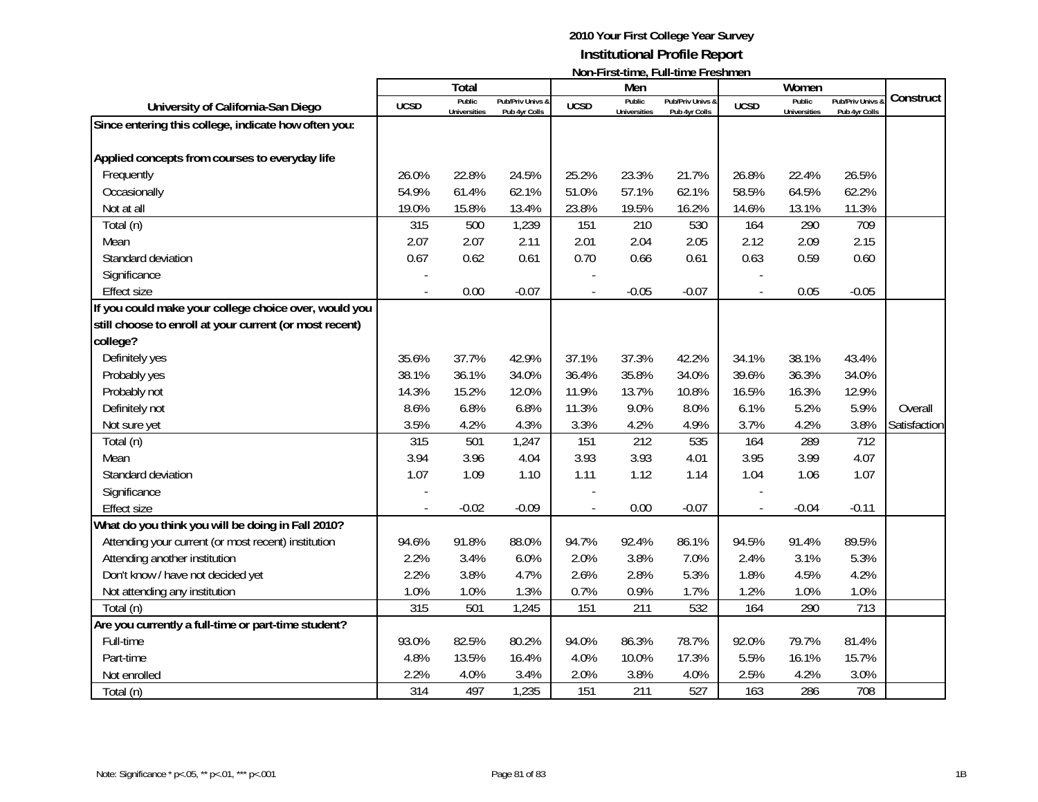# 2010 Your First College Year Survey
## Institutional Profile Report
### Non-First-time, Full-time Freshmen

| University of California-San Diego | Total | | | Men | | | Women | | | Construct |
|---|---|---|---|---|---|---|---|---|---|---|
| | UCSD | Public Universities | Pub/Priv Univs & Pub 4yr Colls | UCSD | Public Universities | Pub/Priv Univs & Pub 4yr Colls | UCSD | Public Universities | Pub/Priv Univs & Pub 4yr Colls | |
| **Since entering this college, indicate how often you:** | | | | | | | | | | |
| **Applied concepts from courses to everyday life** | | | | | | | | | | |
| Frequently | 26.0% | 22.8% | 24.5% | 25.2% | 23.3% | 21.7% | 26.8% | 22.4% | 26.5% | |
| Occasionally | 54.9% | 61.4% | 62.1% | 51.0% | 57.1% | 62.1% | 58.5% | 64.5% | 62.2% | |
| Not at all | 19.0% | 15.8% | 13.4% | 23.8% | 19.5% | 16.2% | 14.6% | 13.1% | 11.3% | |
| Total (n) | 315 | 500 | 1,239 | 151 | 210 | 530 | 164 | 290 | 709 | |
| Mean | 2.07 | 2.07 | 2.11 | 2.01 | 2.04 | 2.05 | 2.12 | 2.09 | 2.15 | |
| Standard deviation | 0.67 | 0.62 | 0.61 | 0.70 | 0.66 | 0.61 | 0.63 | 0.59 | 0.60 | |
| Significance | - | | | - | | | - | | | |
| Effect size | - | 0.00 | -0.07 | - | -0.05 | -0.07 | - | 0.05 | -0.05 | |
| **If you could make your college choice over, would you still choose to enroll at your current (or most recent) college?** | | | | | | | | | | |
| Definitely yes | 35.6% | 37.7% | 42.9% | 37.1% | 37.3% | 42.2% | 34.1% | 38.1% | 43.4% | |
| Probably yes | 38.1% | 36.1% | 34.0% | 36.4% | 35.8% | 34.0% | 39.6% | 36.3% | 34.0% | |
| Probably not | 14.3% | 15.2% | 12.0% | 11.9% | 13.7% | 10.8% | 16.5% | 16.3% | 12.9% | |
| Definitely not | 8.6% | 6.8% | 6.8% | 11.3% | 9.0% | 8.0% | 6.1% | 5.2% | 5.9% | Overall |
| Not sure yet | 3.5% | 4.2% | 4.3% | 3.3% | 4.2% | 4.9% | 3.7% | 4.2% | 3.8% | Satisfaction |
| Total (n) | 315 | 501 | 1,247 | 151 | 212 | 535 | 164 | 289 | 712 | |
| Mean | 3.94 | 3.96 | 4.04 | 3.93 | 3.93 | 4.01 | 3.95 | 3.99 | 4.07 | |
| Standard deviation | 1.07 | 1.09 | 1.10 | 1.11 | 1.12 | 1.14 | 1.04 | 1.06 | 1.07 | |
| Significance | - | | | - | | | - | | | |
| Effect size | - | -0.02 | -0.09 | - | 0.00 | -0.07 | - | -0.04 | -0.11 | |
| **What do you think you will be doing in Fall 2010?** | | | | | | | | | | |
| Attending your current (or most recent) institution | 94.6% | 91.8% | 88.0% | 94.7% | 92.4% | 86.1% | 94.5% | 91.4% | 89.5% | |
| Attending another institution | 2.2% | 3.4% | 6.0% | 2.0% | 3.8% | 7.0% | 2.4% | 3.1% | 5.3% | |
| Don't know / have not decided yet | 2.2% | 3.8% | 4.7% | 2.6% | 2.8% | 5.3% | 1.8% | 4.5% | 4.2% | |
| Not attending any institution | 1.0% | 1.0% | 1.3% | 0.7% | 0.9% | 1.7% | 1.2% | 1.0% | 1.0% | |
| Total (n) | 315 | 501 | 1,245 | 151 | 211 | 532 | 164 | 290 | 713 | |
| **Are you currently a full-time or part-time student?** | | | | | | | | | | |
| Full-time | 93.0% | 82.5% | 80.2% | 94.0% | 86.3% | 78.7% | 92.0% | 79.7% | 81.4% | |
| Part-time | 4.8% | 13.5% | 16.4% | 4.0% | 10.0% | 17.3% | 5.5% | 16.1% | 15.7% | |
| Not enrolled | 2.2% | 4.0% | 3.4% | 2.0% | 3.8% | 4.0% | 2.5% | 4.2% | 3.0% | |
| Total (n) | 314 | 497 | 1,235 | 151 | 211 | 527 | 163 | 286 | 708 | |

Note: Significance * p<.05, ** p<.01, *** p<.001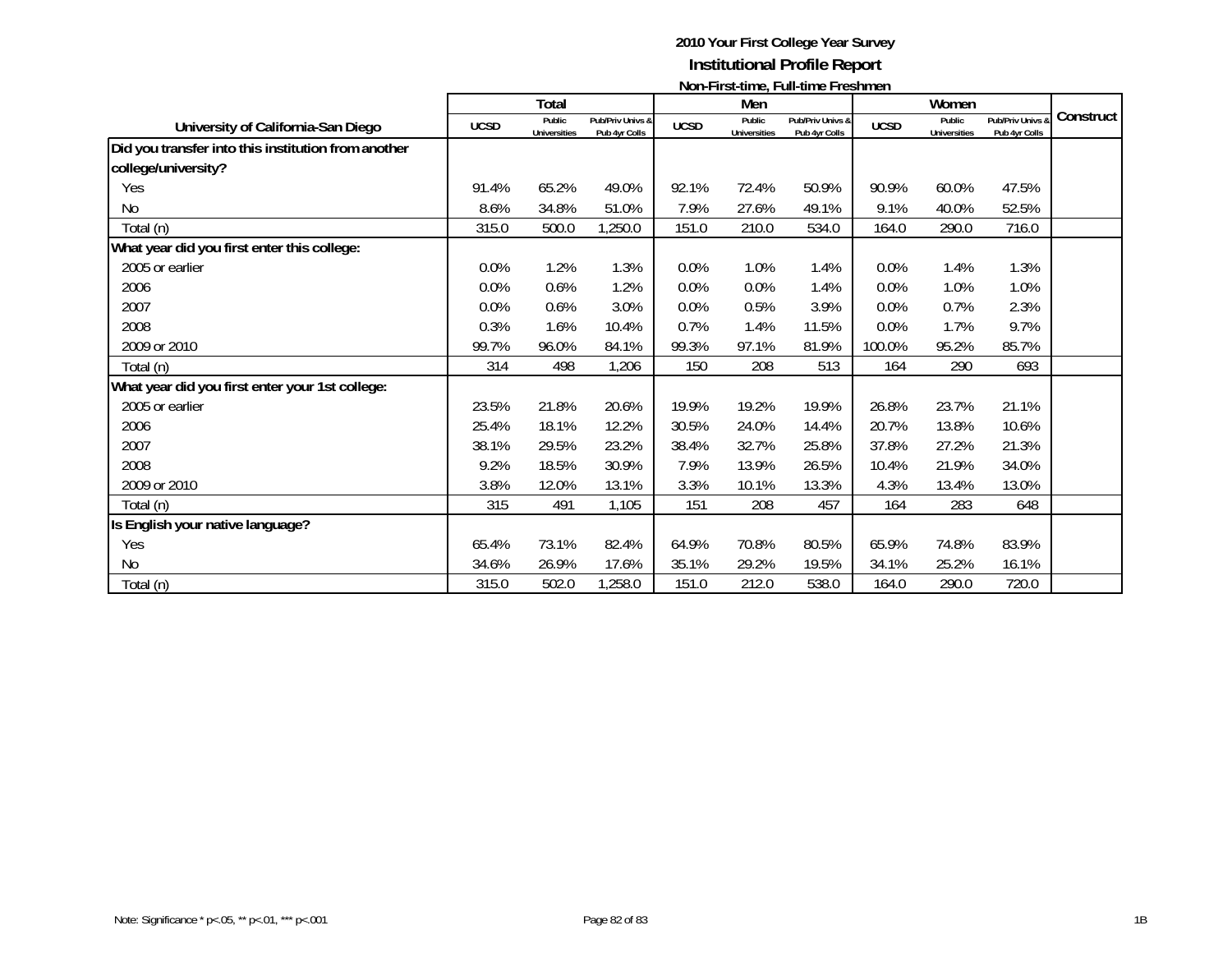# 2010 Your First College Year Survey
## Institutional Profile Report
### Non-First-time, Full-time Freshmen

| University of California-San Diego | Total | | | Men | | | Women | | | Construct |
|---|---|---|---|---|---|---|---|---|---|---|
| | UCSD | Public Universities | Pub/Priv Univs & Pub 4yr Colls | UCSD | Public Universities | Pub/Priv Univs & Pub 4yr Colls | UCSD | Public Universities | Pub/Priv Univs & Pub 4yr Colls | |
| **Did you transfer into this institution from another college/university?** | | | | | | | | | | |
| Yes | 91.4% | 65.2% | 49.0% | 92.1% | 72.4% | 50.9% | 90.9% | 60.0% | 47.5% | |
| No | 8.6% | 34.8% | 51.0% | 7.9% | 27.6% | 49.1% | 9.1% | 40.0% | 52.5% | |
| Total (n) | 315.0 | 500.0 | 1,250.0 | 151.0 | 210.0 | 534.0 | 164.0 | 290.0 | 716.0 | |
| **What year did you first enter this college:** | | | | | | | | | | |
| 2005 or earlier | 0.0% | 1.2% | 1.3% | 0.0% | 1.0% | 1.4% | 0.0% | 1.4% | 1.3% | |
| 2006 | 0.0% | 0.6% | 1.2% | 0.0% | 0.0% | 1.4% | 0.0% | 1.0% | 1.0% | |
| 2007 | 0.0% | 0.6% | 3.0% | 0.0% | 0.5% | 3.9% | 0.0% | 0.7% | 2.3% | |
| 2008 | 0.3% | 1.6% | 10.4% | 0.7% | 1.4% | 11.5% | 0.0% | 1.7% | 9.7% | |
| 2009 or 2010 | 99.7% | 96.0% | 84.1% | 99.3% | 97.1% | 81.9% | 100.0% | 95.2% | 85.7% | |
| Total (n) | 314 | 498 | 1,206 | 150 | 208 | 513 | 164 | 290 | 693 | |
| **What year did you first enter your 1st college:** | | | | | | | | | | |
| 2005 or earlier | 23.5% | 21.8% | 20.6% | 19.9% | 19.2% | 19.9% | 26.8% | 23.7% | 21.1% | |
| 2006 | 25.4% | 18.1% | 12.2% | 30.5% | 24.0% | 14.4% | 20.7% | 13.8% | 10.6% | |
| 2007 | 38.1% | 29.5% | 23.2% | 38.4% | 32.7% | 25.8% | 37.8% | 27.2% | 21.3% | |
| 2008 | 9.2% | 18.5% | 30.9% | 7.9% | 13.9% | 26.5% | 10.4% | 21.9% | 34.0% | |
| 2009 or 2010 | 3.8% | 12.0% | 13.1% | 3.3% | 10.1% | 13.3% | 4.3% | 13.4% | 13.0% | |
| Total (n) | 315 | 491 | 1,105 | 151 | 208 | 457 | 164 | 283 | 648 | |
| **Is English your native language?** | | | | | | | | | | |
| Yes | 65.4% | 73.1% | 82.4% | 64.9% | 70.8% | 80.5% | 65.9% | 74.8% | 83.9% | |
| No | 34.6% | 26.9% | 17.6% | 35.1% | 29.2% | 19.5% | 34.1% | 25.2% | 16.1% | |
| Total (n) | 315.0 | 502.0 | 1,258.0 | 151.0 | 212.0 | 538.0 | 164.0 | 290.0 | 720.0 | |

Note: Significance * p<.05, ** p<.01, *** p<.001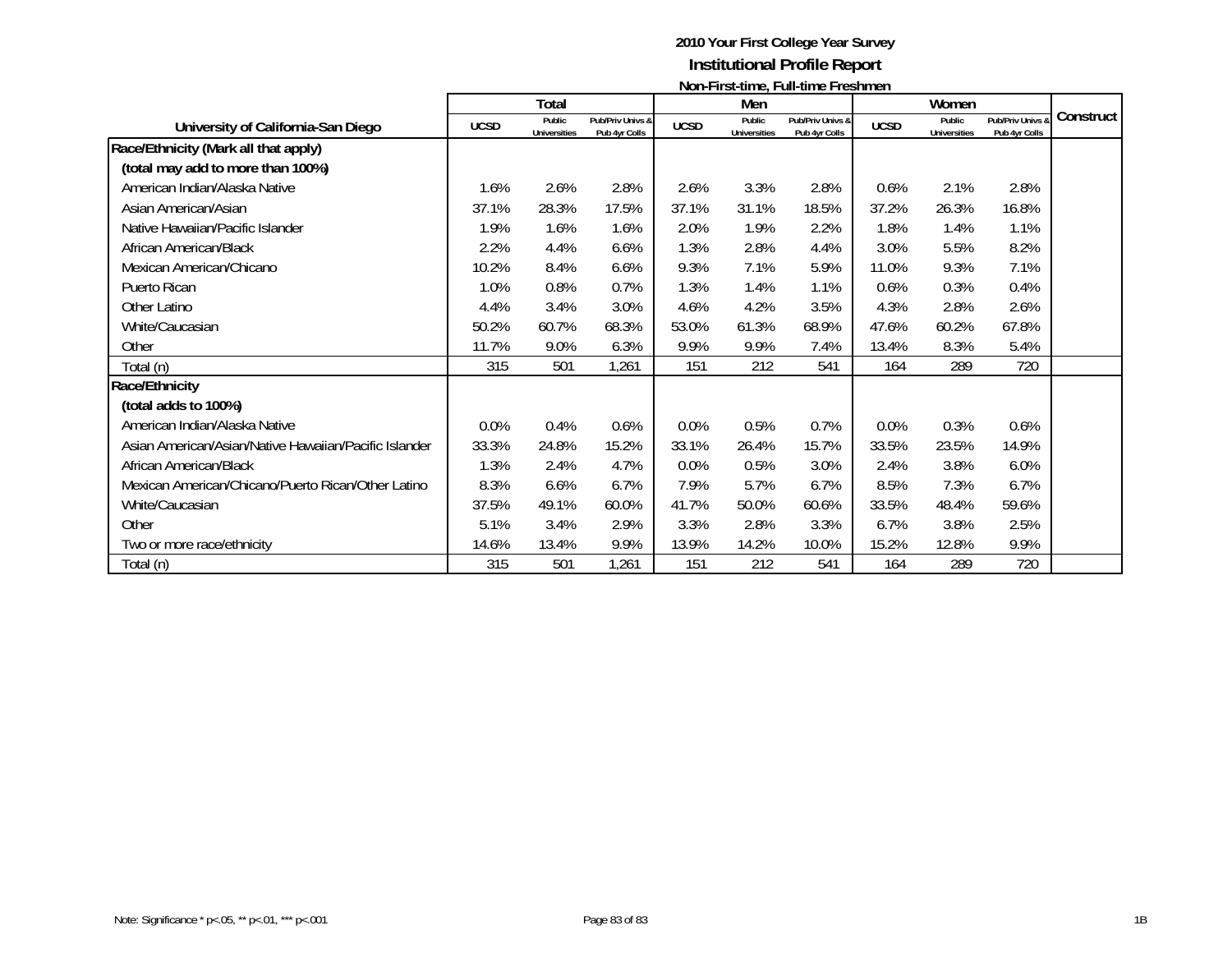# 2010 Your First College Year Survey

## Institutional Profile Report

### Non-First-time, Full-time Freshmen

| University of California-San Diego | Total | | | Men | | | Women | | | Construct |
|---|---|---|---|---|---|---|---|---|---|---|
| | UCSD | Public Universities | Pub/Priv Univs & Pub 4yr Colls | UCSD | Public Universities | Pub/Priv Univs & Pub 4yr Colls | UCSD | Public Universities | Pub/Priv Univs & Pub 4yr Colls | |
| **Race/Ethnicity (Mark all that apply)** | | | | | | | | | | |
| **(total may add to more than 100%)** | | | | | | | | | | |
| American Indian/Alaska Native | 1.6% | 2.6% | 2.8% | 2.6% | 3.3% | 2.8% | 0.6% | 2.1% | 2.8% | |
| Asian American/Asian | 37.1% | 28.3% | 17.5% | 37.1% | 31.1% | 18.5% | 37.2% | 26.3% | 16.8% | |
| Native Hawaiian/Pacific Islander | 1.9% | 1.6% | 1.6% | 2.0% | 1.9% | 2.2% | 1.8% | 1.4% | 1.1% | |
| African American/Black | 2.2% | 4.4% | 6.6% | 1.3% | 2.8% | 4.4% | 3.0% | 5.5% | 8.2% | |
| Mexican American/Chicano | 10.2% | 8.4% | 6.6% | 9.3% | 7.1% | 5.9% | 11.0% | 9.3% | 7.1% | |
| Puerto Rican | 1.0% | 0.8% | 0.7% | 1.3% | 1.4% | 1.1% | 0.6% | 0.3% | 0.4% | |
| Other Latino | 4.4% | 3.4% | 3.0% | 4.6% | 4.2% | 3.5% | 4.3% | 2.8% | 2.6% | |
| White/Caucasian | 50.2% | 60.7% | 68.3% | 53.0% | 61.3% | 68.9% | 47.6% | 60.2% | 67.8% | |
| Other | 11.7% | 9.0% | 6.3% | 9.9% | 9.9% | 7.4% | 13.4% | 8.3% | 5.4% | |
| Total (n) | 315 | 501 | 1,261 | 151 | 212 | 541 | 164 | 289 | 720 | |
| **Race/Ethnicity** | | | | | | | | | | |
| **(total adds to 100%)** | | | | | | | | | | |
| American Indian/Alaska Native | 0.0% | 0.4% | 0.6% | 0.0% | 0.5% | 0.7% | 0.0% | 0.3% | 0.6% | |
| Asian American/Asian/Native Hawaiian/Pacific Islander | 33.3% | 24.8% | 15.2% | 33.1% | 26.4% | 15.7% | 33.5% | 23.5% | 14.9% | |
| African American/Black | 1.3% | 2.4% | 4.7% | 0.0% | 0.5% | 3.0% | 2.4% | 3.8% | 6.0% | |
| Mexican American/Chicano/Puerto Rican/Other Latino | 8.3% | 6.6% | 6.7% | 7.9% | 5.7% | 6.7% | 8.5% | 7.3% | 6.7% | |
| White/Caucasian | 37.5% | 49.1% | 60.0% | 41.7% | 50.0% | 60.6% | 33.5% | 48.4% | 59.6% | |
| Other | 5.1% | 3.4% | 2.9% | 3.3% | 2.8% | 3.3% | 6.7% | 3.8% | 2.5% | |
| Two or more race/ethnicity | 14.6% | 13.4% | 9.9% | 13.9% | 14.2% | 10.0% | 15.2% | 12.8% | 9.9% | |
| Total (n) | 315 | 501 | 1,261 | 151 | 212 | 541 | 164 | 289 | 720 | |

Note: Significance * p<.05, ** p<.01, *** p<.001

1B